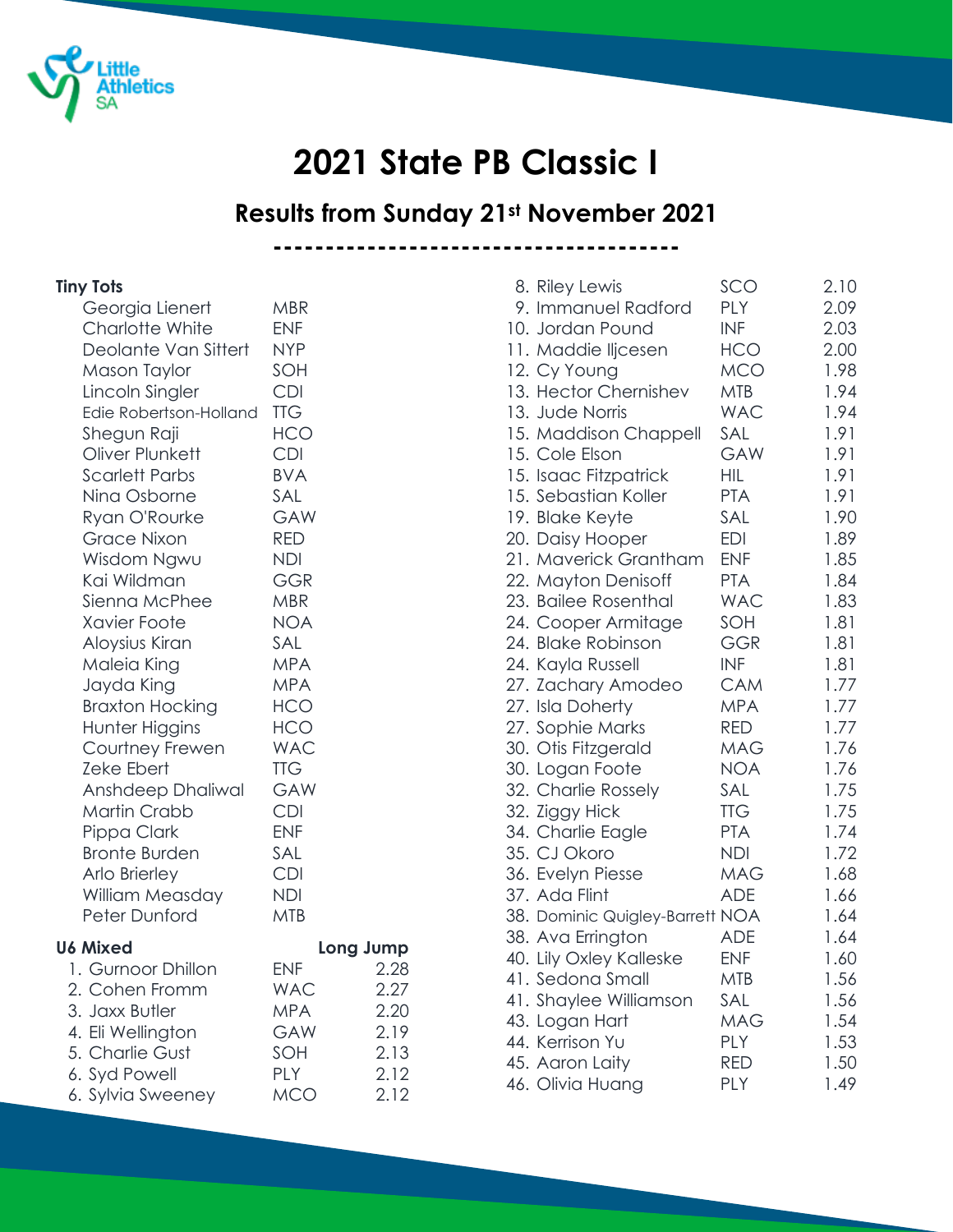Little Athletics SA

# 2021 State PB Classic I

## Results from Sunday 21st November 2021

---

**Tiny Tots**

| | |
|---|---|
| Georgia Lienert | MBR |
| Charlotte White | ENF |
| Deolante Van Sittert | NYP |
| Mason Taylor | SOH |
| Lincoln Singler | CDI |
| Edie Robertson-Holland | TTG |
| Shegun Raji | HCO |
| Oliver Plunkett | CDI |
| Scarlett Parbs | BVA |
| Nina Osborne | SAL |
| Ryan O'Rourke | GAW |
| Grace Nixon | RED |
| Wisdom Ngwu | NDI |
| Kai Wildman | GGR |
| Sienna McPhee | MBR |
| Xavier Foote | NOA |
| Aloysius Kiran | SAL |
| Maleia King | MPA |
| Jayda King | MPA |
| Braxton Hocking | HCO |
| Hunter Higgins | HCO |
| Courtney Frewen | WAC |
| Zeke Ebert | TTG |
| Anshdeep Dhaliwal | GAW |
| Martin Crabb | CDI |
| Pippa Clark | ENF |
| Bronte Burden | SAL |
| Arlo Brierley | CDI |
| William Measday | NDI |
| Peter Dunford | MTB |

**U6 Mixed** — **Long Jump**

| | | |
|---|---|---|
| 1. Gurnoor Dhillon | ENF | 2.28 |
| 2. Cohen Fromm | WAC | 2.27 |
| 3. Jaxx Butler | MPA | 2.20 |
| 4. Eli Wellington | GAW | 2.19 |
| 5. Charlie Gust | SOH | 2.13 |
| 6. Syd Powell | PLY | 2.12 |
| 6. Sylvia Sweeney | MCO | 2.12 |
| 8. Riley Lewis | SCO | 2.10 |
| 9. Immanuel Radford | PLY | 2.09 |
| 10. Jordan Pound | INF | 2.03 |
| 11. Maddie Iljcesen | HCO | 2.00 |
| 12. Cy Young | MCO | 1.98 |
| 13. Hector Chernishev | MTB | 1.94 |
| 13. Jude Norris | WAC | 1.94 |
| 15. Maddison Chappell | SAL | 1.91 |
| 15. Cole Elson | GAW | 1.91 |
| 15. Isaac Fitzpatrick | HIL | 1.91 |
| 15. Sebastian Koller | PTA | 1.91 |
| 19. Blake Keyte | SAL | 1.90 |
| 20. Daisy Hooper | EDI | 1.89 |
| 21. Maverick Grantham | ENF | 1.85 |
| 22. Mayton Denisoff | PTA | 1.84 |
| 23. Bailee Rosenthal | WAC | 1.83 |
| 24. Cooper Armitage | SOH | 1.81 |
| 24. Blake Robinson | GGR | 1.81 |
| 24. Kayla Russell | INF | 1.81 |
| 27. Zachary Amodeo | CAM | 1.77 |
| 27. Isla Doherty | MPA | 1.77 |
| 27. Sophie Marks | RED | 1.77 |
| 30. Otis Fitzgerald | MAG | 1.76 |
| 30. Logan Foote | NOA | 1.76 |
| 32. Charlie Rossely | SAL | 1.75 |
| 32. Ziggy Hick | TTG | 1.75 |
| 34. Charlie Eagle | PTA | 1.74 |
| 35. CJ Okoro | NDI | 1.72 |
| 36. Evelyn Piesse | MAG | 1.68 |
| 37. Ada Flint | ADE | 1.66 |
| 38. Dominic Quigley-Barrett | NOA | 1.64 |
| 38. Ava Errington | ADE | 1.64 |
| 40. Lily Oxley Kalleske | ENF | 1.60 |
| 41. Sedona Small | MTB | 1.56 |
| 41. Shaylee Williamson | SAL | 1.56 |
| 43. Logan Hart | MAG | 1.54 |
| 44. Kerrison Yu | PLY | 1.53 |
| 45. Aaron Laity | RED | 1.50 |
| 46. Olivia Huang | PLY | 1.49 |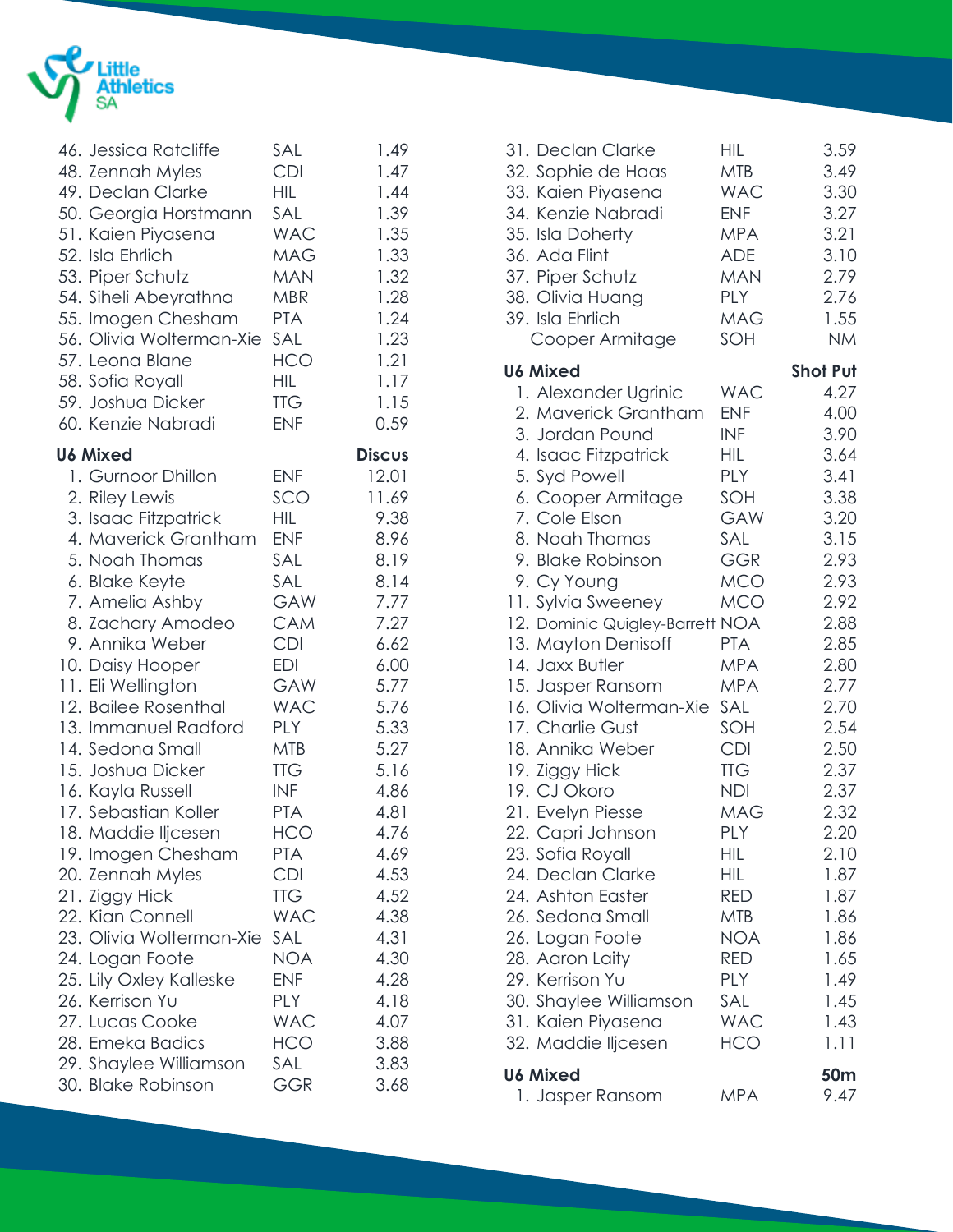| | | |
|---|---|---|
| 46. Jessica Ratcliffe | SAL | 1.49 |
| 48. Zennah Myles | CDI | 1.47 |
| 49. Declan Clarke | HIL | 1.44 |
| 50. Georgia Horstmann | SAL | 1.39 |
| 51. Kaien Piyasena | WAC | 1.35 |
| 52. Isla Ehrlich | MAG | 1.33 |
| 53. Piper Schutz | MAN | 1.32 |
| 54. Siheli Abeyrathna | MBR | 1.28 |
| 55. Imogen Chesham | PTA | 1.24 |
| 56. Olivia Wolterman-Xie | SAL | 1.23 |
| 57. Leona Blane | HCO | 1.21 |
| 58. Sofia Royall | HIL | 1.17 |
| 59. Joshua Dicker | TTG | 1.15 |
| 60. Kenzie Nabradi | ENF | 0.59 |

**U6 Mixed** **Discus**

| | | |
|---|---|---|
| 1. Gurnoor Dhillon | ENF | 12.01 |
| 2. Riley Lewis | SCO | 11.69 |
| 3. Isaac Fitzpatrick | HIL | 9.38 |
| 4. Maverick Grantham | ENF | 8.96 |
| 5. Noah Thomas | SAL | 8.19 |
| 6. Blake Keyte | SAL | 8.14 |
| 7. Amelia Ashby | GAW | 7.77 |
| 8. Zachary Amodeo | CAM | 7.27 |
| 9. Annika Weber | CDI | 6.62 |
| 10. Daisy Hooper | EDI | 6.00 |
| 11. Eli Wellington | GAW | 5.77 |
| 12. Bailee Rosenthal | WAC | 5.76 |
| 13. Immanuel Radford | PLY | 5.33 |
| 14. Sedona Small | MTB | 5.27 |
| 15. Joshua Dicker | TTG | 5.16 |
| 16. Kayla Russell | INF | 4.86 |
| 17. Sebastian Koller | PTA | 4.81 |
| 18. Maddie Iljcesen | HCO | 4.76 |
| 19. Imogen Chesham | PTA | 4.69 |
| 20. Zennah Myles | CDI | 4.53 |
| 21. Ziggy Hick | TTG | 4.52 |
| 22. Kian Connell | WAC | 4.38 |
| 23. Olivia Wolterman-Xie | SAL | 4.31 |
| 24. Logan Foote | NOA | 4.30 |
| 25. Lily Oxley Kalleske | ENF | 4.28 |
| 26. Kerrison Yu | PLY | 4.18 |
| 27. Lucas Cooke | WAC | 4.07 |
| 28. Emeka Badics | HCO | 3.88 |
| 29. Shaylee Williamson | SAL | 3.83 |
| 30. Blake Robinson | GGR | 3.68 |
| 31. Declan Clarke | HIL | 3.59 |
| 32. Sophie de Haas | MTB | 3.49 |
| 33. Kaien Piyasena | WAC | 3.30 |
| 34. Kenzie Nabradi | ENF | 3.27 |
| 35. Isla Doherty | MPA | 3.21 |
| 36. Ada Flint | ADE | 3.10 |
| 37. Piper Schutz | MAN | 2.79 |
| 38. Olivia Huang | PLY | 2.76 |
| 39. Isla Ehrlich | MAG | 1.55 |
| Cooper Armitage | SOH | NM |

**U6 Mixed** **Shot Put**

| | | |
|---|---|---|
| 1. Alexander Ugrinic | WAC | 4.27 |
| 2. Maverick Grantham | ENF | 4.00 |
| 3. Jordan Pound | INF | 3.90 |
| 4. Isaac Fitzpatrick | HIL | 3.64 |
| 5. Syd Powell | PLY | 3.41 |
| 6. Cooper Armitage | SOH | 3.38 |
| 7. Cole Elson | GAW | 3.20 |
| 8. Noah Thomas | SAL | 3.15 |
| 9. Blake Robinson | GGR | 2.93 |
| 9. Cy Young | MCO | 2.93 |
| 11. Sylvia Sweeney | MCO | 2.92 |
| 12. Dominic Quigley-Barrett | NOA | 2.88 |
| 13. Mayton Denisoff | PTA | 2.85 |
| 14. Jaxx Butler | MPA | 2.80 |
| 15. Jasper Ransom | MPA | 2.77 |
| 16. Olivia Wolterman-Xie | SAL | 2.70 |
| 17. Charlie Gust | SOH | 2.54 |
| 18. Annika Weber | CDI | 2.50 |
| 19. Ziggy Hick | TTG | 2.37 |
| 19. CJ Okoro | NDI | 2.37 |
| 21. Evelyn Piesse | MAG | 2.32 |
| 22. Capri Johnson | PLY | 2.20 |
| 23. Sofia Royall | HIL | 2.10 |
| 24. Declan Clarke | HIL | 1.87 |
| 24. Ashton Easter | RED | 1.87 |
| 26. Sedona Small | MTB | 1.86 |
| 26. Logan Foote | NOA | 1.86 |
| 28. Aaron Laity | RED | 1.65 |
| 29. Kerrison Yu | PLY | 1.49 |
| 30. Shaylee Williamson | SAL | 1.45 |
| 31. Kaien Piyasena | WAC | 1.43 |
| 32. Maddie Iljcesen | HCO | 1.11 |

**U6 Mixed** **50m**

| | | |
|---|---|---|
| 1. Jasper Ransom | MPA | 9.47 |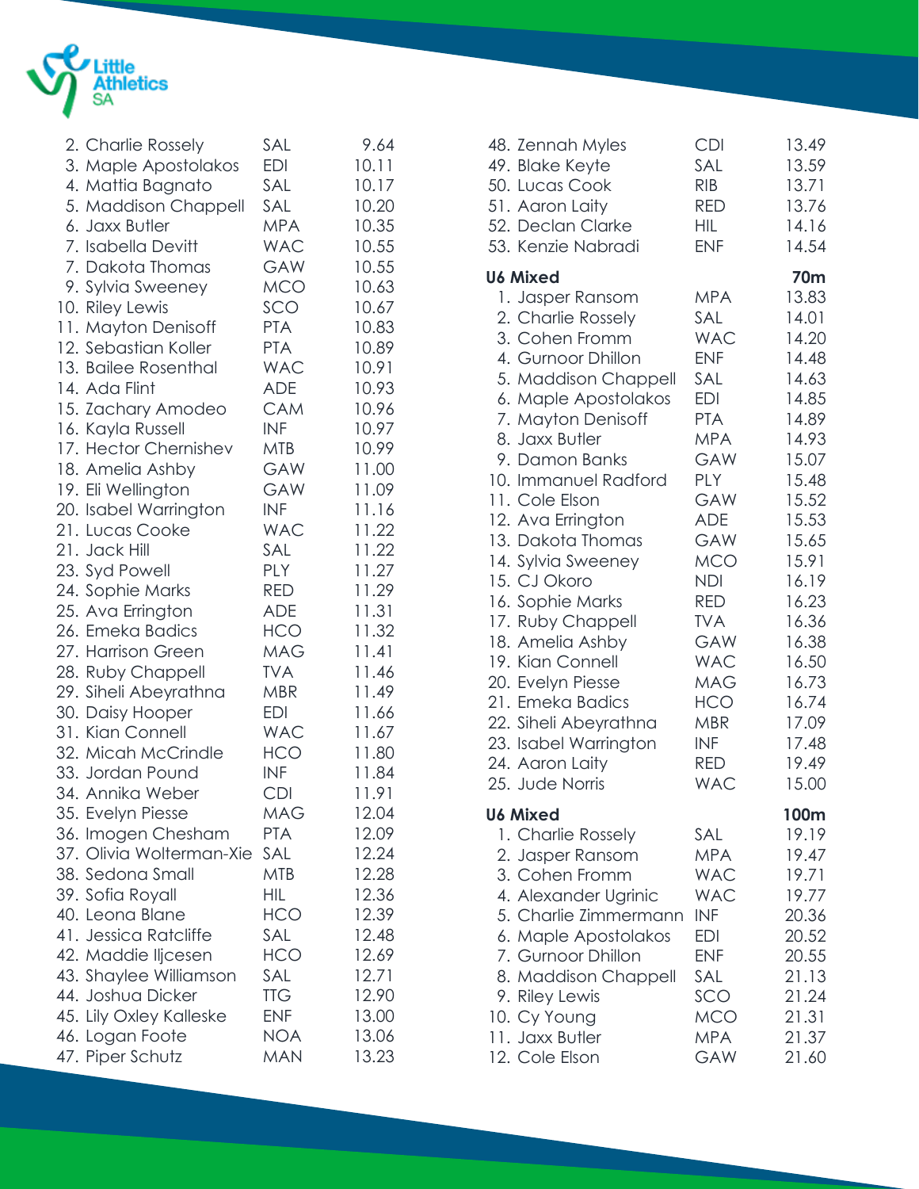| | | |
|---|---|---|
| 2. Charlie Rossely | SAL | 9.64 |
| 3. Maple Apostolakos | EDI | 10.11 |
| 4. Mattia Bagnato | SAL | 10.17 |
| 5. Maddison Chappell | SAL | 10.20 |
| 6. Jaxx Butler | MPA | 10.35 |
| 7. Isabella Devitt | WAC | 10.55 |
| 7. Dakota Thomas | GAW | 10.55 |
| 9. Sylvia Sweeney | MCO | 10.63 |
| 10. Riley Lewis | SCO | 10.67 |
| 11. Mayton Denisoff | PTA | 10.83 |
| 12. Sebastian Koller | PTA | 10.89 |
| 13. Bailee Rosenthal | WAC | 10.91 |
| 14. Ada Flint | ADE | 10.93 |
| 15. Zachary Amodeo | CAM | 10.96 |
| 16. Kayla Russell | INF | 10.97 |
| 17. Hector Chernishev | MTB | 10.99 |
| 18. Amelia Ashby | GAW | 11.00 |
| 19. Eli Wellington | GAW | 11.09 |
| 20. Isabel Warrington | INF | 11.16 |
| 21. Lucas Cooke | WAC | 11.22 |
| 21. Jack Hill | SAL | 11.22 |
| 23. Syd Powell | PLY | 11.27 |
| 24. Sophie Marks | RED | 11.29 |
| 25. Ava Errington | ADE | 11.31 |
| 26. Emeka Badics | HCO | 11.32 |
| 27. Harrison Green | MAG | 11.41 |
| 28. Ruby Chappell | TVA | 11.46 |
| 29. Siheli Abeyrathna | MBR | 11.49 |
| 30. Daisy Hooper | EDI | 11.66 |
| 31. Kian Connell | WAC | 11.67 |
| 32. Micah McCrindle | HCO | 11.80 |
| 33. Jordan Pound | INF | 11.84 |
| 34. Annika Weber | CDI | 11.91 |
| 35. Evelyn Piesse | MAG | 12.04 |
| 36. Imogen Chesham | PTA | 12.09 |
| 37. Olivia Wolterman-Xie | SAL | 12.24 |
| 38. Sedona Small | MTB | 12.28 |
| 39. Sofia Royall | HIL | 12.36 |
| 40. Leona Blane | HCO | 12.39 |
| 41. Jessica Ratcliffe | SAL | 12.48 |
| 42. Maddie Iljcesen | HCO | 12.69 |
| 43. Shaylee Williamson | SAL | 12.71 |
| 44. Joshua Dicker | TTG | 12.90 |
| 45. Lily Oxley Kalleske | ENF | 13.00 |
| 46. Logan Foote | NOA | 13.06 |
| 47. Piper Schutz | MAN | 13.23 |
| 48. Zennah Myles | CDI | 13.49 |
| 49. Blake Keyte | SAL | 13.59 |
| 50. Lucas Cook | RIB | 13.71 |
| 51. Aaron Laity | RED | 13.76 |
| 52. Declan Clarke | HIL | 14.16 |
| 53. Kenzie Nabradi | ENF | 14.54 |

**U6 Mixed** **70m**

| | | |
|---|---|---|
| 1. Jasper Ransom | MPA | 13.83 |
| 2. Charlie Rossely | SAL | 14.01 |
| 3. Cohen Fromm | WAC | 14.20 |
| 4. Gurnoor Dhillon | ENF | 14.48 |
| 5. Maddison Chappell | SAL | 14.63 |
| 6. Maple Apostolakos | EDI | 14.85 |
| 7. Mayton Denisoff | PTA | 14.89 |
| 8. Jaxx Butler | MPA | 14.93 |
| 9. Damon Banks | GAW | 15.07 |
| 10. Immanuel Radford | PLY | 15.48 |
| 11. Cole Elson | GAW | 15.52 |
| 12. Ava Errington | ADE | 15.53 |
| 13. Dakota Thomas | GAW | 15.65 |
| 14. Sylvia Sweeney | MCO | 15.91 |
| 15. CJ Okoro | NDI | 16.19 |
| 16. Sophie Marks | RED | 16.23 |
| 17. Ruby Chappell | TVA | 16.36 |
| 18. Amelia Ashby | GAW | 16.38 |
| 19. Kian Connell | WAC | 16.50 |
| 20. Evelyn Piesse | MAG | 16.73 |
| 21. Emeka Badics | HCO | 16.74 |
| 22. Siheli Abeyrathna | MBR | 17.09 |
| 23. Isabel Warrington | INF | 17.48 |
| 24. Aaron Laity | RED | 19.49 |
| 25. Jude Norris | WAC | 15.00 |

**U6 Mixed** **100m**

| | | |
|---|---|---|
| 1. Charlie Rossely | SAL | 19.19 |
| 2. Jasper Ransom | MPA | 19.47 |
| 3. Cohen Fromm | WAC | 19.71 |
| 4. Alexander Ugrinic | WAC | 19.77 |
| 5. Charlie Zimmermann | INF | 20.36 |
| 6. Maple Apostolakos | EDI | 20.52 |
| 7. Gurnoor Dhillon | ENF | 20.55 |
| 8. Maddison Chappell | SAL | 21.13 |
| 9. Riley Lewis | SCO | 21.24 |
| 10. Cy Young | MCO | 21.31 |
| 11. Jaxx Butler | MPA | 21.37 |
| 12. Cole Elson | GAW | 21.60 |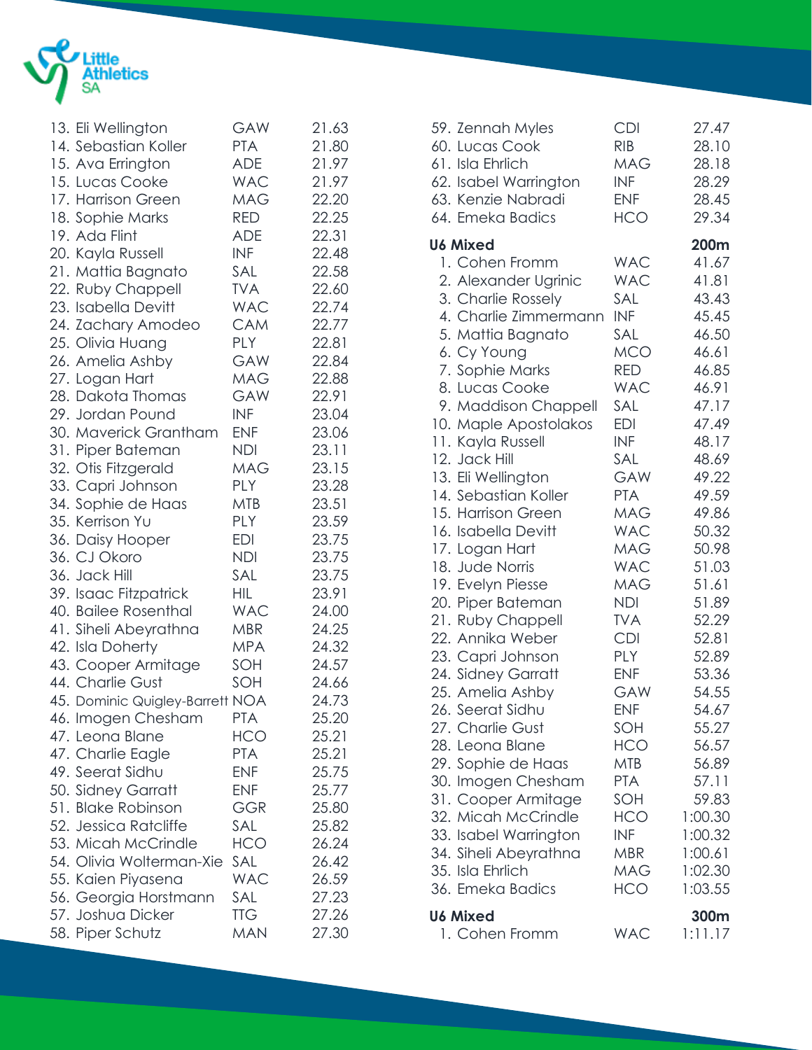| | | |
|---|---|---|
| 13. Eli Wellington | GAW | 21.63 |
| 14. Sebastian Koller | PTA | 21.80 |
| 15. Ava Errington | ADE | 21.97 |
| 15. Lucas Cooke | WAC | 21.97 |
| 17. Harrison Green | MAG | 22.20 |
| 18. Sophie Marks | RED | 22.25 |
| 19. Ada Flint | ADE | 22.31 |
| 20. Kayla Russell | INF | 22.48 |
| 21. Mattia Bagnato | SAL | 22.58 |
| 22. Ruby Chappell | TVA | 22.60 |
| 23. Isabella Devitt | WAC | 22.74 |
| 24. Zachary Amodeo | CAM | 22.77 |
| 25. Olivia Huang | PLY | 22.81 |
| 26. Amelia Ashby | GAW | 22.84 |
| 27. Logan Hart | MAG | 22.88 |
| 28. Dakota Thomas | GAW | 22.91 |
| 29. Jordan Pound | INF | 23.04 |
| 30. Maverick Grantham | ENF | 23.06 |
| 31. Piper Bateman | NDI | 23.11 |
| 32. Otis Fitzgerald | MAG | 23.15 |
| 33. Capri Johnson | PLY | 23.28 |
| 34. Sophie de Haas | MTB | 23.51 |
| 35. Kerrison Yu | PLY | 23.59 |
| 36. Daisy Hooper | EDI | 23.75 |
| 36. CJ Okoro | NDI | 23.75 |
| 36. Jack Hill | SAL | 23.75 |
| 39. Isaac Fitzpatrick | HIL | 23.91 |
| 40. Bailee Rosenthal | WAC | 24.00 |
| 41. Siheli Abeyrathna | MBR | 24.25 |
| 42. Isla Doherty | MPA | 24.32 |
| 43. Cooper Armitage | SOH | 24.57 |
| 44. Charlie Gust | SOH | 24.66 |
| 45. Dominic Quigley-Barrett | NOA | 24.73 |
| 46. Imogen Chesham | PTA | 25.20 |
| 47. Leona Blane | HCO | 25.21 |
| 47. Charlie Eagle | PTA | 25.21 |
| 49. Seerat Sidhu | ENF | 25.75 |
| 50. Sidney Garratt | ENF | 25.77 |
| 51. Blake Robinson | GGR | 25.80 |
| 52. Jessica Ratcliffe | SAL | 25.82 |
| 53. Micah McCrindle | HCO | 26.24 |
| 54. Olivia Wolterman-Xie | SAL | 26.42 |
| 55. Kaien Piyasena | WAC | 26.59 |
| 56. Georgia Horstmann | SAL | 27.23 |
| 57. Joshua Dicker | TTG | 27.26 |
| 58. Piper Schutz | MAN | 27.30 |
| 59. Zennah Myles | CDI | 27.47 |
| 60. Lucas Cook | RIB | 28.10 |
| 61. Isla Ehrlich | MAG | 28.18 |
| 62. Isabel Warrington | INF | 28.29 |
| 63. Kenzie Nabradi | ENF | 28.45 |
| 64. Emeka Badics | HCO | 29.34 |

**U6 Mixed — 200m**

| | | |
|---|---|---|
| 1. Cohen Fromm | WAC | 41.67 |
| 2. Alexander Ugrinic | WAC | 41.81 |
| 3. Charlie Rossely | SAL | 43.43 |
| 4. Charlie Zimmermann | INF | 45.45 |
| 5. Mattia Bagnato | SAL | 46.50 |
| 6. Cy Young | MCO | 46.61 |
| 7. Sophie Marks | RED | 46.85 |
| 8. Lucas Cooke | WAC | 46.91 |
| 9. Maddison Chappell | SAL | 47.17 |
| 10. Maple Apostolakos | EDI | 47.49 |
| 11. Kayla Russell | INF | 48.17 |
| 12. Jack Hill | SAL | 48.69 |
| 13. Eli Wellington | GAW | 49.22 |
| 14. Sebastian Koller | PTA | 49.59 |
| 15. Harrison Green | MAG | 49.86 |
| 16. Isabella Devitt | WAC | 50.32 |
| 17. Logan Hart | MAG | 50.98 |
| 18. Jude Norris | WAC | 51.03 |
| 19. Evelyn Piesse | MAG | 51.61 |
| 20. Piper Bateman | NDI | 51.89 |
| 21. Ruby Chappell | TVA | 52.29 |
| 22. Annika Weber | CDI | 52.81 |
| 23. Capri Johnson | PLY | 52.89 |
| 24. Sidney Garratt | ENF | 53.36 |
| 25. Amelia Ashby | GAW | 54.55 |
| 26. Seerat Sidhu | ENF | 54.67 |
| 27. Charlie Gust | SOH | 55.27 |
| 28. Leona Blane | HCO | 56.57 |
| 29. Sophie de Haas | MTB | 56.89 |
| 30. Imogen Chesham | PTA | 57.11 |
| 31. Cooper Armitage | SOH | 59.83 |
| 32. Micah McCrindle | HCO | 1:00.30 |
| 33. Isabel Warrington | INF | 1:00.32 |
| 34. Siheli Abeyrathna | MBR | 1:00.61 |
| 35. Isla Ehrlich | MAG | 1:02.30 |
| 36. Emeka Badics | HCO | 1:03.55 |

**U6 Mixed — 300m**

| | | |
|---|---|---|
| 1. Cohen Fromm | WAC | 1:11.17 |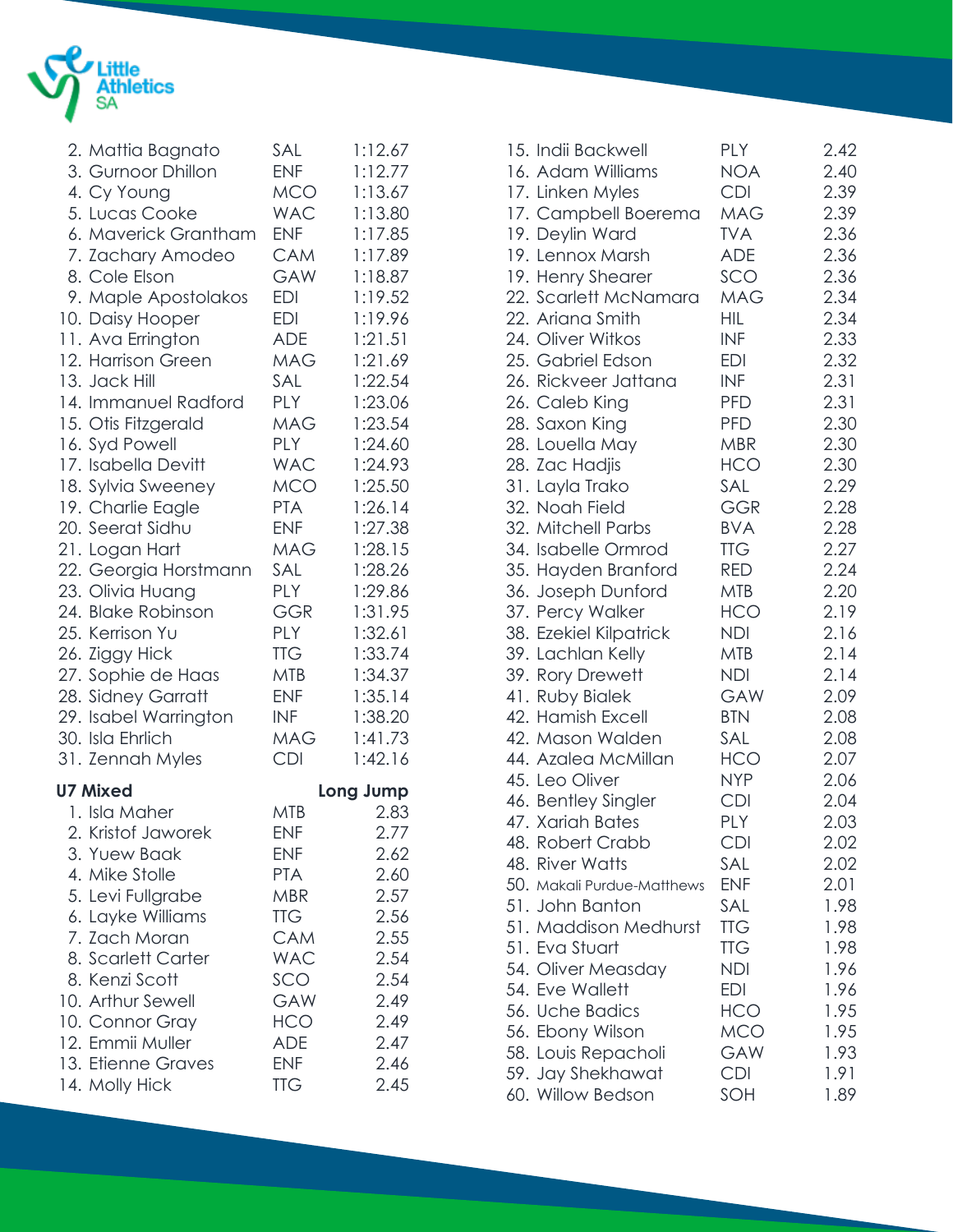| | | |
|---|---|---|
| 2. Mattia Bagnato | SAL | 1:12.67 |
| 3. Gurnoor Dhillon | ENF | 1:12.77 |
| 4. Cy Young | MCO | 1:13.67 |
| 5. Lucas Cooke | WAC | 1:13.80 |
| 6. Maverick Grantham | ENF | 1:17.85 |
| 7. Zachary Amodeo | CAM | 1:17.89 |
| 8. Cole Elson | GAW | 1:18.87 |
| 9. Maple Apostolakos | EDI | 1:19.52 |
| 10. Daisy Hooper | EDI | 1:19.96 |
| 11. Ava Errington | ADE | 1:21.51 |
| 12. Harrison Green | MAG | 1:21.69 |
| 13. Jack Hill | SAL | 1:22.54 |
| 14. Immanuel Radford | PLY | 1:23.06 |
| 15. Otis Fitzgerald | MAG | 1:23.54 |
| 16. Syd Powell | PLY | 1:24.60 |
| 17. Isabella Devitt | WAC | 1:24.93 |
| 18. Sylvia Sweeney | MCO | 1:25.50 |
| 19. Charlie Eagle | PTA | 1:26.14 |
| 20. Seerat Sidhu | ENF | 1:27.38 |
| 21. Logan Hart | MAG | 1:28.15 |
| 22. Georgia Horstmann | SAL | 1:28.26 |
| 23. Olivia Huang | PLY | 1:29.86 |
| 24. Blake Robinson | GGR | 1:31.95 |
| 25. Kerrison Yu | PLY | 1:32.61 |
| 26. Ziggy Hick | TTG | 1:33.74 |
| 27. Sophie de Haas | MTB | 1:34.37 |
| 28. Sidney Garratt | ENF | 1:35.14 |
| 29. Isabel Warrington | INF | 1:38.20 |
| 30. Isla Ehrlich | MAG | 1:41.73 |
| 31. Zennah Myles | CDI | 1:42.16 |

**U7 Mixed** — **Long Jump**

| | | |
|---|---|---|
| 1. Isla Maher | MTB | 2.83 |
| 2. Kristof Jaworek | ENF | 2.77 |
| 3. Yuew Baak | ENF | 2.62 |
| 4. Mike Stolle | PTA | 2.60 |
| 5. Levi Fullgrabe | MBR | 2.57 |
| 6. Layke Williams | TTG | 2.56 |
| 7. Zach Moran | CAM | 2.55 |
| 8. Scarlett Carter | WAC | 2.54 |
| 8. Kenzi Scott | SCO | 2.54 |
| 10. Arthur Sewell | GAW | 2.49 |
| 10. Connor Gray | HCO | 2.49 |
| 12. Emmii Muller | ADE | 2.47 |
| 13. Etienne Graves | ENF | 2.46 |
| 14. Molly Hick | TTG | 2.45 |
| 15. Indii Backwell | PLY | 2.42 |
| 16. Adam Williams | NOA | 2.40 |
| 17. Linken Myles | CDI | 2.39 |
| 17. Campbell Boerema | MAG | 2.39 |
| 19. Deylin Ward | TVA | 2.36 |
| 19. Lennox Marsh | ADE | 2.36 |
| 19. Henry Shearer | SCO | 2.36 |
| 22. Scarlett McNamara | MAG | 2.34 |
| 22. Ariana Smith | HIL | 2.34 |
| 24. Oliver Witkos | INF | 2.33 |
| 25. Gabriel Edson | EDI | 2.32 |
| 26. Rickveer Jattana | INF | 2.31 |
| 26. Caleb King | PFD | 2.31 |
| 28. Saxon King | PFD | 2.30 |
| 28. Louella May | MBR | 2.30 |
| 28. Zac Hadjis | HCO | 2.30 |
| 31. Layla Trako | SAL | 2.29 |
| 32. Noah Field | GGR | 2.28 |
| 32. Mitchell Parbs | BVA | 2.28 |
| 34. Isabelle Ormrod | TTG | 2.27 |
| 35. Hayden Branford | RED | 2.24 |
| 36. Joseph Dunford | MTB | 2.20 |
| 37. Percy Walker | HCO | 2.19 |
| 38. Ezekiel Kilpatrick | NDI | 2.16 |
| 39. Lachlan Kelly | MTB | 2.14 |
| 39. Rory Drewett | NDI | 2.14 |
| 41. Ruby Bialek | GAW | 2.09 |
| 42. Hamish Excell | BTN | 2.08 |
| 42. Mason Walden | SAL | 2.08 |
| 44. Azalea McMillan | HCO | 2.07 |
| 45. Leo Oliver | NYP | 2.06 |
| 46. Bentley Singler | CDI | 2.04 |
| 47. Xariah Bates | PLY | 2.03 |
| 48. Robert Crabb | CDI | 2.02 |
| 48. River Watts | SAL | 2.02 |
| 50. Makali Purdue-Matthews | ENF | 2.01 |
| 51. John Banton | SAL | 1.98 |
| 51. Maddison Medhurst | TTG | 1.98 |
| 51. Eva Stuart | TTG | 1.98 |
| 54. Oliver Measday | NDI | 1.96 |
| 54. Eve Wallett | EDI | 1.96 |
| 56. Uche Badics | HCO | 1.95 |
| 56. Ebony Wilson | MCO | 1.95 |
| 58. Louis Repacholi | GAW | 1.93 |
| 59. Jay Shekhawat | CDI | 1.91 |
| 60. Willow Bedson | SOH | 1.89 |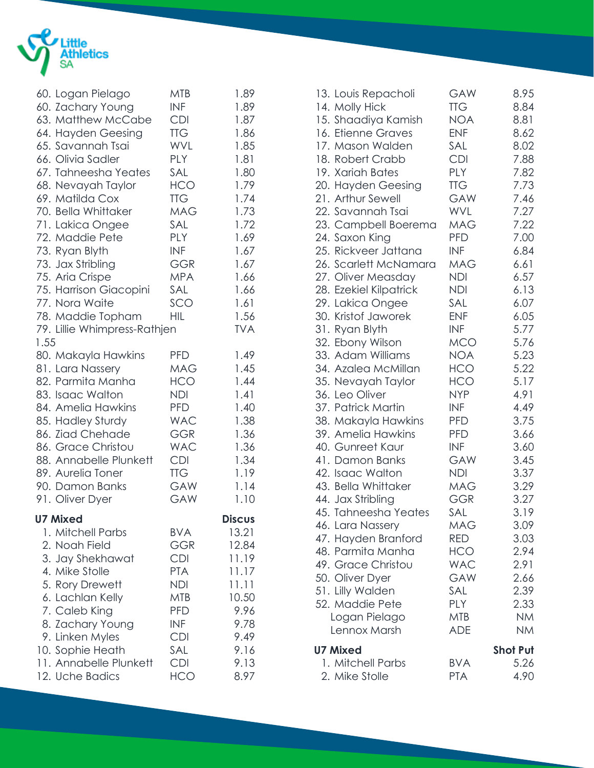| | | |
|---|---|---|
| 60. Logan Pielago | MTB | 1.89 |
| 60. Zachary Young | INF | 1.89 |
| 63. Matthew McCabe | CDI | 1.87 |
| 64. Hayden Geesing | TTG | 1.86 |
| 65. Savannah Tsai | WVL | 1.85 |
| 66. Olivia Sadler | PLY | 1.81 |
| 67. Tahneesha Yeates | SAL | 1.80 |
| 68. Nevayah Taylor | HCO | 1.79 |
| 69. Matilda Cox | TTG | 1.74 |
| 70. Bella Whittaker | MAG | 1.73 |
| 71. Lakica Ongee | SAL | 1.72 |
| 72. Maddie Pete | PLY | 1.69 |
| 73. Ryan Blyth | INF | 1.67 |
| 73. Jax Stribling | GGR | 1.67 |
| 75. Aria Crispe | MPA | 1.66 |
| 75. Harrison Giacopini | SAL | 1.66 |
| 77. Nora Waite | SCO | 1.61 |
| 78. Maddie Topham | HIL | 1.56 |
| 79. Lillie Whimpress-Rathjen | TVA | 1.55 |
| 80. Makayla Hawkins | PFD | 1.49 |
| 81. Lara Nassery | MAG | 1.45 |
| 82. Parmita Manha | HCO | 1.44 |
| 83. Isaac Walton | NDI | 1.41 |
| 84. Amelia Hawkins | PFD | 1.40 |
| 85. Hadley Sturdy | WAC | 1.38 |
| 86. Ziad Chehade | GGR | 1.36 |
| 86. Grace Christou | WAC | 1.36 |
| 88. Annabelle Plunkett | CDI | 1.34 |
| 89. Aurelia Toner | TTG | 1.19 |
| 90. Damon Banks | GAW | 1.14 |
| 91. Oliver Dyer | GAW | 1.10 |

**U7 Mixed** **Discus**

| | | |
|---|---|---|
| 1. Mitchell Parbs | BVA | 13.21 |
| 2. Noah Field | GGR | 12.84 |
| 3. Jay Shekhawat | CDI | 11.19 |
| 4. Mike Stolle | PTA | 11.17 |
| 5. Rory Drewett | NDI | 11.11 |
| 6. Lachlan Kelly | MTB | 10.50 |
| 7. Caleb King | PFD | 9.96 |
| 8. Zachary Young | INF | 9.78 |
| 9. Linken Myles | CDI | 9.49 |
| 10. Sophie Heath | SAL | 9.16 |
| 11. Annabelle Plunkett | CDI | 9.13 |
| 12. Uche Badics | HCO | 8.97 |
| 13. Louis Repacholi | GAW | 8.95 |
| 14. Molly Hick | TTG | 8.84 |
| 15. Shaadiya Kamish | NOA | 8.81 |
| 16. Etienne Graves | ENF | 8.62 |
| 17. Mason Walden | SAL | 8.02 |
| 18. Robert Crabb | CDI | 7.88 |
| 19. Xariah Bates | PLY | 7.82 |
| 20. Hayden Geesing | TTG | 7.73 |
| 21. Arthur Sewell | GAW | 7.46 |
| 22. Savannah Tsai | WVL | 7.27 |
| 23. Campbell Boerema | MAG | 7.22 |
| 24. Saxon King | PFD | 7.00 |
| 25. Rickveer Jattana | INF | 6.84 |
| 26. Scarlett McNamara | MAG | 6.61 |
| 27. Oliver Measday | NDI | 6.57 |
| 28. Ezekiel Kilpatrick | NDI | 6.13 |
| 29. Lakica Ongee | SAL | 6.07 |
| 30. Kristof Jaworek | ENF | 6.05 |
| 31. Ryan Blyth | INF | 5.77 |
| 32. Ebony Wilson | MCO | 5.76 |
| 33. Adam Williams | NOA | 5.23 |
| 34. Azalea McMillan | HCO | 5.22 |
| 35. Nevayah Taylor | HCO | 5.17 |
| 36. Leo Oliver | NYP | 4.91 |
| 37. Patrick Martin | INF | 4.49 |
| 38. Makayla Hawkins | PFD | 3.75 |
| 39. Amelia Hawkins | PFD | 3.66 |
| 40. Gunreet Kaur | INF | 3.60 |
| 41. Damon Banks | GAW | 3.45 |
| 42. Isaac Walton | NDI | 3.37 |
| 43. Bella Whittaker | MAG | 3.29 |
| 44. Jax Stribling | GGR | 3.27 |
| 45. Tahneesha Yeates | SAL | 3.19 |
| 46. Lara Nassery | MAG | 3.09 |
| 47. Hayden Branford | RED | 3.03 |
| 48. Parmita Manha | HCO | 2.94 |
| 49. Grace Christou | WAC | 2.91 |
| 50. Oliver Dyer | GAW | 2.66 |
| 51. Lilly Walden | SAL | 2.39 |
| 52. Maddie Pete | PLY | 2.33 |
| Logan Pielago | MTB | NM |
| Lennox Marsh | ADE | NM |

**U7 Mixed** **Shot Put**

| | | |
|---|---|---|
| 1. Mitchell Parbs | BVA | 5.26 |
| 2. Mike Stolle | PTA | 4.90 |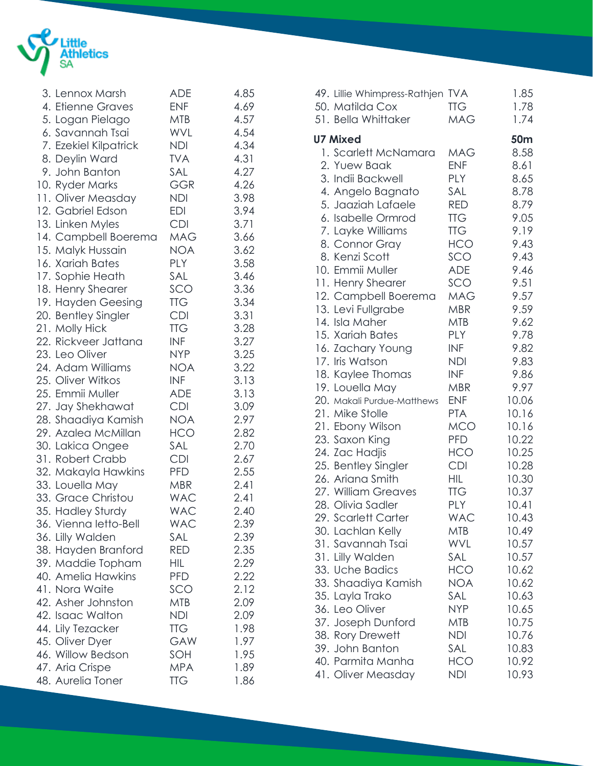| | | |
|---|---|---|
| 3. Lennox Marsh | ADE | 4.85 |
| 4. Etienne Graves | ENF | 4.69 |
| 5. Logan Pielago | MTB | 4.57 |
| 6. Savannah Tsai | WVL | 4.54 |
| 7. Ezekiel Kilpatrick | NDI | 4.34 |
| 8. Deylin Ward | TVA | 4.31 |
| 9. John Banton | SAL | 4.27 |
| 10. Ryder Marks | GGR | 4.26 |
| 11. Oliver Measday | NDI | 3.98 |
| 12. Gabriel Edson | EDI | 3.94 |
| 13. Linken Myles | CDI | 3.71 |
| 14. Campbell Boerema | MAG | 3.66 |
| 15. Malyk Hussain | NOA | 3.62 |
| 16. Xariah Bates | PLY | 3.58 |
| 17. Sophie Heath | SAL | 3.46 |
| 18. Henry Shearer | SCO | 3.36 |
| 19. Hayden Geesing | TTG | 3.34 |
| 20. Bentley Singler | CDI | 3.31 |
| 21. Molly Hick | TTG | 3.28 |
| 22. Rickveer Jattana | INF | 3.27 |
| 23. Leo Oliver | NYP | 3.25 |
| 24. Adam Williams | NOA | 3.22 |
| 25. Oliver Witkos | INF | 3.13 |
| 25. Emmii Muller | ADE | 3.13 |
| 27. Jay Shekhawat | CDI | 3.09 |
| 28. Shaadiya Kamish | NOA | 2.97 |
| 29. Azalea McMillan | HCO | 2.82 |
| 30. Lakica Ongee | SAL | 2.70 |
| 31. Robert Crabb | CDI | 2.67 |
| 32. Makayla Hawkins | PFD | 2.55 |
| 33. Louella May | MBR | 2.41 |
| 33. Grace Christou | WAC | 2.41 |
| 35. Hadley Sturdy | WAC | 2.40 |
| 36. Vienna Ietto-Bell | WAC | 2.39 |
| 36. Lilly Walden | SAL | 2.39 |
| 38. Hayden Branford | RED | 2.35 |
| 39. Maddie Topham | HIL | 2.29 |
| 40. Amelia Hawkins | PFD | 2.22 |
| 41. Nora Waite | SCO | 2.12 |
| 42. Asher Johnston | MTB | 2.09 |
| 42. Isaac Walton | NDI | 2.09 |
| 44. Lily Tezacker | TTG | 1.98 |
| 45. Oliver Dyer | GAW | 1.97 |
| 46. Willow Bedson | SOH | 1.95 |
| 47. Aria Crispe | MPA | 1.89 |
| 48. Aurelia Toner | TTG | 1.86 |
| 49. Lillie Whimpress-Rathjen | TVA | 1.85 |
| 50. Matilda Cox | TTG | 1.78 |
| 51. Bella Whittaker | MAG | 1.74 |

| **U7 Mixed** | | **50m** |
|---|---|---|
| 1. Scarlett McNamara | MAG | 8.58 |
| 2. Yuew Baak | ENF | 8.61 |
| 3. Indii Backwell | PLY | 8.65 |
| 4. Angelo Bagnato | SAL | 8.78 |
| 5. Jaaziah Lafaele | RED | 8.79 |
| 6. Isabelle Ormrod | TTG | 9.05 |
| 7. Layke Williams | TTG | 9.19 |
| 8. Connor Gray | HCO | 9.43 |
| 8. Kenzi Scott | SCO | 9.43 |
| 10. Emmii Muller | ADE | 9.46 |
| 11. Henry Shearer | SCO | 9.51 |
| 12. Campbell Boerema | MAG | 9.57 |
| 13. Levi Fullgrabe | MBR | 9.59 |
| 14. Isla Maher | MTB | 9.62 |
| 15. Xariah Bates | PLY | 9.78 |
| 16. Zachary Young | INF | 9.82 |
| 17. Iris Watson | NDI | 9.83 |
| 18. Kaylee Thomas | INF | 9.86 |
| 19. Louella May | MBR | 9.97 |
| 20. Makali Purdue-Matthews | ENF | 10.06 |
| 21. Mike Stolle | PTA | 10.16 |
| 21. Ebony Wilson | MCO | 10.16 |
| 23. Saxon King | PFD | 10.22 |
| 24. Zac Hadjis | HCO | 10.25 |
| 25. Bentley Singler | CDI | 10.28 |
| 26. Ariana Smith | HIL | 10.30 |
| 27. William Greaves | TTG | 10.37 |
| 28. Olivia Sadler | PLY | 10.41 |
| 29. Scarlett Carter | WAC | 10.43 |
| 30. Lachlan Kelly | MTB | 10.49 |
| 31. Savannah Tsai | WVL | 10.57 |
| 31. Lilly Walden | SAL | 10.57 |
| 33. Uche Badics | HCO | 10.62 |
| 33. Shaadiya Kamish | NOA | 10.62 |
| 35. Layla Trako | SAL | 10.63 |
| 36. Leo Oliver | NYP | 10.65 |
| 37. Joseph Dunford | MTB | 10.75 |
| 38. Rory Drewett | NDI | 10.76 |
| 39. John Banton | SAL | 10.83 |
| 40. Parmita Manha | HCO | 10.92 |
| 41. Oliver Measday | NDI | 10.93 |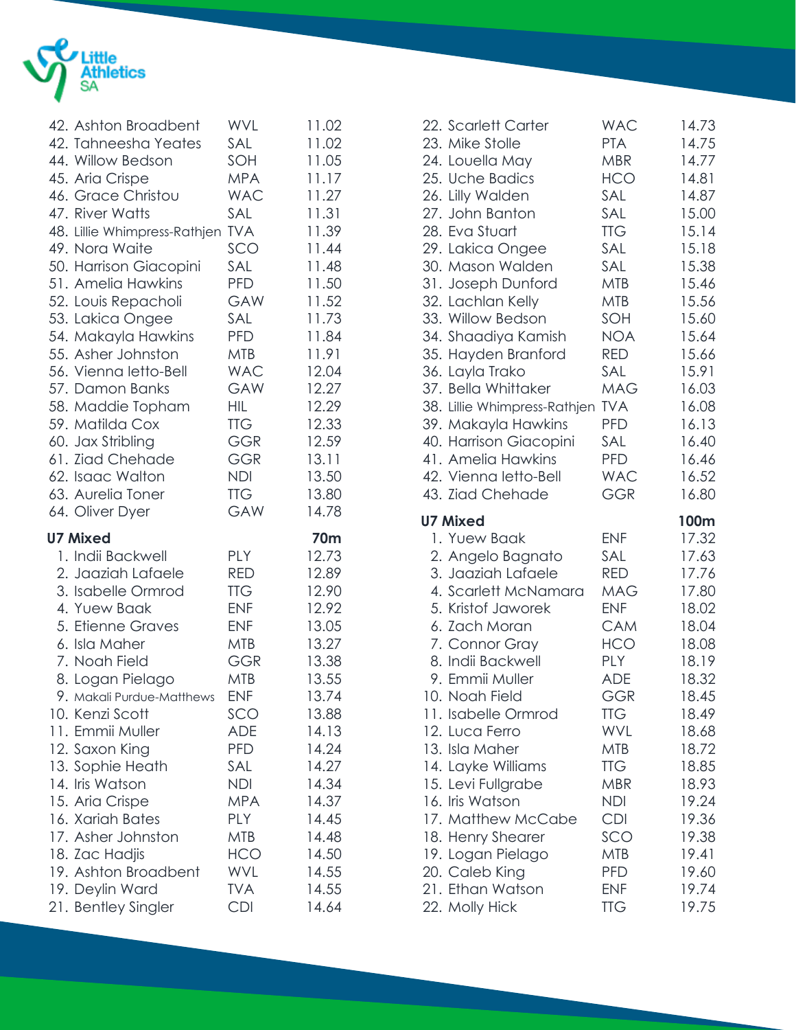| | | |
|---|---|---|
| 42. Ashton Broadbent | WVL | 11.02 |
| 42. Tahneesha Yeates | SAL | 11.02 |
| 44. Willow Bedson | SOH | 11.05 |
| 45. Aria Crispe | MPA | 11.17 |
| 46. Grace Christou | WAC | 11.27 |
| 47. River Watts | SAL | 11.31 |
| 48. Lillie Whimpress-Rathjen | TVA | 11.39 |
| 49. Nora Waite | SCO | 11.44 |
| 50. Harrison Giacopini | SAL | 11.48 |
| 51. Amelia Hawkins | PFD | 11.50 |
| 52. Louis Repacholi | GAW | 11.52 |
| 53. Lakica Ongee | SAL | 11.73 |
| 54. Makayla Hawkins | PFD | 11.84 |
| 55. Asher Johnston | MTB | 11.91 |
| 56. Vienna Ietto-Bell | WAC | 12.04 |
| 57. Damon Banks | GAW | 12.27 |
| 58. Maddie Topham | HIL | 12.29 |
| 59. Matilda Cox | TTG | 12.33 |
| 60. Jax Stribling | GGR | 12.59 |
| 61. Ziad Chehade | GGR | 13.11 |
| 62. Isaac Walton | NDI | 13.50 |
| 63. Aurelia Toner | TTG | 13.80 |
| 64. Oliver Dyer | GAW | 14.78 |

| **U7 Mixed** | | **70m** |
|---|---|---|
| 1. Indii Backwell | PLY | 12.73 |
| 2. Jaaziah Lafaele | RED | 12.89 |
| 3. Isabelle Ormrod | TTG | 12.90 |
| 4. Yuew Baak | ENF | 12.92 |
| 5. Etienne Graves | ENF | 13.05 |
| 6. Isla Maher | MTB | 13.27 |
| 7. Noah Field | GGR | 13.38 |
| 8. Logan Pielago | MTB | 13.55 |
| 9. Makali Purdue-Matthews | ENF | 13.74 |
| 10. Kenzi Scott | SCO | 13.88 |
| 11. Emmii Muller | ADE | 14.13 |
| 12. Saxon King | PFD | 14.24 |
| 13. Sophie Heath | SAL | 14.27 |
| 14. Iris Watson | NDI | 14.34 |
| 15. Aria Crispe | MPA | 14.37 |
| 16. Xariah Bates | PLY | 14.45 |
| 17. Asher Johnston | MTB | 14.48 |
| 18. Zac Hadjis | HCO | 14.50 |
| 19. Ashton Broadbent | WVL | 14.55 |
| 19. Deylin Ward | TVA | 14.55 |
| 21. Bentley Singler | CDI | 14.64 |
| 22. Scarlett Carter | WAC | 14.73 |
| 23. Mike Stolle | PTA | 14.75 |
| 24. Louella May | MBR | 14.77 |
| 25. Uche Badics | HCO | 14.81 |
| 26. Lilly Walden | SAL | 14.87 |
| 27. John Banton | SAL | 15.00 |
| 28. Eva Stuart | TTG | 15.14 |
| 29. Lakica Ongee | SAL | 15.18 |
| 30. Mason Walden | SAL | 15.38 |
| 31. Joseph Dunford | MTB | 15.46 |
| 32. Lachlan Kelly | MTB | 15.56 |
| 33. Willow Bedson | SOH | 15.60 |
| 34. Shaadiya Kamish | NOA | 15.64 |
| 35. Hayden Branford | RED | 15.66 |
| 36. Layla Trako | SAL | 15.91 |
| 37. Bella Whittaker | MAG | 16.03 |
| 38. Lillie Whimpress-Rathjen | TVA | 16.08 |
| 39. Makayla Hawkins | PFD | 16.13 |
| 40. Harrison Giacopini | SAL | 16.40 |
| 41. Amelia Hawkins | PFD | 16.46 |
| 42. Vienna Ietto-Bell | WAC | 16.52 |
| 43. Ziad Chehade | GGR | 16.80 |

| **U7 Mixed** | | **100m** |
|---|---|---|
| 1. Yuew Baak | ENF | 17.32 |
| 2. Angelo Bagnato | SAL | 17.63 |
| 3. Jaaziah Lafaele | RED | 17.76 |
| 4. Scarlett McNamara | MAG | 17.80 |
| 5. Kristof Jaworek | ENF | 18.02 |
| 6. Zach Moran | CAM | 18.04 |
| 7. Connor Gray | HCO | 18.08 |
| 8. Indii Backwell | PLY | 18.19 |
| 9. Emmii Muller | ADE | 18.32 |
| 10. Noah Field | GGR | 18.45 |
| 11. Isabelle Ormrod | TTG | 18.49 |
| 12. Luca Ferro | WVL | 18.68 |
| 13. Isla Maher | MTB | 18.72 |
| 14. Layke Williams | TTG | 18.85 |
| 15. Levi Fullgrabe | MBR | 18.93 |
| 16. Iris Watson | NDI | 19.24 |
| 17. Matthew McCabe | CDI | 19.36 |
| 18. Henry Shearer | SCO | 19.38 |
| 19. Logan Pielago | MTB | 19.41 |
| 20. Caleb King | PFD | 19.60 |
| 21. Ethan Watson | ENF | 19.74 |
| 22. Molly Hick | TTG | 19.75 |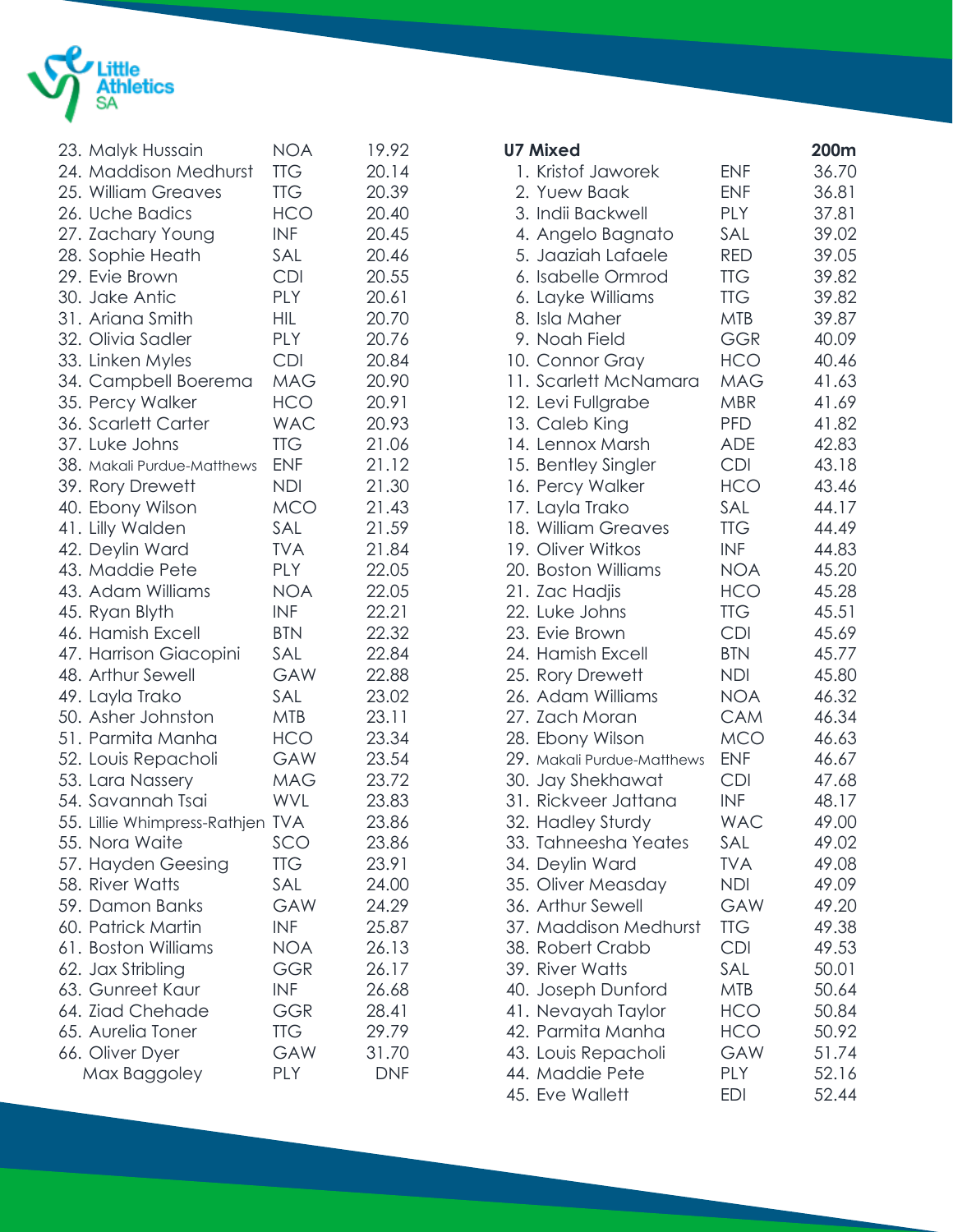| | | |
|---|---|---|
| 23. Malyk Hussain | NOA | 19.92 |
| 24. Maddison Medhurst | TTG | 20.14 |
| 25. William Greaves | TTG | 20.39 |
| 26. Uche Badics | HCO | 20.40 |
| 27. Zachary Young | INF | 20.45 |
| 28. Sophie Heath | SAL | 20.46 |
| 29. Evie Brown | CDI | 20.55 |
| 30. Jake Antic | PLY | 20.61 |
| 31. Ariana Smith | HIL | 20.70 |
| 32. Olivia Sadler | PLY | 20.76 |
| 33. Linken Myles | CDI | 20.84 |
| 34. Campbell Boerema | MAG | 20.90 |
| 35. Percy Walker | HCO | 20.91 |
| 36. Scarlett Carter | WAC | 20.93 |
| 37. Luke Johns | TTG | 21.06 |
| 38. Makali Purdue-Matthews | ENF | 21.12 |
| 39. Rory Drewett | NDI | 21.30 |
| 40. Ebony Wilson | MCO | 21.43 |
| 41. Lilly Walden | SAL | 21.59 |
| 42. Deylin Ward | TVA | 21.84 |
| 43. Maddie Pete | PLY | 22.05 |
| 43. Adam Williams | NOA | 22.05 |
| 45. Ryan Blyth | INF | 22.21 |
| 46. Hamish Excell | BTN | 22.32 |
| 47. Harrison Giacopini | SAL | 22.84 |
| 48. Arthur Sewell | GAW | 22.88 |
| 49. Layla Trako | SAL | 23.02 |
| 50. Asher Johnston | MTB | 23.11 |
| 51. Parmita Manha | HCO | 23.34 |
| 52. Louis Repacholi | GAW | 23.54 |
| 53. Lara Nassery | MAG | 23.72 |
| 54. Savannah Tsai | WVL | 23.83 |
| 55. Lillie Whimpress-Rathjen | TVA | 23.86 |
| 55. Nora Waite | SCO | 23.86 |
| 57. Hayden Geesing | TTG | 23.91 |
| 58. River Watts | SAL | 24.00 |
| 59. Damon Banks | GAW | 24.29 |
| 60. Patrick Martin | INF | 25.87 |
| 61. Boston Williams | NOA | 26.13 |
| 62. Jax Stribling | GGR | 26.17 |
| 63. Gunreet Kaur | INF | 26.68 |
| 64. Ziad Chehade | GGR | 28.41 |
| 65. Aurelia Toner | TTG | 29.79 |
| 66. Oliver Dyer | GAW | 31.70 |
| Max Baggoley | PLY | DNF |

| **U7 Mixed** | | **200m** |
|---|---|---|
| 1. Kristof Jaworek | ENF | 36.70 |
| 2. Yuew Baak | ENF | 36.81 |
| 3. Indii Backwell | PLY | 37.81 |
| 4. Angelo Bagnato | SAL | 39.02 |
| 5. Jaaziah Lafaele | RED | 39.05 |
| 6. Isabelle Ormrod | TTG | 39.82 |
| 6. Layke Williams | TTG | 39.82 |
| 8. Isla Maher | MTB | 39.87 |
| 9. Noah Field | GGR | 40.09 |
| 10. Connor Gray | HCO | 40.46 |
| 11. Scarlett McNamara | MAG | 41.63 |
| 12. Levi Fullgrabe | MBR | 41.69 |
| 13. Caleb King | PFD | 41.82 |
| 14. Lennox Marsh | ADE | 42.83 |
| 15. Bentley Singler | CDI | 43.18 |
| 16. Percy Walker | HCO | 43.46 |
| 17. Layla Trako | SAL | 44.17 |
| 18. William Greaves | TTG | 44.49 |
| 19. Oliver Witkos | INF | 44.83 |
| 20. Boston Williams | NOA | 45.20 |
| 21. Zac Hadjis | HCO | 45.28 |
| 22. Luke Johns | TTG | 45.51 |
| 23. Evie Brown | CDI | 45.69 |
| 24. Hamish Excell | BTN | 45.77 |
| 25. Rory Drewett | NDI | 45.80 |
| 26. Adam Williams | NOA | 46.32 |
| 27. Zach Moran | CAM | 46.34 |
| 28. Ebony Wilson | MCO | 46.63 |
| 29. Makali Purdue-Matthews | ENF | 46.67 |
| 30. Jay Shekhawat | CDI | 47.68 |
| 31. Rickveer Jattana | INF | 48.17 |
| 32. Hadley Sturdy | WAC | 49.00 |
| 33. Tahneesha Yeates | SAL | 49.02 |
| 34. Deylin Ward | TVA | 49.08 |
| 35. Oliver Measday | NDI | 49.09 |
| 36. Arthur Sewell | GAW | 49.20 |
| 37. Maddison Medhurst | TTG | 49.38 |
| 38. Robert Crabb | CDI | 49.53 |
| 39. River Watts | SAL | 50.01 |
| 40. Joseph Dunford | MTB | 50.64 |
| 41. Nevayah Taylor | HCO | 50.84 |
| 42. Parmita Manha | HCO | 50.92 |
| 43. Louis Repacholi | GAW | 51.74 |
| 44. Maddie Pete | PLY | 52.16 |
| 45. Eve Wallett | EDI | 52.44 |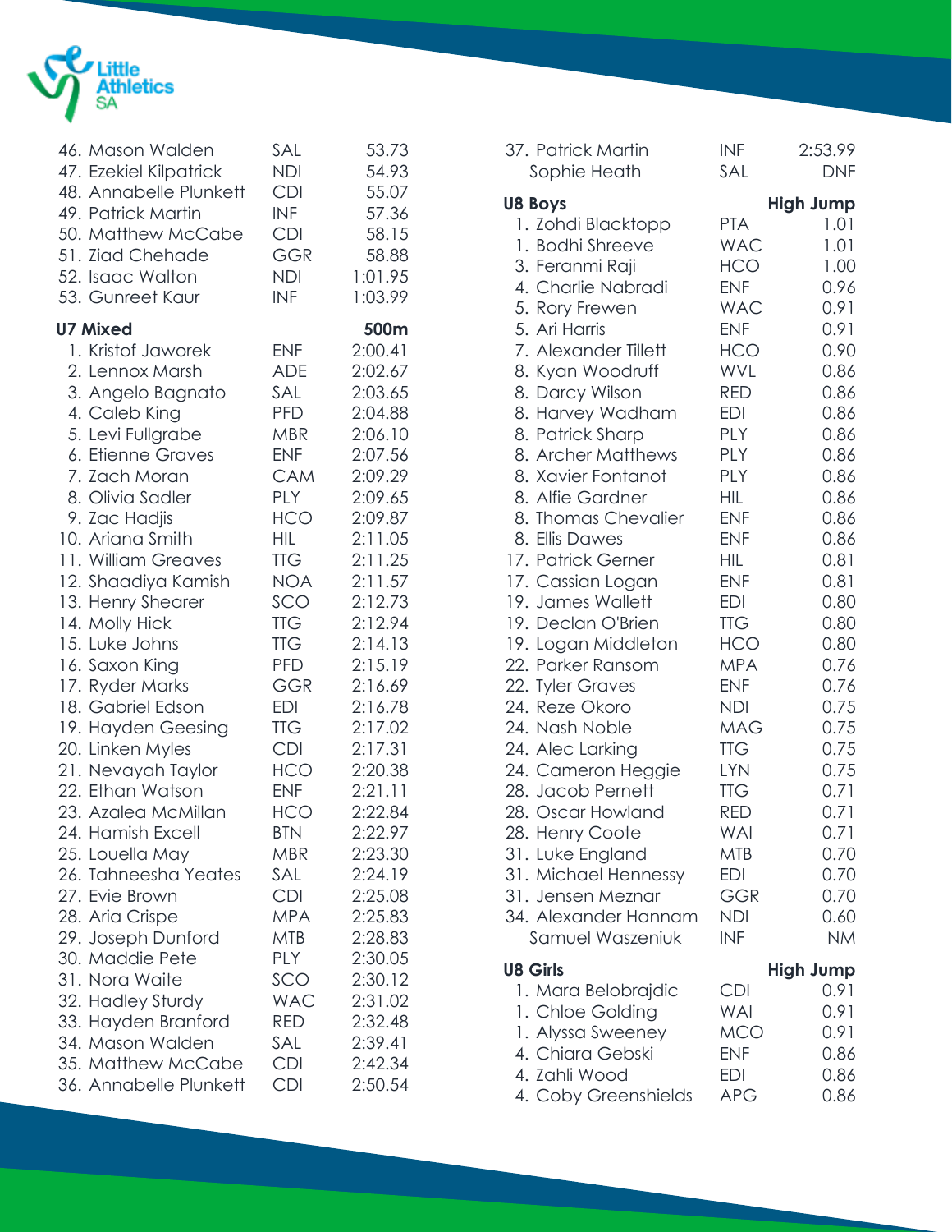| | | |
|---|---|---|
| 46. Mason Walden | SAL | 53.73 |
| 47. Ezekiel Kilpatrick | NDI | 54.93 |
| 48. Annabelle Plunkett | CDI | 55.07 |
| 49. Patrick Martin | INF | 57.36 |
| 50. Matthew McCabe | CDI | 58.15 |
| 51. Ziad Chehade | GGR | 58.88 |
| 52. Isaac Walton | NDI | 1:01.95 |
| 53. Gunreet Kaur | INF | 1:03.99 |

**U7 Mixed** — **500m**

| | | |
|---|---|---|
| 1. Kristof Jaworek | ENF | 2:00.41 |
| 2. Lennox Marsh | ADE | 2:02.67 |
| 3. Angelo Bagnato | SAL | 2:03.65 |
| 4. Caleb King | PFD | 2:04.88 |
| 5. Levi Fullgrabe | MBR | 2:06.10 |
| 6. Etienne Graves | ENF | 2:07.56 |
| 7. Zach Moran | CAM | 2:09.29 |
| 8. Olivia Sadler | PLY | 2:09.65 |
| 9. Zac Hadjis | HCO | 2:09.87 |
| 10. Ariana Smith | HIL | 2:11.05 |
| 11. William Greaves | TTG | 2:11.25 |
| 12. Shaadiya Kamish | NOA | 2:11.57 |
| 13. Henry Shearer | SCO | 2:12.73 |
| 14. Molly Hick | TTG | 2:12.94 |
| 15. Luke Johns | TTG | 2:14.13 |
| 16. Saxon King | PFD | 2:15.19 |
| 17. Ryder Marks | GGR | 2:16.69 |
| 18. Gabriel Edson | EDI | 2:16.78 |
| 19. Hayden Geesing | TTG | 2:17.02 |
| 20. Linken Myles | CDI | 2:17.31 |
| 21. Nevayah Taylor | HCO | 2:20.38 |
| 22. Ethan Watson | ENF | 2:21.11 |
| 23. Azalea McMillan | HCO | 2:22.84 |
| 24. Hamish Excell | BTN | 2:22.97 |
| 25. Louella May | MBR | 2:23.30 |
| 26. Tahneesha Yeates | SAL | 2:24.19 |
| 27. Evie Brown | CDI | 2:25.08 |
| 28. Aria Crispe | MPA | 2:25.83 |
| 29. Joseph Dunford | MTB | 2:28.83 |
| 30. Maddie Pete | PLY | 2:30.05 |
| 31. Nora Waite | SCO | 2:30.12 |
| 32. Hadley Sturdy | WAC | 2:31.02 |
| 33. Hayden Branford | RED | 2:32.48 |
| 34. Mason Walden | SAL | 2:39.41 |
| 35. Matthew McCabe | CDI | 2:42.34 |
| 36. Annabelle Plunkett | CDI | 2:50.54 |
| 37. Patrick Martin | INF | 2:53.99 |
| Sophie Heath | SAL | DNF |

**U8 Boys** — **High Jump**

| | | |
|---|---|---|
| 1. Zohdi Blacktopp | PTA | 1.01 |
| 1. Bodhi Shreeve | WAC | 1.01 |
| 3. Feranmi Raji | HCO | 1.00 |
| 4. Charlie Nabradi | ENF | 0.96 |
| 5. Rory Frewen | WAC | 0.91 |
| 5. Ari Harris | ENF | 0.91 |
| 7. Alexander Tillett | HCO | 0.90 |
| 8. Kyan Woodruff | WVL | 0.86 |
| 8. Darcy Wilson | RED | 0.86 |
| 8. Harvey Wadham | EDI | 0.86 |
| 8. Patrick Sharp | PLY | 0.86 |
| 8. Archer Matthews | PLY | 0.86 |
| 8. Xavier Fontanot | PLY | 0.86 |
| 8. Alfie Gardner | HIL | 0.86 |
| 8. Thomas Chevalier | ENF | 0.86 |
| 8. Ellis Dawes | ENF | 0.86 |
| 17. Patrick Gerner | HIL | 0.81 |
| 17. Cassian Logan | ENF | 0.81 |
| 19. James Wallett | EDI | 0.80 |
| 19. Declan O'Brien | TTG | 0.80 |
| 19. Logan Middleton | HCO | 0.80 |
| 22. Parker Ransom | MPA | 0.76 |
| 22. Tyler Graves | ENF | 0.76 |
| 24. Reze Okoro | NDI | 0.75 |
| 24. Nash Noble | MAG | 0.75 |
| 24. Alec Larking | TTG | 0.75 |
| 24. Cameron Heggie | LYN | 0.75 |
| 28. Jacob Pernett | TTG | 0.71 |
| 28. Oscar Howland | RED | 0.71 |
| 28. Henry Coote | WAI | 0.71 |
| 31. Luke England | MTB | 0.70 |
| 31. Michael Hennessy | EDI | 0.70 |
| 31. Jensen Meznar | GGR | 0.70 |
| 34. Alexander Hannam | NDI | 0.60 |
| Samuel Waszeniuk | INF | NM |

**U8 Girls** — **High Jump**

| | | |
|---|---|---|
| 1. Mara Belobrajdic | CDI | 0.91 |
| 1. Chloe Golding | WAI | 0.91 |
| 1. Alyssa Sweeney | MCO | 0.91 |
| 4. Chiara Gebski | ENF | 0.86 |
| 4. Zahli Wood | EDI | 0.86 |
| 4. Coby Greenshields | APG | 0.86 |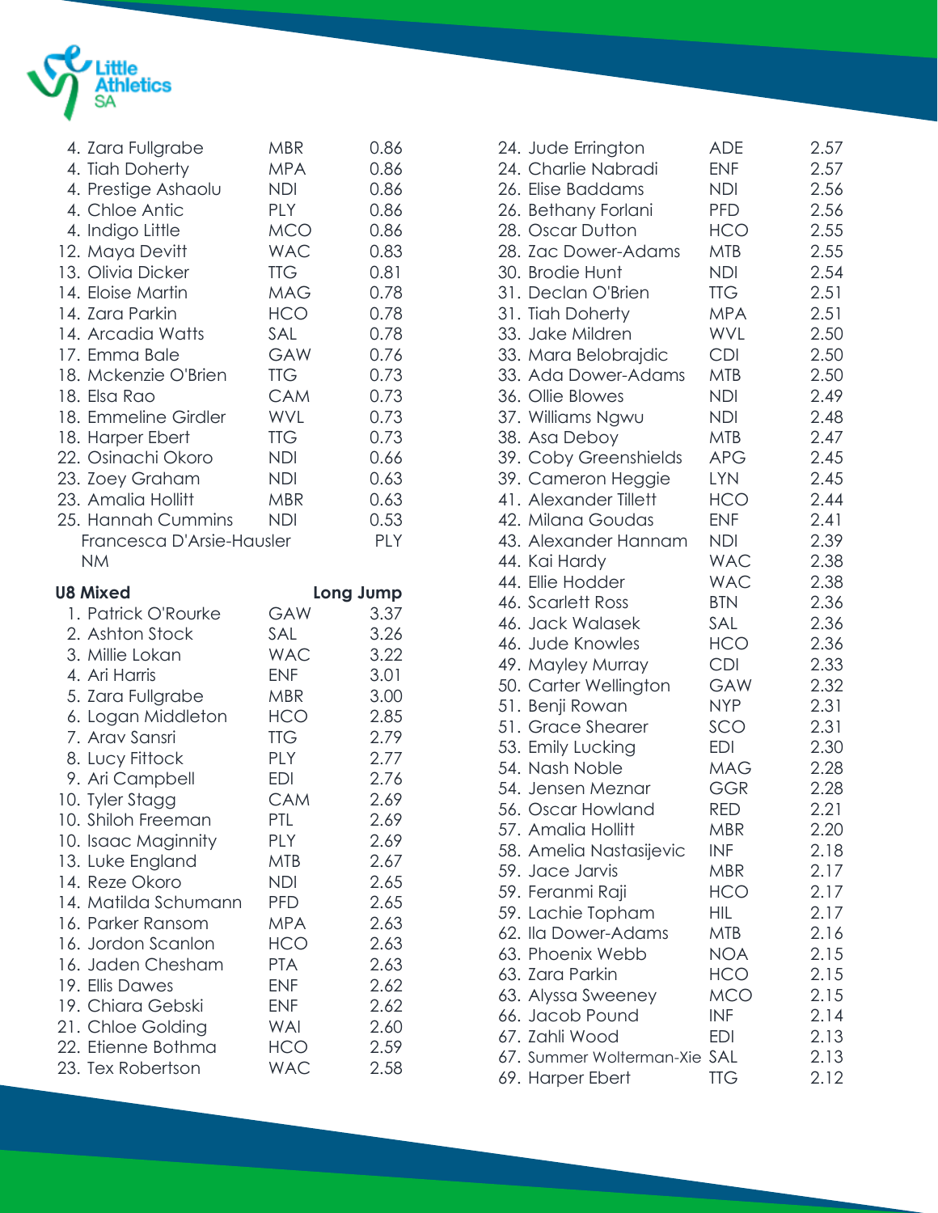| | | |
|---|---|---|
| 4. Zara Fullgrabe | MBR | 0.86 |
| 4. Tiah Doherty | MPA | 0.86 |
| 4. Prestige Ashaolu | NDI | 0.86 |
| 4. Chloe Antic | PLY | 0.86 |
| 4. Indigo Little | MCO | 0.86 |
| 12. Maya Devitt | WAC | 0.83 |
| 13. Olivia Dicker | TTG | 0.81 |
| 14. Eloise Martin | MAG | 0.78 |
| 14. Zara Parkin | HCO | 0.78 |
| 14. Arcadia Watts | SAL | 0.78 |
| 17. Emma Bale | GAW | 0.76 |
| 18. Mckenzie O'Brien | TTG | 0.73 |
| 18. Elsa Rao | CAM | 0.73 |
| 18. Emmeline Girdler | WVL | 0.73 |
| 18. Harper Ebert | TTG | 0.73 |
| 22. Osinachi Okoro | NDI | 0.66 |
| 23. Zoey Graham | NDI | 0.63 |
| 23. Amalia Hollitt | MBR | 0.63 |
| 25. Hannah Cummins | NDI | 0.53 |
| Francesca D'Arsie-Hausler | PLY | NM |

**U8 Mixed** **Long Jump**

| | | |
|---|---|---|
| 1. Patrick O'Rourke | GAW | 3.37 |
| 2. Ashton Stock | SAL | 3.26 |
| 3. Millie Lokan | WAC | 3.22 |
| 4. Ari Harris | ENF | 3.01 |
| 5. Zara Fullgrabe | MBR | 3.00 |
| 6. Logan Middleton | HCO | 2.85 |
| 7. Arav Sansri | TTG | 2.79 |
| 8. Lucy Fittock | PLY | 2.77 |
| 9. Ari Campbell | EDI | 2.76 |
| 10. Tyler Stagg | CAM | 2.69 |
| 10. Shiloh Freeman | PTL | 2.69 |
| 10. Isaac Maginnity | PLY | 2.69 |
| 13. Luke England | MTB | 2.67 |
| 14. Reze Okoro | NDI | 2.65 |
| 14. Matilda Schumann | PFD | 2.65 |
| 16. Parker Ransom | MPA | 2.63 |
| 16. Jordon Scanlon | HCO | 2.63 |
| 16. Jaden Chesham | PTA | 2.63 |
| 19. Ellis Dawes | ENF | 2.62 |
| 19. Chiara Gebski | ENF | 2.62 |
| 21. Chloe Golding | WAI | 2.60 |
| 22. Etienne Bothma | HCO | 2.59 |
| 23. Tex Robertson | WAC | 2.58 |
| 24. Jude Errington | ADE | 2.57 |
| 24. Charlie Nabradi | ENF | 2.57 |
| 26. Elise Baddams | NDI | 2.56 |
| 26. Bethany Forlani | PFD | 2.56 |
| 28. Oscar Dutton | HCO | 2.55 |
| 28. Zac Dower-Adams | MTB | 2.55 |
| 30. Brodie Hunt | NDI | 2.54 |
| 31. Declan O'Brien | TTG | 2.51 |
| 31. Tiah Doherty | MPA | 2.51 |
| 33. Jake Mildren | WVL | 2.50 |
| 33. Mara Belobrajdic | CDI | 2.50 |
| 33. Ada Dower-Adams | MTB | 2.50 |
| 36. Ollie Blowes | NDI | 2.49 |
| 37. Williams Ngwu | NDI | 2.48 |
| 38. Asa Deboy | MTB | 2.47 |
| 39. Coby Greenshields | APG | 2.45 |
| 39. Cameron Heggie | LYN | 2.45 |
| 41. Alexander Tillett | HCO | 2.44 |
| 42. Milana Goudas | ENF | 2.41 |
| 43. Alexander Hannam | NDI | 2.39 |
| 44. Kai Hardy | WAC | 2.38 |
| 44. Ellie Hodder | WAC | 2.38 |
| 46. Scarlett Ross | BTN | 2.36 |
| 46. Jack Walasek | SAL | 2.36 |
| 46. Jude Knowles | HCO | 2.36 |
| 49. Mayley Murray | CDI | 2.33 |
| 50. Carter Wellington | GAW | 2.32 |
| 51. Benji Rowan | NYP | 2.31 |
| 51. Grace Shearer | SCO | 2.31 |
| 53. Emily Lucking | EDI | 2.30 |
| 54. Nash Noble | MAG | 2.28 |
| 54. Jensen Meznar | GGR | 2.28 |
| 56. Oscar Howland | RED | 2.21 |
| 57. Amalia Hollitt | MBR | 2.20 |
| 58. Amelia Nastasijevic | INF | 2.18 |
| 59. Jace Jarvis | MBR | 2.17 |
| 59. Feranmi Raji | HCO | 2.17 |
| 59. Lachie Topham | HIL | 2.17 |
| 62. Ila Dower-Adams | MTB | 2.16 |
| 63. Phoenix Webb | NOA | 2.15 |
| 63. Zara Parkin | HCO | 2.15 |
| 63. Alyssa Sweeney | MCO | 2.15 |
| 66. Jacob Pound | INF | 2.14 |
| 67. Zahli Wood | EDI | 2.13 |
| 67. Summer Wolterman-Xie | SAL | 2.13 |
| 69. Harper Ebert | TTG | 2.12 |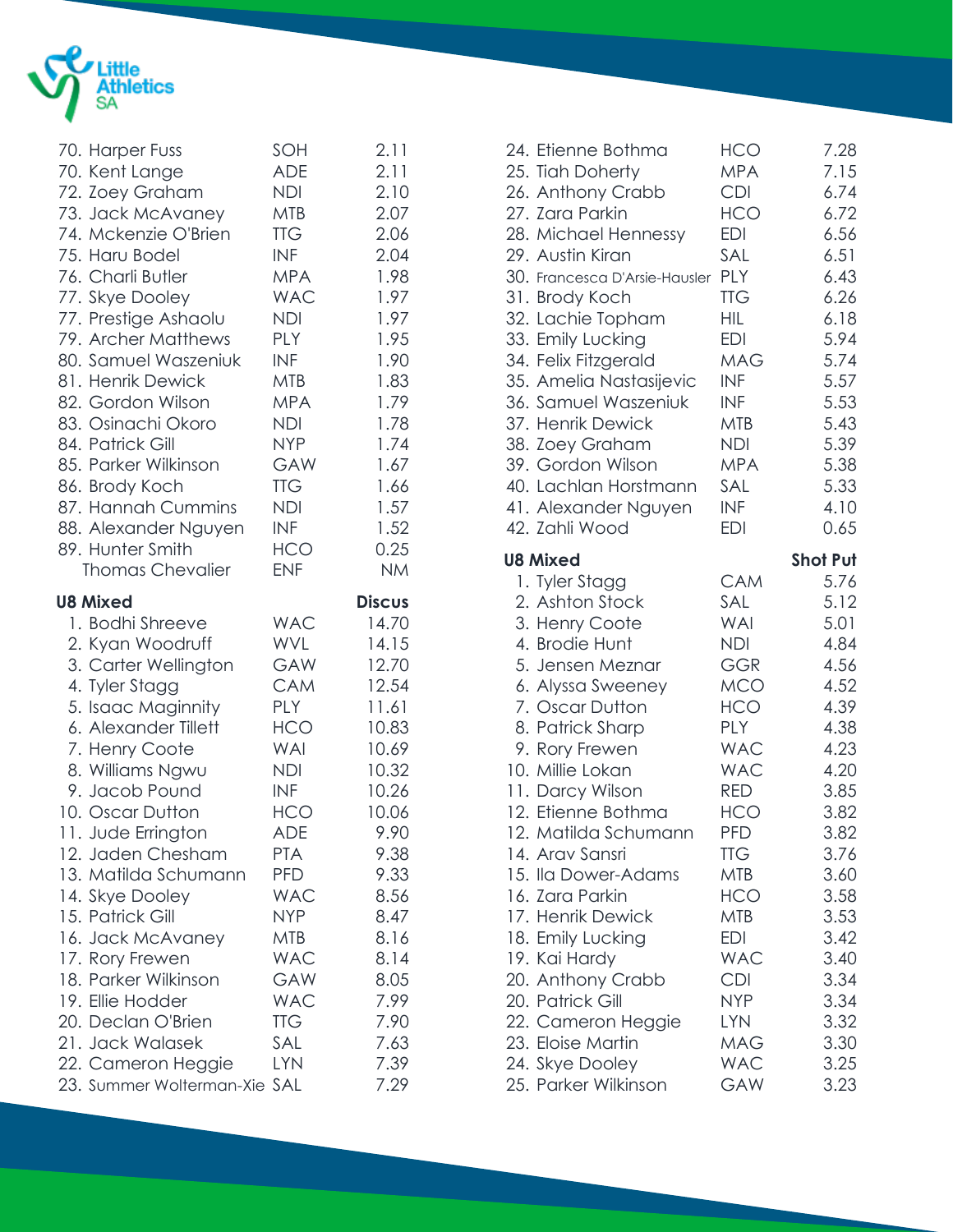| | | |
|---|---|---|
| 70. Harper Fuss | SOH | 2.11 |
| 70. Kent Lange | ADE | 2.11 |
| 72. Zoey Graham | NDI | 2.10 |
| 73. Jack McAvaney | MTB | 2.07 |
| 74. Mckenzie O'Brien | TTG | 2.06 |
| 75. Haru Bodel | INF | 2.04 |
| 76. Charli Butler | MPA | 1.98 |
| 77. Skye Dooley | WAC | 1.97 |
| 77. Prestige Ashaolu | NDI | 1.97 |
| 79. Archer Matthews | PLY | 1.95 |
| 80. Samuel Waszeniuk | INF | 1.90 |
| 81. Henrik Dewick | MTB | 1.83 |
| 82. Gordon Wilson | MPA | 1.79 |
| 83. Osinachi Okoro | NDI | 1.78 |
| 84. Patrick Gill | NYP | 1.74 |
| 85. Parker Wilkinson | GAW | 1.67 |
| 86. Brody Koch | TTG | 1.66 |
| 87. Hannah Cummins | NDI | 1.57 |
| 88. Alexander Nguyen | INF | 1.52 |
| 89. Hunter Smith | HCO | 0.25 |
| Thomas Chevalier | ENF | NM |

**U8 Mixed** — **Discus**

| | | |
|---|---|---|
| 1. Bodhi Shreeve | WAC | 14.70 |
| 2. Kyan Woodruff | WVL | 14.15 |
| 3. Carter Wellington | GAW | 12.70 |
| 4. Tyler Stagg | CAM | 12.54 |
| 5. Isaac Maginnity | PLY | 11.61 |
| 6. Alexander Tillett | HCO | 10.83 |
| 7. Henry Coote | WAI | 10.69 |
| 8. Williams Ngwu | NDI | 10.32 |
| 9. Jacob Pound | INF | 10.26 |
| 10. Oscar Dutton | HCO | 10.06 |
| 11. Jude Errington | ADE | 9.90 |
| 12. Jaden Chesham | PTA | 9.38 |
| 13. Matilda Schumann | PFD | 9.33 |
| 14. Skye Dooley | WAC | 8.56 |
| 15. Patrick Gill | NYP | 8.47 |
| 16. Jack McAvaney | MTB | 8.16 |
| 17. Rory Frewen | WAC | 8.14 |
| 18. Parker Wilkinson | GAW | 8.05 |
| 19. Ellie Hodder | WAC | 7.99 |
| 20. Declan O'Brien | TTG | 7.90 |
| 21. Jack Walasek | SAL | 7.63 |
| 22. Cameron Heggie | LYN | 7.39 |
| 23. Summer Wolterman-Xie | SAL | 7.29 |
| 24. Etienne Bothma | HCO | 7.28 |
| 25. Tiah Doherty | MPA | 7.15 |
| 26. Anthony Crabb | CDI | 6.74 |
| 27. Zara Parkin | HCO | 6.72 |
| 28. Michael Hennessy | EDI | 6.56 |
| 29. Austin Kiran | SAL | 6.51 |
| 30. Francesca D'Arsie-Hausler | PLY | 6.43 |
| 31. Brody Koch | TTG | 6.26 |
| 32. Lachie Topham | HIL | 6.18 |
| 33. Emily Lucking | EDI | 5.94 |
| 34. Felix Fitzgerald | MAG | 5.74 |
| 35. Amelia Nastasijevic | INF | 5.57 |
| 36. Samuel Waszeniuk | INF | 5.53 |
| 37. Henrik Dewick | MTB | 5.43 |
| 38. Zoey Graham | NDI | 5.39 |
| 39. Gordon Wilson | MPA | 5.38 |
| 40. Lachlan Horstmann | SAL | 5.33 |
| 41. Alexander Nguyen | INF | 4.10 |
| 42. Zahli Wood | EDI | 0.65 |

**U8 Mixed** — **Shot Put**

| | | |
|---|---|---|
| 1. Tyler Stagg | CAM | 5.76 |
| 2. Ashton Stock | SAL | 5.12 |
| 3. Henry Coote | WAI | 5.01 |
| 4. Brodie Hunt | NDI | 4.84 |
| 5. Jensen Meznar | GGR | 4.56 |
| 6. Alyssa Sweeney | MCO | 4.52 |
| 7. Oscar Dutton | HCO | 4.39 |
| 8. Patrick Sharp | PLY | 4.38 |
| 9. Rory Frewen | WAC | 4.23 |
| 10. Millie Lokan | WAC | 4.20 |
| 11. Darcy Wilson | RED | 3.85 |
| 12. Etienne Bothma | HCO | 3.82 |
| 12. Matilda Schumann | PFD | 3.82 |
| 14. Arav Sansri | TTG | 3.76 |
| 15. Ila Dower-Adams | MTB | 3.60 |
| 16. Zara Parkin | HCO | 3.58 |
| 17. Henrik Dewick | MTB | 3.53 |
| 18. Emily Lucking | EDI | 3.42 |
| 19. Kai Hardy | WAC | 3.40 |
| 20. Anthony Crabb | CDI | 3.34 |
| 20. Patrick Gill | NYP | 3.34 |
| 22. Cameron Heggie | LYN | 3.32 |
| 23. Eloise Martin | MAG | 3.30 |
| 24. Skye Dooley | WAC | 3.25 |
| 25. Parker Wilkinson | GAW | 3.23 |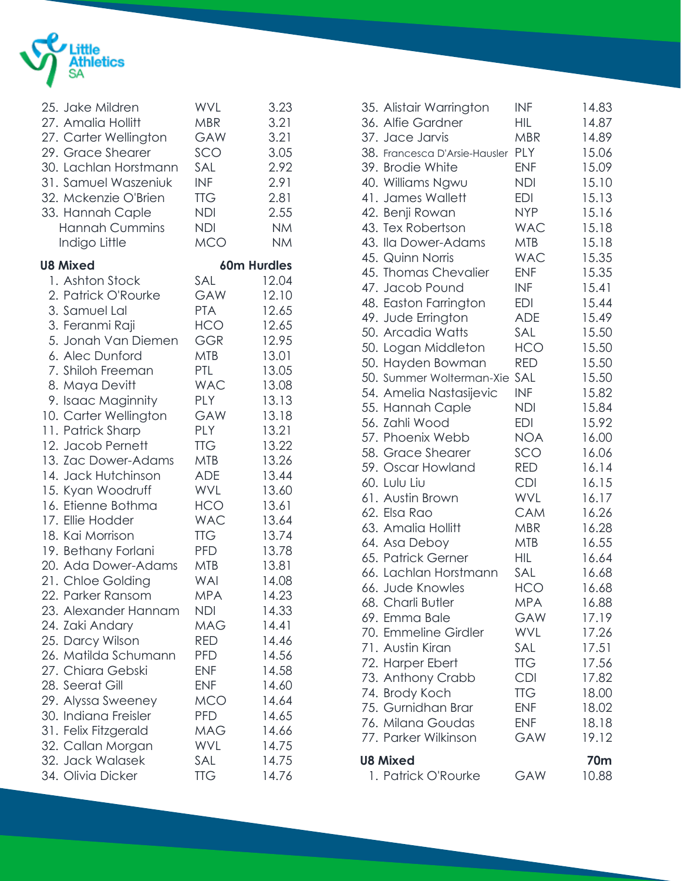| | | |
|---|---|---|
| 25. Jake Mildren | WVL | 3.23 |
| 27. Amalia Hollitt | MBR | 3.21 |
| 27. Carter Wellington | GAW | 3.21 |
| 29. Grace Shearer | SCO | 3.05 |
| 30. Lachlan Horstmann | SAL | 2.92 |
| 31. Samuel Waszeniuk | INF | 2.91 |
| 32. Mckenzie O'Brien | TTG | 2.81 |
| 33. Hannah Caple | NDI | 2.55 |
| Hannah Cummins | NDI | NM |
| Indigo Little | MCO | NM |

**U8 Mixed** — **60m Hurdles**

| | | |
|---|---|---|
| 1. Ashton Stock | SAL | 12.04 |
| 2. Patrick O'Rourke | GAW | 12.10 |
| 3. Samuel Lal | PTA | 12.65 |
| 3. Feranmi Raji | HCO | 12.65 |
| 5. Jonah Van Diemen | GGR | 12.95 |
| 6. Alec Dunford | MTB | 13.01 |
| 7. Shiloh Freeman | PTL | 13.05 |
| 8. Maya Devitt | WAC | 13.08 |
| 9. Isaac Maginnity | PLY | 13.13 |
| 10. Carter Wellington | GAW | 13.18 |
| 11. Patrick Sharp | PLY | 13.21 |
| 12. Jacob Pernett | TTG | 13.22 |
| 13. Zac Dower-Adams | MTB | 13.26 |
| 14. Jack Hutchinson | ADE | 13.44 |
| 15. Kyan Woodruff | WVL | 13.60 |
| 16. Etienne Bothma | HCO | 13.61 |
| 17. Ellie Hodder | WAC | 13.64 |
| 18. Kai Morrison | TTG | 13.74 |
| 19. Bethany Forlani | PFD | 13.78 |
| 20. Ada Dower-Adams | MTB | 13.81 |
| 21. Chloe Golding | WAI | 14.08 |
| 22. Parker Ransom | MPA | 14.23 |
| 23. Alexander Hannam | NDI | 14.33 |
| 24. Zaki Andary | MAG | 14.41 |
| 25. Darcy Wilson | RED | 14.46 |
| 26. Matilda Schumann | PFD | 14.56 |
| 27. Chiara Gebski | ENF | 14.58 |
| 28. Seerat Gill | ENF | 14.60 |
| 29. Alyssa Sweeney | MCO | 14.64 |
| 30. Indiana Freisler | PFD | 14.65 |
| 31. Felix Fitzgerald | MAG | 14.66 |
| 32. Callan Morgan | WVL | 14.75 |
| 32. Jack Walasek | SAL | 14.75 |
| 34. Olivia Dicker | TTG | 14.76 |
| 35. Alistair Warrington | INF | 14.83 |
| 36. Alfie Gardner | HIL | 14.87 |
| 37. Jace Jarvis | MBR | 14.89 |
| 38. Francesca D'Arsie-Hausler | PLY | 15.06 |
| 39. Brodie White | ENF | 15.09 |
| 40. Williams Ngwu | NDI | 15.10 |
| 41. James Wallett | EDI | 15.13 |
| 42. Benji Rowan | NYP | 15.16 |
| 43. Tex Robertson | WAC | 15.18 |
| 43. Ila Dower-Adams | MTB | 15.18 |
| 45. Quinn Norris | WAC | 15.35 |
| 45. Thomas Chevalier | ENF | 15.35 |
| 47. Jacob Pound | INF | 15.41 |
| 48. Easton Farrington | EDI | 15.44 |
| 49. Jude Errington | ADE | 15.49 |
| 50. Arcadia Watts | SAL | 15.50 |
| 50. Logan Middleton | HCO | 15.50 |
| 50. Hayden Bowman | RED | 15.50 |
| 50. Summer Wolterman-Xie | SAL | 15.50 |
| 54. Amelia Nastasijevic | INF | 15.82 |
| 55. Hannah Caple | NDI | 15.84 |
| 56. Zahli Wood | EDI | 15.92 |
| 57. Phoenix Webb | NOA | 16.00 |
| 58. Grace Shearer | SCO | 16.06 |
| 59. Oscar Howland | RED | 16.14 |
| 60. Lulu Liu | CDI | 16.15 |
| 61. Austin Brown | WVL | 16.17 |
| 62. Elsa Rao | CAM | 16.26 |
| 63. Amalia Hollitt | MBR | 16.28 |
| 64. Asa Deboy | MTB | 16.55 |
| 65. Patrick Gerner | HIL | 16.64 |
| 66. Lachlan Horstmann | SAL | 16.68 |
| 66. Jude Knowles | HCO | 16.68 |
| 68. Charli Butler | MPA | 16.88 |
| 69. Emma Bale | GAW | 17.19 |
| 70. Emmeline Girdler | WVL | 17.26 |
| 71. Austin Kiran | SAL | 17.51 |
| 72. Harper Ebert | TTG | 17.56 |
| 73. Anthony Crabb | CDI | 17.82 |
| 74. Brody Koch | TTG | 18.00 |
| 75. Gurnidhan Brar | ENF | 18.02 |
| 76. Milana Goudas | ENF | 18.18 |
| 77. Parker Wilkinson | GAW | 19.12 |

**U8 Mixed** — **70m**

| | | |
|---|---|---|
| 1. Patrick O'Rourke | GAW | 10.88 |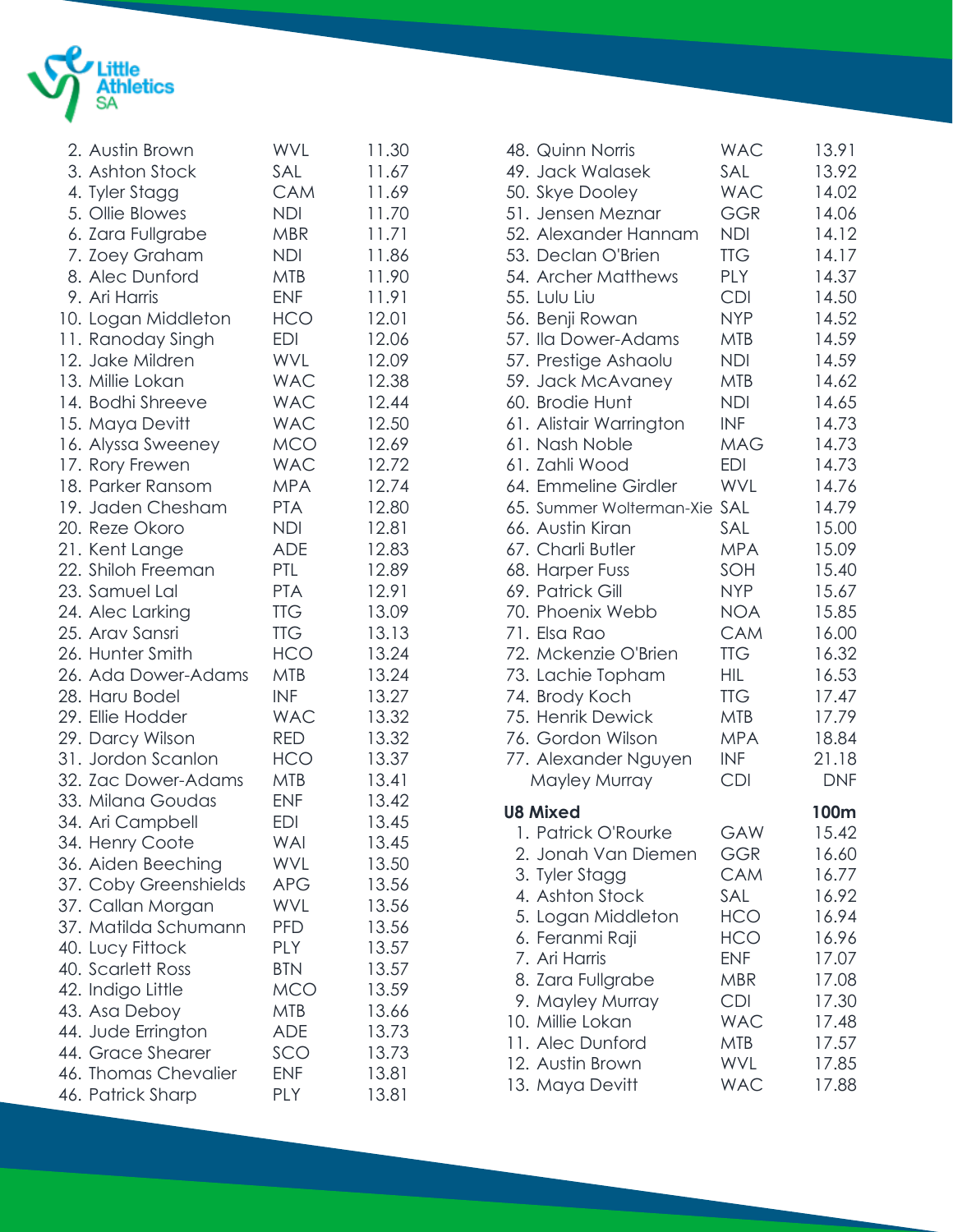| Place | Name | Club | Time |
|---|---|---|---|
| 2. | Austin Brown | WVL | 11.30 |
| 3. | Ashton Stock | SAL | 11.67 |
| 4. | Tyler Stagg | CAM | 11.69 |
| 5. | Ollie Blowes | NDI | 11.70 |
| 6. | Zara Fullgrabe | MBR | 11.71 |
| 7. | Zoey Graham | NDI | 11.86 |
| 8. | Alec Dunford | MTB | 11.90 |
| 9. | Ari Harris | ENF | 11.91 |
| 10. | Logan Middleton | HCO | 12.01 |
| 11. | Ranoday Singh | EDI | 12.06 |
| 12. | Jake Mildren | WVL | 12.09 |
| 13. | Millie Lokan | WAC | 12.38 |
| 14. | Bodhi Shreeve | WAC | 12.44 |
| 15. | Maya Devitt | WAC | 12.50 |
| 16. | Alyssa Sweeney | MCO | 12.69 |
| 17. | Rory Frewen | WAC | 12.72 |
| 18. | Parker Ransom | MPA | 12.74 |
| 19. | Jaden Chesham | PTA | 12.80 |
| 20. | Reze Okoro | NDI | 12.81 |
| 21. | Kent Lange | ADE | 12.83 |
| 22. | Shiloh Freeman | PTL | 12.89 |
| 23. | Samuel Lal | PTA | 12.91 |
| 24. | Alec Larking | TTG | 13.09 |
| 25. | Arav Sansri | TTG | 13.13 |
| 26. | Hunter Smith | HCO | 13.24 |
| 26. | Ada Dower-Adams | MTB | 13.24 |
| 28. | Haru Bodel | INF | 13.27 |
| 29. | Ellie Hodder | WAC | 13.32 |
| 29. | Darcy Wilson | RED | 13.32 |
| 31. | Jordon Scanlon | HCO | 13.37 |
| 32. | Zac Dower-Adams | MTB | 13.41 |
| 33. | Milana Goudas | ENF | 13.42 |
| 34. | Ari Campbell | EDI | 13.45 |
| 34. | Henry Coote | WAI | 13.45 |
| 36. | Aiden Beeching | WVL | 13.50 |
| 37. | Coby Greenshields | APG | 13.56 |
| 37. | Callan Morgan | WVL | 13.56 |
| 37. | Matilda Schumann | PFD | 13.56 |
| 40. | Lucy Fittock | PLY | 13.57 |
| 40. | Scarlett Ross | BTN | 13.57 |
| 42. | Indigo Little | MCO | 13.59 |
| 43. | Asa Deboy | MTB | 13.66 |
| 44. | Jude Errington | ADE | 13.73 |
| 44. | Grace Shearer | SCO | 13.73 |
| 46. | Thomas Chevalier | ENF | 13.81 |
| 46. | Patrick Sharp | PLY | 13.81 |
| 48. | Quinn Norris | WAC | 13.91 |
| 49. | Jack Walasek | SAL | 13.92 |
| 50. | Skye Dooley | WAC | 14.02 |
| 51. | Jensen Meznar | GGR | 14.06 |
| 52. | Alexander Hannam | NDI | 14.12 |
| 53. | Declan O'Brien | TTG | 14.17 |
| 54. | Archer Matthews | PLY | 14.37 |
| 55. | Lulu Liu | CDI | 14.50 |
| 56. | Benji Rowan | NYP | 14.52 |
| 57. | Ila Dower-Adams | MTB | 14.59 |
| 57. | Prestige Ashaolu | NDI | 14.59 |
| 59. | Jack McAvaney | MTB | 14.62 |
| 60. | Brodie Hunt | NDI | 14.65 |
| 61. | Alistair Warrington | INF | 14.73 |
| 61. | Nash Noble | MAG | 14.73 |
| 61. | Zahli Wood | EDI | 14.73 |
| 64. | Emmeline Girdler | WVL | 14.76 |
| 65. | Summer Wolterman-Xie | SAL | 14.79 |
| 66. | Austin Kiran | SAL | 15.00 |
| 67. | Charli Butler | MPA | 15.09 |
| 68. | Harper Fuss | SOH | 15.40 |
| 69. | Patrick Gill | NYP | 15.67 |
| 70. | Phoenix Webb | NOA | 15.85 |
| 71. | Elsa Rao | CAM | 16.00 |
| 72. | Mckenzie O'Brien | TTG | 16.32 |
| 73. | Lachie Topham | HIL | 16.53 |
| 74. | Brody Koch | TTG | 17.47 |
| 75. | Henrik Dewick | MTB | 17.79 |
| 76. | Gordon Wilson | MPA | 18.84 |
| 77. | Alexander Nguyen | INF | 21.18 |
| | Mayley Murray | CDI | DNF |

**U8 Mixed** — **100m**

| Place | Name | Club | Time |
|---|---|---|---|
| 1. | Patrick O'Rourke | GAW | 15.42 |
| 2. | Jonah Van Diemen | GGR | 16.60 |
| 3. | Tyler Stagg | CAM | 16.77 |
| 4. | Ashton Stock | SAL | 16.92 |
| 5. | Logan Middleton | HCO | 16.94 |
| 6. | Feranmi Raji | HCO | 16.96 |
| 7. | Ari Harris | ENF | 17.07 |
| 8. | Zara Fullgrabe | MBR | 17.08 |
| 9. | Mayley Murray | CDI | 17.30 |
| 10. | Millie Lokan | WAC | 17.48 |
| 11. | Alec Dunford | MTB | 17.57 |
| 12. | Austin Brown | WVL | 17.85 |
| 13. | Maya Devitt | WAC | 17.88 |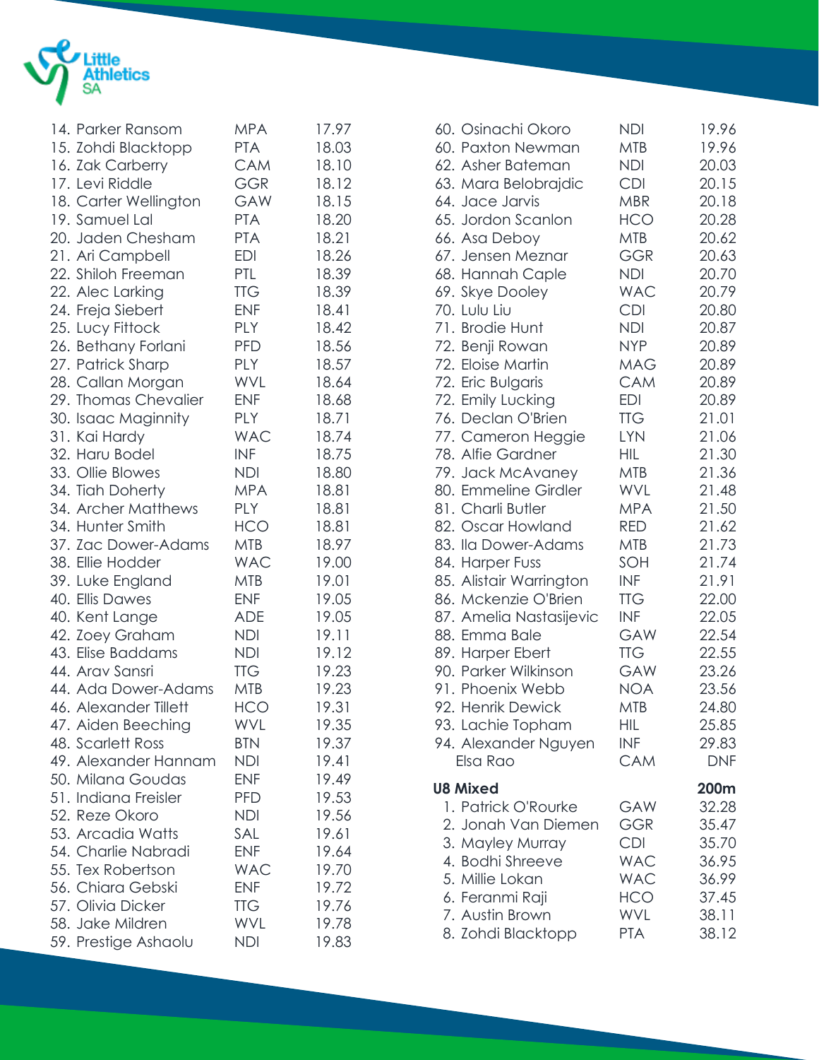| | | |
|---|---|---|
| 14. Parker Ransom | MPA | 17.97 |
| 15. Zohdi Blacktopp | PTA | 18.03 |
| 16. Zak Carberry | CAM | 18.10 |
| 17. Levi Riddle | GGR | 18.12 |
| 18. Carter Wellington | GAW | 18.15 |
| 19. Samuel Lal | PTA | 18.20 |
| 20. Jaden Chesham | PTA | 18.21 |
| 21. Ari Campbell | EDI | 18.26 |
| 22. Shiloh Freeman | PTL | 18.39 |
| 22. Alec Larking | TTG | 18.39 |
| 24. Freja Siebert | ENF | 18.41 |
| 25. Lucy Fittock | PLY | 18.42 |
| 26. Bethany Forlani | PFD | 18.56 |
| 27. Patrick Sharp | PLY | 18.57 |
| 28. Callan Morgan | WVL | 18.64 |
| 29. Thomas Chevalier | ENF | 18.68 |
| 30. Isaac Maginnity | PLY | 18.71 |
| 31. Kai Hardy | WAC | 18.74 |
| 32. Haru Bodel | INF | 18.75 |
| 33. Ollie Blowes | NDI | 18.80 |
| 34. Tiah Doherty | MPA | 18.81 |
| 34. Archer Matthews | PLY | 18.81 |
| 34. Hunter Smith | HCO | 18.81 |
| 37. Zac Dower-Adams | MTB | 18.97 |
| 38. Ellie Hodder | WAC | 19.00 |
| 39. Luke England | MTB | 19.01 |
| 40. Ellis Dawes | ENF | 19.05 |
| 40. Kent Lange | ADE | 19.05 |
| 42. Zoey Graham | NDI | 19.11 |
| 43. Elise Baddams | NDI | 19.12 |
| 44. Arav Sansri | TTG | 19.23 |
| 44. Ada Dower-Adams | MTB | 19.23 |
| 46. Alexander Tillett | HCO | 19.31 |
| 47. Aiden Beeching | WVL | 19.35 |
| 48. Scarlett Ross | BTN | 19.37 |
| 49. Alexander Hannam | NDI | 19.41 |
| 50. Milana Goudas | ENF | 19.49 |
| 51. Indiana Freisler | PFD | 19.53 |
| 52. Reze Okoro | NDI | 19.56 |
| 53. Arcadia Watts | SAL | 19.61 |
| 54. Charlie Nabradi | ENF | 19.64 |
| 55. Tex Robertson | WAC | 19.70 |
| 56. Chiara Gebski | ENF | 19.72 |
| 57. Olivia Dicker | TTG | 19.76 |
| 58. Jake Mildren | WVL | 19.78 |
| 59. Prestige Ashaolu | NDI | 19.83 |
| 60. Osinachi Okoro | NDI | 19.96 |
| 60. Paxton Newman | MTB | 19.96 |
| 62. Asher Bateman | NDI | 20.03 |
| 63. Mara Belobrajdic | CDI | 20.15 |
| 64. Jace Jarvis | MBR | 20.18 |
| 65. Jordon Scanlon | HCO | 20.28 |
| 66. Asa Deboy | MTB | 20.62 |
| 67. Jensen Meznar | GGR | 20.63 |
| 68. Hannah Caple | NDI | 20.70 |
| 69. Skye Dooley | WAC | 20.79 |
| 70. Lulu Liu | CDI | 20.80 |
| 71. Brodie Hunt | NDI | 20.87 |
| 72. Benji Rowan | NYP | 20.89 |
| 72. Eloise Martin | MAG | 20.89 |
| 72. Eric Bulgaris | CAM | 20.89 |
| 72. Emily Lucking | EDI | 20.89 |
| 76. Declan O'Brien | TTG | 21.01 |
| 77. Cameron Heggie | LYN | 21.06 |
| 78. Alfie Gardner | HIL | 21.30 |
| 79. Jack McAvaney | MTB | 21.36 |
| 80. Emmeline Girdler | WVL | 21.48 |
| 81. Charli Butler | MPA | 21.50 |
| 82. Oscar Howland | RED | 21.62 |
| 83. Ila Dower-Adams | MTB | 21.73 |
| 84. Harper Fuss | SOH | 21.74 |
| 85. Alistair Warrington | INF | 21.91 |
| 86. Mckenzie O'Brien | TTG | 22.00 |
| 87. Amelia Nastasijevic | INF | 22.05 |
| 88. Emma Bale | GAW | 22.54 |
| 89. Harper Ebert | TTG | 22.55 |
| 90. Parker Wilkinson | GAW | 23.26 |
| 91. Phoenix Webb | NOA | 23.56 |
| 92. Henrik Dewick | MTB | 24.80 |
| 93. Lachie Topham | HIL | 25.85 |
| 94. Alexander Nguyen | INF | 29.83 |
| Elsa Rao | CAM | DNF |

**U8 Mixed** **200m**

| | | |
|---|---|---|
| 1. Patrick O'Rourke | GAW | 32.28 |
| 2. Jonah Van Diemen | GGR | 35.47 |
| 3. Mayley Murray | CDI | 35.70 |
| 4. Bodhi Shreeve | WAC | 36.95 |
| 5. Millie Lokan | WAC | 36.99 |
| 6. Feranmi Raji | HCO | 37.45 |
| 7. Austin Brown | WVL | 38.11 |
| 8. Zohdi Blacktopp | PTA | 38.12 |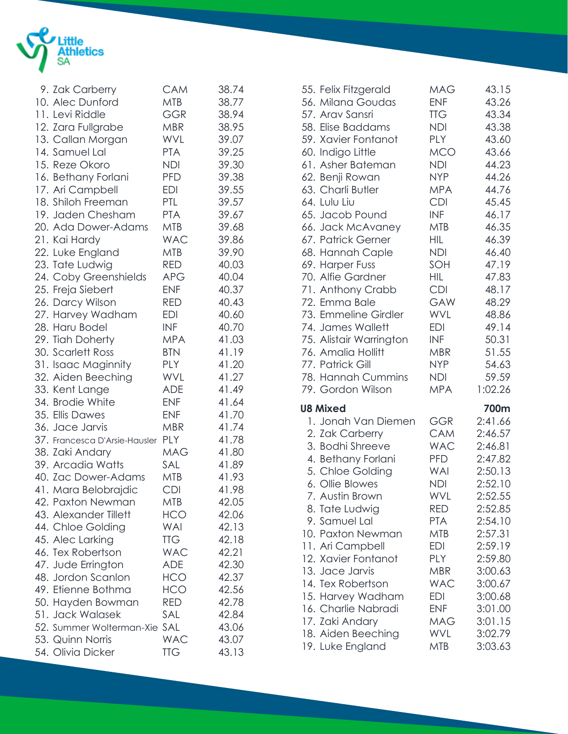| | | |
|---|---|---|
| 9. Zak Carberry | CAM | 38.74 |
| 10. Alec Dunford | MTB | 38.77 |
| 11. Levi Riddle | GGR | 38.94 |
| 12. Zara Fullgrabe | MBR | 38.95 |
| 13. Callan Morgan | WVL | 39.07 |
| 14. Samuel Lal | PTA | 39.25 |
| 15. Reze Okoro | NDI | 39.30 |
| 16. Bethany Forlani | PFD | 39.38 |
| 17. Ari Campbell | EDI | 39.55 |
| 18. Shiloh Freeman | PTL | 39.57 |
| 19. Jaden Chesham | PTA | 39.67 |
| 20. Ada Dower-Adams | MTB | 39.68 |
| 21. Kai Hardy | WAC | 39.86 |
| 22. Luke England | MTB | 39.90 |
| 23. Tate Ludwig | RED | 40.03 |
| 24. Coby Greenshields | APG | 40.04 |
| 25. Freja Siebert | ENF | 40.37 |
| 26. Darcy Wilson | RED | 40.43 |
| 27. Harvey Wadham | EDI | 40.60 |
| 28. Haru Bodel | INF | 40.70 |
| 29. Tiah Doherty | MPA | 41.03 |
| 30. Scarlett Ross | BTN | 41.19 |
| 31. Isaac Maginnity | PLY | 41.20 |
| 32. Aiden Beeching | WVL | 41.27 |
| 33. Kent Lange | ADE | 41.49 |
| 34. Brodie White | ENF | 41.64 |
| 35. Ellis Dawes | ENF | 41.70 |
| 36. Jace Jarvis | MBR | 41.74 |
| 37. Francesca D'Arsie-Hausler | PLY | 41.78 |
| 38. Zaki Andary | MAG | 41.80 |
| 39. Arcadia Watts | SAL | 41.89 |
| 40. Zac Dower-Adams | MTB | 41.93 |
| 41. Mara Belobrajdic | CDI | 41.98 |
| 42. Paxton Newman | MTB | 42.05 |
| 43. Alexander Tillett | HCO | 42.06 |
| 44. Chloe Golding | WAI | 42.13 |
| 45. Alec Larking | TTG | 42.18 |
| 46. Tex Robertson | WAC | 42.21 |
| 47. Jude Errington | ADE | 42.30 |
| 48. Jordon Scanlon | HCO | 42.37 |
| 49. Etienne Bothma | HCO | 42.56 |
| 50. Hayden Bowman | RED | 42.78 |
| 51. Jack Walasek | SAL | 42.84 |
| 52. Summer Wolterman-Xie | SAL | 43.06 |
| 53. Quinn Norris | WAC | 43.07 |
| 54. Olivia Dicker | TTG | 43.13 |
| 55. Felix Fitzgerald | MAG | 43.15 |
| 56. Milana Goudas | ENF | 43.26 |
| 57. Arav Sansri | TTG | 43.34 |
| 58. Elise Baddams | NDI | 43.38 |
| 59. Xavier Fontanot | PLY | 43.60 |
| 60. Indigo Little | MCO | 43.66 |
| 61. Asher Bateman | NDI | 44.23 |
| 62. Benji Rowan | NYP | 44.26 |
| 63. Charli Butler | MPA | 44.76 |
| 64. Lulu Liu | CDI | 45.45 |
| 65. Jacob Pound | INF | 46.17 |
| 66. Jack McAvaney | MTB | 46.35 |
| 67. Patrick Gerner | HIL | 46.39 |
| 68. Hannah Caple | NDI | 46.40 |
| 69. Harper Fuss | SOH | 47.19 |
| 70. Alfie Gardner | HIL | 47.83 |
| 71. Anthony Crabb | CDI | 48.17 |
| 72. Emma Bale | GAW | 48.29 |
| 73. Emmeline Girdler | WVL | 48.86 |
| 74. James Wallett | EDI | 49.14 |
| 75. Alistair Warrington | INF | 50.31 |
| 76. Amalia Hollitt | MBR | 51.55 |
| 77. Patrick Gill | NYP | 54.63 |
| 78. Hannah Cummins | NDI | 59.59 |
| 79. Gordon Wilson | MPA | 1:02.26 |

**U8 Mixed** **700m**

| | | |
|---|---|---|
| 1. Jonah Van Diemen | GGR | 2:41.66 |
| 2. Zak Carberry | CAM | 2:46.57 |
| 3. Bodhi Shreeve | WAC | 2:46.81 |
| 4. Bethany Forlani | PFD | 2:47.82 |
| 5. Chloe Golding | WAI | 2:50.13 |
| 6. Ollie Blowes | NDI | 2:52.10 |
| 7. Austin Brown | WVL | 2:52.55 |
| 8. Tate Ludwig | RED | 2:52.85 |
| 9. Samuel Lal | PTA | 2:54.10 |
| 10. Paxton Newman | MTB | 2:57.31 |
| 11. Ari Campbell | EDI | 2:59.19 |
| 12. Xavier Fontanot | PLY | 2:59.80 |
| 13. Jace Jarvis | MBR | 3:00.63 |
| 14. Tex Robertson | WAC | 3:00.67 |
| 15. Harvey Wadham | EDI | 3:00.68 |
| 16. Charlie Nabradi | ENF | 3:01.00 |
| 17. Zaki Andary | MAG | 3:01.15 |
| 18. Aiden Beeching | WVL | 3:02.79 |
| 19. Luke England | MTB | 3:03.63 |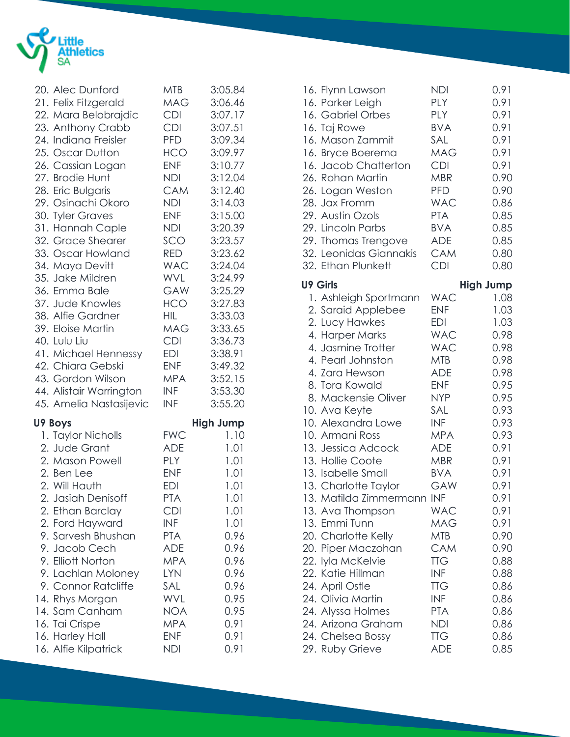| | | |
|---|---|---|
| 20. Alec Dunford | MTB | 3:05.84 |
| 21. Felix Fitzgerald | MAG | 3:06.46 |
| 22. Mara Belobrajdic | CDI | 3:07.17 |
| 23. Anthony Crabb | CDI | 3:07.51 |
| 24. Indiana Freisler | PFD | 3:09.34 |
| 25. Oscar Dutton | HCO | 3:09.97 |
| 26. Cassian Logan | ENF | 3:10.77 |
| 27. Brodie Hunt | NDI | 3:12.04 |
| 28. Eric Bulgaris | CAM | 3:12.40 |
| 29. Osinachi Okoro | NDI | 3:14.03 |
| 30. Tyler Graves | ENF | 3:15.00 |
| 31. Hannah Caple | NDI | 3:20.39 |
| 32. Grace Shearer | SCO | 3:23.57 |
| 33. Oscar Howland | RED | 3:23.62 |
| 34. Maya Devitt | WAC | 3:24.04 |
| 35. Jake Mildren | WVL | 3:24.99 |
| 36. Emma Bale | GAW | 3:25.29 |
| 37. Jude Knowles | HCO | 3:27.83 |
| 38. Alfie Gardner | HIL | 3:33.03 |
| 39. Eloise Martin | MAG | 3:33.65 |
| 40. Lulu Liu | CDI | 3:36.73 |
| 41. Michael Hennessy | EDI | 3:38.91 |
| 42. Chiara Gebski | ENF | 3:49.32 |
| 43. Gordon Wilson | MPA | 3:52.15 |
| 44. Alistair Warrington | INF | 3:53.30 |
| 45. Amelia Nastasijevic | INF | 3:55.20 |

| **U9 Boys** | | **High Jump** |
|---|---|---|
| 1. Taylor Nicholls | FWC | 1.10 |
| 2. Jude Grant | ADE | 1.01 |
| 2. Mason Powell | PLY | 1.01 |
| 2. Ben Lee | ENF | 1.01 |
| 2. Will Hauth | EDI | 1.01 |
| 2. Jasiah Denisoff | PTA | 1.01 |
| 2. Ethan Barclay | CDI | 1.01 |
| 2. Ford Hayward | INF | 1.01 |
| 9. Sarvesh Bhushan | PTA | 0.96 |
| 9. Jacob Cech | ADE | 0.96 |
| 9. Elliott Norton | MPA | 0.96 |
| 9. Lachlan Moloney | LYN | 0.96 |
| 9. Connor Ratcliffe | SAL | 0.96 |
| 14. Rhys Morgan | WVL | 0.95 |
| 14. Sam Canham | NOA | 0.95 |
| 16. Tai Crispe | MPA | 0.91 |
| 16. Harley Hall | ENF | 0.91 |
| 16. Alfie Kilpatrick | NDI | 0.91 |
| 16. Flynn Lawson | NDI | 0.91 |
| 16. Parker Leigh | PLY | 0.91 |
| 16. Gabriel Orbes | PLY | 0.91 |
| 16. Taj Rowe | BVA | 0.91 |
| 16. Mason Zammit | SAL | 0.91 |
| 16. Bryce Boerema | MAG | 0.91 |
| 16. Jacob Chatterton | CDI | 0.91 |
| 26. Rohan Martin | MBR | 0.90 |
| 26. Logan Weston | PFD | 0.90 |
| 28. Jax Fromm | WAC | 0.86 |
| 29. Austin Ozols | PTA | 0.85 |
| 29. Lincoln Parbs | BVA | 0.85 |
| 29. Thomas Trengove | ADE | 0.85 |
| 32. Leonidas Giannakis | CAM | 0.80 |
| 32. Ethan Plunkett | CDI | 0.80 |

| **U9 Girls** | | **High Jump** |
|---|---|---|
| 1. Ashleigh Sportmann | WAC | 1.08 |
| 2. Saraid Applebee | ENF | 1.03 |
| 2. Lucy Hawkes | EDI | 1.03 |
| 4. Harper Marks | WAC | 0.98 |
| 4. Jasmine Trotter | WAC | 0.98 |
| 4. Pearl Johnston | MTB | 0.98 |
| 4. Zara Hewson | ADE | 0.98 |
| 8. Tora Kowald | ENF | 0.95 |
| 8. Mackensie Oliver | NYP | 0.95 |
| 10. Ava Keyte | SAL | 0.93 |
| 10. Alexandra Lowe | INF | 0.93 |
| 10. Armani Ross | MPA | 0.93 |
| 13. Jessica Adcock | ADE | 0.91 |
| 13. Hollie Coote | MBR | 0.91 |
| 13. Isabelle Small | BVA | 0.91 |
| 13. Charlotte Taylor | GAW | 0.91 |
| 13. Matilda Zimmermann | INF | 0.91 |
| 13. Ava Thompson | WAC | 0.91 |
| 13. Emmi Tunn | MAG | 0.91 |
| 20. Charlotte Kelly | MTB | 0.90 |
| 20. Piper Maczohan | CAM | 0.90 |
| 22. Iyla McKelvie | TTG | 0.88 |
| 22. Katie Hillman | INF | 0.88 |
| 24. April Ostle | TTG | 0.86 |
| 24. Olivia Martin | INF | 0.86 |
| 24. Alyssa Holmes | PTA | 0.86 |
| 24. Arizona Graham | NDI | 0.86 |
| 24. Chelsea Bossy | TTG | 0.86 |
| 29. Ruby Grieve | ADE | 0.85 |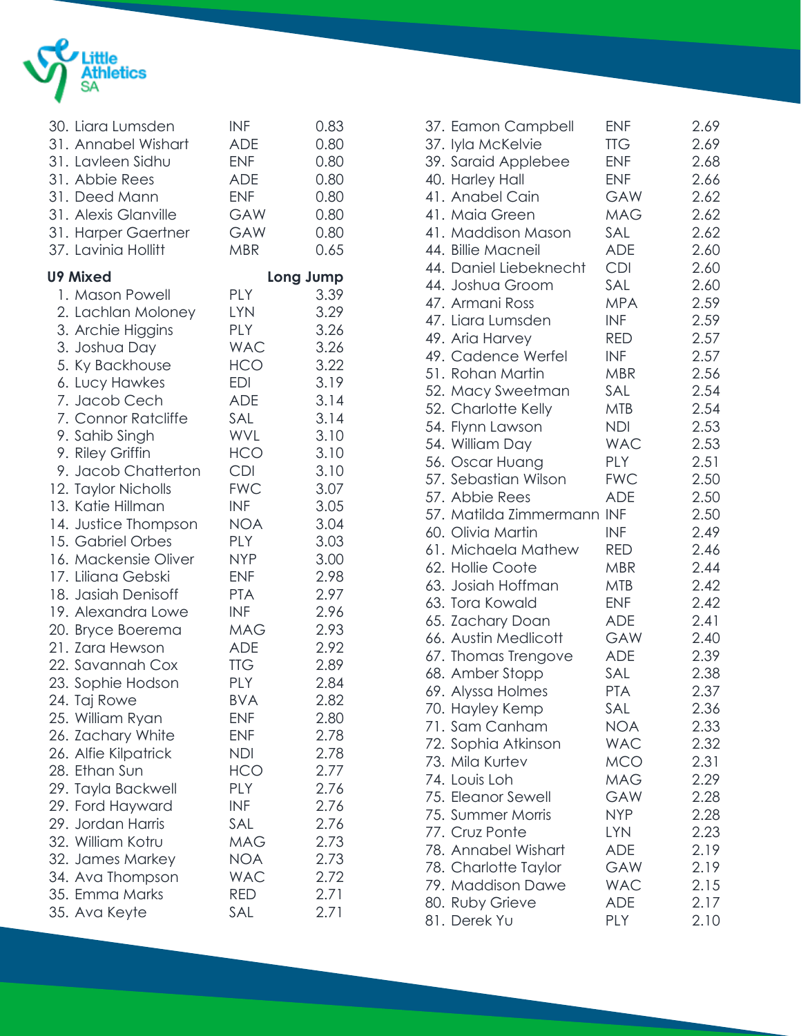| | | |
|---|---|---|
| 30. Liara Lumsden | INF | 0.83 |
| 31. Annabel Wishart | ADE | 0.80 |
| 31. Lavleen Sidhu | ENF | 0.80 |
| 31. Abbie Rees | ADE | 0.80 |
| 31. Deed Mann | ENF | 0.80 |
| 31. Alexis Glanville | GAW | 0.80 |
| 31. Harper Gaertner | GAW | 0.80 |
| 37. Lavinia Hollitt | MBR | 0.65 |

**U9 Mixed** **Long Jump**

| | | |
|---|---|---|
| 1. Mason Powell | PLY | 3.39 |
| 2. Lachlan Moloney | LYN | 3.29 |
| 3. Archie Higgins | PLY | 3.26 |
| 3. Joshua Day | WAC | 3.26 |
| 5. Ky Backhouse | HCO | 3.22 |
| 6. Lucy Hawkes | EDI | 3.19 |
| 7. Jacob Cech | ADE | 3.14 |
| 7. Connor Ratcliffe | SAL | 3.14 |
| 9. Sahib Singh | WVL | 3.10 |
| 9. Riley Griffin | HCO | 3.10 |
| 9. Jacob Chatterton | CDI | 3.10 |
| 12. Taylor Nicholls | FWC | 3.07 |
| 13. Katie Hillman | INF | 3.05 |
| 14. Justice Thompson | NOA | 3.04 |
| 15. Gabriel Orbes | PLY | 3.03 |
| 16. Mackensie Oliver | NYP | 3.00 |
| 17. Liliana Gebski | ENF | 2.98 |
| 18. Jasiah Denisoff | PTA | 2.97 |
| 19. Alexandra Lowe | INF | 2.96 |
| 20. Bryce Boerema | MAG | 2.93 |
| 21. Zara Hewson | ADE | 2.92 |
| 22. Savannah Cox | TTG | 2.89 |
| 23. Sophie Hodson | PLY | 2.84 |
| 24. Taj Rowe | BVA | 2.82 |
| 25. William Ryan | ENF | 2.80 |
| 26. Zachary White | ENF | 2.78 |
| 26. Alfie Kilpatrick | NDI | 2.78 |
| 28. Ethan Sun | HCO | 2.77 |
| 29. Tayla Backwell | PLY | 2.76 |
| 29. Ford Hayward | INF | 2.76 |
| 29. Jordan Harris | SAL | 2.76 |
| 32. William Kotru | MAG | 2.73 |
| 32. James Markey | NOA | 2.73 |
| 34. Ava Thompson | WAC | 2.72 |
| 35. Emma Marks | RED | 2.71 |
| 35. Ava Keyte | SAL | 2.71 |
| 37. Eamon Campbell | ENF | 2.69 |
| 37. Iyla McKelvie | TTG | 2.69 |
| 39. Saraid Applebee | ENF | 2.68 |
| 40. Harley Hall | ENF | 2.66 |
| 41. Anabel Cain | GAW | 2.62 |
| 41. Maia Green | MAG | 2.62 |
| 41. Maddison Mason | SAL | 2.62 |
| 44. Billie Macneil | ADE | 2.60 |
| 44. Daniel Liebeknecht | CDI | 2.60 |
| 44. Joshua Groom | SAL | 2.60 |
| 47. Armani Ross | MPA | 2.59 |
| 47. Liara Lumsden | INF | 2.59 |
| 49. Aria Harvey | RED | 2.57 |
| 49. Cadence Werfel | INF | 2.57 |
| 51. Rohan Martin | MBR | 2.56 |
| 52. Macy Sweetman | SAL | 2.54 |
| 52. Charlotte Kelly | MTB | 2.54 |
| 54. Flynn Lawson | NDI | 2.53 |
| 54. William Day | WAC | 2.53 |
| 56. Oscar Huang | PLY | 2.51 |
| 57. Sebastian Wilson | FWC | 2.50 |
| 57. Abbie Rees | ADE | 2.50 |
| 57. Matilda Zimmermann | INF | 2.50 |
| 60. Olivia Martin | INF | 2.49 |
| 61. Michaela Mathew | RED | 2.46 |
| 62. Hollie Coote | MBR | 2.44 |
| 63. Josiah Hoffman | MTB | 2.42 |
| 63. Tora Kowald | ENF | 2.42 |
| 65. Zachary Doan | ADE | 2.41 |
| 66. Austin Medlicott | GAW | 2.40 |
| 67. Thomas Trengove | ADE | 2.39 |
| 68. Amber Stopp | SAL | 2.38 |
| 69. Alyssa Holmes | PTA | 2.37 |
| 70. Hayley Kemp | SAL | 2.36 |
| 71. Sam Canham | NOA | 2.33 |
| 72. Sophia Atkinson | WAC | 2.32 |
| 73. Mila Kurtev | MCO | 2.31 |
| 74. Louis Loh | MAG | 2.29 |
| 75. Eleanor Sewell | GAW | 2.28 |
| 75. Summer Morris | NYP | 2.28 |
| 77. Cruz Ponte | LYN | 2.23 |
| 78. Annabel Wishart | ADE | 2.19 |
| 78. Charlotte Taylor | GAW | 2.19 |
| 79. Maddison Dawe | WAC | 2.15 |
| 80. Ruby Grieve | ADE | 2.17 |
| 81. Derek Yu | PLY | 2.10 |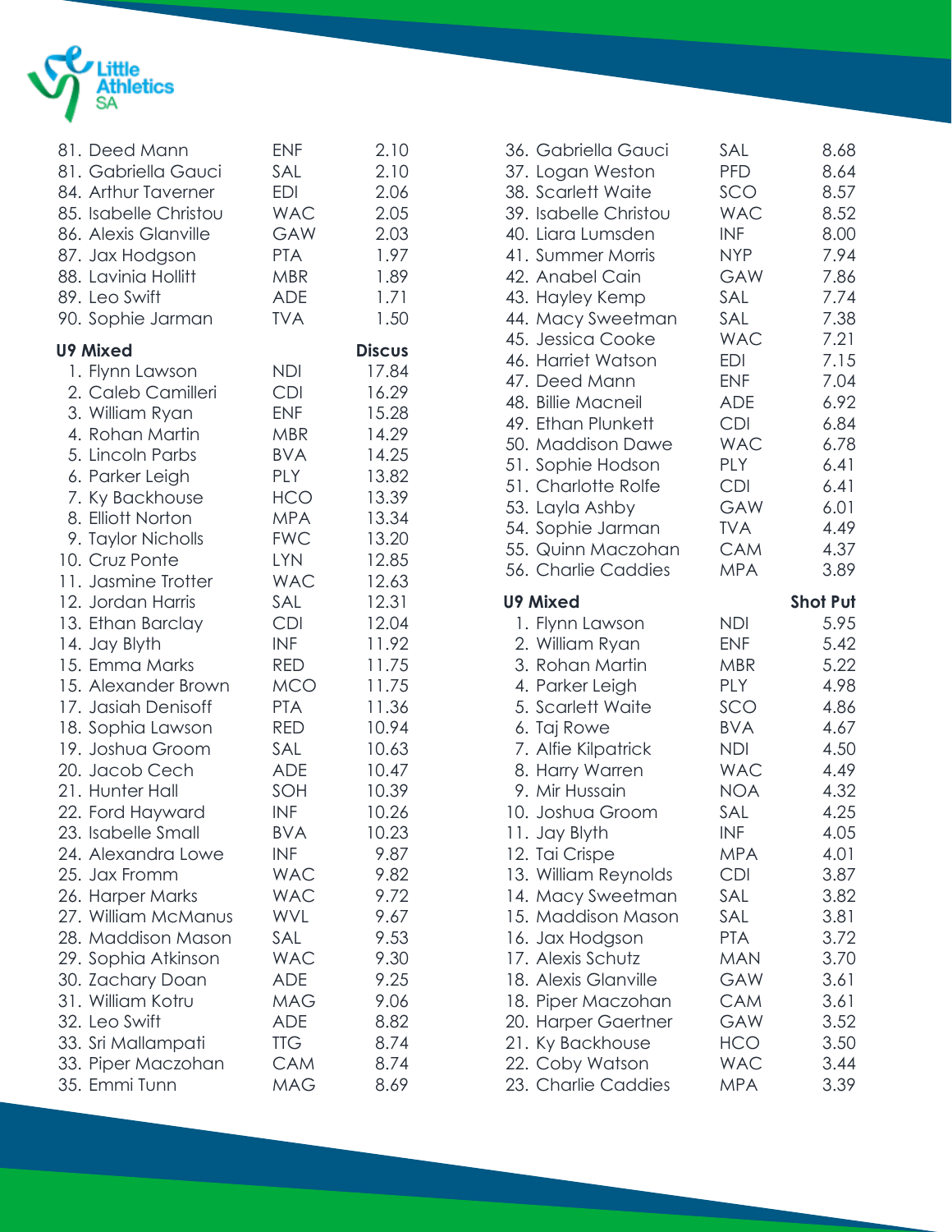| | | |
|---|---|---|
| 81. Deed Mann | ENF | 2.10 |
| 81. Gabriella Gauci | SAL | 2.10 |
| 84. Arthur Taverner | EDI | 2.06 |
| 85. Isabelle Christou | WAC | 2.05 |
| 86. Alexis Glanville | GAW | 2.03 |
| 87. Jax Hodgson | PTA | 1.97 |
| 88. Lavinia Hollitt | MBR | 1.89 |
| 89. Leo Swift | ADE | 1.71 |
| 90. Sophie Jarman | TVA | 1.50 |

**U9 Mixed** **Discus**

| | | |
|---|---|---|
| 1. Flynn Lawson | NDI | 17.84 |
| 2. Caleb Camilleri | CDI | 16.29 |
| 3. William Ryan | ENF | 15.28 |
| 4. Rohan Martin | MBR | 14.29 |
| 5. Lincoln Parbs | BVA | 14.25 |
| 6. Parker Leigh | PLY | 13.82 |
| 7. Ky Backhouse | HCO | 13.39 |
| 8. Elliott Norton | MPA | 13.34 |
| 9. Taylor Nicholls | FWC | 13.20 |
| 10. Cruz Ponte | LYN | 12.85 |
| 11. Jasmine Trotter | WAC | 12.63 |
| 12. Jordan Harris | SAL | 12.31 |
| 13. Ethan Barclay | CDI | 12.04 |
| 14. Jay Blyth | INF | 11.92 |
| 15. Emma Marks | RED | 11.75 |
| 15. Alexander Brown | MCO | 11.75 |
| 17. Jasiah Denisoff | PTA | 11.36 |
| 18. Sophia Lawson | RED | 10.94 |
| 19. Joshua Groom | SAL | 10.63 |
| 20. Jacob Cech | ADE | 10.47 |
| 21. Hunter Hall | SOH | 10.39 |
| 22. Ford Hayward | INF | 10.26 |
| 23. Isabelle Small | BVA | 10.23 |
| 24. Alexandra Lowe | INF | 9.87 |
| 25. Jax Fromm | WAC | 9.82 |
| 26. Harper Marks | WAC | 9.72 |
| 27. William McManus | WVL | 9.67 |
| 28. Maddison Mason | SAL | 9.53 |
| 29. Sophia Atkinson | WAC | 9.30 |
| 30. Zachary Doan | ADE | 9.25 |
| 31. William Kotru | MAG | 9.06 |
| 32. Leo Swift | ADE | 8.82 |
| 33. Sri Mallampati | TTG | 8.74 |
| 33. Piper Maczohan | CAM | 8.74 |
| 35. Emmi Tunn | MAG | 8.69 |
| 36. Gabriella Gauci | SAL | 8.68 |
| 37. Logan Weston | PFD | 8.64 |
| 38. Scarlett Waite | SCO | 8.57 |
| 39. Isabelle Christou | WAC | 8.52 |
| 40. Liara Lumsden | INF | 8.00 |
| 41. Summer Morris | NYP | 7.94 |
| 42. Anabel Cain | GAW | 7.86 |
| 43. Hayley Kemp | SAL | 7.74 |
| 44. Macy Sweetman | SAL | 7.38 |
| 45. Jessica Cooke | WAC | 7.21 |
| 46. Harriet Watson | EDI | 7.15 |
| 47. Deed Mann | ENF | 7.04 |
| 48. Billie Macneil | ADE | 6.92 |
| 49. Ethan Plunkett | CDI | 6.84 |
| 50. Maddison Dawe | WAC | 6.78 |
| 51. Sophie Hodson | PLY | 6.41 |
| 51. Charlotte Rolfe | CDI | 6.41 |
| 53. Layla Ashby | GAW | 6.01 |
| 54. Sophie Jarman | TVA | 4.49 |
| 55. Quinn Maczohan | CAM | 4.37 |
| 56. Charlie Caddies | MPA | 3.89 |

**U9 Mixed** **Shot Put**

| | | |
|---|---|---|
| 1. Flynn Lawson | NDI | 5.95 |
| 2. William Ryan | ENF | 5.42 |
| 3. Rohan Martin | MBR | 5.22 |
| 4. Parker Leigh | PLY | 4.98 |
| 5. Scarlett Waite | SCO | 4.86 |
| 6. Taj Rowe | BVA | 4.67 |
| 7. Alfie Kilpatrick | NDI | 4.50 |
| 8. Harry Warren | WAC | 4.49 |
| 9. Mir Hussain | NOA | 4.32 |
| 10. Joshua Groom | SAL | 4.25 |
| 11. Jay Blyth | INF | 4.05 |
| 12. Tai Crispe | MPA | 4.01 |
| 13. William Reynolds | CDI | 3.87 |
| 14. Macy Sweetman | SAL | 3.82 |
| 15. Maddison Mason | SAL | 3.81 |
| 16. Jax Hodgson | PTA | 3.72 |
| 17. Alexis Schutz | MAN | 3.70 |
| 18. Alexis Glanville | GAW | 3.61 |
| 18. Piper Maczohan | CAM | 3.61 |
| 20. Harper Gaertner | GAW | 3.52 |
| 21. Ky Backhouse | HCO | 3.50 |
| 22. Coby Watson | WAC | 3.44 |
| 23. Charlie Caddies | MPA | 3.39 |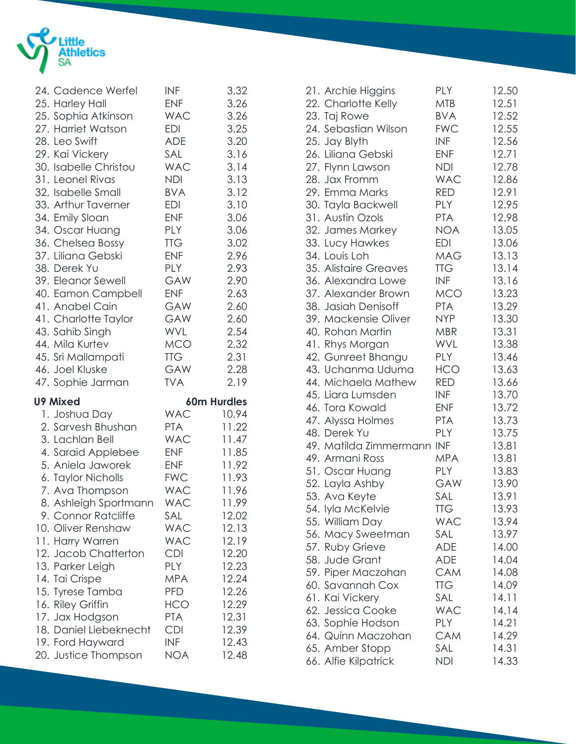| | | |
|---|---|---|
| 24. Cadence Werfel | INF | 3.32 |
| 25. Harley Hall | ENF | 3.26 |
| 25. Sophia Atkinson | WAC | 3.26 |
| 27. Harriet Watson | EDI | 3.25 |
| 28. Leo Swift | ADE | 3.20 |
| 29. Kai Vickery | SAL | 3.16 |
| 30. Isabelle Christou | WAC | 3.14 |
| 31. Leonel Rivas | NDI | 3.13 |
| 32. Isabelle Small | BVA | 3.12 |
| 33. Arthur Taverner | EDI | 3.10 |
| 34. Emily Sloan | ENF | 3.06 |
| 34. Oscar Huang | PLY | 3.06 |
| 36. Chelsea Bossy | TTG | 3.02 |
| 37. Liliana Gebski | ENF | 2.96 |
| 38. Derek Yu | PLY | 2.93 |
| 39. Eleanor Sewell | GAW | 2.90 |
| 40. Eamon Campbell | ENF | 2.63 |
| 41. Anabel Cain | GAW | 2.60 |
| 41. Charlotte Taylor | GAW | 2.60 |
| 43. Sahib Singh | WVL | 2.54 |
| 44. Mila Kurtev | MCO | 2.32 |
| 45. Sri Mallampati | TTG | 2.31 |
| 46. Joel Kluske | GAW | 2.28 |
| 47. Sophie Jarman | TVA | 2.19 |

**U9 Mixed** — **60m Hurdles**

| | | |
|---|---|---|
| 1. Joshua Day | WAC | 10.94 |
| 2. Sarvesh Bhushan | PTA | 11.22 |
| 3. Lachlan Bell | WAC | 11.47 |
| 4. Saraid Applebee | ENF | 11.85 |
| 5. Aniela Jaworek | ENF | 11.92 |
| 6. Taylor Nicholls | FWC | 11.93 |
| 7. Ava Thompson | WAC | 11.96 |
| 8. Ashleigh Sportmann | WAC | 11.99 |
| 9. Connor Ratcliffe | SAL | 12.02 |
| 10. Oliver Renshaw | WAC | 12.13 |
| 11. Harry Warren | WAC | 12.19 |
| 12. Jacob Chatterton | CDI | 12.20 |
| 13. Parker Leigh | PLY | 12.23 |
| 14. Tai Crispe | MPA | 12.24 |
| 15. Tyrese Tamba | PFD | 12.26 |
| 16. Riley Griffin | HCO | 12.29 |
| 17. Jax Hodgson | PTA | 12.31 |
| 18. Daniel Liebeknecht | CDI | 12.39 |
| 19. Ford Hayward | INF | 12.43 |
| 20. Justice Thompson | NOA | 12.48 |
| 21. Archie Higgins | PLY | 12.50 |
| 22. Charlotte Kelly | MTB | 12.51 |
| 23. Taj Rowe | BVA | 12.52 |
| 24. Sebastian Wilson | FWC | 12.55 |
| 25. Jay Blyth | INF | 12.56 |
| 26. Liliana Gebski | ENF | 12.71 |
| 27. Flynn Lawson | NDI | 12.78 |
| 28. Jax Fromm | WAC | 12.86 |
| 29. Emma Marks | RED | 12.91 |
| 30. Tayla Backwell | PLY | 12.95 |
| 31. Austin Ozols | PTA | 12.98 |
| 32. James Markey | NOA | 13.05 |
| 33. Lucy Hawkes | EDI | 13.06 |
| 34. Louis Loh | MAG | 13.13 |
| 35. Alistaire Greaves | TTG | 13.14 |
| 36. Alexandra Lowe | INF | 13.16 |
| 37. Alexander Brown | MCO | 13.23 |
| 38. Jasiah Denisoff | PTA | 13.29 |
| 39. Mackensie Oliver | NYP | 13.30 |
| 40. Rohan Martin | MBR | 13.31 |
| 41. Rhys Morgan | WVL | 13.38 |
| 42. Gunreet Bhangu | PLY | 13.46 |
| 43. Uchanma Uduma | HCO | 13.63 |
| 44. Michaela Mathew | RED | 13.66 |
| 45. Liara Lumsden | INF | 13.70 |
| 46. Tora Kowald | ENF | 13.72 |
| 47. Alyssa Holmes | PTA | 13.73 |
| 48. Derek Yu | PLY | 13.75 |
| 49. Matilda Zimmermann | INF | 13.81 |
| 49. Armani Ross | MPA | 13.81 |
| 51. Oscar Huang | PLY | 13.83 |
| 52. Layla Ashby | GAW | 13.90 |
| 53. Ava Keyte | SAL | 13.91 |
| 54. Iyla McKelvie | TTG | 13.93 |
| 55. William Day | WAC | 13.94 |
| 56. Macy Sweetman | SAL | 13.97 |
| 57. Ruby Grieve | ADE | 14.00 |
| 58. Jude Grant | ADE | 14.04 |
| 59. Piper Maczohan | CAM | 14.08 |
| 60. Savannah Cox | TTG | 14.09 |
| 61. Kai Vickery | SAL | 14.11 |
| 62. Jessica Cooke | WAC | 14.14 |
| 63. Sophie Hodson | PLY | 14.21 |
| 64. Quinn Maczohan | CAM | 14.29 |
| 65. Amber Stopp | SAL | 14.31 |
| 66. Alfie Kilpatrick | NDI | 14.33 |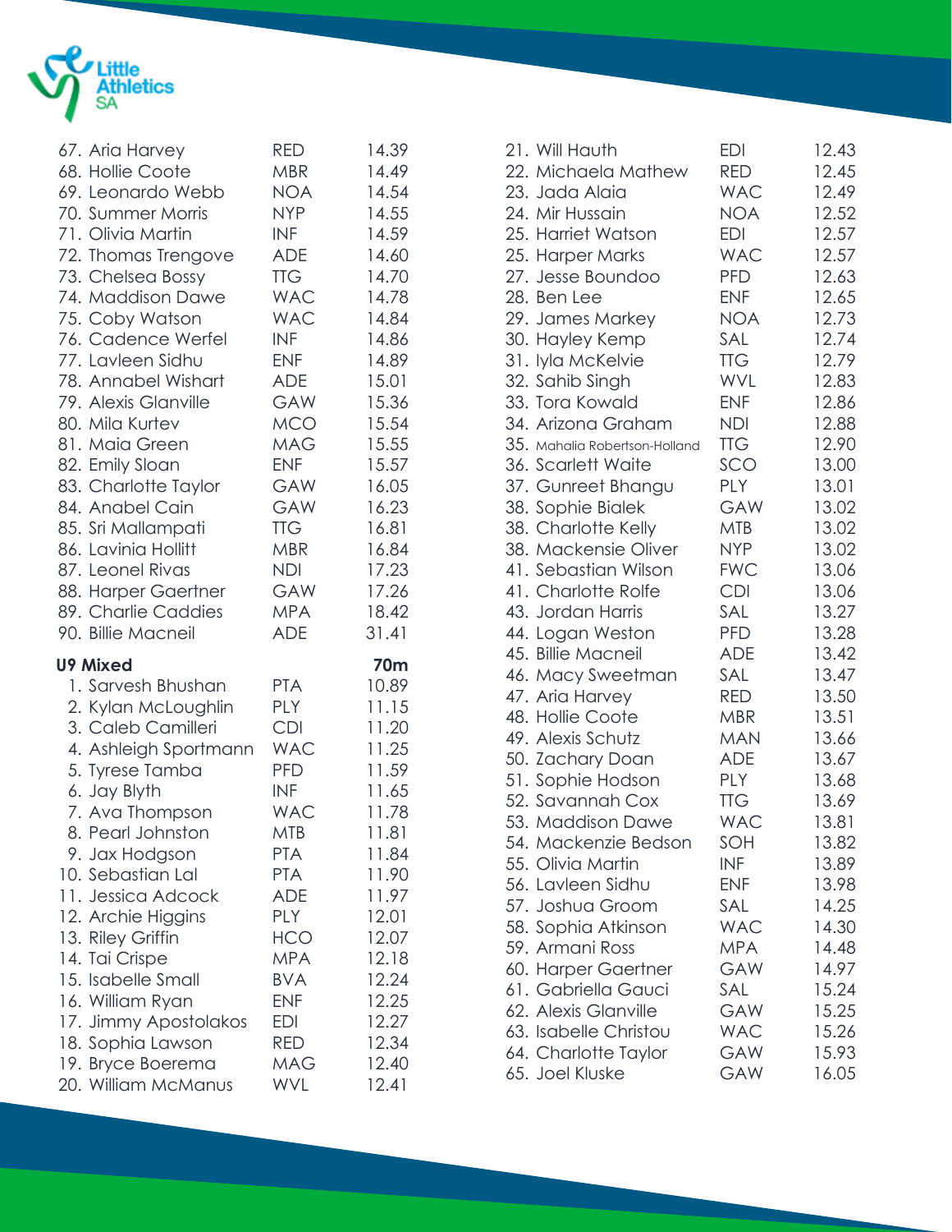| | | |
|---|---|---|
| 67. Aria Harvey | RED | 14.39 |
| 68. Hollie Coote | MBR | 14.49 |
| 69. Leonardo Webb | NOA | 14.54 |
| 70. Summer Morris | NYP | 14.55 |
| 71. Olivia Martin | INF | 14.59 |
| 72. Thomas Trengove | ADE | 14.60 |
| 73. Chelsea Bossy | TTG | 14.70 |
| 74. Maddison Dawe | WAC | 14.78 |
| 75. Coby Watson | WAC | 14.84 |
| 76. Cadence Werfel | INF | 14.86 |
| 77. Lavleen Sidhu | ENF | 14.89 |
| 78. Annabel Wishart | ADE | 15.01 |
| 79. Alexis Glanville | GAW | 15.36 |
| 80. Mila Kurtev | MCO | 15.54 |
| 81. Maia Green | MAG | 15.55 |
| 82. Emily Sloan | ENF | 15.57 |
| 83. Charlotte Taylor | GAW | 16.05 |
| 84. Anabel Cain | GAW | 16.23 |
| 85. Sri Mallampati | TTG | 16.81 |
| 86. Lavinia Hollitt | MBR | 16.84 |
| 87. Leonel Rivas | NDI | 17.23 |
| 88. Harper Gaertner | GAW | 17.26 |
| 89. Charlie Caddies | MPA | 18.42 |
| 90. Billie Macneil | ADE | 31.41 |

**U9 Mixed** — **70m**

| | | |
|---|---|---|
| 1. Sarvesh Bhushan | PTA | 10.89 |
| 2. Kylan McLoughlin | PLY | 11.15 |
| 3. Caleb Camilleri | CDI | 11.20 |
| 4. Ashleigh Sportmann | WAC | 11.25 |
| 5. Tyrese Tamba | PFD | 11.59 |
| 6. Jay Blyth | INF | 11.65 |
| 7. Ava Thompson | WAC | 11.78 |
| 8. Pearl Johnston | MTB | 11.81 |
| 9. Jax Hodgson | PTA | 11.84 |
| 10. Sebastian Lal | PTA | 11.90 |
| 11. Jessica Adcock | ADE | 11.97 |
| 12. Archie Higgins | PLY | 12.01 |
| 13. Riley Griffin | HCO | 12.07 |
| 14. Tai Crispe | MPA | 12.18 |
| 15. Isabelle Small | BVA | 12.24 |
| 16. William Ryan | ENF | 12.25 |
| 17. Jimmy Apostolakos | EDI | 12.27 |
| 18. Sophia Lawson | RED | 12.34 |
| 19. Bryce Boerema | MAG | 12.40 |
| 20. William McManus | WVL | 12.41 |
| 21. Will Hauth | EDI | 12.43 |
| 22. Michaela Mathew | RED | 12.45 |
| 23. Jada Alaia | WAC | 12.49 |
| 24. Mir Hussain | NOA | 12.52 |
| 25. Harriet Watson | EDI | 12.57 |
| 25. Harper Marks | WAC | 12.57 |
| 27. Jesse Boundoo | PFD | 12.63 |
| 28. Ben Lee | ENF | 12.65 |
| 29. James Markey | NOA | 12.73 |
| 30. Hayley Kemp | SAL | 12.74 |
| 31. Iyla McKelvie | TTG | 12.79 |
| 32. Sahib Singh | WVL | 12.83 |
| 33. Tora Kowald | ENF | 12.86 |
| 34. Arizona Graham | NDI | 12.88 |
| 35. Mahalia Robertson-Holland | TTG | 12.90 |
| 36. Scarlett Waite | SCO | 13.00 |
| 37. Gunreet Bhangu | PLY | 13.01 |
| 38. Sophie Bialek | GAW | 13.02 |
| 38. Charlotte Kelly | MTB | 13.02 |
| 38. Mackensie Oliver | NYP | 13.02 |
| 41. Sebastian Wilson | FWC | 13.06 |
| 41. Charlotte Rolfe | CDI | 13.06 |
| 43. Jordan Harris | SAL | 13.27 |
| 44. Logan Weston | PFD | 13.28 |
| 45. Billie Macneil | ADE | 13.42 |
| 46. Macy Sweetman | SAL | 13.47 |
| 47. Aria Harvey | RED | 13.50 |
| 48. Hollie Coote | MBR | 13.51 |
| 49. Alexis Schutz | MAN | 13.66 |
| 50. Zachary Doan | ADE | 13.67 |
| 51. Sophie Hodson | PLY | 13.68 |
| 52. Savannah Cox | TTG | 13.69 |
| 53. Maddison Dawe | WAC | 13.81 |
| 54. Mackenzie Bedson | SOH | 13.82 |
| 55. Olivia Martin | INF | 13.89 |
| 56. Lavleen Sidhu | ENF | 13.98 |
| 57. Joshua Groom | SAL | 14.25 |
| 58. Sophia Atkinson | WAC | 14.30 |
| 59. Armani Ross | MPA | 14.48 |
| 60. Harper Gaertner | GAW | 14.97 |
| 61. Gabriella Gauci | SAL | 15.24 |
| 62. Alexis Glanville | GAW | 15.25 |
| 63. Isabelle Christou | WAC | 15.26 |
| 64. Charlotte Taylor | GAW | 15.93 |
| 65. Joel Kluske | GAW | 16.05 |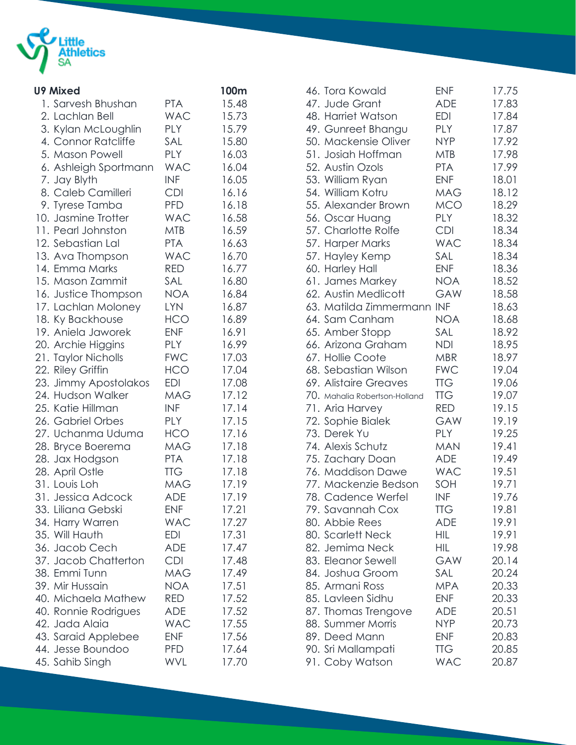## U9 Mixed

| Place | Name | Club | 100m |
|---|---|---|---|
| 1. | Sarvesh Bhushan | PTA | 15.48 |
| 2. | Lachlan Bell | WAC | 15.73 |
| 3. | Kylan McLoughlin | PLY | 15.79 |
| 4. | Connor Ratcliffe | SAL | 15.80 |
| 5. | Mason Powell | PLY | 16.03 |
| 6. | Ashleigh Sportmann | WAC | 16.04 |
| 7. | Jay Blyth | INF | 16.05 |
| 8. | Caleb Camilleri | CDI | 16.16 |
| 9. | Tyrese Tamba | PFD | 16.18 |
| 10. | Jasmine Trotter | WAC | 16.58 |
| 11. | Pearl Johnston | MTB | 16.59 |
| 12. | Sebastian Lal | PTA | 16.63 |
| 13. | Ava Thompson | WAC | 16.70 |
| 14. | Emma Marks | RED | 16.77 |
| 15. | Mason Zammit | SAL | 16.80 |
| 16. | Justice Thompson | NOA | 16.84 |
| 17. | Lachlan Moloney | LYN | 16.87 |
| 18. | Ky Backhouse | HCO | 16.89 |
| 19. | Aniela Jaworek | ENF | 16.91 |
| 20. | Archie Higgins | PLY | 16.99 |
| 21. | Taylor Nicholls | FWC | 17.03 |
| 22. | Riley Griffin | HCO | 17.04 |
| 23. | Jimmy Apostolakos | EDI | 17.08 |
| 24. | Hudson Walker | MAG | 17.12 |
| 25. | Katie Hillman | INF | 17.14 |
| 26. | Gabriel Orbes | PLY | 17.15 |
| 27. | Uchanma Uduma | HCO | 17.16 |
| 28. | Bryce Boerema | MAG | 17.18 |
| 28. | Jax Hodgson | PTA | 17.18 |
| 28. | April Ostle | TTG | 17.18 |
| 31. | Louis Loh | MAG | 17.19 |
| 31. | Jessica Adcock | ADE | 17.19 |
| 33. | Liliana Gebski | ENF | 17.21 |
| 34. | Harry Warren | WAC | 17.27 |
| 35. | Will Hauth | EDI | 17.31 |
| 36. | Jacob Cech | ADE | 17.47 |
| 37. | Jacob Chatterton | CDI | 17.48 |
| 38. | Emmi Tunn | MAG | 17.49 |
| 39. | Mir Hussain | NOA | 17.51 |
| 40. | Michaela Mathew | RED | 17.52 |
| 40. | Ronnie Rodrigues | ADE | 17.52 |
| 42. | Jada Alaia | WAC | 17.55 |
| 43. | Saraid Applebee | ENF | 17.56 |
| 44. | Jesse Boundoo | PFD | 17.64 |
| 45. | Sahib Singh | WVL | 17.70 |
| 46. | Tora Kowald | ENF | 17.75 |
| 47. | Jude Grant | ADE | 17.83 |
| 48. | Harriet Watson | EDI | 17.84 |
| 49. | Gunreet Bhangu | PLY | 17.87 |
| 50. | Mackensie Oliver | NYP | 17.92 |
| 51. | Josiah Hoffman | MTB | 17.98 |
| 52. | Austin Ozols | PTA | 17.99 |
| 53. | William Ryan | ENF | 18.01 |
| 54. | William Kotru | MAG | 18.12 |
| 55. | Alexander Brown | MCO | 18.29 |
| 56. | Oscar Huang | PLY | 18.32 |
| 57. | Charlotte Rolfe | CDI | 18.34 |
| 57. | Harper Marks | WAC | 18.34 |
| 57. | Hayley Kemp | SAL | 18.34 |
| 60. | Harley Hall | ENF | 18.36 |
| 61. | James Markey | NOA | 18.52 |
| 62. | Austin Medlicott | GAW | 18.58 |
| 63. | Matilda Zimmermann | INF | 18.63 |
| 64. | Sam Canham | NOA | 18.68 |
| 65. | Amber Stopp | SAL | 18.92 |
| 66. | Arizona Graham | NDI | 18.95 |
| 67. | Hollie Coote | MBR | 18.97 |
| 68. | Sebastian Wilson | FWC | 19.04 |
| 69. | Alistaire Greaves | TTG | 19.06 |
| 70. | Mahalia Robertson-Holland | TTG | 19.07 |
| 71. | Aria Harvey | RED | 19.15 |
| 72. | Sophie Bialek | GAW | 19.19 |
| 73. | Derek Yu | PLY | 19.25 |
| 74. | Alexis Schutz | MAN | 19.41 |
| 75. | Zachary Doan | ADE | 19.49 |
| 76. | Maddison Dawe | WAC | 19.51 |
| 77. | Mackenzie Bedson | SOH | 19.71 |
| 78. | Cadence Werfel | INF | 19.76 |
| 79. | Savannah Cox | TTG | 19.81 |
| 80. | Abbie Rees | ADE | 19.91 |
| 80. | Scarlett Neck | HIL | 19.91 |
| 82. | Jemima Neck | HIL | 19.98 |
| 83. | Eleanor Sewell | GAW | 20.14 |
| 84. | Joshua Groom | SAL | 20.24 |
| 85. | Armani Ross | MPA | 20.33 |
| 85. | Lavleen Sidhu | ENF | 20.33 |
| 87. | Thomas Trengove | ADE | 20.51 |
| 88. | Summer Morris | NYP | 20.73 |
| 89. | Deed Mann | ENF | 20.83 |
| 90. | Sri Mallampati | TTG | 20.85 |
| 91. | Coby Watson | WAC | 20.87 |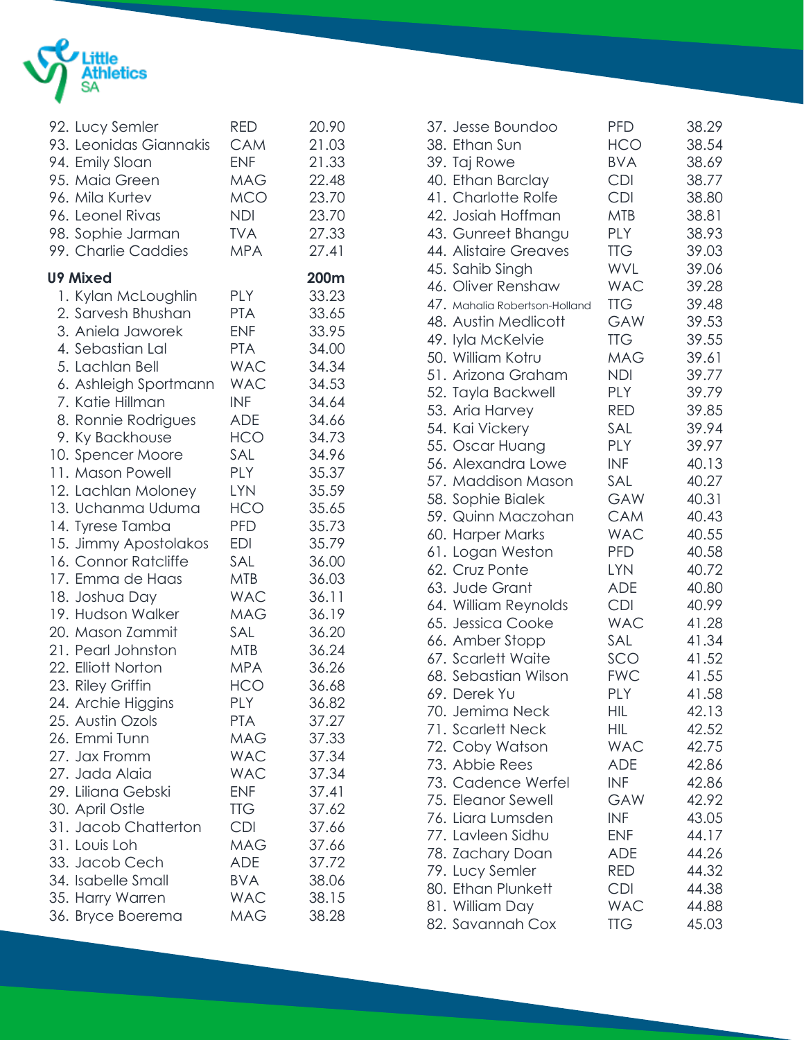| | | |
|---|---|---|
| 92. Lucy Semler | RED | 20.90 |
| 93. Leonidas Giannakis | CAM | 21.03 |
| 94. Emily Sloan | ENF | 21.33 |
| 95. Maia Green | MAG | 22.48 |
| 96. Mila Kurtev | MCO | 23.70 |
| 96. Leonel Rivas | NDI | 23.70 |
| 98. Sophie Jarman | TVA | 27.33 |
| 99. Charlie Caddies | MPA | 27.41 |

**U9 Mixed** **200m**

| | | |
|---|---|---|
| 1. Kylan McLoughlin | PLY | 33.23 |
| 2. Sarvesh Bhushan | PTA | 33.65 |
| 3. Aniela Jaworek | ENF | 33.95 |
| 4. Sebastian Lal | PTA | 34.00 |
| 5. Lachlan Bell | WAC | 34.34 |
| 6. Ashleigh Sportmann | WAC | 34.53 |
| 7. Katie Hillman | INF | 34.64 |
| 8. Ronnie Rodrigues | ADE | 34.66 |
| 9. Ky Backhouse | HCO | 34.73 |
| 10. Spencer Moore | SAL | 34.96 |
| 11. Mason Powell | PLY | 35.37 |
| 12. Lachlan Moloney | LYN | 35.59 |
| 13. Uchanma Uduma | HCO | 35.65 |
| 14. Tyrese Tamba | PFD | 35.73 |
| 15. Jimmy Apostolakos | EDI | 35.79 |
| 16. Connor Ratcliffe | SAL | 36.00 |
| 17. Emma de Haas | MTB | 36.03 |
| 18. Joshua Day | WAC | 36.11 |
| 19. Hudson Walker | MAG | 36.19 |
| 20. Mason Zammit | SAL | 36.20 |
| 21. Pearl Johnston | MTB | 36.24 |
| 22. Elliott Norton | MPA | 36.26 |
| 23. Riley Griffin | HCO | 36.68 |
| 24. Archie Higgins | PLY | 36.82 |
| 25. Austin Ozols | PTA | 37.27 |
| 26. Emmi Tunn | MAG | 37.33 |
| 27. Jax Fromm | WAC | 37.34 |
| 27. Jada Alaia | WAC | 37.34 |
| 29. Liliana Gebski | ENF | 37.41 |
| 30. April Ostle | TTG | 37.62 |
| 31. Jacob Chatterton | CDI | 37.66 |
| 31. Louis Loh | MAG | 37.66 |
| 33. Jacob Cech | ADE | 37.72 |
| 34. Isabelle Small | BVA | 38.06 |
| 35. Harry Warren | WAC | 38.15 |
| 36. Bryce Boerema | MAG | 38.28 |
| 37. Jesse Boundoo | PFD | 38.29 |
| 38. Ethan Sun | HCO | 38.54 |
| 39. Taj Rowe | BVA | 38.69 |
| 40. Ethan Barclay | CDI | 38.77 |
| 41. Charlotte Rolfe | CDI | 38.80 |
| 42. Josiah Hoffman | MTB | 38.81 |
| 43. Gunreet Bhangu | PLY | 38.93 |
| 44. Alistaire Greaves | TTG | 39.03 |
| 45. Sahib Singh | WVL | 39.06 |
| 46. Oliver Renshaw | WAC | 39.28 |
| 47. Mahalia Robertson-Holland | TTG | 39.48 |
| 48. Austin Medlicott | GAW | 39.53 |
| 49. Iyla McKelvie | TTG | 39.55 |
| 50. William Kotru | MAG | 39.61 |
| 51. Arizona Graham | NDI | 39.77 |
| 52. Tayla Backwell | PLY | 39.79 |
| 53. Aria Harvey | RED | 39.85 |
| 54. Kai Vickery | SAL | 39.94 |
| 55. Oscar Huang | PLY | 39.97 |
| 56. Alexandra Lowe | INF | 40.13 |
| 57. Maddison Mason | SAL | 40.27 |
| 58. Sophie Bialek | GAW | 40.31 |
| 59. Quinn Maczohan | CAM | 40.43 |
| 60. Harper Marks | WAC | 40.55 |
| 61. Logan Weston | PFD | 40.58 |
| 62. Cruz Ponte | LYN | 40.72 |
| 63. Jude Grant | ADE | 40.80 |
| 64. William Reynolds | CDI | 40.99 |
| 65. Jessica Cooke | WAC | 41.28 |
| 66. Amber Stopp | SAL | 41.34 |
| 67. Scarlett Waite | SCO | 41.52 |
| 68. Sebastian Wilson | FWC | 41.55 |
| 69. Derek Yu | PLY | 41.58 |
| 70. Jemima Neck | HIL | 42.13 |
| 71. Scarlett Neck | HIL | 42.52 |
| 72. Coby Watson | WAC | 42.75 |
| 73. Abbie Rees | ADE | 42.86 |
| 73. Cadence Werfel | INF | 42.86 |
| 75. Eleanor Sewell | GAW | 42.92 |
| 76. Liara Lumsden | INF | 43.05 |
| 77. Lavleen Sidhu | ENF | 44.17 |
| 78. Zachary Doan | ADE | 44.26 |
| 79. Lucy Semler | RED | 44.32 |
| 80. Ethan Plunkett | CDI | 44.38 |
| 81. William Day | WAC | 44.88 |
| 82. Savannah Cox | TTG | 45.03 |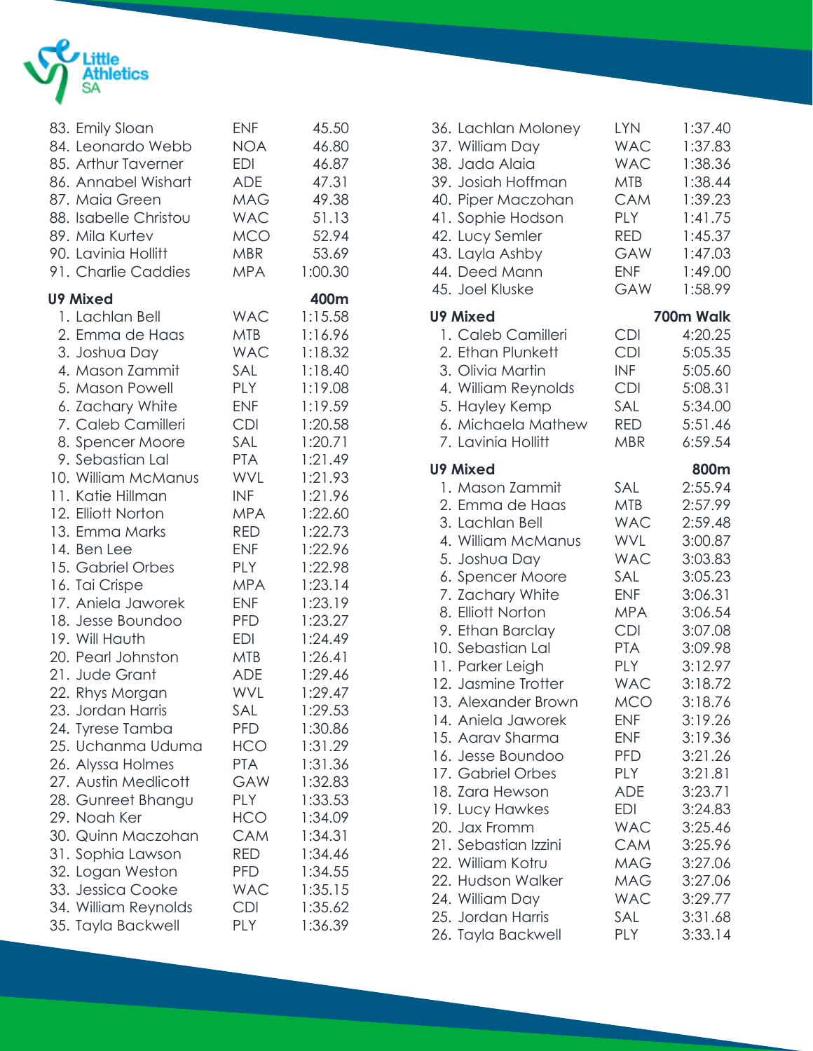| | | |
|---|---|---|
| 83. Emily Sloan | ENF | 45.50 |
| 84. Leonardo Webb | NOA | 46.80 |
| 85. Arthur Taverner | EDI | 46.87 |
| 86. Annabel Wishart | ADE | 47.31 |
| 87. Maia Green | MAG | 49.38 |
| 88. Isabelle Christou | WAC | 51.13 |
| 89. Mila Kurtev | MCO | 52.94 |
| 90. Lavinia Hollitt | MBR | 53.69 |
| 91. Charlie Caddies | MPA | 1:00.30 |

**U9 Mixed** — **400m**

| | | |
|---|---|---|
| 1. Lachlan Bell | WAC | 1:15.58 |
| 2. Emma de Haas | MTB | 1:16.96 |
| 3. Joshua Day | WAC | 1:18.32 |
| 4. Mason Zammit | SAL | 1:18.40 |
| 5. Mason Powell | PLY | 1:19.08 |
| 6. Zachary White | ENF | 1:19.59 |
| 7. Caleb Camilleri | CDI | 1:20.58 |
| 8. Spencer Moore | SAL | 1:20.71 |
| 9. Sebastian Lal | PTA | 1:21.49 |
| 10. William McManus | WVL | 1:21.93 |
| 11. Katie Hillman | INF | 1:21.96 |
| 12. Elliott Norton | MPA | 1:22.60 |
| 13. Emma Marks | RED | 1:22.73 |
| 14. Ben Lee | ENF | 1:22.96 |
| 15. Gabriel Orbes | PLY | 1:22.98 |
| 16. Tai Crispe | MPA | 1:23.14 |
| 17. Aniela Jaworek | ENF | 1:23.19 |
| 18. Jesse Boundoo | PFD | 1:23.27 |
| 19. Will Hauth | EDI | 1:24.49 |
| 20. Pearl Johnston | MTB | 1:26.41 |
| 21. Jude Grant | ADE | 1:29.46 |
| 22. Rhys Morgan | WVL | 1:29.47 |
| 23. Jordan Harris | SAL | 1:29.53 |
| 24. Tyrese Tamba | PFD | 1:30.86 |
| 25. Uchanma Uduma | HCO | 1:31.29 |
| 26. Alyssa Holmes | PTA | 1:31.36 |
| 27. Austin Medlicott | GAW | 1:32.83 |
| 28. Gunreet Bhangu | PLY | 1:33.53 |
| 29. Noah Ker | HCO | 1:34.09 |
| 30. Quinn Maczohan | CAM | 1:34.31 |
| 31. Sophia Lawson | RED | 1:34.46 |
| 32. Logan Weston | PFD | 1:34.55 |
| 33. Jessica Cooke | WAC | 1:35.15 |
| 34. William Reynolds | CDI | 1:35.62 |
| 35. Tayla Backwell | PLY | 1:36.39 |
| 36. Lachlan Moloney | LYN | 1:37.40 |
| 37. William Day | WAC | 1:37.83 |
| 38. Jada Alaia | WAC | 1:38.36 |
| 39. Josiah Hoffman | MTB | 1:38.44 |
| 40. Piper Maczohan | CAM | 1:39.23 |
| 41. Sophie Hodson | PLY | 1:41.75 |
| 42. Lucy Semler | RED | 1:45.37 |
| 43. Layla Ashby | GAW | 1:47.03 |
| 44. Deed Mann | ENF | 1:49.00 |
| 45. Joel Kluske | GAW | 1:58.99 |

**U9 Mixed** — **700m Walk**

| | | |
|---|---|---|
| 1. Caleb Camilleri | CDI | 4:20.25 |
| 2. Ethan Plunkett | CDI | 5:05.35 |
| 3. Olivia Martin | INF | 5:05.60 |
| 4. William Reynolds | CDI | 5:08.31 |
| 5. Hayley Kemp | SAL | 5:34.00 |
| 6. Michaela Mathew | RED | 5:51.46 |
| 7. Lavinia Hollitt | MBR | 6:59.54 |

**U9 Mixed** — **800m**

| | | |
|---|---|---|
| 1. Mason Zammit | SAL | 2:55.94 |
| 2. Emma de Haas | MTB | 2:57.99 |
| 3. Lachlan Bell | WAC | 2:59.48 |
| 4. William McManus | WVL | 3:00.87 |
| 5. Joshua Day | WAC | 3:03.83 |
| 6. Spencer Moore | SAL | 3:05.23 |
| 7. Zachary White | ENF | 3:06.31 |
| 8. Elliott Norton | MPA | 3:06.54 |
| 9. Ethan Barclay | CDI | 3:07.08 |
| 10. Sebastian Lal | PTA | 3:09.98 |
| 11. Parker Leigh | PLY | 3:12.97 |
| 12. Jasmine Trotter | WAC | 3:18.72 |
| 13. Alexander Brown | MCO | 3:18.76 |
| 14. Aniela Jaworek | ENF | 3:19.26 |
| 15. Aarav Sharma | ENF | 3:19.36 |
| 16. Jesse Boundoo | PFD | 3:21.26 |
| 17. Gabriel Orbes | PLY | 3:21.81 |
| 18. Zara Hewson | ADE | 3:23.71 |
| 19. Lucy Hawkes | EDI | 3:24.83 |
| 20. Jax Fromm | WAC | 3:25.46 |
| 21. Sebastian Izzini | CAM | 3:25.96 |
| 22. William Kotru | MAG | 3:27.06 |
| 22. Hudson Walker | MAG | 3:27.06 |
| 24. William Day | WAC | 3:29.77 |
| 25. Jordan Harris | SAL | 3:31.68 |
| 26. Tayla Backwell | PLY | 3:33.14 |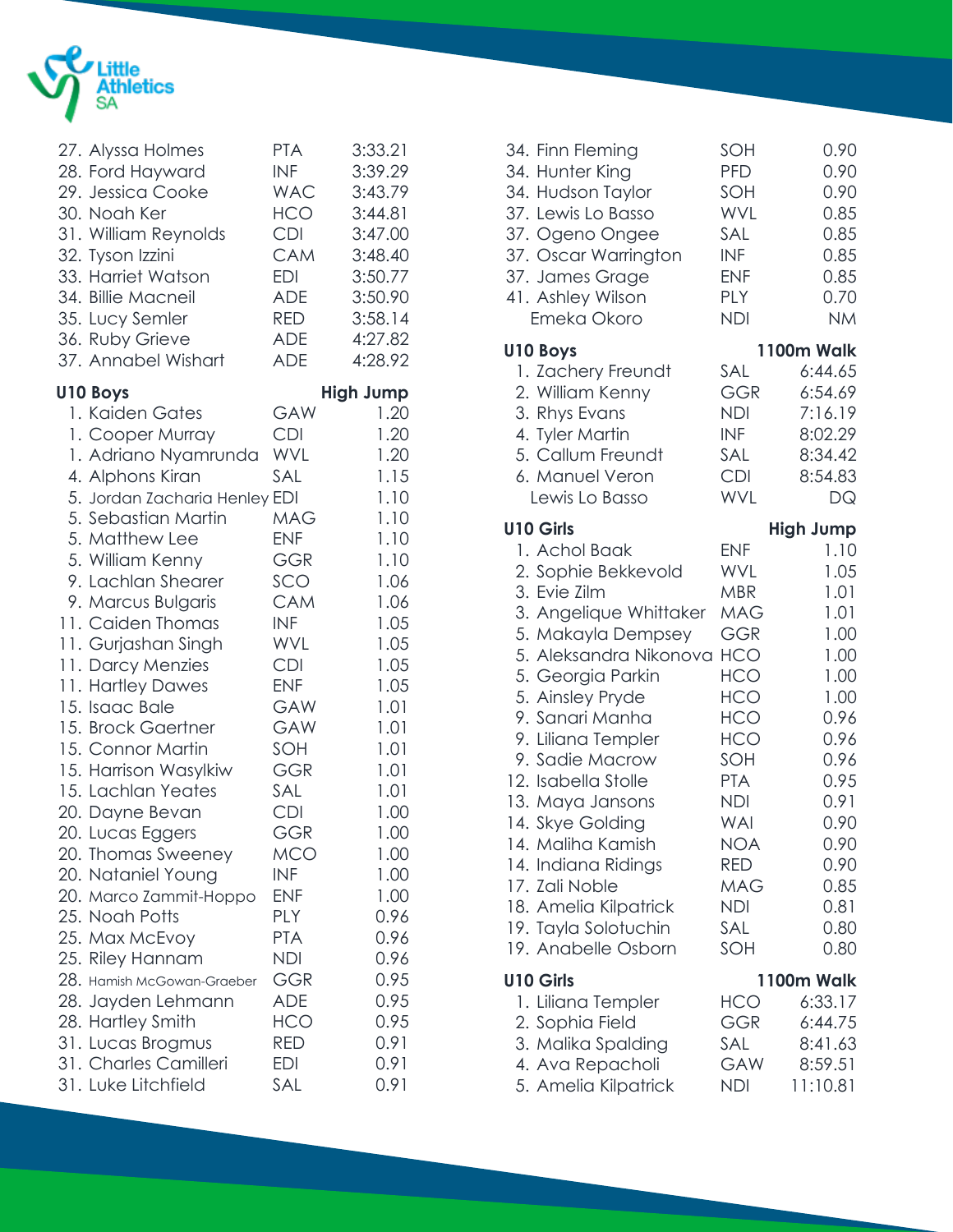| | | |
|---|---|---|
| 27. Alyssa Holmes | PTA | 3:33.21 |
| 28. Ford Hayward | INF | 3:39.29 |
| 29. Jessica Cooke | WAC | 3:43.79 |
| 30. Noah Ker | HCO | 3:44.81 |
| 31. William Reynolds | CDI | 3:47.00 |
| 32. Tyson Izzini | CAM | 3:48.40 |
| 33. Harriet Watson | EDI | 3:50.77 |
| 34. Billie Macneil | ADE | 3:50.90 |
| 35. Lucy Semler | RED | 3:58.14 |
| 36. Ruby Grieve | ADE | 4:27.82 |
| 37. Annabel Wishart | ADE | 4:28.92 |

**U10 Boys** **High Jump**

| | | |
|---|---|---|
| 1. Kaiden Gates | GAW | 1.20 |
| 1. Cooper Murray | CDI | 1.20 |
| 1. Adriano Nyamrunda | WVL | 1.20 |
| 4. Alphons Kiran | SAL | 1.15 |
| 5. Jordan Zacharia Henley | EDI | 1.10 |
| 5. Sebastian Martin | MAG | 1.10 |
| 5. Matthew Lee | ENF | 1.10 |
| 5. William Kenny | GGR | 1.10 |
| 9. Lachlan Shearer | SCO | 1.06 |
| 9. Marcus Bulgaris | CAM | 1.06 |
| 11. Caiden Thomas | INF | 1.05 |
| 11. Gurjashan Singh | WVL | 1.05 |
| 11. Darcy Menzies | CDI | 1.05 |
| 11. Hartley Dawes | ENF | 1.05 |
| 15. Isaac Bale | GAW | 1.01 |
| 15. Brock Gaertner | GAW | 1.01 |
| 15. Connor Martin | SOH | 1.01 |
| 15. Harrison Wasylkiw | GGR | 1.01 |
| 15. Lachlan Yeates | SAL | 1.01 |
| 20. Dayne Bevan | CDI | 1.00 |
| 20. Lucas Eggers | GGR | 1.00 |
| 20. Thomas Sweeney | MCO | 1.00 |
| 20. Nataniel Young | INF | 1.00 |
| 20. Marco Zammit-Hoppo | ENF | 1.00 |
| 25. Noah Potts | PLY | 0.96 |
| 25. Max McEvoy | PTA | 0.96 |
| 25. Riley Hannam | NDI | 0.96 |
| 28. Hamish McGowan-Graeber | GGR | 0.95 |
| 28. Jayden Lehmann | ADE | 0.95 |
| 28. Hartley Smith | HCO | 0.95 |
| 31. Lucas Brogmus | RED | 0.91 |
| 31. Charles Camilleri | EDI | 0.91 |
| 31. Luke Litchfield | SAL | 0.91 |
| 34. Finn Fleming | SOH | 0.90 |
| 34. Hunter King | PFD | 0.90 |
| 34. Hudson Taylor | SOH | 0.90 |
| 37. Lewis Lo Basso | WVL | 0.85 |
| 37. Ogeno Ongee | SAL | 0.85 |
| 37. Oscar Warrington | INF | 0.85 |
| 37. James Grage | ENF | 0.85 |
| 41. Ashley Wilson | PLY | 0.70 |
| Emeka Okoro | NDI | NM |

**U10 Boys** **1100m Walk**

| | | |
|---|---|---|
| 1. Zachery Freundt | SAL | 6:44.65 |
| 2. William Kenny | GGR | 6:54.69 |
| 3. Rhys Evans | NDI | 7:16.19 |
| 4. Tyler Martin | INF | 8:02.29 |
| 5. Callum Freundt | SAL | 8:34.42 |
| 6. Manuel Veron | CDI | 8:54.83 |
| Lewis Lo Basso | WVL | DQ |

**U10 Girls** **High Jump**

| | | |
|---|---|---|
| 1. Achol Baak | ENF | 1.10 |
| 2. Sophie Bekkevold | WVL | 1.05 |
| 3. Evie Zilm | MBR | 1.01 |
| 3. Angelique Whittaker | MAG | 1.01 |
| 5. Makayla Dempsey | GGR | 1.00 |
| 5. Aleksandra Nikonova | HCO | 1.00 |
| 5. Georgia Parkin | HCO | 1.00 |
| 5. Ainsley Pryde | HCO | 1.00 |
| 9. Sanari Manha | HCO | 0.96 |
| 9. Liliana Templer | HCO | 0.96 |
| 9. Sadie Macrow | SOH | 0.96 |
| 12. Isabella Stolle | PTA | 0.95 |
| 13. Maya Jansons | NDI | 0.91 |
| 14. Skye Golding | WAI | 0.90 |
| 14. Maliha Kamish | NOA | 0.90 |
| 14. Indiana Ridings | RED | 0.90 |
| 17. Zali Noble | MAG | 0.85 |
| 18. Amelia Kilpatrick | NDI | 0.81 |
| 19. Tayla Solotuchin | SAL | 0.80 |
| 19. Anabelle Osborn | SOH | 0.80 |

**U10 Girls** **1100m Walk**

| | | |
|---|---|---|
| 1. Liliana Templer | HCO | 6:33.17 |
| 2. Sophia Field | GGR | 6:44.75 |
| 3. Malika Spalding | SAL | 8:41.63 |
| 4. Ava Repacholi | GAW | 8:59.51 |
| 5. Amelia Kilpatrick | NDI | 11:10.81 |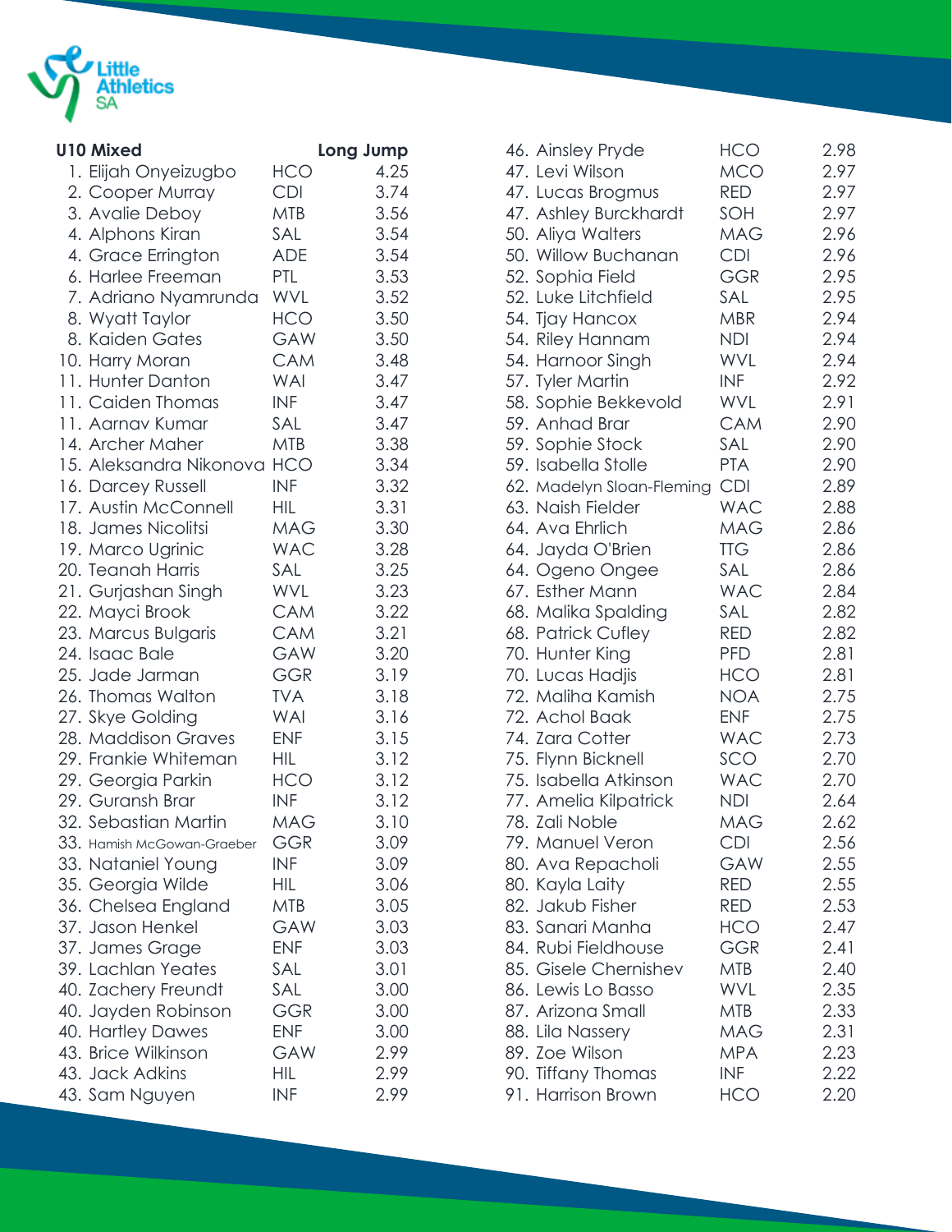## U10 Mixed — Long Jump

| Place | Name | Club | Long Jump |
|---|---|---|---|
| 1. | Elijah Onyeizugbo | HCO | 4.25 |
| 2. | Cooper Murray | CDI | 3.74 |
| 3. | Avalie Deboy | MTB | 3.56 |
| 4. | Alphons Kiran | SAL | 3.54 |
| 4. | Grace Errington | ADE | 3.54 |
| 6. | Harlee Freeman | PTL | 3.53 |
| 7. | Adriano Nyamrunda | WVL | 3.52 |
| 8. | Wyatt Taylor | HCO | 3.50 |
| 8. | Kaiden Gates | GAW | 3.50 |
| 10. | Harry Moran | CAM | 3.48 |
| 11. | Hunter Danton | WAI | 3.47 |
| 11. | Caiden Thomas | INF | 3.47 |
| 11. | Aarnav Kumar | SAL | 3.47 |
| 14. | Archer Maher | MTB | 3.38 |
| 15. | Aleksandra Nikonova | HCO | 3.34 |
| 16. | Darcey Russell | INF | 3.32 |
| 17. | Austin McConnell | HIL | 3.31 |
| 18. | James Nicolitsi | MAG | 3.30 |
| 19. | Marco Ugrinic | WAC | 3.28 |
| 20. | Teanah Harris | SAL | 3.25 |
| 21. | Gurjashan Singh | WVL | 3.23 |
| 22. | Mayci Brook | CAM | 3.22 |
| 23. | Marcus Bulgaris | CAM | 3.21 |
| 24. | Isaac Bale | GAW | 3.20 |
| 25. | Jade Jarman | GGR | 3.19 |
| 26. | Thomas Walton | TVA | 3.18 |
| 27. | Skye Golding | WAI | 3.16 |
| 28. | Maddison Graves | ENF | 3.15 |
| 29. | Frankie Whiteman | HIL | 3.12 |
| 29. | Georgia Parkin | HCO | 3.12 |
| 29. | Guransh Brar | INF | 3.12 |
| 32. | Sebastian Martin | MAG | 3.10 |
| 33. | Hamish McGowan-Graeber | GGR | 3.09 |
| 33. | Nataniel Young | INF | 3.09 |
| 35. | Georgia Wilde | HIL | 3.06 |
| 36. | Chelsea England | MTB | 3.05 |
| 37. | Jason Henkel | GAW | 3.03 |
| 37. | James Grage | ENF | 3.03 |
| 39. | Lachlan Yeates | SAL | 3.01 |
| 40. | Zachery Freundt | SAL | 3.00 |
| 40. | Jayden Robinson | GGR | 3.00 |
| 40. | Hartley Dawes | ENF | 3.00 |
| 43. | Brice Wilkinson | GAW | 2.99 |
| 43. | Jack Adkins | HIL | 2.99 |
| 43. | Sam Nguyen | INF | 2.99 |
| 46. | Ainsley Pryde | HCO | 2.98 |
| 47. | Levi Wilson | MCO | 2.97 |
| 47. | Lucas Brogmus | RED | 2.97 |
| 47. | Ashley Burckhardt | SOH | 2.97 |
| 50. | Aliya Walters | MAG | 2.96 |
| 50. | Willow Buchanan | CDI | 2.96 |
| 52. | Sophia Field | GGR | 2.95 |
| 52. | Luke Litchfield | SAL | 2.95 |
| 54. | Tjay Hancox | MBR | 2.94 |
| 54. | Riley Hannam | NDI | 2.94 |
| 54. | Harnoor Singh | WVL | 2.94 |
| 57. | Tyler Martin | INF | 2.92 |
| 58. | Sophie Bekkevold | WVL | 2.91 |
| 59. | Anhad Brar | CAM | 2.90 |
| 59. | Sophie Stock | SAL | 2.90 |
| 59. | Isabella Stolle | PTA | 2.90 |
| 62. | Madelyn Sloan-Fleming | CDI | 2.89 |
| 63. | Naish Fielder | WAC | 2.88 |
| 64. | Ava Ehrlich | MAG | 2.86 |
| 64. | Jayda O'Brien | TTG | 2.86 |
| 64. | Ogeno Ongee | SAL | 2.86 |
| 67. | Esther Mann | WAC | 2.84 |
| 68. | Malika Spalding | SAL | 2.82 |
| 68. | Patrick Cufley | RED | 2.82 |
| 70. | Hunter King | PFD | 2.81 |
| 70. | Lucas Hadjis | HCO | 2.81 |
| 72. | Maliha Kamish | NOA | 2.75 |
| 72. | Achol Baak | ENF | 2.75 |
| 74. | Zara Cotter | WAC | 2.73 |
| 75. | Flynn Bicknell | SCO | 2.70 |
| 75. | Isabella Atkinson | WAC | 2.70 |
| 77. | Amelia Kilpatrick | NDI | 2.64 |
| 78. | Zali Noble | MAG | 2.62 |
| 79. | Manuel Veron | CDI | 2.56 |
| 80. | Ava Repacholi | GAW | 2.55 |
| 80. | Kayla Laity | RED | 2.55 |
| 82. | Jakub Fisher | RED | 2.53 |
| 83. | Sanari Manha | HCO | 2.47 |
| 84. | Rubi Fieldhouse | GGR | 2.41 |
| 85. | Gisele Chernishev | MTB | 2.40 |
| 86. | Lewis Lo Basso | WVL | 2.35 |
| 87. | Arizona Small | MTB | 2.33 |
| 88. | Lila Nassery | MAG | 2.31 |
| 89. | Zoe Wilson | MPA | 2.23 |
| 90. | Tiffany Thomas | INF | 2.22 |
| 91. | Harrison Brown | HCO | 2.20 |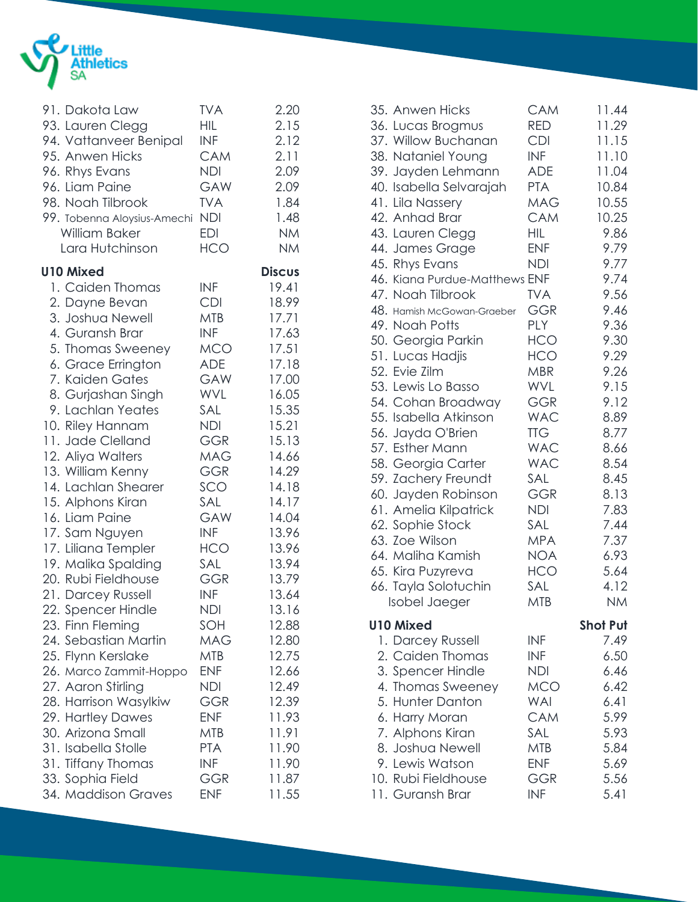| | | |
|---|---|---|
| 91. Dakota Law | TVA | 2.20 |
| 93. Lauren Clegg | HIL | 2.15 |
| 94. Vattanveer Benipal | INF | 2.12 |
| 95. Anwen Hicks | CAM | 2.11 |
| 96. Rhys Evans | NDI | 2.09 |
| 96. Liam Paine | GAW | 2.09 |
| 98. Noah Tilbrook | TVA | 1.84 |
| 99. Tobenna Aloysius-Amechi | NDI | 1.48 |
| William Baker | EDI | NM |
| Lara Hutchinson | HCO | NM |

**U10 Mixed** — **Discus**

| | | |
|---|---|---|
| 1. Caiden Thomas | INF | 19.41 |
| 2. Dayne Bevan | CDI | 18.99 |
| 3. Joshua Newell | MTB | 17.71 |
| 4. Guransh Brar | INF | 17.63 |
| 5. Thomas Sweeney | MCO | 17.51 |
| 6. Grace Errington | ADE | 17.18 |
| 7. Kaiden Gates | GAW | 17.00 |
| 8. Gurjashan Singh | WVL | 16.05 |
| 9. Lachlan Yeates | SAL | 15.35 |
| 10. Riley Hannam | NDI | 15.21 |
| 11. Jade Clelland | GGR | 15.13 |
| 12. Aliya Walters | MAG | 14.66 |
| 13. William Kenny | GGR | 14.29 |
| 14. Lachlan Shearer | SCO | 14.18 |
| 15. Alphons Kiran | SAL | 14.17 |
| 16. Liam Paine | GAW | 14.04 |
| 17. Sam Nguyen | INF | 13.96 |
| 17. Liliana Templer | HCO | 13.96 |
| 19. Malika Spalding | SAL | 13.94 |
| 20. Rubi Fieldhouse | GGR | 13.79 |
| 21. Darcey Russell | INF | 13.64 |
| 22. Spencer Hindle | NDI | 13.16 |
| 23. Finn Fleming | SOH | 12.88 |
| 24. Sebastian Martin | MAG | 12.80 |
| 25. Flynn Kerslake | MTB | 12.75 |
| 26. Marco Zammit-Hoppo | ENF | 12.66 |
| 27. Aaron Stirling | NDI | 12.49 |
| 28. Harrison Wasylkiw | GGR | 12.39 |
| 29. Hartley Dawes | ENF | 11.93 |
| 30. Arizona Small | MTB | 11.91 |
| 31. Isabella Stolle | PTA | 11.90 |
| 31. Tiffany Thomas | INF | 11.90 |
| 33. Sophia Field | GGR | 11.87 |
| 34. Maddison Graves | ENF | 11.55 |
| 35. Anwen Hicks | CAM | 11.44 |
| 36. Lucas Brogmus | RED | 11.29 |
| 37. Willow Buchanan | CDI | 11.15 |
| 38. Nataniel Young | INF | 11.10 |
| 39. Jayden Lehmann | ADE | 11.04 |
| 40. Isabella Selvarajah | PTA | 10.84 |
| 41. Lila Nassery | MAG | 10.55 |
| 42. Anhad Brar | CAM | 10.25 |
| 43. Lauren Clegg | HIL | 9.86 |
| 44. James Grage | ENF | 9.79 |
| 45. Rhys Evans | NDI | 9.77 |
| 46. Kiana Purdue-Matthews | ENF | 9.74 |
| 47. Noah Tilbrook | TVA | 9.56 |
| 48. Hamish McGowan-Graeber | GGR | 9.46 |
| 49. Noah Potts | PLY | 9.36 |
| 50. Georgia Parkin | HCO | 9.30 |
| 51. Lucas Hadjis | HCO | 9.29 |
| 52. Evie Zilm | MBR | 9.26 |
| 53. Lewis Lo Basso | WVL | 9.15 |
| 54. Cohan Broadway | GGR | 9.12 |
| 55. Isabella Atkinson | WAC | 8.89 |
| 56. Jayda O'Brien | TTG | 8.77 |
| 57. Esther Mann | WAC | 8.66 |
| 58. Georgia Carter | WAC | 8.54 |
| 59. Zachery Freundt | SAL | 8.45 |
| 60. Jayden Robinson | GGR | 8.13 |
| 61. Amelia Kilpatrick | NDI | 7.83 |
| 62. Sophie Stock | SAL | 7.44 |
| 63. Zoe Wilson | MPA | 7.37 |
| 64. Maliha Kamish | NOA | 6.93 |
| 65. Kira Puzyreva | HCO | 5.64 |
| 66. Tayla Solotuchin | SAL | 4.12 |
| Isobel Jaeger | MTB | NM |

**U10 Mixed** — **Shot Put**

| | | |
|---|---|---|
| 1. Darcey Russell | INF | 7.49 |
| 2. Caiden Thomas | INF | 6.50 |
| 3. Spencer Hindle | NDI | 6.46 |
| 4. Thomas Sweeney | MCO | 6.42 |
| 5. Hunter Danton | WAI | 6.41 |
| 6. Harry Moran | CAM | 5.99 |
| 7. Alphons Kiran | SAL | 5.93 |
| 8. Joshua Newell | MTB | 5.84 |
| 9. Lewis Watson | ENF | 5.69 |
| 10. Rubi Fieldhouse | GGR | 5.56 |
| 11. Guransh Brar | INF | 5.41 |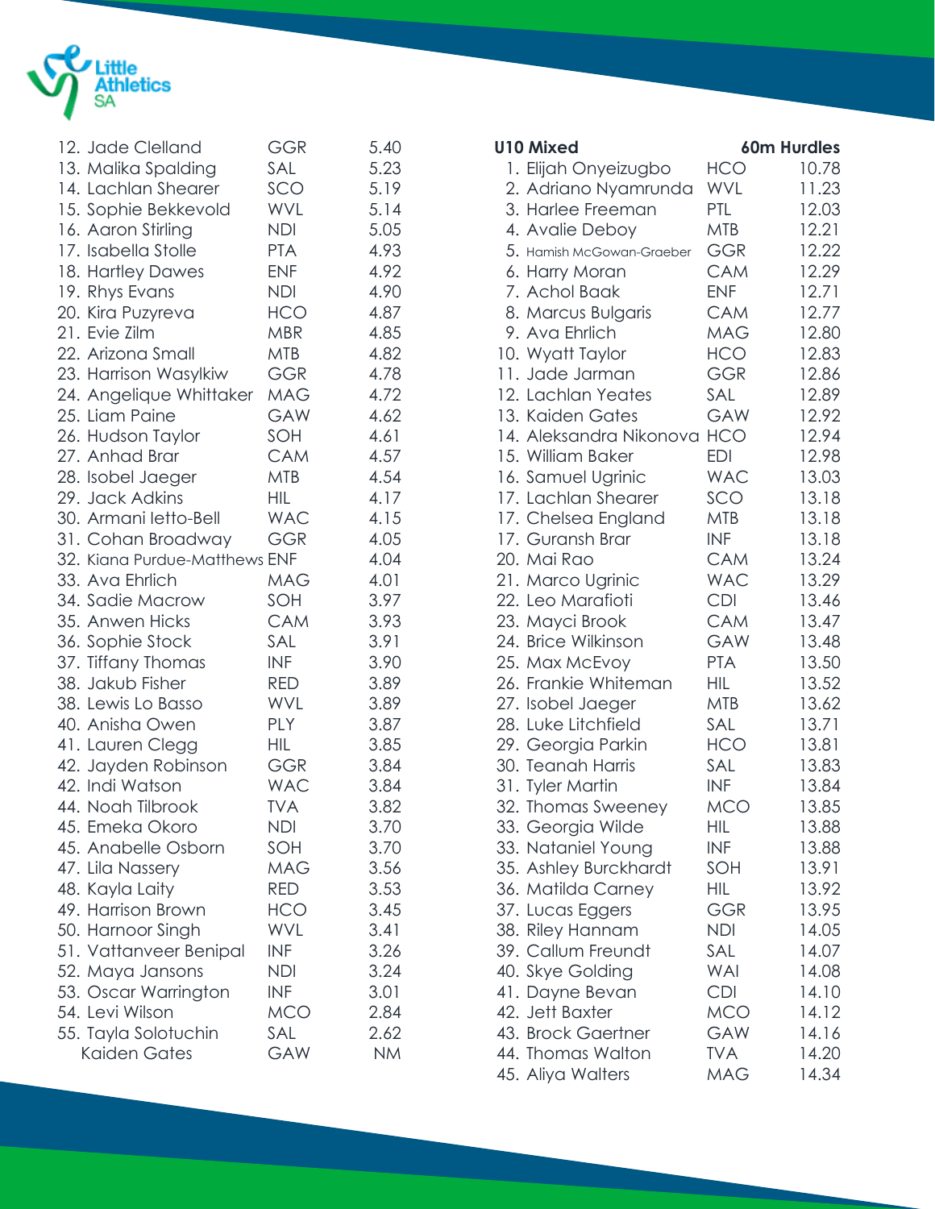| | | |
|---|---|---|
| 12. Jade Clelland | GGR | 5.40 |
| 13. Malika Spalding | SAL | 5.23 |
| 14. Lachlan Shearer | SCO | 5.19 |
| 15. Sophie Bekkevold | WVL | 5.14 |
| 16. Aaron Stirling | NDI | 5.05 |
| 17. Isabella Stolle | PTA | 4.93 |
| 18. Hartley Dawes | ENF | 4.92 |
| 19. Rhys Evans | NDI | 4.90 |
| 20. Kira Puzyreva | HCO | 4.87 |
| 21. Evie Zilm | MBR | 4.85 |
| 22. Arizona Small | MTB | 4.82 |
| 23. Harrison Wasylkiw | GGR | 4.78 |
| 24. Angelique Whittaker | MAG | 4.72 |
| 25. Liam Paine | GAW | 4.62 |
| 26. Hudson Taylor | SOH | 4.61 |
| 27. Anhad Brar | CAM | 4.57 |
| 28. Isobel Jaeger | MTB | 4.54 |
| 29. Jack Adkins | HIL | 4.17 |
| 30. Armani Ietto-Bell | WAC | 4.15 |
| 31. Cohan Broadway | GGR | 4.05 |
| 32. Kiana Purdue-Matthews | ENF | 4.04 |
| 33. Ava Ehrlich | MAG | 4.01 |
| 34. Sadie Macrow | SOH | 3.97 |
| 35. Anwen Hicks | CAM | 3.93 |
| 36. Sophie Stock | SAL | 3.91 |
| 37. Tiffany Thomas | INF | 3.90 |
| 38. Jakub Fisher | RED | 3.89 |
| 38. Lewis Lo Basso | WVL | 3.89 |
| 40. Anisha Owen | PLY | 3.87 |
| 41. Lauren Clegg | HIL | 3.85 |
| 42. Jayden Robinson | GGR | 3.84 |
| 42. Indi Watson | WAC | 3.84 |
| 44. Noah Tilbrook | TVA | 3.82 |
| 45. Emeka Okoro | NDI | 3.70 |
| 45. Anabelle Osborn | SOH | 3.70 |
| 47. Lila Nassery | MAG | 3.56 |
| 48. Kayla Laity | RED | 3.53 |
| 49. Harrison Brown | HCO | 3.45 |
| 50. Harnoor Singh | WVL | 3.41 |
| 51. Vattanveer Benipal | INF | 3.26 |
| 52. Maya Jansons | NDI | 3.24 |
| 53. Oscar Warrington | INF | 3.01 |
| 54. Levi Wilson | MCO | 2.84 |
| 55. Tayla Solotuchin | SAL | 2.62 |
| Kaiden Gates | GAW | NM |

**U10 Mixed** — **60m Hurdles**

| | | |
|---|---|---|
| 1. Elijah Onyeizugbo | HCO | 10.78 |
| 2. Adriano Nyamrunda | WVL | 11.23 |
| 3. Harlee Freeman | PTL | 12.03 |
| 4. Avalie Deboy | MTB | 12.21 |
| 5. Hamish McGowan-Graeber | GGR | 12.22 |
| 6. Harry Moran | CAM | 12.29 |
| 7. Achol Baak | ENF | 12.71 |
| 8. Marcus Bulgaris | CAM | 12.77 |
| 9. Ava Ehrlich | MAG | 12.80 |
| 10. Wyatt Taylor | HCO | 12.83 |
| 11. Jade Jarman | GGR | 12.86 |
| 12. Lachlan Yeates | SAL | 12.89 |
| 13. Kaiden Gates | GAW | 12.92 |
| 14. Aleksandra Nikonova | HCO | 12.94 |
| 15. William Baker | EDI | 12.98 |
| 16. Samuel Ugrinic | WAC | 13.03 |
| 17. Lachlan Shearer | SCO | 13.18 |
| 17. Chelsea England | MTB | 13.18 |
| 17. Guransh Brar | INF | 13.18 |
| 20. Mai Rao | CAM | 13.24 |
| 21. Marco Ugrinic | WAC | 13.29 |
| 22. Leo Marafioti | CDI | 13.46 |
| 23. Mayci Brook | CAM | 13.47 |
| 24. Brice Wilkinson | GAW | 13.48 |
| 25. Max McEvoy | PTA | 13.50 |
| 26. Frankie Whiteman | HIL | 13.52 |
| 27. Isobel Jaeger | MTB | 13.62 |
| 28. Luke Litchfield | SAL | 13.71 |
| 29. Georgia Parkin | HCO | 13.81 |
| 30. Teanah Harris | SAL | 13.83 |
| 31. Tyler Martin | INF | 13.84 |
| 32. Thomas Sweeney | MCO | 13.85 |
| 33. Georgia Wilde | HIL | 13.88 |
| 33. Nataniel Young | INF | 13.88 |
| 35. Ashley Burckhardt | SOH | 13.91 |
| 36. Matilda Carney | HIL | 13.92 |
| 37. Lucas Eggers | GGR | 13.95 |
| 38. Riley Hannam | NDI | 14.05 |
| 39. Callum Freundt | SAL | 14.07 |
| 40. Skye Golding | WAI | 14.08 |
| 41. Dayne Bevan | CDI | 14.10 |
| 42. Jett Baxter | MCO | 14.12 |
| 43. Brock Gaertner | GAW | 14.16 |
| 44. Thomas Walton | TVA | 14.20 |
| 45. Aliya Walters | MAG | 14.34 |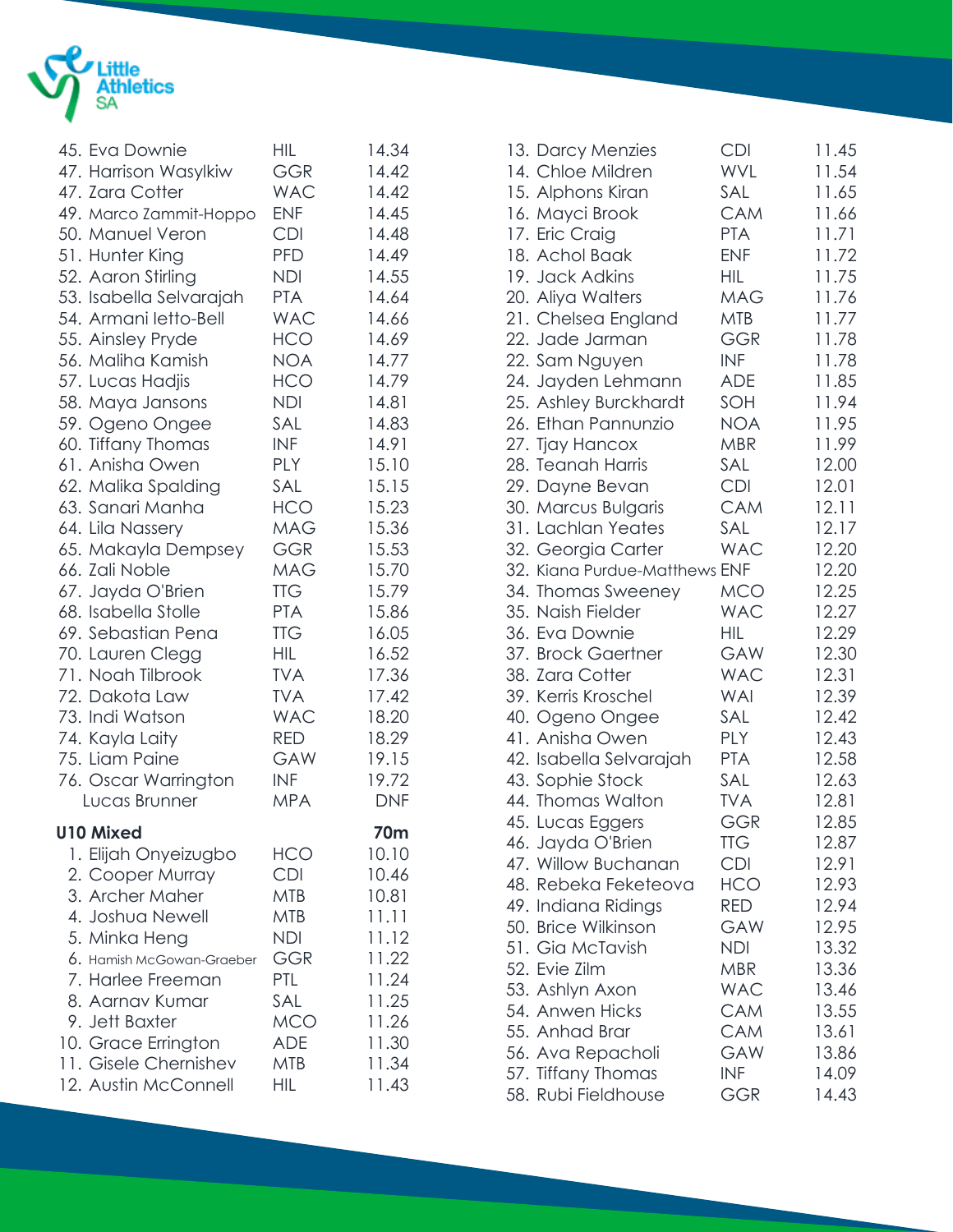| | | |
|---|---|---|
| 45. Eva Downie | HIL | 14.34 |
| 47. Harrison Wasylkiw | GGR | 14.42 |
| 47. Zara Cotter | WAC | 14.42 |
| 49. Marco Zammit-Hoppo | ENF | 14.45 |
| 50. Manuel Veron | CDI | 14.48 |
| 51. Hunter King | PFD | 14.49 |
| 52. Aaron Stirling | NDI | 14.55 |
| 53. Isabella Selvarajah | PTA | 14.64 |
| 54. Armani Ietto-Bell | WAC | 14.66 |
| 55. Ainsley Pryde | HCO | 14.69 |
| 56. Maliha Kamish | NOA | 14.77 |
| 57. Lucas Hadjis | HCO | 14.79 |
| 58. Maya Jansons | NDI | 14.81 |
| 59. Ogeno Ongee | SAL | 14.83 |
| 60. Tiffany Thomas | INF | 14.91 |
| 61. Anisha Owen | PLY | 15.10 |
| 62. Malika Spalding | SAL | 15.15 |
| 63. Sanari Manha | HCO | 15.23 |
| 64. Lila Nassery | MAG | 15.36 |
| 65. Makayla Dempsey | GGR | 15.53 |
| 66. Zali Noble | MAG | 15.70 |
| 67. Jayda O'Brien | TTG | 15.79 |
| 68. Isabella Stolle | PTA | 15.86 |
| 69. Sebastian Pena | TTG | 16.05 |
| 70. Lauren Clegg | HIL | 16.52 |
| 71. Noah Tilbrook | TVA | 17.36 |
| 72. Dakota Law | TVA | 17.42 |
| 73. Indi Watson | WAC | 18.20 |
| 74. Kayla Laity | RED | 18.29 |
| 75. Liam Paine | GAW | 19.15 |
| 76. Oscar Warrington | INF | 19.72 |
| Lucas Brunner | MPA | DNF |

**U10 Mixed** — **70m**

| | | |
|---|---|---|
| 1. Elijah Onyeizugbo | HCO | 10.10 |
| 2. Cooper Murray | CDI | 10.46 |
| 3. Archer Maher | MTB | 10.81 |
| 4. Joshua Newell | MTB | 11.11 |
| 5. Minka Heng | NDI | 11.12 |
| 6. Hamish McGowan-Graeber | GGR | 11.22 |
| 7. Harlee Freeman | PTL | 11.24 |
| 8. Aarnav Kumar | SAL | 11.25 |
| 9. Jett Baxter | MCO | 11.26 |
| 10. Grace Errington | ADE | 11.30 |
| 11. Gisele Chernishev | MTB | 11.34 |
| 12. Austin McConnell | HIL | 11.43 |
| 13. Darcy Menzies | CDI | 11.45 |
| 14. Chloe Mildren | WVL | 11.54 |
| 15. Alphons Kiran | SAL | 11.65 |
| 16. Mayci Brook | CAM | 11.66 |
| 17. Eric Craig | PTA | 11.71 |
| 18. Achol Baak | ENF | 11.72 |
| 19. Jack Adkins | HIL | 11.75 |
| 20. Aliya Walters | MAG | 11.76 |
| 21. Chelsea England | MTB | 11.77 |
| 22. Jade Jarman | GGR | 11.78 |
| 22. Sam Nguyen | INF | 11.78 |
| 24. Jayden Lehmann | ADE | 11.85 |
| 25. Ashley Burckhardt | SOH | 11.94 |
| 26. Ethan Pannunzio | NOA | 11.95 |
| 27. Tjay Hancox | MBR | 11.99 |
| 28. Teanah Harris | SAL | 12.00 |
| 29. Dayne Bevan | CDI | 12.01 |
| 30. Marcus Bulgaris | CAM | 12.11 |
| 31. Lachlan Yeates | SAL | 12.17 |
| 32. Georgia Carter | WAC | 12.20 |
| 32. Kiana Purdue-Matthews | ENF | 12.20 |
| 34. Thomas Sweeney | MCO | 12.25 |
| 35. Naish Fielder | WAC | 12.27 |
| 36. Eva Downie | HIL | 12.29 |
| 37. Brock Gaertner | GAW | 12.30 |
| 38. Zara Cotter | WAC | 12.31 |
| 39. Kerris Kroschel | WAI | 12.39 |
| 40. Ogeno Ongee | SAL | 12.42 |
| 41. Anisha Owen | PLY | 12.43 |
| 42. Isabella Selvarajah | PTA | 12.58 |
| 43. Sophie Stock | SAL | 12.63 |
| 44. Thomas Walton | TVA | 12.81 |
| 45. Lucas Eggers | GGR | 12.85 |
| 46. Jayda O'Brien | TTG | 12.87 |
| 47. Willow Buchanan | CDI | 12.91 |
| 48. Rebeka Feketeova | HCO | 12.93 |
| 49. Indiana Ridings | RED | 12.94 |
| 50. Brice Wilkinson | GAW | 12.95 |
| 51. Gia McTavish | NDI | 13.32 |
| 52. Evie Zilm | MBR | 13.36 |
| 53. Ashlyn Axon | WAC | 13.46 |
| 54. Anwen Hicks | CAM | 13.55 |
| 55. Anhad Brar | CAM | 13.61 |
| 56. Ava Repacholi | GAW | 13.86 |
| 57. Tiffany Thomas | INF | 14.09 |
| 58. Rubi Fieldhouse | GGR | 14.43 |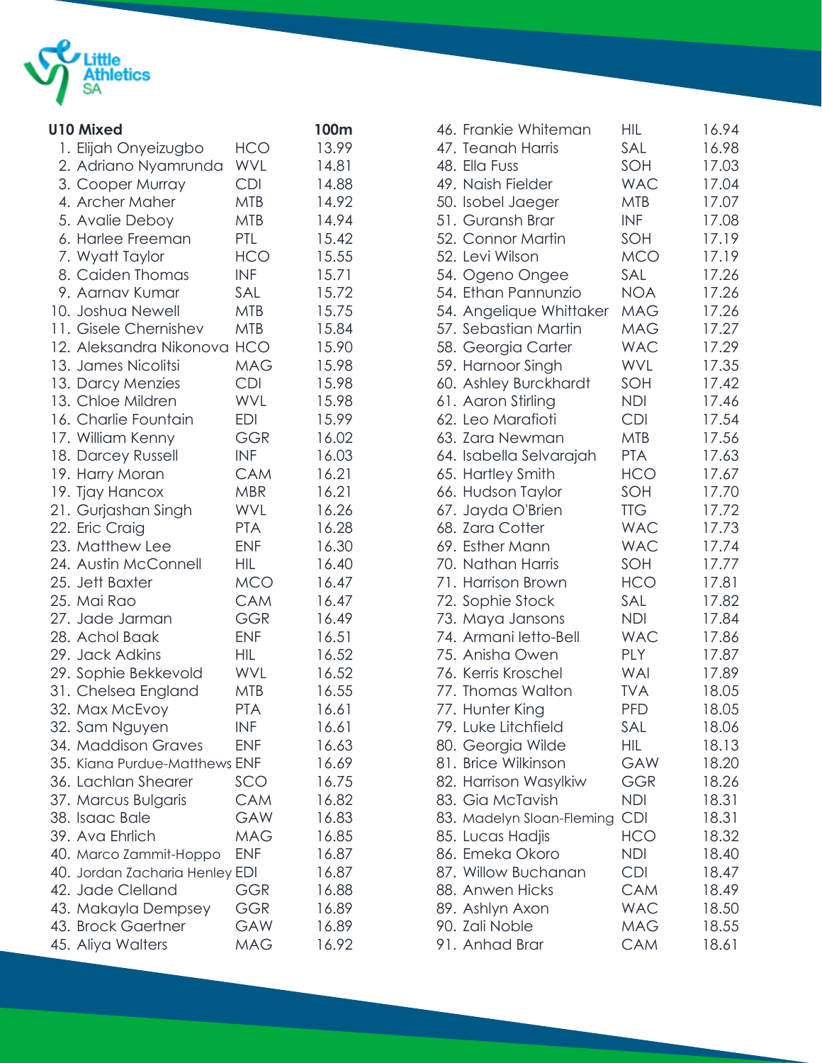## U10 Mixed

| Place | Name | Club | 100m |
|---|---|---|---|
| 1. | Elijah Onyeizugbo | HCO | 13.99 |
| 2. | Adriano Nyamrunda | WVL | 14.81 |
| 3. | Cooper Murray | CDI | 14.88 |
| 4. | Archer Maher | MTB | 14.92 |
| 5. | Avalie Deboy | MTB | 14.94 |
| 6. | Harlee Freeman | PTL | 15.42 |
| 7. | Wyatt Taylor | HCO | 15.55 |
| 8. | Caiden Thomas | INF | 15.71 |
| 9. | Aarnav Kumar | SAL | 15.72 |
| 10. | Joshua Newell | MTB | 15.75 |
| 11. | Gisele Chernishev | MTB | 15.84 |
| 12. | Aleksandra Nikonova | HCO | 15.90 |
| 13. | James Nicolitsi | MAG | 15.98 |
| 13. | Darcy Menzies | CDI | 15.98 |
| 13. | Chloe Mildren | WVL | 15.98 |
| 16. | Charlie Fountain | EDI | 15.99 |
| 17. | William Kenny | GGR | 16.02 |
| 18. | Darcey Russell | INF | 16.03 |
| 19. | Harry Moran | CAM | 16.21 |
| 19. | Tjay Hancox | MBR | 16.21 |
| 21. | Gurjashan Singh | WVL | 16.26 |
| 22. | Eric Craig | PTA | 16.28 |
| 23. | Matthew Lee | ENF | 16.30 |
| 24. | Austin McConnell | HIL | 16.40 |
| 25. | Jett Baxter | MCO | 16.47 |
| 25. | Mai Rao | CAM | 16.47 |
| 27. | Jade Jarman | GGR | 16.49 |
| 28. | Achol Baak | ENF | 16.51 |
| 29. | Jack Adkins | HIL | 16.52 |
| 29. | Sophie Bekkevold | WVL | 16.52 |
| 31. | Chelsea England | MTB | 16.55 |
| 32. | Max McEvoy | PTA | 16.61 |
| 32. | Sam Nguyen | INF | 16.61 |
| 34. | Maddison Graves | ENF | 16.63 |
| 35. | Kiana Purdue-Matthews | ENF | 16.69 |
| 36. | Lachlan Shearer | SCO | 16.75 |
| 37. | Marcus Bulgaris | CAM | 16.82 |
| 38. | Isaac Bale | GAW | 16.83 |
| 39. | Ava Ehrlich | MAG | 16.85 |
| 40. | Marco Zammit-Hoppo | ENF | 16.87 |
| 40. | Jordan Zacharia Henley | EDI | 16.87 |
| 42. | Jade Clelland | GGR | 16.88 |
| 43. | Makayla Dempsey | GGR | 16.89 |
| 43. | Brock Gaertner | GAW | 16.89 |
| 45. | Aliya Walters | MAG | 16.92 |
| 46. | Frankie Whiteman | HIL | 16.94 |
| 47. | Teanah Harris | SAL | 16.98 |
| 48. | Ella Fuss | SOH | 17.03 |
| 49. | Naish Fielder | WAC | 17.04 |
| 50. | Isobel Jaeger | MTB | 17.07 |
| 51. | Guransh Brar | INF | 17.08 |
| 52. | Connor Martin | SOH | 17.19 |
| 52. | Levi Wilson | MCO | 17.19 |
| 54. | Ogeno Ongee | SAL | 17.26 |
| 54. | Ethan Pannunzio | NOA | 17.26 |
| 54. | Angelique Whittaker | MAG | 17.26 |
| 57. | Sebastian Martin | MAG | 17.27 |
| 58. | Georgia Carter | WAC | 17.29 |
| 59. | Harnoor Singh | WVL | 17.35 |
| 60. | Ashley Burckhardt | SOH | 17.42 |
| 61. | Aaron Stirling | NDI | 17.46 |
| 62. | Leo Marafioti | CDI | 17.54 |
| 63. | Zara Newman | MTB | 17.56 |
| 64. | Isabella Selvarajah | PTA | 17.63 |
| 65. | Hartley Smith | HCO | 17.67 |
| 66. | Hudson Taylor | SOH | 17.70 |
| 67. | Jayda O'Brien | TTG | 17.72 |
| 68. | Zara Cotter | WAC | 17.73 |
| 69. | Esther Mann | WAC | 17.74 |
| 70. | Nathan Harris | SOH | 17.77 |
| 71. | Harrison Brown | HCO | 17.81 |
| 72. | Sophie Stock | SAL | 17.82 |
| 73. | Maya Jansons | NDI | 17.84 |
| 74. | Armani Ietto-Bell | WAC | 17.86 |
| 75. | Anisha Owen | PLY | 17.87 |
| 76. | Kerris Kroschel | WAI | 17.89 |
| 77. | Thomas Walton | TVA | 18.05 |
| 77. | Hunter King | PFD | 18.05 |
| 79. | Luke Litchfield | SAL | 18.06 |
| 80. | Georgia Wilde | HIL | 18.13 |
| 81. | Brice Wilkinson | GAW | 18.20 |
| 82. | Harrison Wasylkiw | GGR | 18.26 |
| 83. | Gia McTavish | NDI | 18.31 |
| 83. | Madelyn Sloan-Fleming | CDI | 18.31 |
| 85. | Lucas Hadjis | HCO | 18.32 |
| 86. | Emeka Okoro | NDI | 18.40 |
| 87. | Willow Buchanan | CDI | 18.47 |
| 88. | Anwen Hicks | CAM | 18.49 |
| 89. | Ashlyn Axon | WAC | 18.50 |
| 90. | Zali Noble | MAG | 18.55 |
| 91. | Anhad Brar | CAM | 18.61 |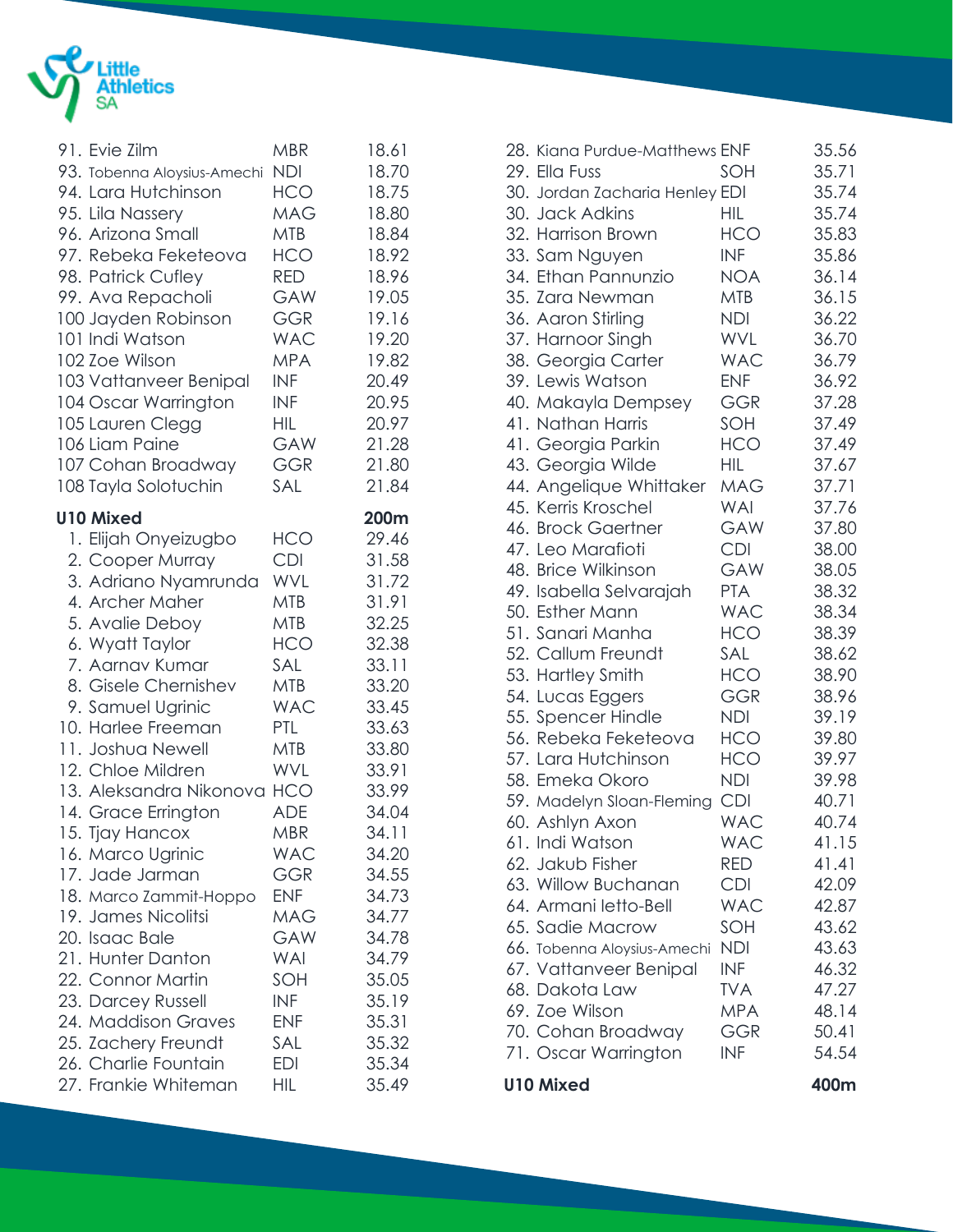| | | |
|---|---|---|
| 91. Evie Zilm | MBR | 18.61 |
| 93. Tobenna Aloysius-Amechi | NDI | 18.70 |
| 94. Lara Hutchinson | HCO | 18.75 |
| 95. Lila Nassery | MAG | 18.80 |
| 96. Arizona Small | MTB | 18.84 |
| 97. Rebeka Feketeova | HCO | 18.92 |
| 98. Patrick Cufley | RED | 18.96 |
| 99. Ava Repacholi | GAW | 19.05 |
| 100 Jayden Robinson | GGR | 19.16 |
| 101 Indi Watson | WAC | 19.20 |
| 102 Zoe Wilson | MPA | 19.82 |
| 103 Vattanveer Benipal | INF | 20.49 |
| 104 Oscar Warrington | INF | 20.95 |
| 105 Lauren Clegg | HIL | 20.97 |
| 106 Liam Paine | GAW | 21.28 |
| 107 Cohan Broadway | GGR | 21.80 |
| 108 Tayla Solotuchin | SAL | 21.84 |

| **U10 Mixed** | | **200m** |
|---|---|---|
| 1. Elijah Onyeizugbo | HCO | 29.46 |
| 2. Cooper Murray | CDI | 31.58 |
| 3. Adriano Nyamrunda | WVL | 31.72 |
| 4. Archer Maher | MTB | 31.91 |
| 5. Avalie Deboy | MTB | 32.25 |
| 6. Wyatt Taylor | HCO | 32.38 |
| 7. Aarnav Kumar | SAL | 33.11 |
| 8. Gisele Chernishev | MTB | 33.20 |
| 9. Samuel Ugrinic | WAC | 33.45 |
| 10. Harlee Freeman | PTL | 33.63 |
| 11. Joshua Newell | MTB | 33.80 |
| 12. Chloe Mildren | WVL | 33.91 |
| 13. Aleksandra Nikonova | HCO | 33.99 |
| 14. Grace Errington | ADE | 34.04 |
| 15. Tjay Hancox | MBR | 34.11 |
| 16. Marco Ugrinic | WAC | 34.20 |
| 17. Jade Jarman | GGR | 34.55 |
| 18. Marco Zammit-Hoppo | ENF | 34.73 |
| 19. James Nicolitsi | MAG | 34.77 |
| 20. Isaac Bale | GAW | 34.78 |
| 21. Hunter Danton | WAI | 34.79 |
| 22. Connor Martin | SOH | 35.05 |
| 23. Darcey Russell | INF | 35.19 |
| 24. Maddison Graves | ENF | 35.31 |
| 25. Zachery Freundt | SAL | 35.32 |
| 26. Charlie Fountain | EDI | 35.34 |
| 27. Frankie Whiteman | HIL | 35.49 |
| 28. Kiana Purdue-Matthews | ENF | 35.56 |
| 29. Ella Fuss | SOH | 35.71 |
| 30. Jordan Zacharia Henley | EDI | 35.74 |
| 30. Jack Adkins | HIL | 35.74 |
| 32. Harrison Brown | HCO | 35.83 |
| 33. Sam Nguyen | INF | 35.86 |
| 34. Ethan Pannunzio | NOA | 36.14 |
| 35. Zara Newman | MTB | 36.15 |
| 36. Aaron Stirling | NDI | 36.22 |
| 37. Harnoor Singh | WVL | 36.70 |
| 38. Georgia Carter | WAC | 36.79 |
| 39. Lewis Watson | ENF | 36.92 |
| 40. Makayla Dempsey | GGR | 37.28 |
| 41. Nathan Harris | SOH | 37.49 |
| 41. Georgia Parkin | HCO | 37.49 |
| 43. Georgia Wilde | HIL | 37.67 |
| 44. Angelique Whittaker | MAG | 37.71 |
| 45. Kerris Kroschel | WAI | 37.76 |
| 46. Brock Gaertner | GAW | 37.80 |
| 47. Leo Marafioti | CDI | 38.00 |
| 48. Brice Wilkinson | GAW | 38.05 |
| 49. Isabella Selvarajah | PTA | 38.32 |
| 50. Esther Mann | WAC | 38.34 |
| 51. Sanari Manha | HCO | 38.39 |
| 52. Callum Freundt | SAL | 38.62 |
| 53. Hartley Smith | HCO | 38.90 |
| 54. Lucas Eggers | GGR | 38.96 |
| 55. Spencer Hindle | NDI | 39.19 |
| 56. Rebeka Feketeova | HCO | 39.80 |
| 57. Lara Hutchinson | HCO | 39.97 |
| 58. Emeka Okoro | NDI | 39.98 |
| 59. Madelyn Sloan-Fleming | CDI | 40.71 |
| 60. Ashlyn Axon | WAC | 40.74 |
| 61. Indi Watson | WAC | 41.15 |
| 62. Jakub Fisher | RED | 41.41 |
| 63. Willow Buchanan | CDI | 42.09 |
| 64. Armani Ietto-Bell | WAC | 42.87 |
| 65. Sadie Macrow | SOH | 43.62 |
| 66. Tobenna Aloysius-Amechi | NDI | 43.63 |
| 67. Vattanveer Benipal | INF | 46.32 |
| 68. Dakota Law | TVA | 47.27 |
| 69. Zoe Wilson | MPA | 48.14 |
| 70. Cohan Broadway | GGR | 50.41 |
| 71. Oscar Warrington | INF | 54.54 |

| **U10 Mixed** | | **400m** |
|---|---|---|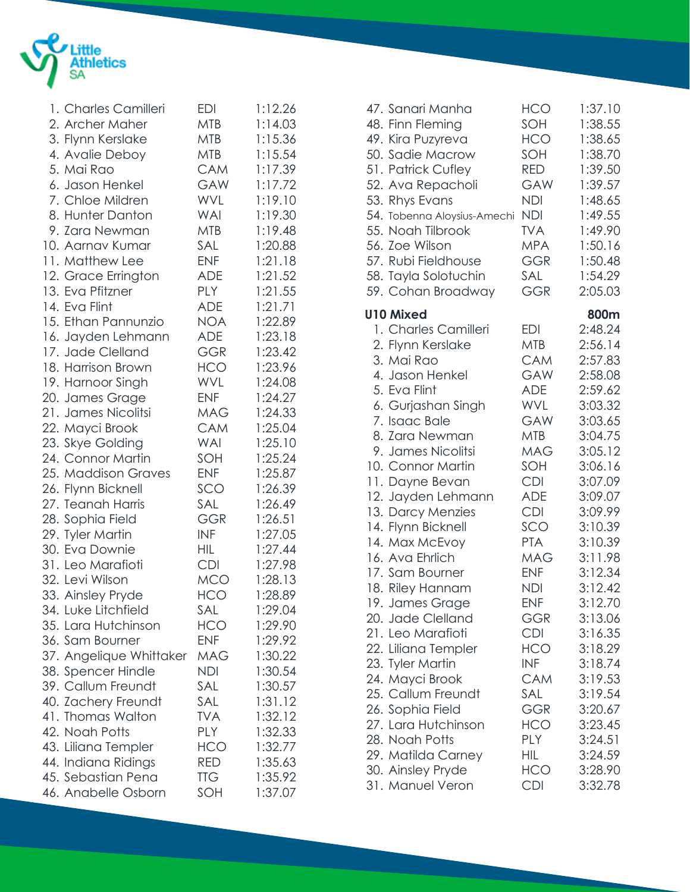| | | |
|---|---|---|
| 1. Charles Camilleri | EDI | 1:12.26 |
| 2. Archer Maher | MTB | 1:14.03 |
| 3. Flynn Kerslake | MTB | 1:15.36 |
| 4. Avalie Deboy | MTB | 1:15.54 |
| 5. Mai Rao | CAM | 1:17.39 |
| 6. Jason Henkel | GAW | 1:17.72 |
| 7. Chloe Mildren | WVL | 1:19.10 |
| 8. Hunter Danton | WAI | 1:19.30 |
| 9. Zara Newman | MTB | 1:19.48 |
| 10. Aarnav Kumar | SAL | 1:20.88 |
| 11. Matthew Lee | ENF | 1:21.18 |
| 12. Grace Errington | ADE | 1:21.52 |
| 13. Eva Pfitzner | PLY | 1:21.55 |
| 14. Eva Flint | ADE | 1:21.71 |
| 15. Ethan Pannunzio | NOA | 1:22.89 |
| 16. Jayden Lehmann | ADE | 1:23.18 |
| 17. Jade Clelland | GGR | 1:23.42 |
| 18. Harrison Brown | HCO | 1:23.96 |
| 19. Harnoor Singh | WVL | 1:24.08 |
| 20. James Grage | ENF | 1:24.27 |
| 21. James Nicolitsi | MAG | 1:24.33 |
| 22. Mayci Brook | CAM | 1:25.04 |
| 23. Skye Golding | WAI | 1:25.10 |
| 24. Connor Martin | SOH | 1:25.24 |
| 25. Maddison Graves | ENF | 1:25.87 |
| 26. Flynn Bicknell | SCO | 1:26.39 |
| 27. Teanah Harris | SAL | 1:26.49 |
| 28. Sophia Field | GGR | 1:26.51 |
| 29. Tyler Martin | INF | 1:27.05 |
| 30. Eva Downie | HIL | 1:27.44 |
| 31. Leo Marafioti | CDI | 1:27.98 |
| 32. Levi Wilson | MCO | 1:28.13 |
| 33. Ainsley Pryde | HCO | 1:28.89 |
| 34. Luke Litchfield | SAL | 1:29.04 |
| 35. Lara Hutchinson | HCO | 1:29.90 |
| 36. Sam Bourner | ENF | 1:29.92 |
| 37. Angelique Whittaker | MAG | 1:30.22 |
| 38. Spencer Hindle | NDI | 1:30.54 |
| 39. Callum Freundt | SAL | 1:30.57 |
| 40. Zachery Freundt | SAL | 1:31.12 |
| 41. Thomas Walton | TVA | 1:32.12 |
| 42. Noah Potts | PLY | 1:32.33 |
| 43. Liliana Templer | HCO | 1:32.77 |
| 44. Indiana Ridings | RED | 1:35.63 |
| 45. Sebastian Pena | TTG | 1:35.92 |
| 46. Anabelle Osborn | SOH | 1:37.07 |
| 47. Sanari Manha | HCO | 1:37.10 |
| 48. Finn Fleming | SOH | 1:38.55 |
| 49. Kira Puzyreva | HCO | 1:38.65 |
| 50. Sadie Macrow | SOH | 1:38.70 |
| 51. Patrick Cufley | RED | 1:39.50 |
| 52. Ava Repacholi | GAW | 1:39.57 |
| 53. Rhys Evans | NDI | 1:48.65 |
| 54. Tobenna Aloysius-Amechi | NDI | 1:49.55 |
| 55. Noah Tilbrook | TVA | 1:49.90 |
| 56. Zoe Wilson | MPA | 1:50.16 |
| 57. Rubi Fieldhouse | GGR | 1:50.48 |
| 58. Tayla Solotuchin | SAL | 1:54.29 |
| 59. Cohan Broadway | GGR | 2:05.03 |

| **U10 Mixed** | | **800m** |
|---|---|---|
| 1. Charles Camilleri | EDI | 2:48.24 |
| 2. Flynn Kerslake | MTB | 2:56.14 |
| 3. Mai Rao | CAM | 2:57.83 |
| 4. Jason Henkel | GAW | 2:58.08 |
| 5. Eva Flint | ADE | 2:59.62 |
| 6. Gurjashan Singh | WVL | 3:03.32 |
| 7. Isaac Bale | GAW | 3:03.65 |
| 8. Zara Newman | MTB | 3:04.75 |
| 9. James Nicolitsi | MAG | 3:05.12 |
| 10. Connor Martin | SOH | 3:06.16 |
| 11. Dayne Bevan | CDI | 3:07.09 |
| 12. Jayden Lehmann | ADE | 3:09.07 |
| 13. Darcy Menzies | CDI | 3:09.99 |
| 14. Flynn Bicknell | SCO | 3:10.39 |
| 14. Max McEvoy | PTA | 3:10.39 |
| 16. Ava Ehrlich | MAG | 3:11.98 |
| 17. Sam Bourner | ENF | 3:12.34 |
| 18. Riley Hannam | NDI | 3:12.42 |
| 19. James Grage | ENF | 3:12.70 |
| 20. Jade Clelland | GGR | 3:13.06 |
| 21. Leo Marafioti | CDI | 3:16.35 |
| 22. Liliana Templer | HCO | 3:18.29 |
| 23. Tyler Martin | INF | 3:18.74 |
| 24. Mayci Brook | CAM | 3:19.53 |
| 25. Callum Freundt | SAL | 3:19.54 |
| 26. Sophia Field | GGR | 3:20.67 |
| 27. Lara Hutchinson | HCO | 3:23.45 |
| 28. Noah Potts | PLY | 3:24.51 |
| 29. Matilda Carney | HIL | 3:24.59 |
| 30. Ainsley Pryde | HCO | 3:28.90 |
| 31. Manuel Veron | CDI | 3:32.78 |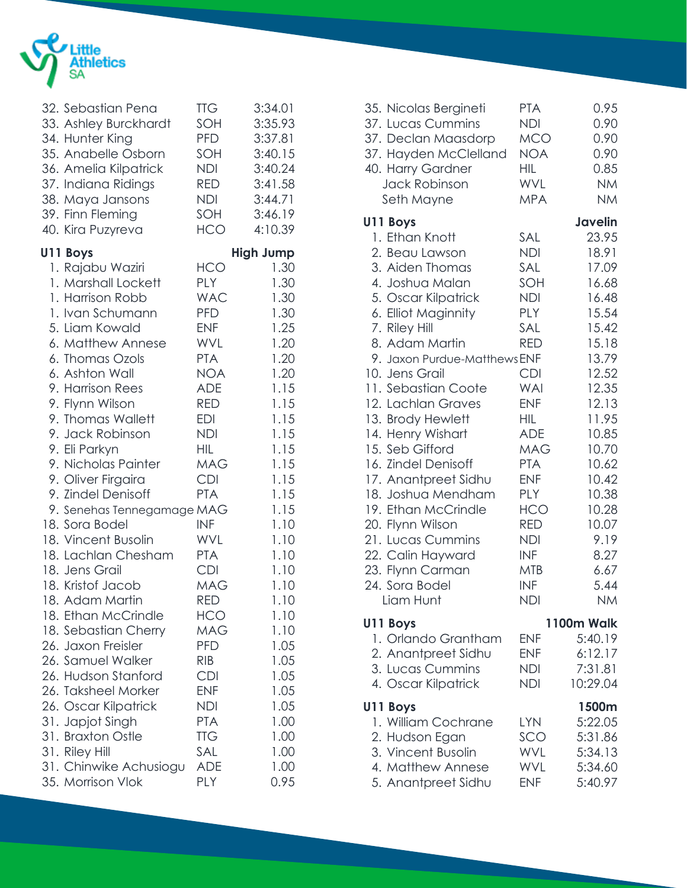| | | |
|---|---|---|
| 32. Sebastian Pena | TTG | 3:34.01 |
| 33. Ashley Burckhardt | SOH | 3:35.93 |
| 34. Hunter King | PFD | 3:37.81 |
| 35. Anabelle Osborn | SOH | 3:40.15 |
| 36. Amelia Kilpatrick | NDI | 3:40.24 |
| 37. Indiana Ridings | RED | 3:41.58 |
| 38. Maya Jansons | NDI | 3:44.71 |
| 39. Finn Fleming | SOH | 3:46.19 |
| 40. Kira Puzyreva | HCO | 4:10.39 |

**U11 Boys — High Jump**

| | | |
|---|---|---|
| 1. Rajabu Waziri | HCO | 1.30 |
| 1. Marshall Lockett | PLY | 1.30 |
| 1. Harrison Robb | WAC | 1.30 |
| 1. Ivan Schumann | PFD | 1.30 |
| 5. Liam Kowald | ENF | 1.25 |
| 6. Matthew Annese | WVL | 1.20 |
| 6. Thomas Ozols | PTA | 1.20 |
| 6. Ashton Wall | NOA | 1.20 |
| 9. Harrison Rees | ADE | 1.15 |
| 9. Flynn Wilson | RED | 1.15 |
| 9. Thomas Wallett | EDI | 1.15 |
| 9. Jack Robinson | NDI | 1.15 |
| 9. Eli Parkyn | HIL | 1.15 |
| 9. Nicholas Painter | MAG | 1.15 |
| 9. Oliver Firgaira | CDI | 1.15 |
| 9. Zindel Denisoff | PTA | 1.15 |
| 9. Senehas Tennegamage | MAG | 1.15 |
| 18. Sora Bodel | INF | 1.10 |
| 18. Vincent Busolin | WVL | 1.10 |
| 18. Lachlan Chesham | PTA | 1.10 |
| 18. Jens Grail | CDI | 1.10 |
| 18. Kristof Jacob | MAG | 1.10 |
| 18. Adam Martin | RED | 1.10 |
| 18. Ethan McCrindle | HCO | 1.10 |
| 18. Sebastian Cherry | MAG | 1.10 |
| 26. Jaxon Freisler | PFD | 1.05 |
| 26. Samuel Walker | RIB | 1.05 |
| 26. Hudson Stanford | CDI | 1.05 |
| 26. Taksheel Morker | ENF | 1.05 |
| 26. Oscar Kilpatrick | NDI | 1.05 |
| 31. Japjot Singh | PTA | 1.00 |
| 31. Braxton Ostle | TTG | 1.00 |
| 31. Riley Hill | SAL | 1.00 |
| 31. Chinwike Achusiogu | ADE | 1.00 |
| 35. Morrison Vlok | PLY | 0.95 |
| 35. Nicolas Bergineti | PTA | 0.95 |
| 37. Lucas Cummins | NDI | 0.90 |
| 37. Declan Maasdorp | MCO | 0.90 |
| 37. Hayden McClelland | NOA | 0.90 |
| 40. Harry Gardner | HIL | 0.85 |
| Jack Robinson | WVL | NM |
| Seth Mayne | MPA | NM |

**U11 Boys — Javelin**

| | | |
|---|---|---|
| 1. Ethan Knott | SAL | 23.95 |
| 2. Beau Lawson | NDI | 18.91 |
| 3. Aiden Thomas | SAL | 17.09 |
| 4. Joshua Malan | SOH | 16.68 |
| 5. Oscar Kilpatrick | NDI | 16.48 |
| 6. Elliot Maginnity | PLY | 15.54 |
| 7. Riley Hill | SAL | 15.42 |
| 8. Adam Martin | RED | 15.18 |
| 9. Jaxon Purdue-Matthews | ENF | 13.79 |
| 10. Jens Grail | CDI | 12.52 |
| 11. Sebastian Coote | WAI | 12.35 |
| 12. Lachlan Graves | ENF | 12.13 |
| 13. Brody Hewlett | HIL | 11.95 |
| 14. Henry Wishart | ADE | 10.85 |
| 15. Seb Gifford | MAG | 10.70 |
| 16. Zindel Denisoff | PTA | 10.62 |
| 17. Anantpreet Sidhu | ENF | 10.42 |
| 18. Joshua Mendham | PLY | 10.38 |
| 19. Ethan McCrindle | HCO | 10.28 |
| 20. Flynn Wilson | RED | 10.07 |
| 21. Lucas Cummins | NDI | 9.19 |
| 22. Calin Hayward | INF | 8.27 |
| 23. Flynn Carman | MTB | 6.67 |
| 24. Sora Bodel | INF | 5.44 |
| Liam Hunt | NDI | NM |

**U11 Boys — 1100m Walk**

| | | |
|---|---|---|
| 1. Orlando Grantham | ENF | 5:40.19 |
| 2. Anantpreet Sidhu | ENF | 6:12.17 |
| 3. Lucas Cummins | NDI | 7:31.81 |
| 4. Oscar Kilpatrick | NDI | 10:29.04 |

**U11 Boys — 1500m**

| | | |
|---|---|---|
| 1. William Cochrane | LYN | 5:22.05 |
| 2. Hudson Egan | SCO | 5:31.86 |
| 3. Vincent Busolin | WVL | 5:34.13 |
| 4. Matthew Annese | WVL | 5:34.60 |
| 5. Anantpreet Sidhu | ENF | 5:40.97 |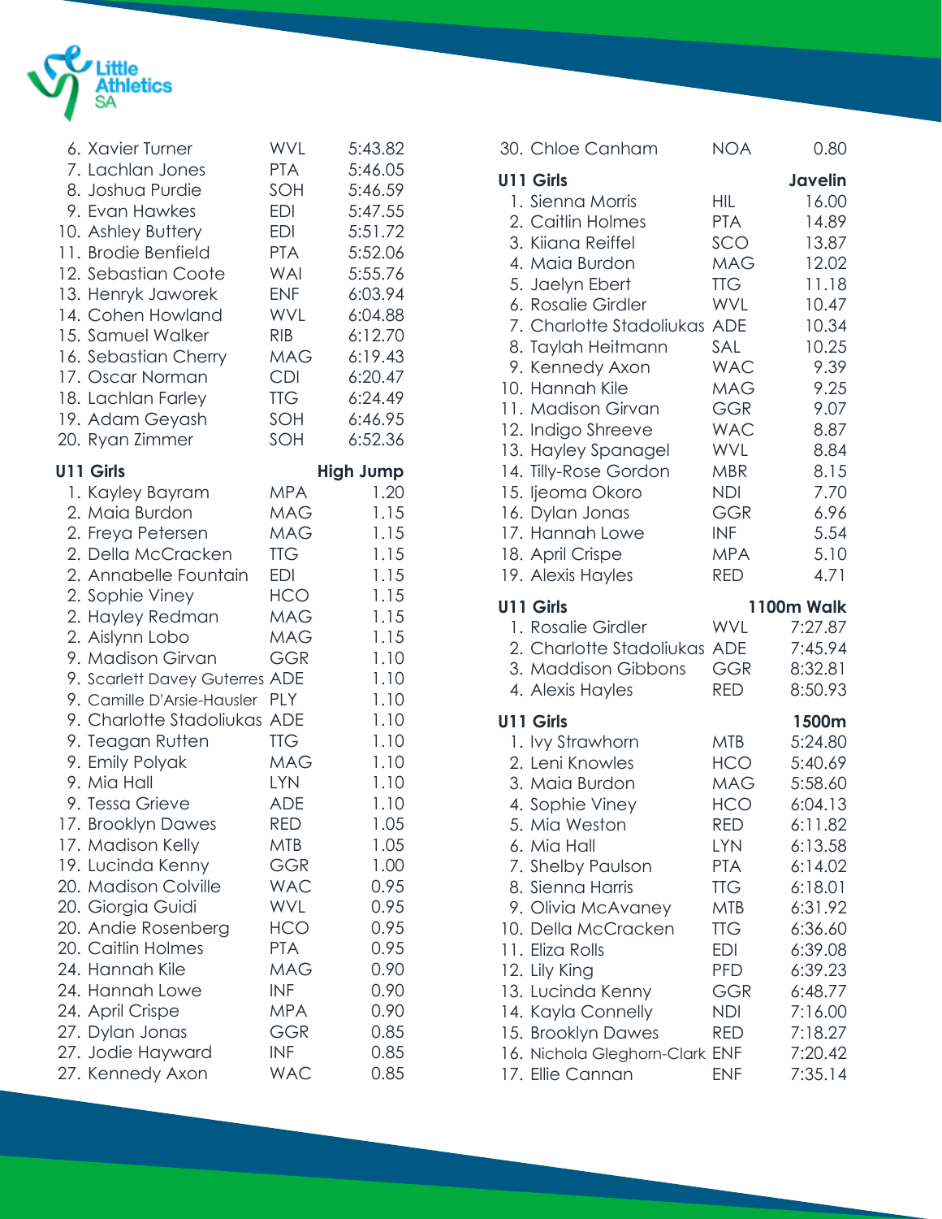| | | |
|---|---|---|
| 6. Xavier Turner | WVL | 5:43.82 |
| 7. Lachlan Jones | PTA | 5:46.05 |
| 8. Joshua Purdie | SOH | 5:46.59 |
| 9. Evan Hawkes | EDI | 5:47.55 |
| 10. Ashley Buttery | EDI | 5:51.72 |
| 11. Brodie Benfield | PTA | 5:52.06 |
| 12. Sebastian Coote | WAI | 5:55.76 |
| 13. Henryk Jaworek | ENF | 6:03.94 |
| 14. Cohen Howland | WVL | 6:04.88 |
| 15. Samuel Walker | RIB | 6:12.70 |
| 16. Sebastian Cherry | MAG | 6:19.43 |
| 17. Oscar Norman | CDI | 6:20.47 |
| 18. Lachlan Farley | TTG | 6:24.49 |
| 19. Adam Geyash | SOH | 6:46.95 |
| 20. Ryan Zimmer | SOH | 6:52.36 |

| U11 Girls | | High Jump |
|---|---|---|
| 1. Kayley Bayram | MPA | 1.20 |
| 2. Maia Burdon | MAG | 1.15 |
| 2. Freya Petersen | MAG | 1.15 |
| 2. Della McCracken | TTG | 1.15 |
| 2. Annabelle Fountain | EDI | 1.15 |
| 2. Sophie Viney | HCO | 1.15 |
| 2. Hayley Redman | MAG | 1.15 |
| 2. Aislynn Lobo | MAG | 1.15 |
| 9. Madison Girvan | GGR | 1.10 |
| 9. Scarlett Davey Guterres | ADE | 1.10 |
| 9. Camille D'Arsie-Hausler | PLY | 1.10 |
| 9. Charlotte Stadoliukas | ADE | 1.10 |
| 9. Teagan Rutten | TTG | 1.10 |
| 9. Emily Polyak | MAG | 1.10 |
| 9. Mia Hall | LYN | 1.10 |
| 9. Tessa Grieve | ADE | 1.10 |
| 17. Brooklyn Dawes | RED | 1.05 |
| 17. Madison Kelly | MTB | 1.05 |
| 19. Lucinda Kenny | GGR | 1.00 |
| 20. Madison Colville | WAC | 0.95 |
| 20. Giorgia Guidi | WVL | 0.95 |
| 20. Andie Rosenberg | HCO | 0.95 |
| 20. Caitlin Holmes | PTA | 0.95 |
| 24. Hannah Kile | MAG | 0.90 |
| 24. Hannah Lowe | INF | 0.90 |
| 24. April Crispe | MPA | 0.90 |
| 27. Dylan Jonas | GGR | 0.85 |
| 27. Jodie Hayward | INF | 0.85 |
| 27. Kennedy Axon | WAC | 0.85 |

| | | |
|---|---|---|
| 30. Chloe Canham | NOA | 0.80 |

| U11 Girls | | Javelin |
|---|---|---|
| 1. Sienna Morris | HIL | 16.00 |
| 2. Caitlin Holmes | PTA | 14.89 |
| 3. Kiiana Reiffel | SCO | 13.87 |
| 4. Maia Burdon | MAG | 12.02 |
| 5. Jaelyn Ebert | TTG | 11.18 |
| 6. Rosalie Girdler | WVL | 10.47 |
| 7. Charlotte Stadoliukas | ADE | 10.34 |
| 8. Taylah Heitmann | SAL | 10.25 |
| 9. Kennedy Axon | WAC | 9.39 |
| 10. Hannah Kile | MAG | 9.25 |
| 11. Madison Girvan | GGR | 9.07 |
| 12. Indigo Shreeve | WAC | 8.87 |
| 13. Hayley Spanagel | WVL | 8.84 |
| 14. Tilly-Rose Gordon | MBR | 8.15 |
| 15. Ijeoma Okoro | NDI | 7.70 |
| 16. Dylan Jonas | GGR | 6.96 |
| 17. Hannah Lowe | INF | 5.54 |
| 18. April Crispe | MPA | 5.10 |
| 19. Alexis Hayles | RED | 4.71 |

| U11 Girls | | 1100m Walk |
|---|---|---|
| 1. Rosalie Girdler | WVL | 7:27.87 |
| 2. Charlotte Stadoliukas | ADE | 7:45.94 |
| 3. Maddison Gibbons | GGR | 8:32.81 |
| 4. Alexis Hayles | RED | 8:50.93 |

| U11 Girls | | 1500m |
|---|---|---|
| 1. Ivy Strawhorn | MTB | 5:24.80 |
| 2. Leni Knowles | HCO | 5:40.69 |
| 3. Maia Burdon | MAG | 5:58.60 |
| 4. Sophie Viney | HCO | 6:04.13 |
| 5. Mia Weston | RED | 6:11.82 |
| 6. Mia Hall | LYN | 6:13.58 |
| 7. Shelby Paulson | PTA | 6:14.02 |
| 8. Sienna Harris | TTG | 6:18.01 |
| 9. Olivia McAvaney | MTB | 6:31.92 |
| 10. Della McCracken | TTG | 6:36.60 |
| 11. Eliza Rolls | EDI | 6:39.08 |
| 12. Lily King | PFD | 6:39.23 |
| 13. Lucinda Kenny | GGR | 6:48.77 |
| 14. Kayla Connelly | NDI | 7:16.00 |
| 15. Brooklyn Dawes | RED | 7:18.27 |
| 16. Nichola Gleghorn-Clark | ENF | 7:20.42 |
| 17. Ellie Cannan | ENF | 7:35.14 |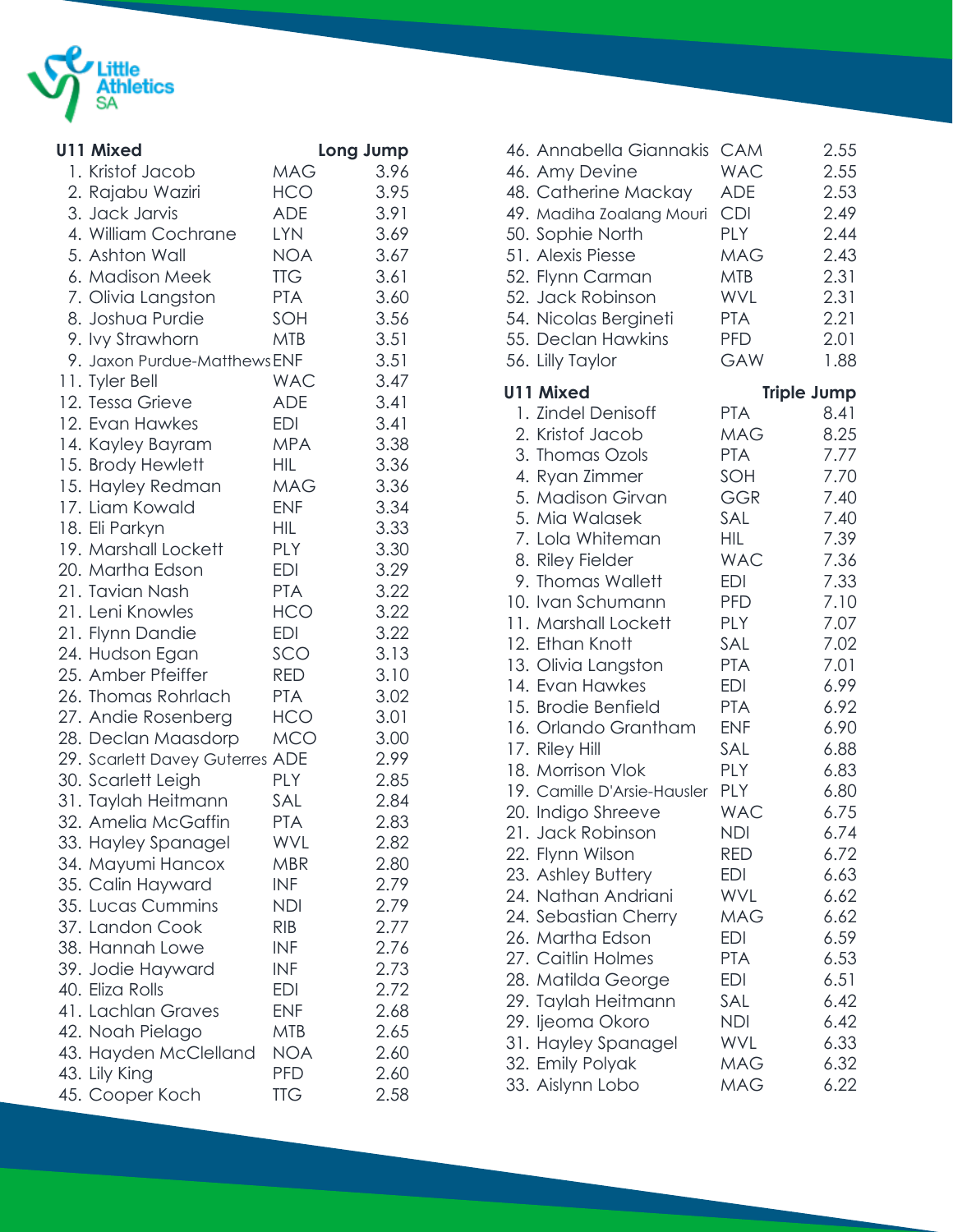Little Athletics SA

## U11 Mixed — Long Jump

| | | | |
|---|---|---|---|
| 1. | Kristof Jacob | MAG | 3.96 |
| 2. | Rajabu Waziri | HCO | 3.95 |
| 3. | Jack Jarvis | ADE | 3.91 |
| 4. | William Cochrane | LYN | 3.69 |
| 5. | Ashton Wall | NOA | 3.67 |
| 6. | Madison Meek | TTG | 3.61 |
| 7. | Olivia Langston | PTA | 3.60 |
| 8. | Joshua Purdie | SOH | 3.56 |
| 9. | Ivy Strawhorn | MTB | 3.51 |
| 9. | Jaxon Purdue-Matthews | ENF | 3.51 |
| 11. | Tyler Bell | WAC | 3.47 |
| 12. | Tessa Grieve | ADE | 3.41 |
| 12. | Evan Hawkes | EDI | 3.41 |
| 14. | Kayley Bayram | MPA | 3.38 |
| 15. | Brody Hewlett | HIL | 3.36 |
| 15. | Hayley Redman | MAG | 3.36 |
| 17. | Liam Kowald | ENF | 3.34 |
| 18. | Eli Parkyn | HIL | 3.33 |
| 19. | Marshall Lockett | PLY | 3.30 |
| 20. | Martha Edson | EDI | 3.29 |
| 21. | Tavian Nash | PTA | 3.22 |
| 21. | Leni Knowles | HCO | 3.22 |
| 21. | Flynn Dandie | EDI | 3.22 |
| 24. | Hudson Egan | SCO | 3.13 |
| 25. | Amber Pfeiffer | RED | 3.10 |
| 26. | Thomas Rohrlach | PTA | 3.02 |
| 27. | Andie Rosenberg | HCO | 3.01 |
| 28. | Declan Maasdorp | MCO | 3.00 |
| 29. | Scarlett Davey Guterres | ADE | 2.99 |
| 30. | Scarlett Leigh | PLY | 2.85 |
| 31. | Taylah Heitmann | SAL | 2.84 |
| 32. | Amelia McGaffin | PTA | 2.83 |
| 33. | Hayley Spanagel | WVL | 2.82 |
| 34. | Mayumi Hancox | MBR | 2.80 |
| 35. | Calin Hayward | INF | 2.79 |
| 35. | Lucas Cummins | NDI | 2.79 |
| 37. | Landon Cook | RIB | 2.77 |
| 38. | Hannah Lowe | INF | 2.76 |
| 39. | Jodie Hayward | INF | 2.73 |
| 40. | Eliza Rolls | EDI | 2.72 |
| 41. | Lachlan Graves | ENF | 2.68 |
| 42. | Noah Pielago | MTB | 2.65 |
| 43. | Hayden McClelland | NOA | 2.60 |
| 43. | Lily King | PFD | 2.60 |
| 45. | Cooper Koch | TTG | 2.58 |
| 46. | Annabella Giannakis | CAM | 2.55 |
| 46. | Amy Devine | WAC | 2.55 |
| 48. | Catherine Mackay | ADE | 2.53 |
| 49. | Madiha Zoalang Mouri | CDI | 2.49 |
| 50. | Sophie North | PLY | 2.44 |
| 51. | Alexis Piesse | MAG | 2.43 |
| 52. | Flynn Carman | MTB | 2.31 |
| 52. | Jack Robinson | WVL | 2.31 |
| 54. | Nicolas Bergineti | PTA | 2.21 |
| 55. | Declan Hawkins | PFD | 2.01 |
| 56. | Lilly Taylor | GAW | 1.88 |

## U11 Mixed — Triple Jump

| | | | |
|---|---|---|---|
| 1. | Zindel Denisoff | PTA | 8.41 |
| 2. | Kristof Jacob | MAG | 8.25 |
| 3. | Thomas Ozols | PTA | 7.77 |
| 4. | Ryan Zimmer | SOH | 7.70 |
| 5. | Madison Girvan | GGR | 7.40 |
| 5. | Mia Walasek | SAL | 7.40 |
| 7. | Lola Whiteman | HIL | 7.39 |
| 8. | Riley Fielder | WAC | 7.36 |
| 9. | Thomas Wallett | EDI | 7.33 |
| 10. | Ivan Schumann | PFD | 7.10 |
| 11. | Marshall Lockett | PLY | 7.07 |
| 12. | Ethan Knott | SAL | 7.02 |
| 13. | Olivia Langston | PTA | 7.01 |
| 14. | Evan Hawkes | EDI | 6.99 |
| 15. | Brodie Benfield | PTA | 6.92 |
| 16. | Orlando Grantham | ENF | 6.90 |
| 17. | Riley Hill | SAL | 6.88 |
| 18. | Morrison Vlok | PLY | 6.83 |
| 19. | Camille D'Arsie-Hausler | PLY | 6.80 |
| 20. | Indigo Shreeve | WAC | 6.75 |
| 21. | Jack Robinson | NDI | 6.74 |
| 22. | Flynn Wilson | RED | 6.72 |
| 23. | Ashley Buttery | EDI | 6.63 |
| 24. | Nathan Andriani | WVL | 6.62 |
| 24. | Sebastian Cherry | MAG | 6.62 |
| 26. | Martha Edson | EDI | 6.59 |
| 27. | Caitlin Holmes | PTA | 6.53 |
| 28. | Matilda George | EDI | 6.51 |
| 29. | Taylah Heitmann | SAL | 6.42 |
| 29. | Ijeoma Okoro | NDI | 6.42 |
| 31. | Hayley Spanagel | WVL | 6.33 |
| 32. | Emily Polyak | MAG | 6.32 |
| 33. | Aislynn Lobo | MAG | 6.22 |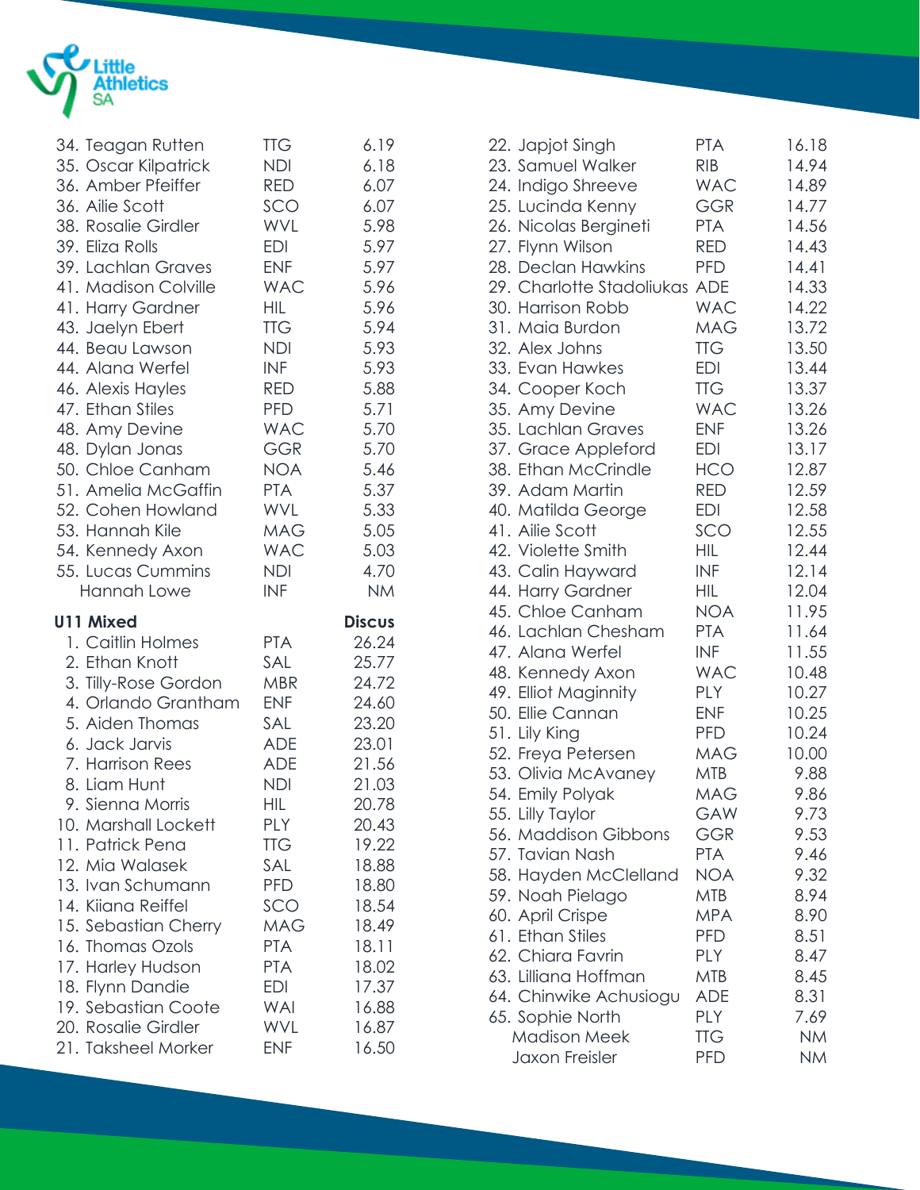| | | |
|---|---|---|
| 34. Teagan Rutten | TTG | 6.19 |
| 35. Oscar Kilpatrick | NDI | 6.18 |
| 36. Amber Pfeiffer | RED | 6.07 |
| 36. Ailie Scott | SCO | 6.07 |
| 38. Rosalie Girdler | WVL | 5.98 |
| 39. Eliza Rolls | EDI | 5.97 |
| 39. Lachlan Graves | ENF | 5.97 |
| 41. Madison Colville | WAC | 5.96 |
| 41. Harry Gardner | HIL | 5.96 |
| 43. Jaelyn Ebert | TTG | 5.94 |
| 44. Beau Lawson | NDI | 5.93 |
| 44. Alana Werfel | INF | 5.93 |
| 46. Alexis Hayles | RED | 5.88 |
| 47. Ethan Stiles | PFD | 5.71 |
| 48. Amy Devine | WAC | 5.70 |
| 48. Dylan Jonas | GGR | 5.70 |
| 50. Chloe Canham | NOA | 5.46 |
| 51. Amelia McGaffin | PTA | 5.37 |
| 52. Cohen Howland | WVL | 5.33 |
| 53. Hannah Kile | MAG | 5.05 |
| 54. Kennedy Axon | WAC | 5.03 |
| 55. Lucas Cummins | NDI | 4.70 |
| Hannah Lowe | INF | NM |

| **U11 Mixed** | | **Discus** |
|---|---|---|
| 1. Caitlin Holmes | PTA | 26.24 |
| 2. Ethan Knott | SAL | 25.77 |
| 3. Tilly-Rose Gordon | MBR | 24.72 |
| 4. Orlando Grantham | ENF | 24.60 |
| 5. Aiden Thomas | SAL | 23.20 |
| 6. Jack Jarvis | ADE | 23.01 |
| 7. Harrison Rees | ADE | 21.56 |
| 8. Liam Hunt | NDI | 21.03 |
| 9. Sienna Morris | HIL | 20.78 |
| 10. Marshall Lockett | PLY | 20.43 |
| 11. Patrick Pena | TTG | 19.22 |
| 12. Mia Walasek | SAL | 18.88 |
| 13. Ivan Schumann | PFD | 18.80 |
| 14. Kiiana Reiffel | SCO | 18.54 |
| 15. Sebastian Cherry | MAG | 18.49 |
| 16. Thomas Ozols | PTA | 18.11 |
| 17. Harley Hudson | PTA | 18.02 |
| 18. Flynn Dandie | EDI | 17.37 |
| 19. Sebastian Coote | WAI | 16.88 |
| 20. Rosalie Girdler | WVL | 16.87 |
| 21. Taksheel Morker | ENF | 16.50 |
| 22. Japjot Singh | PTA | 16.18 |
| 23. Samuel Walker | RIB | 14.94 |
| 24. Indigo Shreeve | WAC | 14.89 |
| 25. Lucinda Kenny | GGR | 14.77 |
| 26. Nicolas Bergineti | PTA | 14.56 |
| 27. Flynn Wilson | RED | 14.43 |
| 28. Declan Hawkins | PFD | 14.41 |
| 29. Charlotte Stadoliukas | ADE | 14.33 |
| 30. Harrison Robb | WAC | 14.22 |
| 31. Maia Burdon | MAG | 13.72 |
| 32. Alex Johns | TTG | 13.50 |
| 33. Evan Hawkes | EDI | 13.44 |
| 34. Cooper Koch | TTG | 13.37 |
| 35. Amy Devine | WAC | 13.26 |
| 35. Lachlan Graves | ENF | 13.26 |
| 37. Grace Appleford | EDI | 13.17 |
| 38. Ethan McCrindle | HCO | 12.87 |
| 39. Adam Martin | RED | 12.59 |
| 40. Matilda George | EDI | 12.58 |
| 41. Ailie Scott | SCO | 12.55 |
| 42. Violette Smith | HIL | 12.44 |
| 43. Calin Hayward | INF | 12.14 |
| 44. Harry Gardner | HIL | 12.04 |
| 45. Chloe Canham | NOA | 11.95 |
| 46. Lachlan Chesham | PTA | 11.64 |
| 47. Alana Werfel | INF | 11.55 |
| 48. Kennedy Axon | WAC | 10.48 |
| 49. Elliot Maginnity | PLY | 10.27 |
| 50. Ellie Cannan | ENF | 10.25 |
| 51. Lily King | PFD | 10.24 |
| 52. Freya Petersen | MAG | 10.00 |
| 53. Olivia McAvaney | MTB | 9.88 |
| 54. Emily Polyak | MAG | 9.86 |
| 55. Lilly Taylor | GAW | 9.73 |
| 56. Maddison Gibbons | GGR | 9.53 |
| 57. Tavian Nash | PTA | 9.46 |
| 58. Hayden McClelland | NOA | 9.32 |
| 59. Noah Pielago | MTB | 8.94 |
| 60. April Crispe | MPA | 8.90 |
| 61. Ethan Stiles | PFD | 8.51 |
| 62. Chiara Favrin | PLY | 8.47 |
| 63. Lilliana Hoffman | MTB | 8.45 |
| 64. Chinwike Achusiogu | ADE | 8.31 |
| 65. Sophie North | PLY | 7.69 |
| Madison Meek | TTG | NM |
| Jaxon Freisler | PFD | NM |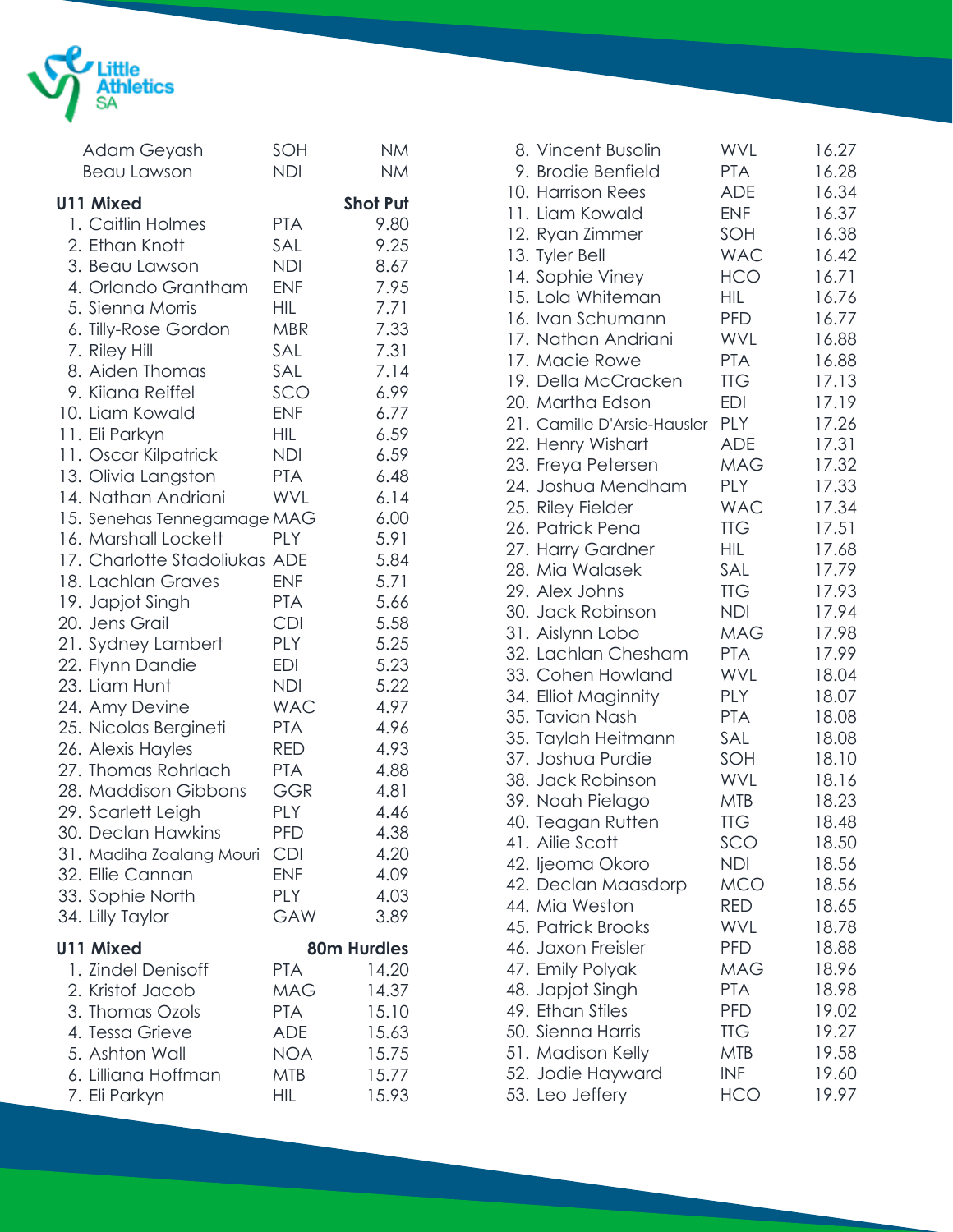| | | |
|---|---|---|
| Adam Geyash | SOH | NM |
| Beau Lawson | NDI | NM |

**U11 Mixed — Shot Put**

| | | |
|---|---|---|
| 1. Caitlin Holmes | PTA | 9.80 |
| 2. Ethan Knott | SAL | 9.25 |
| 3. Beau Lawson | NDI | 8.67 |
| 4. Orlando Grantham | ENF | 7.95 |
| 5. Sienna Morris | HIL | 7.71 |
| 6. Tilly-Rose Gordon | MBR | 7.33 |
| 7. Riley Hill | SAL | 7.31 |
| 8. Aiden Thomas | SAL | 7.14 |
| 9. Kiiana Reiffel | SCO | 6.99 |
| 10. Liam Kowald | ENF | 6.77 |
| 11. Eli Parkyn | HIL | 6.59 |
| 11. Oscar Kilpatrick | NDI | 6.59 |
| 13. Olivia Langston | PTA | 6.48 |
| 14. Nathan Andriani | WVL | 6.14 |
| 15. Senehas Tennegamage | MAG | 6.00 |
| 16. Marshall Lockett | PLY | 5.91 |
| 17. Charlotte Stadoliukas | ADE | 5.84 |
| 18. Lachlan Graves | ENF | 5.71 |
| 19. Japjot Singh | PTA | 5.66 |
| 20. Jens Grail | CDI | 5.58 |
| 21. Sydney Lambert | PLY | 5.25 |
| 22. Flynn Dandie | EDI | 5.23 |
| 23. Liam Hunt | NDI | 5.22 |
| 24. Amy Devine | WAC | 4.97 |
| 25. Nicolas Bergineti | PTA | 4.96 |
| 26. Alexis Hayles | RED | 4.93 |
| 27. Thomas Rohrlach | PTA | 4.88 |
| 28. Maddison Gibbons | GGR | 4.81 |
| 29. Scarlett Leigh | PLY | 4.46 |
| 30. Declan Hawkins | PFD | 4.38 |
| 31. Madiha Zoalang Mouri | CDI | 4.20 |
| 32. Ellie Cannan | ENF | 4.09 |
| 33. Sophie North | PLY | 4.03 |
| 34. Lilly Taylor | GAW | 3.89 |

**U11 Mixed — 80m Hurdles**

| | | |
|---|---|---|
| 1. Zindel Denisoff | PTA | 14.20 |
| 2. Kristof Jacob | MAG | 14.37 |
| 3. Thomas Ozols | PTA | 15.10 |
| 4. Tessa Grieve | ADE | 15.63 |
| 5. Ashton Wall | NOA | 15.75 |
| 6. Lilliana Hoffman | MTB | 15.77 |
| 7. Eli Parkyn | HIL | 15.93 |
| 8. Vincent Busolin | WVL | 16.27 |
| 9. Brodie Benfield | PTA | 16.28 |
| 10. Harrison Rees | ADE | 16.34 |
| 11. Liam Kowald | ENF | 16.37 |
| 12. Ryan Zimmer | SOH | 16.38 |
| 13. Tyler Bell | WAC | 16.42 |
| 14. Sophie Viney | HCO | 16.71 |
| 15. Lola Whiteman | HIL | 16.76 |
| 16. Ivan Schumann | PFD | 16.77 |
| 17. Nathan Andriani | WVL | 16.88 |
| 17. Macie Rowe | PTA | 16.88 |
| 19. Della McCracken | TTG | 17.13 |
| 20. Martha Edson | EDI | 17.19 |
| 21. Camille D'Arsie-Hausler | PLY | 17.26 |
| 22. Henry Wishart | ADE | 17.31 |
| 23. Freya Petersen | MAG | 17.32 |
| 24. Joshua Mendham | PLY | 17.33 |
| 25. Riley Fielder | WAC | 17.34 |
| 26. Patrick Pena | TTG | 17.51 |
| 27. Harry Gardner | HIL | 17.68 |
| 28. Mia Walasek | SAL | 17.79 |
| 29. Alex Johns | TTG | 17.93 |
| 30. Jack Robinson | NDI | 17.94 |
| 31. Aislynn Lobo | MAG | 17.98 |
| 32. Lachlan Chesham | PTA | 17.99 |
| 33. Cohen Howland | WVL | 18.04 |
| 34. Elliot Maginnity | PLY | 18.07 |
| 35. Tavian Nash | PTA | 18.08 |
| 35. Taylah Heitmann | SAL | 18.08 |
| 37. Joshua Purdie | SOH | 18.10 |
| 38. Jack Robinson | WVL | 18.16 |
| 39. Noah Pielago | MTB | 18.23 |
| 40. Teagan Rutten | TTG | 18.48 |
| 41. Ailie Scott | SCO | 18.50 |
| 42. Ijeoma Okoro | NDI | 18.56 |
| 42. Declan Maasdorp | MCO | 18.56 |
| 44. Mia Weston | RED | 18.65 |
| 45. Patrick Brooks | WVL | 18.78 |
| 46. Jaxon Freisler | PFD | 18.88 |
| 47. Emily Polyak | MAG | 18.96 |
| 48. Japjot Singh | PTA | 18.98 |
| 49. Ethan Stiles | PFD | 19.02 |
| 50. Sienna Harris | TTG | 19.27 |
| 51. Madison Kelly | MTB | 19.58 |
| 52. Jodie Hayward | INF | 19.60 |
| 53. Leo Jeffery | HCO | 19.97 |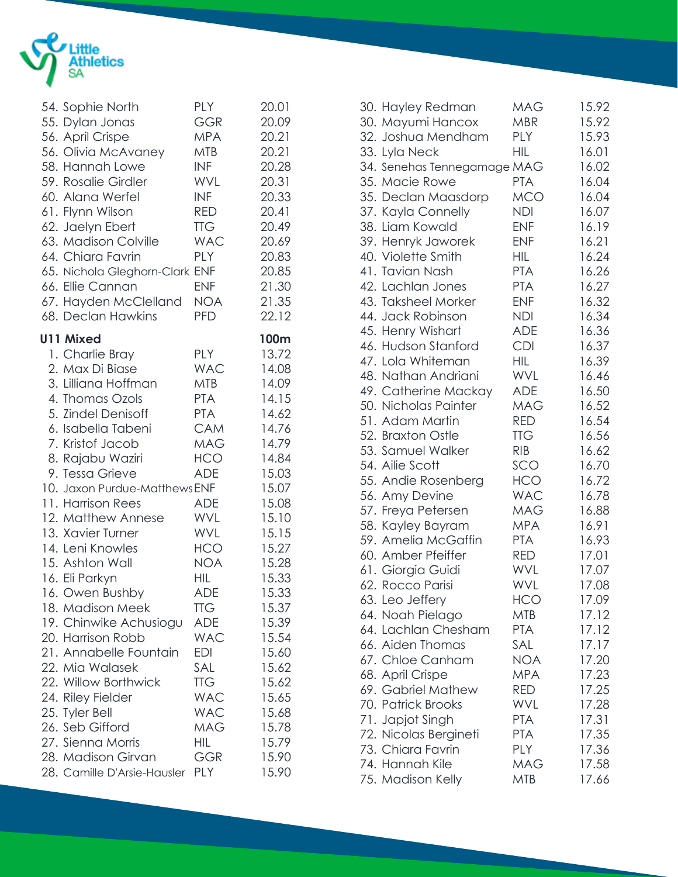| | | |
|---|---|---|
| 54. Sophie North | PLY | 20.01 |
| 55. Dylan Jonas | GGR | 20.09 |
| 56. April Crispe | MPA | 20.21 |
| 56. Olivia McAvaney | MTB | 20.21 |
| 58. Hannah Lowe | INF | 20.28 |
| 59. Rosalie Girdler | WVL | 20.31 |
| 60. Alana Werfel | INF | 20.33 |
| 61. Flynn Wilson | RED | 20.41 |
| 62. Jaelyn Ebert | TTG | 20.49 |
| 63. Madison Colville | WAC | 20.69 |
| 64. Chiara Favrin | PLY | 20.83 |
| 65. Nichola Gleghorn-Clark | ENF | 20.85 |
| 66. Ellie Cannan | ENF | 21.30 |
| 67. Hayden McClelland | NOA | 21.35 |
| 68. Declan Hawkins | PFD | 22.12 |

**U11 Mixed** **100m**

| | | |
|---|---|---|
| 1. Charlie Bray | PLY | 13.72 |
| 2. Max Di Biase | WAC | 14.08 |
| 3. Lilliana Hoffman | MTB | 14.09 |
| 4. Thomas Ozols | PTA | 14.15 |
| 5. Zindel Denisoff | PTA | 14.62 |
| 6. Isabella Tabeni | CAM | 14.76 |
| 7. Kristof Jacob | MAG | 14.79 |
| 8. Rajabu Waziri | HCO | 14.84 |
| 9. Tessa Grieve | ADE | 15.03 |
| 10. Jaxon Purdue-Matthews | ENF | 15.07 |
| 11. Harrison Rees | ADE | 15.08 |
| 12. Matthew Annese | WVL | 15.10 |
| 13. Xavier Turner | WVL | 15.15 |
| 14. Leni Knowles | HCO | 15.27 |
| 15. Ashton Wall | NOA | 15.28 |
| 16. Eli Parkyn | HIL | 15.33 |
| 16. Owen Bushby | ADE | 15.33 |
| 18. Madison Meek | TTG | 15.37 |
| 19. Chinwike Achusiogu | ADE | 15.39 |
| 20. Harrison Robb | WAC | 15.54 |
| 21. Annabelle Fountain | EDI | 15.60 |
| 22. Mia Walasek | SAL | 15.62 |
| 22. Willow Borthwick | TTG | 15.62 |
| 24. Riley Fielder | WAC | 15.65 |
| 25. Tyler Bell | WAC | 15.68 |
| 26. Seb Gifford | MAG | 15.78 |
| 27. Sienna Morris | HIL | 15.79 |
| 28. Madison Girvan | GGR | 15.90 |
| 28. Camille D'Arsie-Hausler | PLY | 15.90 |
| 30. Hayley Redman | MAG | 15.92 |
| 30. Mayumi Hancox | MBR | 15.92 |
| 32. Joshua Mendham | PLY | 15.93 |
| 33. Lyla Neck | HIL | 16.01 |
| 34. Senehas Tennegamage | MAG | 16.02 |
| 35. Macie Rowe | PTA | 16.04 |
| 35. Declan Maasdorp | MCO | 16.04 |
| 37. Kayla Connelly | NDI | 16.07 |
| 38. Liam Kowald | ENF | 16.19 |
| 39. Henryk Jaworek | ENF | 16.21 |
| 40. Violette Smith | HIL | 16.24 |
| 41. Tavian Nash | PTA | 16.26 |
| 42. Lachlan Jones | PTA | 16.27 |
| 43. Taksheel Morker | ENF | 16.32 |
| 44. Jack Robinson | NDI | 16.34 |
| 45. Henry Wishart | ADE | 16.36 |
| 46. Hudson Stanford | CDI | 16.37 |
| 47. Lola Whiteman | HIL | 16.39 |
| 48. Nathan Andriani | WVL | 16.46 |
| 49. Catherine Mackay | ADE | 16.50 |
| 50. Nicholas Painter | MAG | 16.52 |
| 51. Adam Martin | RED | 16.54 |
| 52. Braxton Ostle | TTG | 16.56 |
| 53. Samuel Walker | RIB | 16.62 |
| 54. Ailie Scott | SCO | 16.70 |
| 55. Andie Rosenberg | HCO | 16.72 |
| 56. Amy Devine | WAC | 16.78 |
| 57. Freya Petersen | MAG | 16.88 |
| 58. Kayley Bayram | MPA | 16.91 |
| 59. Amelia McGaffin | PTA | 16.93 |
| 60. Amber Pfeiffer | RED | 17.01 |
| 61. Giorgia Guidi | WVL | 17.07 |
| 62. Rocco Parisi | WVL | 17.08 |
| 63. Leo Jeffery | HCO | 17.09 |
| 64. Noah Pielago | MTB | 17.12 |
| 64. Lachlan Chesham | PTA | 17.12 |
| 66. Aiden Thomas | SAL | 17.17 |
| 67. Chloe Canham | NOA | 17.20 |
| 68. April Crispe | MPA | 17.23 |
| 69. Gabriel Mathew | RED | 17.25 |
| 70. Patrick Brooks | WVL | 17.28 |
| 71. Japjot Singh | PTA | 17.31 |
| 72. Nicolas Bergineti | PTA | 17.35 |
| 73. Chiara Favrin | PLY | 17.36 |
| 74. Hannah Kile | MAG | 17.58 |
| 75. Madison Kelly | MTB | 17.66 |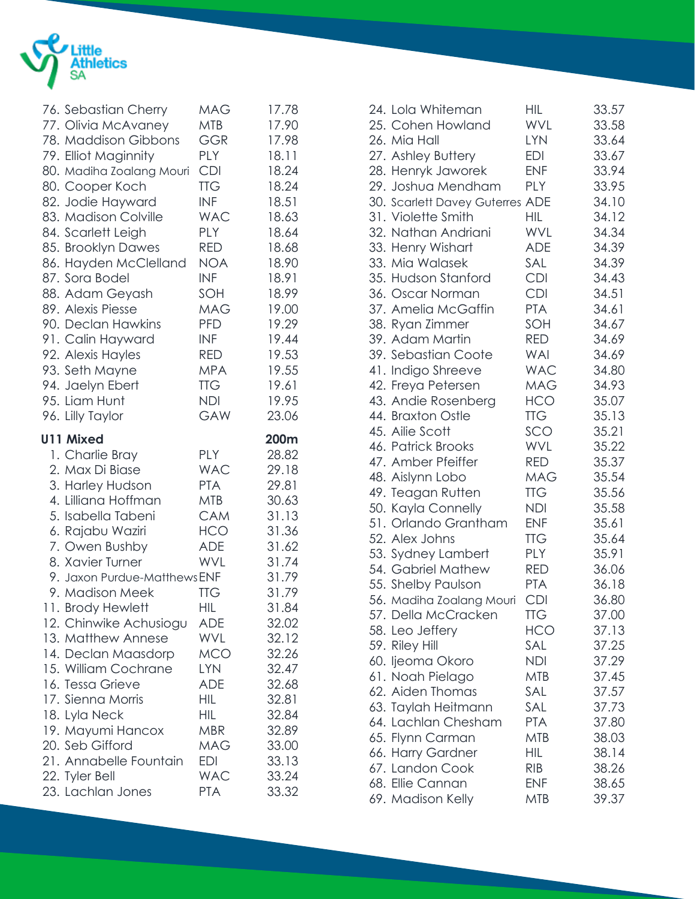| | | |
|---|---|---|
| 76. Sebastian Cherry | MAG | 17.78 |
| 77. Olivia McAvaney | MTB | 17.90 |
| 78. Maddison Gibbons | GGR | 17.98 |
| 79. Elliot Maginnity | PLY | 18.11 |
| 80. Madiha Zoalang Mouri | CDI | 18.24 |
| 80. Cooper Koch | TTG | 18.24 |
| 82. Jodie Hayward | INF | 18.51 |
| 83. Madison Colville | WAC | 18.63 |
| 84. Scarlett Leigh | PLY | 18.64 |
| 85. Brooklyn Dawes | RED | 18.68 |
| 86. Hayden McClelland | NOA | 18.90 |
| 87. Sora Bodel | INF | 18.91 |
| 88. Adam Geyash | SOH | 18.99 |
| 89. Alexis Piesse | MAG | 19.00 |
| 90. Declan Hawkins | PFD | 19.29 |
| 91. Calin Hayward | INF | 19.44 |
| 92. Alexis Hayles | RED | 19.53 |
| 93. Seth Mayne | MPA | 19.55 |
| 94. Jaelyn Ebert | TTG | 19.61 |
| 95. Liam Hunt | NDI | 19.95 |
| 96. Lilly Taylor | GAW | 23.06 |

**U11 Mixed** **200m**

| | | |
|---|---|---|
| 1. Charlie Bray | PLY | 28.82 |
| 2. Max Di Biase | WAC | 29.18 |
| 3. Harley Hudson | PTA | 29.81 |
| 4. Lilliana Hoffman | MTB | 30.63 |
| 5. Isabella Tabeni | CAM | 31.13 |
| 6. Rajabu Waziri | HCO | 31.36 |
| 7. Owen Bushby | ADE | 31.62 |
| 8. Xavier Turner | WVL | 31.74 |
| 9. Jaxon Purdue-Matthews | ENF | 31.79 |
| 9. Madison Meek | TTG | 31.79 |
| 11. Brody Hewlett | HIL | 31.84 |
| 12. Chinwike Achusiogu | ADE | 32.02 |
| 13. Matthew Annese | WVL | 32.12 |
| 14. Declan Maasdorp | MCO | 32.26 |
| 15. William Cochrane | LYN | 32.47 |
| 16. Tessa Grieve | ADE | 32.68 |
| 17. Sienna Morris | HIL | 32.81 |
| 18. Lyla Neck | HIL | 32.84 |
| 19. Mayumi Hancox | MBR | 32.89 |
| 20. Seb Gifford | MAG | 33.00 |
| 21. Annabelle Fountain | EDI | 33.13 |
| 22. Tyler Bell | WAC | 33.24 |
| 23. Lachlan Jones | PTA | 33.32 |
| 24. Lola Whiteman | HIL | 33.57 |
| 25. Cohen Howland | WVL | 33.58 |
| 26. Mia Hall | LYN | 33.64 |
| 27. Ashley Buttery | EDI | 33.67 |
| 28. Henryk Jaworek | ENF | 33.94 |
| 29. Joshua Mendham | PLY | 33.95 |
| 30. Scarlett Davey Guterres | ADE | 34.10 |
| 31. Violette Smith | HIL | 34.12 |
| 32. Nathan Andriani | WVL | 34.34 |
| 33. Henry Wishart | ADE | 34.39 |
| 33. Mia Walasek | SAL | 34.39 |
| 35. Hudson Stanford | CDI | 34.43 |
| 36. Oscar Norman | CDI | 34.51 |
| 37. Amelia McGaffin | PTA | 34.61 |
| 38. Ryan Zimmer | SOH | 34.67 |
| 39. Adam Martin | RED | 34.69 |
| 39. Sebastian Coote | WAI | 34.69 |
| 41. Indigo Shreeve | WAC | 34.80 |
| 42. Freya Petersen | MAG | 34.93 |
| 43. Andie Rosenberg | HCO | 35.07 |
| 44. Braxton Ostle | TTG | 35.13 |
| 45. Ailie Scott | SCO | 35.21 |
| 46. Patrick Brooks | WVL | 35.22 |
| 47. Amber Pfeiffer | RED | 35.37 |
| 48. Aislynn Lobo | MAG | 35.54 |
| 49. Teagan Rutten | TTG | 35.56 |
| 50. Kayla Connelly | NDI | 35.58 |
| 51. Orlando Grantham | ENF | 35.61 |
| 52. Alex Johns | TTG | 35.64 |
| 53. Sydney Lambert | PLY | 35.91 |
| 54. Gabriel Mathew | RED | 36.06 |
| 55. Shelby Paulson | PTA | 36.18 |
| 56. Madiha Zoalang Mouri | CDI | 36.80 |
| 57. Della McCracken | TTG | 37.00 |
| 58. Leo Jeffery | HCO | 37.13 |
| 59. Riley Hill | SAL | 37.25 |
| 60. Ijeoma Okoro | NDI | 37.29 |
| 61. Noah Pielago | MTB | 37.45 |
| 62. Aiden Thomas | SAL | 37.57 |
| 63. Taylah Heitmann | SAL | 37.73 |
| 64. Lachlan Chesham | PTA | 37.80 |
| 65. Flynn Carman | MTB | 38.03 |
| 66. Harry Gardner | HIL | 38.14 |
| 67. Landon Cook | RIB | 38.26 |
| 68. Ellie Cannan | ENF | 38.65 |
| 69. Madison Kelly | MTB | 39.37 |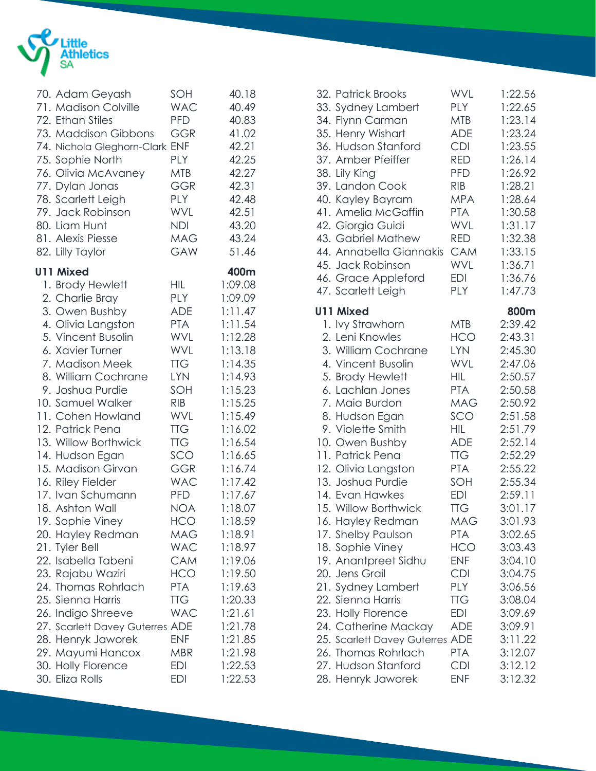| | | |
|---|---|---|
| 70. Adam Geyash | SOH | 40.18 |
| 71. Madison Colville | WAC | 40.49 |
| 72. Ethan Stiles | PFD | 40.83 |
| 73. Maddison Gibbons | GGR | 41.02 |
| 74. Nichola Gleghorn-Clark | ENF | 42.21 |
| 75. Sophie North | PLY | 42.25 |
| 76. Olivia McAvaney | MTB | 42.27 |
| 77. Dylan Jonas | GGR | 42.31 |
| 78. Scarlett Leigh | PLY | 42.48 |
| 79. Jack Robinson | WVL | 42.51 |
| 80. Liam Hunt | NDI | 43.20 |
| 81. Alexis Piesse | MAG | 43.24 |
| 82. Lilly Taylor | GAW | 51.46 |

**U11 Mixed** **400m**

| | | |
|---|---|---|
| 1. Brody Hewlett | HIL | 1:09.08 |
| 2. Charlie Bray | PLY | 1:09.09 |
| 3. Owen Bushby | ADE | 1:11.47 |
| 4. Olivia Langston | PTA | 1:11.54 |
| 5. Vincent Busolin | WVL | 1:12.28 |
| 6. Xavier Turner | WVL | 1:13.18 |
| 7. Madison Meek | TTG | 1:14.35 |
| 8. William Cochrane | LYN | 1:14.93 |
| 9. Joshua Purdie | SOH | 1:15.23 |
| 10. Samuel Walker | RIB | 1:15.25 |
| 11. Cohen Howland | WVL | 1:15.49 |
| 12. Patrick Pena | TTG | 1:16.02 |
| 13. Willow Borthwick | TTG | 1:16.54 |
| 14. Hudson Egan | SCO | 1:16.65 |
| 15. Madison Girvan | GGR | 1:16.74 |
| 16. Riley Fielder | WAC | 1:17.42 |
| 17. Ivan Schumann | PFD | 1:17.67 |
| 18. Ashton Wall | NOA | 1:18.07 |
| 19. Sophie Viney | HCO | 1:18.59 |
| 20. Hayley Redman | MAG | 1:18.91 |
| 21. Tyler Bell | WAC | 1:18.97 |
| 22. Isabella Tabeni | CAM | 1:19.06 |
| 23. Rajabu Waziri | HCO | 1:19.50 |
| 24. Thomas Rohrlach | PTA | 1:19.63 |
| 25. Sienna Harris | TTG | 1:20.33 |
| 26. Indigo Shreeve | WAC | 1:21.61 |
| 27. Scarlett Davey Guterres | ADE | 1:21.78 |
| 28. Henryk Jaworek | ENF | 1:21.85 |
| 29. Mayumi Hancox | MBR | 1:21.98 |
| 30. Holly Florence | EDI | 1:22.53 |
| 30. Eliza Rolls | EDI | 1:22.53 |
| 32. Patrick Brooks | WVL | 1:22.56 |
| 33. Sydney Lambert | PLY | 1:22.65 |
| 34. Flynn Carman | MTB | 1:23.14 |
| 35. Henry Wishart | ADE | 1:23.24 |
| 36. Hudson Stanford | CDI | 1:23.55 |
| 37. Amber Pfeiffer | RED | 1:26.14 |
| 38. Lily King | PFD | 1:26.92 |
| 39. Landon Cook | RIB | 1:28.21 |
| 40. Kayley Bayram | MPA | 1:28.64 |
| 41. Amelia McGaffin | PTA | 1:30.58 |
| 42. Giorgia Guidi | WVL | 1:31.17 |
| 43. Gabriel Mathew | RED | 1:32.38 |
| 44. Annabella Giannakis | CAM | 1:33.15 |
| 45. Jack Robinson | WVL | 1:36.71 |
| 46. Grace Appleford | EDI | 1:36.76 |
| 47. Scarlett Leigh | PLY | 1:47.73 |

**U11 Mixed** **800m**

| | | |
|---|---|---|
| 1. Ivy Strawhorn | MTB | 2:39.42 |
| 2. Leni Knowles | HCO | 2:43.31 |
| 3. William Cochrane | LYN | 2:45.30 |
| 4. Vincent Busolin | WVL | 2:47.06 |
| 5. Brody Hewlett | HIL | 2:50.57 |
| 6. Lachlan Jones | PTA | 2:50.58 |
| 7. Maia Burdon | MAG | 2:50.92 |
| 8. Hudson Egan | SCO | 2:51.58 |
| 9. Violette Smith | HIL | 2:51.79 |
| 10. Owen Bushby | ADE | 2:52.14 |
| 11. Patrick Pena | TTG | 2:52.29 |
| 12. Olivia Langston | PTA | 2:55.22 |
| 13. Joshua Purdie | SOH | 2:55.34 |
| 14. Evan Hawkes | EDI | 2:59.11 |
| 15. Willow Borthwick | TTG | 3:01.17 |
| 16. Hayley Redman | MAG | 3:01.93 |
| 17. Shelby Paulson | PTA | 3:02.65 |
| 18. Sophie Viney | HCO | 3:03.43 |
| 19. Anantpreet Sidhu | ENF | 3:04.10 |
| 20. Jens Grail | CDI | 3:04.75 |
| 21. Sydney Lambert | PLY | 3:06.56 |
| 22. Sienna Harris | TTG | 3:08.04 |
| 23. Holly Florence | EDI | 3:09.69 |
| 24. Catherine Mackay | ADE | 3:09.91 |
| 25. Scarlett Davey Guterres | ADE | 3:11.22 |
| 26. Thomas Rohrlach | PTA | 3:12.07 |
| 27. Hudson Stanford | CDI | 3:12.12 |
| 28. Henryk Jaworek | ENF | 3:12.32 |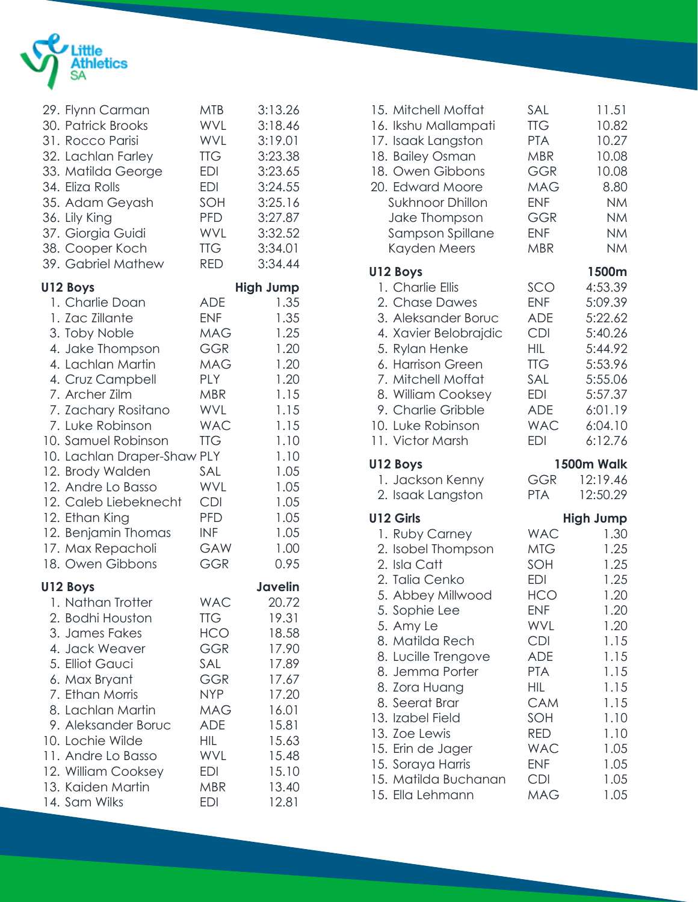| | | |
|---|---|---|
| 29. Flynn Carman | MTB | 3:13.26 |
| 30. Patrick Brooks | WVL | 3:18.46 |
| 31. Rocco Parisi | WVL | 3:19.01 |
| 32. Lachlan Farley | TTG | 3:23.38 |
| 33. Matilda George | EDI | 3:23.65 |
| 34. Eliza Rolls | EDI | 3:24.55 |
| 35. Adam Geyash | SOH | 3:25.16 |
| 36. Lily King | PFD | 3:27.87 |
| 37. Giorgia Guidi | WVL | 3:32.52 |
| 38. Cooper Koch | TTG | 3:34.01 |
| 39. Gabriel Mathew | RED | 3:34.44 |

**U12 Boys — High Jump**

| | | |
|---|---|---|
| 1. Charlie Doan | ADE | 1.35 |
| 1. Zac Zillante | ENF | 1.35 |
| 3. Toby Noble | MAG | 1.25 |
| 4. Jake Thompson | GGR | 1.20 |
| 4. Lachlan Martin | MAG | 1.20 |
| 4. Cruz Campbell | PLY | 1.20 |
| 7. Archer Zilm | MBR | 1.15 |
| 7. Zachary Rositano | WVL | 1.15 |
| 7. Luke Robinson | WAC | 1.15 |
| 10. Samuel Robinson | TTG | 1.10 |
| 10. Lachlan Draper-Shaw | PLY | 1.10 |
| 12. Brody Walden | SAL | 1.05 |
| 12. Andre Lo Basso | WVL | 1.05 |
| 12. Caleb Liebeknecht | CDI | 1.05 |
| 12. Ethan King | PFD | 1.05 |
| 12. Benjamin Thomas | INF | 1.05 |
| 17. Max Repacholi | GAW | 1.00 |
| 18. Owen Gibbons | GGR | 0.95 |

**U12 Boys — Javelin**

| | | |
|---|---|---|
| 1. Nathan Trotter | WAC | 20.72 |
| 2. Bodhi Houston | TTG | 19.31 |
| 3. James Fakes | HCO | 18.58 |
| 4. Jack Weaver | GGR | 17.90 |
| 5. Elliot Gauci | SAL | 17.89 |
| 6. Max Bryant | GGR | 17.67 |
| 7. Ethan Morris | NYP | 17.20 |
| 8. Lachlan Martin | MAG | 16.01 |
| 9. Aleksander Boruc | ADE | 15.81 |
| 10. Lochie Wilde | HIL | 15.63 |
| 11. Andre Lo Basso | WVL | 15.48 |
| 12. William Cooksey | EDI | 15.10 |
| 13. Kaiden Martin | MBR | 13.40 |
| 14. Sam Wilks | EDI | 12.81 |
| 15. Mitchell Moffat | SAL | 11.51 |
| 16. Ikshu Mallampati | TTG | 10.82 |
| 17. Isaak Langston | PTA | 10.27 |
| 18. Bailey Osman | MBR | 10.08 |
| 18. Owen Gibbons | GGR | 10.08 |
| 20. Edward Moore | MAG | 8.80 |
| Sukhnoor Dhillon | ENF | NM |
| Jake Thompson | GGR | NM |
| Sampson Spillane | ENF | NM |
| Kayden Meers | MBR | NM |

**U12 Boys — 1500m**

| | | |
|---|---|---|
| 1. Charlie Ellis | SCO | 4:53.39 |
| 2. Chase Dawes | ENF | 5:09.39 |
| 3. Aleksander Boruc | ADE | 5:22.62 |
| 4. Xavier Belobrajdic | CDI | 5:40.26 |
| 5. Rylan Henke | HIL | 5:44.92 |
| 6. Harrison Green | TTG | 5:53.96 |
| 7. Mitchell Moffat | SAL | 5:55.06 |
| 8. William Cooksey | EDI | 5:57.37 |
| 9. Charlie Gribble | ADE | 6:01.19 |
| 10. Luke Robinson | WAC | 6:04.10 |
| 11. Victor Marsh | EDI | 6:12.76 |

**U12 Boys — 1500m Walk**

| | | |
|---|---|---|
| 1. Jackson Kenny | GGR | 12:19.46 |
| 2. Isaak Langston | PTA | 12:50.29 |

**U12 Girls — High Jump**

| | | |
|---|---|---|
| 1. Ruby Carney | WAC | 1.30 |
| 2. Isobel Thompson | MTG | 1.25 |
| 2. Isla Catt | SOH | 1.25 |
| 2. Talia Cenko | EDI | 1.25 |
| 5. Abbey Millwood | HCO | 1.20 |
| 5. Sophie Lee | ENF | 1.20 |
| 5. Amy Le | WVL | 1.20 |
| 8. Matilda Rech | CDI | 1.15 |
| 8. Lucille Trengove | ADE | 1.15 |
| 8. Jemma Porter | PTA | 1.15 |
| 8. Zora Huang | HIL | 1.15 |
| 8. Seerat Brar | CAM | 1.15 |
| 13. Izabel Field | SOH | 1.10 |
| 13. Zoe Lewis | RED | 1.10 |
| 15. Erin de Jager | WAC | 1.05 |
| 15. Soraya Harris | ENF | 1.05 |
| 15. Matilda Buchanan | CDI | 1.05 |
| 15. Ella Lehmann | MAG | 1.05 |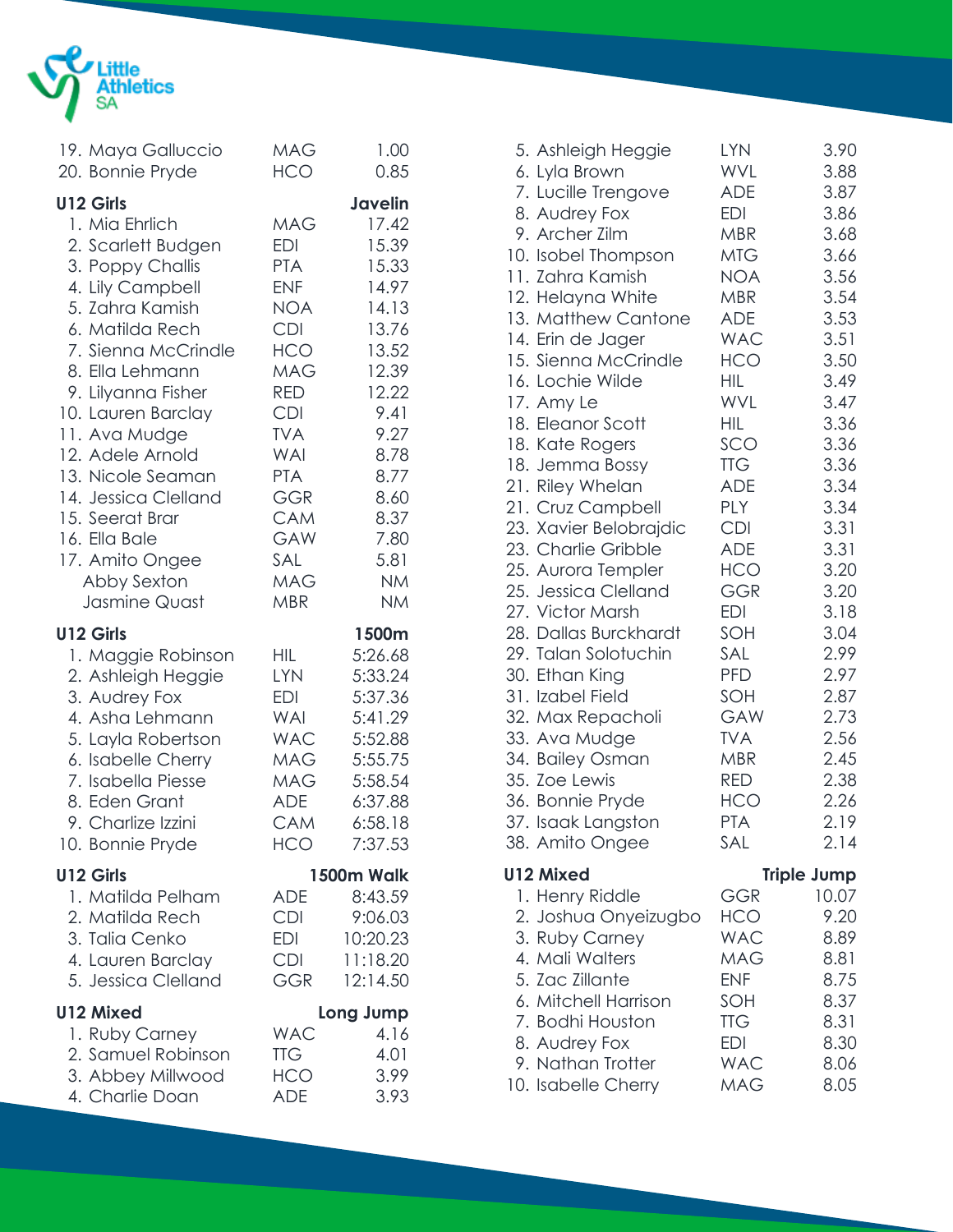| | | |
|---|---|---|
| 19. Maya Galluccio | MAG | 1.00 |
| 20. Bonnie Pryde | HCO | 0.85 |

**U12 Girls — Javelin**

| | | |
|---|---|---|
| 1. Mia Ehrlich | MAG | 17.42 |
| 2. Scarlett Budgen | EDI | 15.39 |
| 3. Poppy Challis | PTA | 15.33 |
| 4. Lily Campbell | ENF | 14.97 |
| 5. Zahra Kamish | NOA | 14.13 |
| 6. Matilda Rech | CDI | 13.76 |
| 7. Sienna McCrindle | HCO | 13.52 |
| 8. Ella Lehmann | MAG | 12.39 |
| 9. Lilyanna Fisher | RED | 12.22 |
| 10. Lauren Barclay | CDI | 9.41 |
| 11. Ava Mudge | TVA | 9.27 |
| 12. Adele Arnold | WAI | 8.78 |
| 13. Nicole Seaman | PTA | 8.77 |
| 14. Jessica Clelland | GGR | 8.60 |
| 15. Seerat Brar | CAM | 8.37 |
| 16. Ella Bale | GAW | 7.80 |
| 17. Amito Ongee | SAL | 5.81 |
| Abby Sexton | MAG | NM |
| Jasmine Quast | MBR | NM |

**U12 Girls — 1500m**

| | | |
|---|---|---|
| 1. Maggie Robinson | HIL | 5:26.68 |
| 2. Ashleigh Heggie | LYN | 5:33.24 |
| 3. Audrey Fox | EDI | 5:37.36 |
| 4. Asha Lehmann | WAI | 5:41.29 |
| 5. Layla Robertson | WAC | 5:52.88 |
| 6. Isabelle Cherry | MAG | 5:55.75 |
| 7. Isabella Piesse | MAG | 5:58.54 |
| 8. Eden Grant | ADE | 6:37.88 |
| 9. Charlize Izzini | CAM | 6:58.18 |
| 10. Bonnie Pryde | HCO | 7:37.53 |

**U12 Girls — 1500m Walk**

| | | |
|---|---|---|
| 1. Matilda Pelham | ADE | 8:43.59 |
| 2. Matilda Rech | CDI | 9:06.03 |
| 3. Talia Cenko | EDI | 10:20.23 |
| 4. Lauren Barclay | CDI | 11:18.20 |
| 5. Jessica Clelland | GGR | 12:14.50 |

**U12 Mixed — Long Jump**

| | | |
|---|---|---|
| 1. Ruby Carney | WAC | 4.16 |
| 2. Samuel Robinson | TTG | 4.01 |
| 3. Abbey Millwood | HCO | 3.99 |
| 4. Charlie Doan | ADE | 3.93 |
| 5. Ashleigh Heggie | LYN | 3.90 |
| 6. Lyla Brown | WVL | 3.88 |
| 7. Lucille Trengove | ADE | 3.87 |
| 8. Audrey Fox | EDI | 3.86 |
| 9. Archer Zilm | MBR | 3.68 |
| 10. Isobel Thompson | MTG | 3.66 |
| 11. Zahra Kamish | NOA | 3.56 |
| 12. Helayna White | MBR | 3.54 |
| 13. Matthew Cantone | ADE | 3.53 |
| 14. Erin de Jager | WAC | 3.51 |
| 15. Sienna McCrindle | HCO | 3.50 |
| 16. Lochie Wilde | HIL | 3.49 |
| 17. Amy Le | WVL | 3.47 |
| 18. Eleanor Scott | HIL | 3.36 |
| 18. Kate Rogers | SCO | 3.36 |
| 18. Jemma Bossy | TTG | 3.36 |
| 21. Riley Whelan | ADE | 3.34 |
| 21. Cruz Campbell | PLY | 3.34 |
| 23. Xavier Belobrajdic | CDI | 3.31 |
| 23. Charlie Gribble | ADE | 3.31 |
| 25. Aurora Templer | HCO | 3.20 |
| 25. Jessica Clelland | GGR | 3.20 |
| 27. Victor Marsh | EDI | 3.18 |
| 28. Dallas Burckhardt | SOH | 3.04 |
| 29. Talan Solotuchin | SAL | 2.99 |
| 30. Ethan King | PFD | 2.97 |
| 31. Izabel Field | SOH | 2.87 |
| 32. Max Repacholi | GAW | 2.73 |
| 33. Ava Mudge | TVA | 2.56 |
| 34. Bailey Osman | MBR | 2.45 |
| 35. Zoe Lewis | RED | 2.38 |
| 36. Bonnie Pryde | HCO | 2.26 |
| 37. Isaak Langston | PTA | 2.19 |
| 38. Amito Ongee | SAL | 2.14 |

**U12 Mixed — Triple Jump**

| | | |
|---|---|---|
| 1. Henry Riddle | GGR | 10.07 |
| 2. Joshua Onyeizugbo | HCO | 9.20 |
| 3. Ruby Carney | WAC | 8.89 |
| 4. Mali Walters | MAG | 8.81 |
| 5. Zac Zillante | ENF | 8.75 |
| 6. Mitchell Harrison | SOH | 8.37 |
| 7. Bodhi Houston | TTG | 8.31 |
| 8. Audrey Fox | EDI | 8.30 |
| 9. Nathan Trotter | WAC | 8.06 |
| 10. Isabelle Cherry | MAG | 8.05 |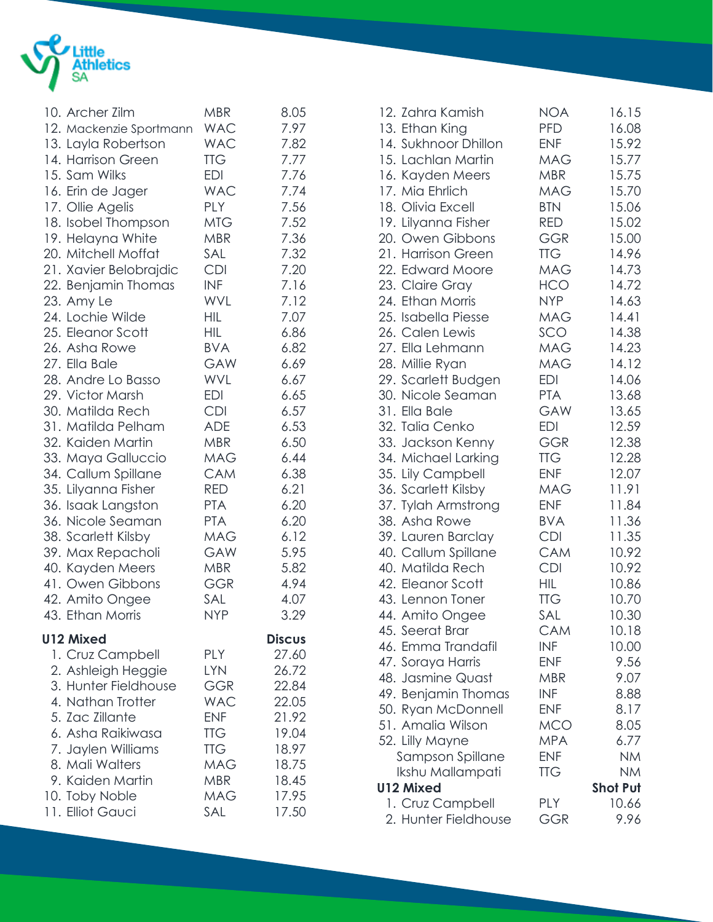| | | |
|---|---|---|
| 10. Archer Zilm | MBR | 8.05 |
| 12. Mackenzie Sportmann | WAC | 7.97 |
| 13. Layla Robertson | WAC | 7.82 |
| 14. Harrison Green | TTG | 7.77 |
| 15. Sam Wilks | EDI | 7.76 |
| 16. Erin de Jager | WAC | 7.74 |
| 17. Ollie Agelis | PLY | 7.56 |
| 18. Isobel Thompson | MTG | 7.52 |
| 19. Helayna White | MBR | 7.36 |
| 20. Mitchell Moffat | SAL | 7.32 |
| 21. Xavier Belobrajdic | CDI | 7.20 |
| 22. Benjamin Thomas | INF | 7.16 |
| 23. Amy Le | WVL | 7.12 |
| 24. Lochie Wilde | HIL | 7.07 |
| 25. Eleanor Scott | HIL | 6.86 |
| 26. Asha Rowe | BVA | 6.82 |
| 27. Ella Bale | GAW | 6.69 |
| 28. Andre Lo Basso | WVL | 6.67 |
| 29. Victor Marsh | EDI | 6.65 |
| 30. Matilda Rech | CDI | 6.57 |
| 31. Matilda Pelham | ADE | 6.53 |
| 32. Kaiden Martin | MBR | 6.50 |
| 33. Maya Galluccio | MAG | 6.44 |
| 34. Callum Spillane | CAM | 6.38 |
| 35. Lilyanna Fisher | RED | 6.21 |
| 36. Isaak Langston | PTA | 6.20 |
| 36. Nicole Seaman | PTA | 6.20 |
| 38. Scarlett Kilsby | MAG | 6.12 |
| 39. Max Repacholi | GAW | 5.95 |
| 40. Kayden Meers | MBR | 5.82 |
| 41. Owen Gibbons | GGR | 4.94 |
| 42. Amito Ongee | SAL | 4.07 |
| 43. Ethan Morris | NYP | 3.29 |

| **U12 Mixed** | | **Discus** |
|---|---|---|
| 1. Cruz Campbell | PLY | 27.60 |
| 2. Ashleigh Heggie | LYN | 26.72 |
| 3. Hunter Fieldhouse | GGR | 22.84 |
| 4. Nathan Trotter | WAC | 22.05 |
| 5. Zac Zillante | ENF | 21.92 |
| 6. Asha Raikiwasa | TTG | 19.04 |
| 7. Jaylen Williams | TTG | 18.97 |
| 8. Mali Walters | MAG | 18.75 |
| 9. Kaiden Martin | MBR | 18.45 |
| 10. Toby Noble | MAG | 17.95 |
| 11. Elliot Gauci | SAL | 17.50 |
| 12. Zahra Kamish | NOA | 16.15 |
| 13. Ethan King | PFD | 16.08 |
| 14. Sukhnoor Dhillon | ENF | 15.92 |
| 15. Lachlan Martin | MAG | 15.77 |
| 16. Kayden Meers | MBR | 15.75 |
| 17. Mia Ehrlich | MAG | 15.70 |
| 18. Olivia Excell | BTN | 15.06 |
| 19. Lilyanna Fisher | RED | 15.02 |
| 20. Owen Gibbons | GGR | 15.00 |
| 21. Harrison Green | TTG | 14.96 |
| 22. Edward Moore | MAG | 14.73 |
| 23. Claire Gray | HCO | 14.72 |
| 24. Ethan Morris | NYP | 14.63 |
| 25. Isabella Piesse | MAG | 14.41 |
| 26. Calen Lewis | SCO | 14.38 |
| 27. Ella Lehmann | MAG | 14.23 |
| 28. Millie Ryan | MAG | 14.12 |
| 29. Scarlett Budgen | EDI | 14.06 |
| 30. Nicole Seaman | PTA | 13.68 |
| 31. Ella Bale | GAW | 13.65 |
| 32. Talia Cenko | EDI | 12.59 |
| 33. Jackson Kenny | GGR | 12.38 |
| 34. Michael Larking | TTG | 12.28 |
| 35. Lily Campbell | ENF | 12.07 |
| 36. Scarlett Kilsby | MAG | 11.91 |
| 37. Tylah Armstrong | ENF | 11.84 |
| 38. Asha Rowe | BVA | 11.36 |
| 39. Lauren Barclay | CDI | 11.35 |
| 40. Callum Spillane | CAM | 10.92 |
| 40. Matilda Rech | CDI | 10.92 |
| 42. Eleanor Scott | HIL | 10.86 |
| 43. Lennon Toner | TTG | 10.70 |
| 44. Amito Ongee | SAL | 10.30 |
| 45. Seerat Brar | CAM | 10.18 |
| 46. Emma Trandafil | INF | 10.00 |
| 47. Soraya Harris | ENF | 9.56 |
| 48. Jasmine Quast | MBR | 9.07 |
| 49. Benjamin Thomas | INF | 8.88 |
| 50. Ryan McDonnell | ENF | 8.17 |
| 51. Amalia Wilson | MCO | 8.05 |
| 52. Lilly Mayne | MPA | 6.77 |
| Sampson Spillane | ENF | NM |
| Ikshu Mallampati | TTG | NM |

| **U12 Mixed** | | **Shot Put** |
|---|---|---|
| 1. Cruz Campbell | PLY | 10.66 |
| 2. Hunter Fieldhouse | GGR | 9.96 |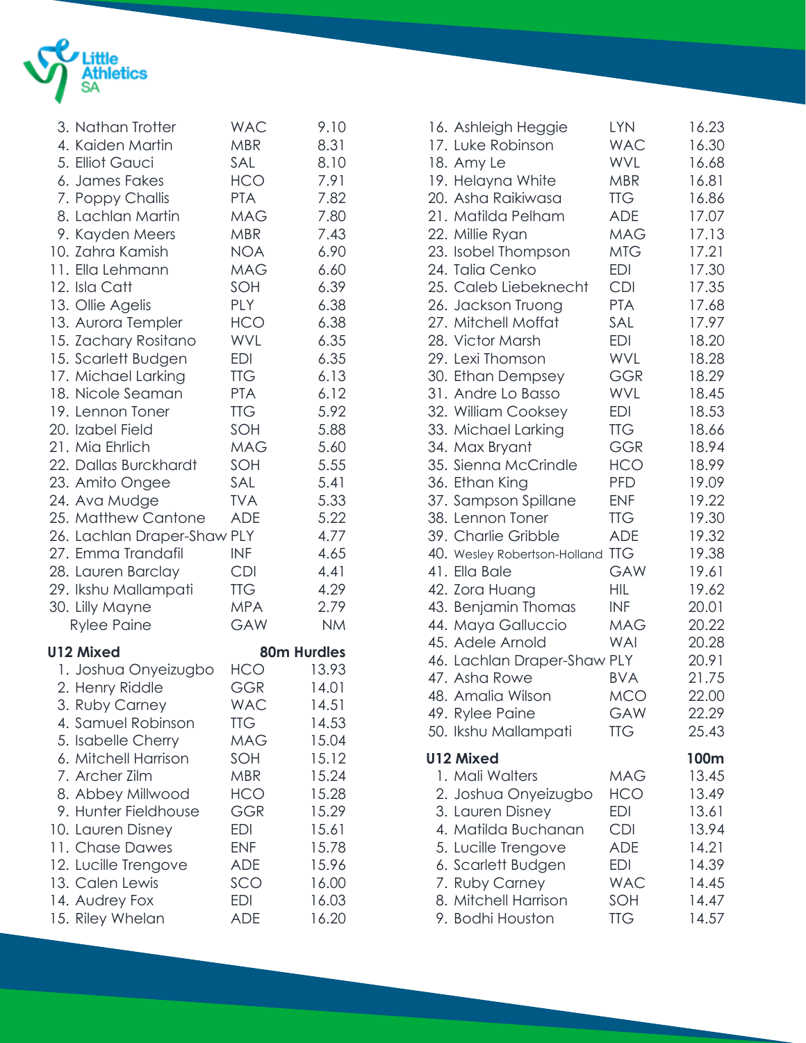| | | | |
|---|---|---|---|
| 3. | Nathan Trotter | WAC | 9.10 |
| 4. | Kaiden Martin | MBR | 8.31 |
| 5. | Elliot Gauci | SAL | 8.10 |
| 6. | James Fakes | HCO | 7.91 |
| 7. | Poppy Challis | PTA | 7.82 |
| 8. | Lachlan Martin | MAG | 7.80 |
| 9. | Kayden Meers | MBR | 7.43 |
| 10. | Zahra Kamish | NOA | 6.90 |
| 11. | Ella Lehmann | MAG | 6.60 |
| 12. | Isla Catt | SOH | 6.39 |
| 13. | Ollie Agelis | PLY | 6.38 |
| 13. | Aurora Templer | HCO | 6.38 |
| 15. | Zachary Rositano | WVL | 6.35 |
| 15. | Scarlett Budgen | EDI | 6.35 |
| 17. | Michael Larking | TTG | 6.13 |
| 18. | Nicole Seaman | PTA | 6.12 |
| 19. | Lennon Toner | TTG | 5.92 |
| 20. | Izabel Field | SOH | 5.88 |
| 21. | Mia Ehrlich | MAG | 5.60 |
| 22. | Dallas Burckhardt | SOH | 5.55 |
| 23. | Amito Ongee | SAL | 5.41 |
| 24. | Ava Mudge | TVA | 5.33 |
| 25. | Matthew Cantone | ADE | 5.22 |
| 26. | Lachlan Draper-Shaw | PLY | 4.77 |
| 27. | Emma Trandafil | INF | 4.65 |
| 28. | Lauren Barclay | CDI | 4.41 |
| 29. | Ikshu Mallampati | TTG | 4.29 |
| 30. | Lilly Mayne | MPA | 2.79 |
| | Rylee Paine | GAW | NM |

**U12 Mixed** — **80m Hurdles**

| | | | |
|---|---|---|---|
| 1. | Joshua Onyeizugbo | HCO | 13.93 |
| 2. | Henry Riddle | GGR | 14.01 |
| 3. | Ruby Carney | WAC | 14.51 |
| 4. | Samuel Robinson | TTG | 14.53 |
| 5. | Isabelle Cherry | MAG | 15.04 |
| 6. | Mitchell Harrison | SOH | 15.12 |
| 7. | Archer Zilm | MBR | 15.24 |
| 8. | Abbey Millwood | HCO | 15.28 |
| 9. | Hunter Fieldhouse | GGR | 15.29 |
| 10. | Lauren Disney | EDI | 15.61 |
| 11. | Chase Dawes | ENF | 15.78 |
| 12. | Lucille Trengove | ADE | 15.96 |
| 13. | Calen Lewis | SCO | 16.00 |
| 14. | Audrey Fox | EDI | 16.03 |
| 15. | Riley Whelan | ADE | 16.20 |
| 16. | Ashleigh Heggie | LYN | 16.23 |
| 17. | Luke Robinson | WAC | 16.30 |
| 18. | Amy Le | WVL | 16.68 |
| 19. | Helayna White | MBR | 16.81 |
| 20. | Asha Raikiwasa | TTG | 16.86 |
| 21. | Matilda Pelham | ADE | 17.07 |
| 22. | Millie Ryan | MAG | 17.13 |
| 23. | Isobel Thompson | MTG | 17.21 |
| 24. | Talia Cenko | EDI | 17.30 |
| 25. | Caleb Liebeknecht | CDI | 17.35 |
| 26. | Jackson Truong | PTA | 17.68 |
| 27. | Mitchell Moffat | SAL | 17.97 |
| 28. | Victor Marsh | EDI | 18.20 |
| 29. | Lexi Thomson | WVL | 18.28 |
| 30. | Ethan Dempsey | GGR | 18.29 |
| 31. | Andre Lo Basso | WVL | 18.45 |
| 32. | William Cooksey | EDI | 18.53 |
| 33. | Michael Larking | TTG | 18.66 |
| 34. | Max Bryant | GGR | 18.94 |
| 35. | Sienna McCrindle | HCO | 18.99 |
| 36. | Ethan King | PFD | 19.09 |
| 37. | Sampson Spillane | ENF | 19.22 |
| 38. | Lennon Toner | TTG | 19.30 |
| 39. | Charlie Gribble | ADE | 19.32 |
| 40. | Wesley Robertson-Holland | TTG | 19.38 |
| 41. | Ella Bale | GAW | 19.61 |
| 42. | Zora Huang | HIL | 19.62 |
| 43. | Benjamin Thomas | INF | 20.01 |
| 44. | Maya Galluccio | MAG | 20.22 |
| 45. | Adele Arnold | WAI | 20.28 |
| 46. | Lachlan Draper-Shaw | PLY | 20.91 |
| 47. | Asha Rowe | BVA | 21.75 |
| 48. | Amalia Wilson | MCO | 22.00 |
| 49. | Rylee Paine | GAW | 22.29 |
| 50. | Ikshu Mallampati | TTG | 25.43 |

**U12 Mixed** — **100m**

| | | | |
|---|---|---|---|
| 1. | Mali Walters | MAG | 13.45 |
| 2. | Joshua Onyeizugbo | HCO | 13.49 |
| 3. | Lauren Disney | EDI | 13.61 |
| 4. | Matilda Buchanan | CDI | 13.94 |
| 5. | Lucille Trengove | ADE | 14.21 |
| 6. | Scarlett Budgen | EDI | 14.39 |
| 7. | Ruby Carney | WAC | 14.45 |
| 8. | Mitchell Harrison | SOH | 14.47 |
| 9. | Bodhi Houston | TTG | 14.57 |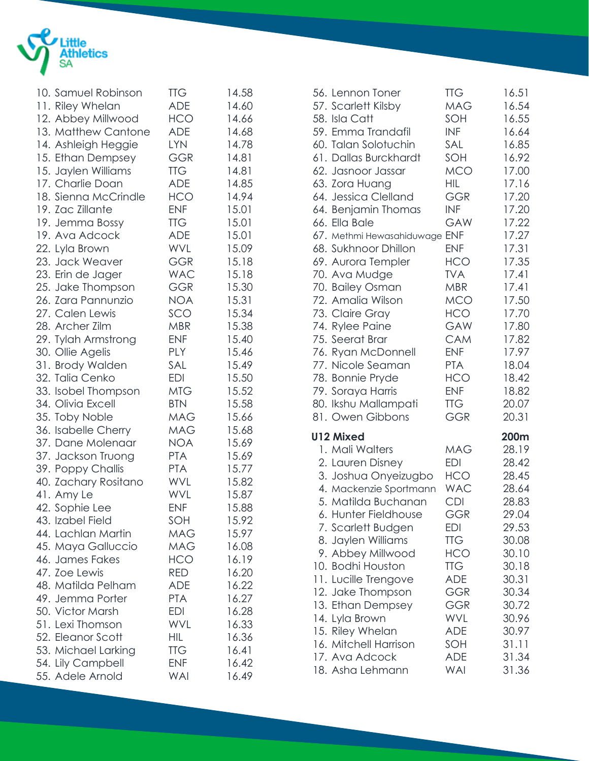| | | |
|---|---|---|
| 10. Samuel Robinson | TTG | 14.58 |
| 11. Riley Whelan | ADE | 14.60 |
| 12. Abbey Millwood | HCO | 14.66 |
| 13. Matthew Cantone | ADE | 14.68 |
| 14. Ashleigh Heggie | LYN | 14.78 |
| 15. Ethan Dempsey | GGR | 14.81 |
| 15. Jaylen Williams | TTG | 14.81 |
| 17. Charlie Doan | ADE | 14.85 |
| 18. Sienna McCrindle | HCO | 14.94 |
| 19. Zac Zillante | ENF | 15.01 |
| 19. Jemma Bossy | TTG | 15.01 |
| 19. Ava Adcock | ADE | 15.01 |
| 22. Lyla Brown | WVL | 15.09 |
| 23. Jack Weaver | GGR | 15.18 |
| 23. Erin de Jager | WAC | 15.18 |
| 25. Jake Thompson | GGR | 15.30 |
| 26. Zara Pannunzio | NOA | 15.31 |
| 27. Calen Lewis | SCO | 15.34 |
| 28. Archer Zilm | MBR | 15.38 |
| 29. Tylah Armstrong | ENF | 15.40 |
| 30. Ollie Agelis | PLY | 15.46 |
| 31. Brody Walden | SAL | 15.49 |
| 32. Talia Cenko | EDI | 15.50 |
| 33. Isobel Thompson | MTG | 15.52 |
| 34. Olivia Excell | BTN | 15.58 |
| 35. Toby Noble | MAG | 15.66 |
| 36. Isabelle Cherry | MAG | 15.68 |
| 37. Dane Molenaar | NOA | 15.69 |
| 37. Jackson Truong | PTA | 15.69 |
| 39. Poppy Challis | PTA | 15.77 |
| 40. Zachary Rositano | WVL | 15.82 |
| 41. Amy Le | WVL | 15.87 |
| 42. Sophie Lee | ENF | 15.88 |
| 43. Izabel Field | SOH | 15.92 |
| 44. Lachlan Martin | MAG | 15.97 |
| 45. Maya Galluccio | MAG | 16.08 |
| 46. James Fakes | HCO | 16.19 |
| 47. Zoe Lewis | RED | 16.20 |
| 48. Matilda Pelham | ADE | 16.22 |
| 49. Jemma Porter | PTA | 16.27 |
| 50. Victor Marsh | EDI | 16.28 |
| 51. Lexi Thomson | WVL | 16.33 |
| 52. Eleanor Scott | HIL | 16.36 |
| 53. Michael Larking | TTG | 16.41 |
| 54. Lily Campbell | ENF | 16.42 |
| 55. Adele Arnold | WAI | 16.49 |
| 56. Lennon Toner | TTG | 16.51 |
| 57. Scarlett Kilsby | MAG | 16.54 |
| 58. Isla Catt | SOH | 16.55 |
| 59. Emma Trandafil | INF | 16.64 |
| 60. Talan Solotuchin | SAL | 16.85 |
| 61. Dallas Burckhardt | SOH | 16.92 |
| 62. Jasnoor Jassar | MCO | 17.00 |
| 63. Zora Huang | HIL | 17.16 |
| 64. Jessica Clelland | GGR | 17.20 |
| 64. Benjamin Thomas | INF | 17.20 |
| 66. Ella Bale | GAW | 17.22 |
| 67. Methmi Hewasahiduwage | ENF | 17.27 |
| 68. Sukhnoor Dhillon | ENF | 17.31 |
| 69. Aurora Templer | HCO | 17.35 |
| 70. Ava Mudge | TVA | 17.41 |
| 70. Bailey Osman | MBR | 17.41 |
| 72. Amalia Wilson | MCO | 17.50 |
| 73. Claire Gray | HCO | 17.70 |
| 74. Rylee Paine | GAW | 17.80 |
| 75. Seerat Brar | CAM | 17.82 |
| 76. Ryan McDonnell | ENF | 17.97 |
| 77. Nicole Seaman | PTA | 18.04 |
| 78. Bonnie Pryde | HCO | 18.42 |
| 79. Soraya Harris | ENF | 18.82 |
| 80. Ikshu Mallampati | TTG | 20.07 |
| 81. Owen Gibbons | GGR | 20.31 |

| **U12 Mixed** | | **200m** |
|---|---|---|
| 1. Mali Walters | MAG | 28.19 |
| 2. Lauren Disney | EDI | 28.42 |
| 3. Joshua Onyeizugbo | HCO | 28.45 |
| 4. Mackenzie Sportmann | WAC | 28.64 |
| 5. Matilda Buchanan | CDI | 28.83 |
| 6. Hunter Fieldhouse | GGR | 29.04 |
| 7. Scarlett Budgen | EDI | 29.53 |
| 8. Jaylen Williams | TTG | 30.08 |
| 9. Abbey Millwood | HCO | 30.10 |
| 10. Bodhi Houston | TTG | 30.18 |
| 11. Lucille Trengove | ADE | 30.31 |
| 12. Jake Thompson | GGR | 30.34 |
| 13. Ethan Dempsey | GGR | 30.72 |
| 14. Lyla Brown | WVL | 30.96 |
| 15. Riley Whelan | ADE | 30.97 |
| 16. Mitchell Harrison | SOH | 31.11 |
| 17. Ava Adcock | ADE | 31.34 |
| 18. Asha Lehmann | WAI | 31.36 |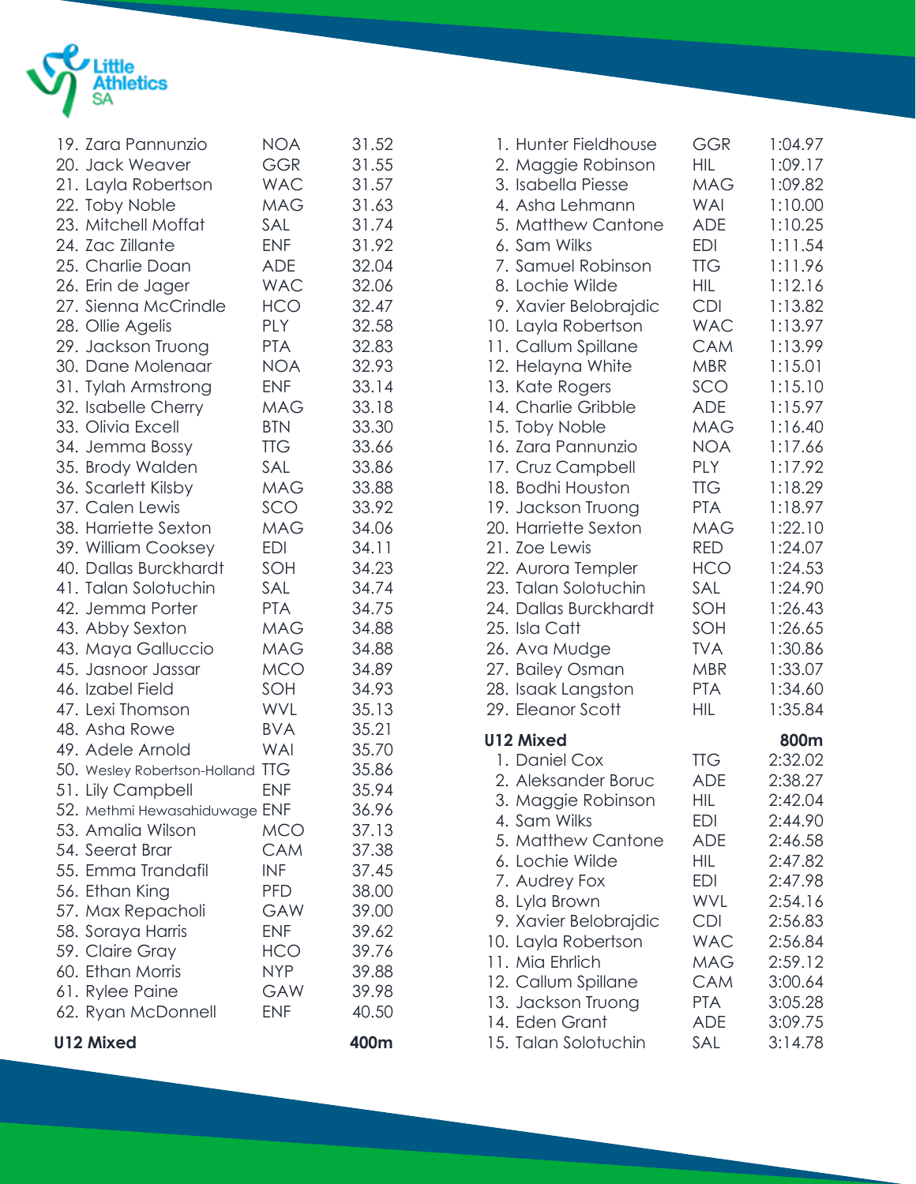| | | | |
|---|---|---|---|
| 19. | Zara Pannunzio | NOA | 31.52 |
| 20. | Jack Weaver | GGR | 31.55 |
| 21. | Layla Robertson | WAC | 31.57 |
| 22. | Toby Noble | MAG | 31.63 |
| 23. | Mitchell Moffat | SAL | 31.74 |
| 24. | Zac Zillante | ENF | 31.92 |
| 25. | Charlie Doan | ADE | 32.04 |
| 26. | Erin de Jager | WAC | 32.06 |
| 27. | Sienna McCrindle | HCO | 32.47 |
| 28. | Ollie Agelis | PLY | 32.58 |
| 29. | Jackson Truong | PTA | 32.83 |
| 30. | Dane Molenaar | NOA | 32.93 |
| 31. | Tylah Armstrong | ENF | 33.14 |
| 32. | Isabelle Cherry | MAG | 33.18 |
| 33. | Olivia Excell | BTN | 33.30 |
| 34. | Jemma Bossy | TTG | 33.66 |
| 35. | Brody Walden | SAL | 33.86 |
| 36. | Scarlett Kilsby | MAG | 33.88 |
| 37. | Calen Lewis | SCO | 33.92 |
| 38. | Harriette Sexton | MAG | 34.06 |
| 39. | William Cooksey | EDI | 34.11 |
| 40. | Dallas Burckhardt | SOH | 34.23 |
| 41. | Talan Solotuchin | SAL | 34.74 |
| 42. | Jemma Porter | PTA | 34.75 |
| 43. | Abby Sexton | MAG | 34.88 |
| 43. | Maya Galluccio | MAG | 34.88 |
| 45. | Jasnoor Jassar | MCO | 34.89 |
| 46. | Izabel Field | SOH | 34.93 |
| 47. | Lexi Thomson | WVL | 35.13 |
| 48. | Asha Rowe | BVA | 35.21 |
| 49. | Adele Arnold | WAI | 35.70 |
| 50. | Wesley Robertson-Holland | TTG | 35.86 |
| 51. | Lily Campbell | ENF | 35.94 |
| 52. | Methmi Hewasahiduwage | ENF | 36.96 |
| 53. | Amalia Wilson | MCO | 37.13 |
| 54. | Seerat Brar | CAM | 37.38 |
| 55. | Emma Trandafil | INF | 37.45 |
| 56. | Ethan King | PFD | 38.00 |
| 57. | Max Repacholi | GAW | 39.00 |
| 58. | Soraya Harris | ENF | 39.62 |
| 59. | Claire Gray | HCO | 39.76 |
| 60. | Ethan Morris | NYP | 39.88 |
| 61. | Rylee Paine | GAW | 39.98 |
| 62. | Ryan McDonnell | ENF | 40.50 |

**U12 Mixed** **400m**

| | | | |
|---|---|---|---|
| 1. | Hunter Fieldhouse | GGR | 1:04.97 |
| 2. | Maggie Robinson | HIL | 1:09.17 |
| 3. | Isabella Piesse | MAG | 1:09.82 |
| 4. | Asha Lehmann | WAI | 1:10.00 |
| 5. | Matthew Cantone | ADE | 1:10.25 |
| 6. | Sam Wilks | EDI | 1:11.54 |
| 7. | Samuel Robinson | TTG | 1:11.96 |
| 8. | Lochie Wilde | HIL | 1:12.16 |
| 9. | Xavier Belobrajdic | CDI | 1:13.82 |
| 10. | Layla Robertson | WAC | 1:13.97 |
| 11. | Callum Spillane | CAM | 1:13.99 |
| 12. | Helayna White | MBR | 1:15.01 |
| 13. | Kate Rogers | SCO | 1:15.10 |
| 14. | Charlie Gribble | ADE | 1:15.97 |
| 15. | Toby Noble | MAG | 1:16.40 |
| 16. | Zara Pannunzio | NOA | 1:17.66 |
| 17. | Cruz Campbell | PLY | 1:17.92 |
| 18. | Bodhi Houston | TTG | 1:18.29 |
| 19. | Jackson Truong | PTA | 1:18.97 |
| 20. | Harriette Sexton | MAG | 1:22.10 |
| 21. | Zoe Lewis | RED | 1:24.07 |
| 22. | Aurora Templer | HCO | 1:24.53 |
| 23. | Talan Solotuchin | SAL | 1:24.90 |
| 24. | Dallas Burckhardt | SOH | 1:26.43 |
| 25. | Isla Catt | SOH | 1:26.65 |
| 26. | Ava Mudge | TVA | 1:30.86 |
| 27. | Bailey Osman | MBR | 1:33.07 |
| 28. | Isaak Langston | PTA | 1:34.60 |
| 29. | Eleanor Scott | HIL | 1:35.84 |

**U12 Mixed** **800m**

| | | | |
|---|---|---|---|
| 1. | Daniel Cox | TTG | 2:32.02 |
| 2. | Aleksander Boruc | ADE | 2:38.27 |
| 3. | Maggie Robinson | HIL | 2:42.04 |
| 4. | Sam Wilks | EDI | 2:44.90 |
| 5. | Matthew Cantone | ADE | 2:46.58 |
| 6. | Lochie Wilde | HIL | 2:47.82 |
| 7. | Audrey Fox | EDI | 2:47.98 |
| 8. | Lyla Brown | WVL | 2:54.16 |
| 9. | Xavier Belobrajdic | CDI | 2:56.83 |
| 10. | Layla Robertson | WAC | 2:56.84 |
| 11. | Mia Ehrlich | MAG | 2:59.12 |
| 12. | Callum Spillane | CAM | 3:00.64 |
| 13. | Jackson Truong | PTA | 3:05.28 |
| 14. | Eden Grant | ADE | 3:09.75 |
| 15. | Talan Solotuchin | SAL | 3:14.78 |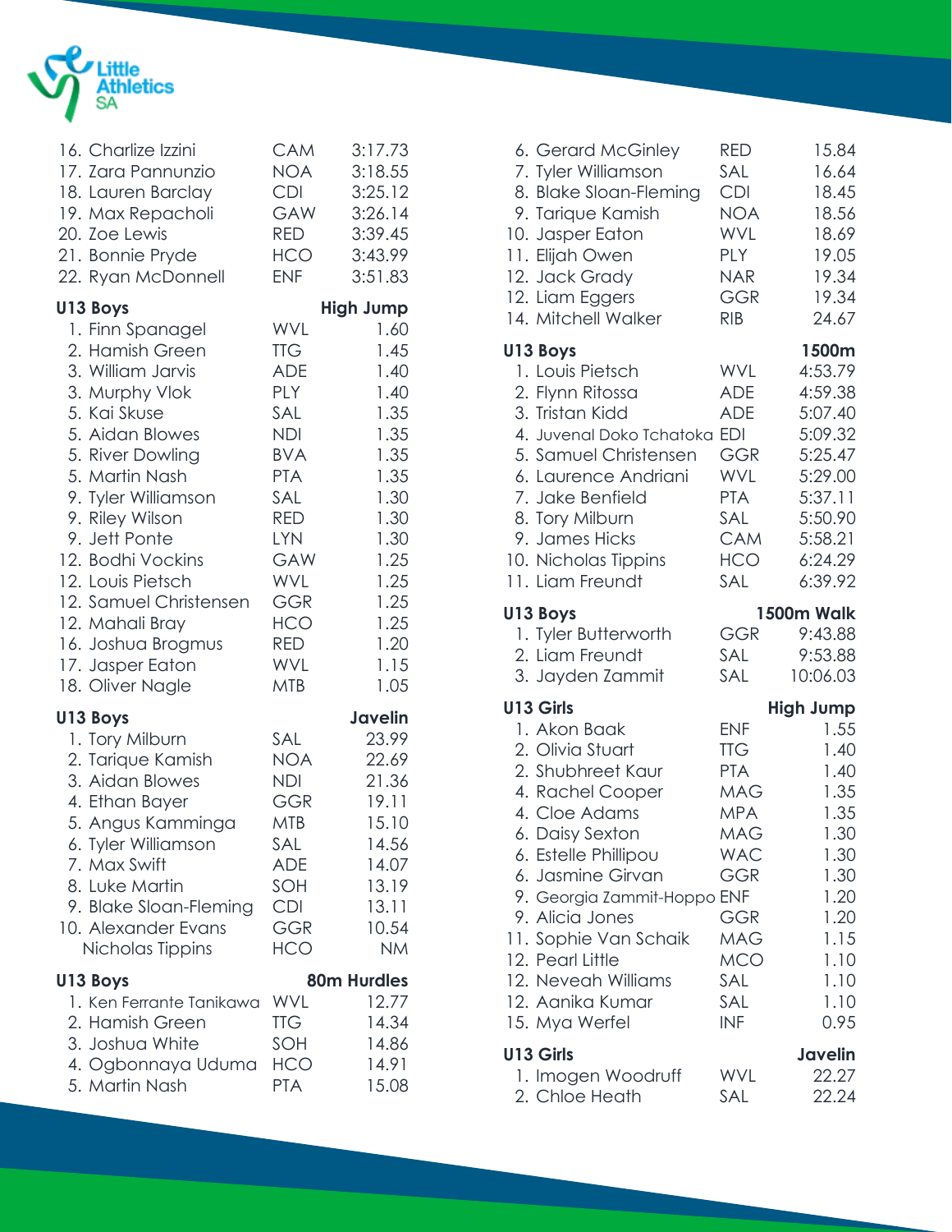| | | |
|---|---|---|
| 16. Charlize Izzini | CAM | 3:17.73 |
| 17. Zara Pannunzio | NOA | 3:18.55 |
| 18. Lauren Barclay | CDI | 3:25.12 |
| 19. Max Repacholi | GAW | 3:26.14 |
| 20. Zoe Lewis | RED | 3:39.45 |
| 21. Bonnie Pryde | HCO | 3:43.99 |
| 22. Ryan McDonnell | ENF | 3:51.83 |

**U13 Boys — High Jump**

| | | |
|---|---|---|
| 1. Finn Spanagel | WVL | 1.60 |
| 2. Hamish Green | TTG | 1.45 |
| 3. William Jarvis | ADE | 1.40 |
| 3. Murphy Vlok | PLY | 1.40 |
| 5. Kai Skuse | SAL | 1.35 |
| 5. Aidan Blowes | NDI | 1.35 |
| 5. River Dowling | BVA | 1.35 |
| 5. Martin Nash | PTA | 1.35 |
| 9. Tyler Williamson | SAL | 1.30 |
| 9. Riley Wilson | RED | 1.30 |
| 9. Jett Ponte | LYN | 1.30 |
| 12. Bodhi Vockins | GAW | 1.25 |
| 12. Louis Pietsch | WVL | 1.25 |
| 12. Samuel Christensen | GGR | 1.25 |
| 12. Mahali Bray | HCO | 1.25 |
| 16. Joshua Brogmus | RED | 1.20 |
| 17. Jasper Eaton | WVL | 1.15 |
| 18. Oliver Nagle | MTB | 1.05 |

**U13 Boys — Javelin**

| | | |
|---|---|---|
| 1. Tory Milburn | SAL | 23.99 |
| 2. Tarique Kamish | NOA | 22.69 |
| 3. Aidan Blowes | NDI | 21.36 |
| 4. Ethan Bayer | GGR | 19.11 |
| 5. Angus Kamminga | MTB | 15.10 |
| 6. Tyler Williamson | SAL | 14.56 |
| 7. Max Swift | ADE | 14.07 |
| 8. Luke Martin | SOH | 13.19 |
| 9. Blake Sloan-Fleming | CDI | 13.11 |
| 10. Alexander Evans | GGR | 10.54 |
| Nicholas Tippins | HCO | NM |

**U13 Boys — 80m Hurdles**

| | | |
|---|---|---|
| 1. Ken Ferrante Tanikawa | WVL | 12.77 |
| 2. Hamish Green | TTG | 14.34 |
| 3. Joshua White | SOH | 14.86 |
| 4. Ogbonnaya Uduma | HCO | 14.91 |
| 5. Martin Nash | PTA | 15.08 |
| 6. Gerard McGinley | RED | 15.84 |
| 7. Tyler Williamson | SAL | 16.64 |
| 8. Blake Sloan-Fleming | CDI | 18.45 |
| 9. Tarique Kamish | NOA | 18.56 |
| 10. Jasper Eaton | WVL | 18.69 |
| 11. Elijah Owen | PLY | 19.05 |
| 12. Jack Grady | NAR | 19.34 |
| 12. Liam Eggers | GGR | 19.34 |
| 14. Mitchell Walker | RIB | 24.67 |

**U13 Boys — 1500m**

| | | |
|---|---|---|
| 1. Louis Pietsch | WVL | 4:53.79 |
| 2. Flynn Ritossa | ADE | 4:59.38 |
| 3. Tristan Kidd | ADE | 5:07.40 |
| 4. Juvenal Doko Tchatoka | EDI | 5:09.32 |
| 5. Samuel Christensen | GGR | 5:25.47 |
| 6. Laurence Andriani | WVL | 5:29.00 |
| 7. Jake Benfield | PTA | 5:37.11 |
| 8. Tory Milburn | SAL | 5:50.90 |
| 9. James Hicks | CAM | 5:58.21 |
| 10. Nicholas Tippins | HCO | 6:24.29 |
| 11. Liam Freundt | SAL | 6:39.92 |

**U13 Boys — 1500m Walk**

| | | |
|---|---|---|
| 1. Tyler Butterworth | GGR | 9:43.88 |
| 2. Liam Freundt | SAL | 9:53.88 |
| 3. Jayden Zammit | SAL | 10:06.03 |

**U13 Girls — High Jump**

| | | |
|---|---|---|
| 1. Akon Baak | ENF | 1.55 |
| 2. Olivia Stuart | TTG | 1.40 |
| 2. Shubhreet Kaur | PTA | 1.40 |
| 4. Rachel Cooper | MAG | 1.35 |
| 4. Cloe Adams | MPA | 1.35 |
| 6. Daisy Sexton | MAG | 1.30 |
| 6. Estelle Phillipou | WAC | 1.30 |
| 6. Jasmine Girvan | GGR | 1.30 |
| 9. Georgia Zammit-Hoppo | ENF | 1.20 |
| 9. Alicia Jones | GGR | 1.20 |
| 11. Sophie Van Schaik | MAG | 1.15 |
| 12. Pearl Little | MCO | 1.10 |
| 12. Neveah Williams | SAL | 1.10 |
| 12. Aanika Kumar | SAL | 1.10 |
| 15. Mya Werfel | INF | 0.95 |

**U13 Girls — Javelin**

| | | |
|---|---|---|
| 1. Imogen Woodruff | WVL | 22.27 |
| 2. Chloe Heath | SAL | 22.24 |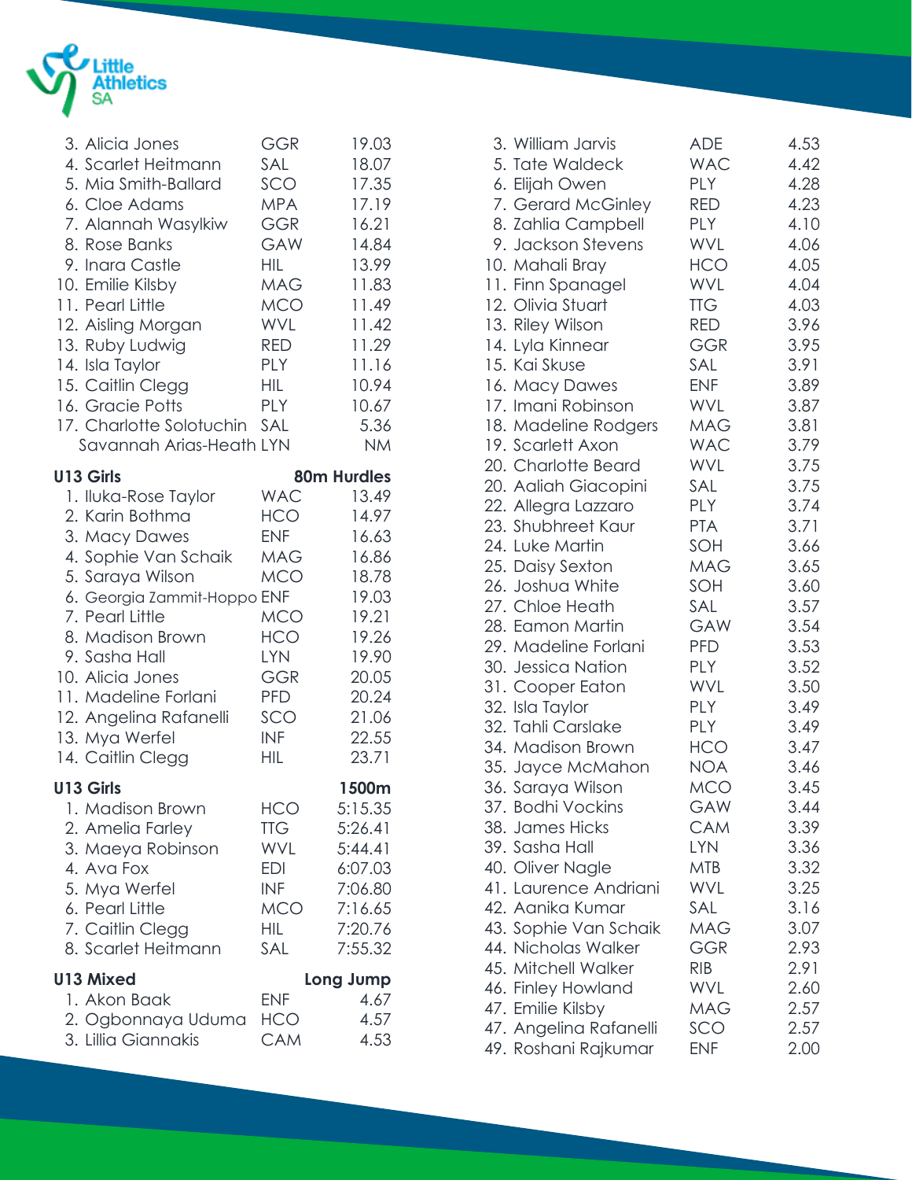| | | |
|---|---|---|
| 3. Alicia Jones | GGR | 19.03 |
| 4. Scarlet Heitmann | SAL | 18.07 |
| 5. Mia Smith-Ballard | SCO | 17.35 |
| 6. Cloe Adams | MPA | 17.19 |
| 7. Alannah Wasylkiw | GGR | 16.21 |
| 8. Rose Banks | GAW | 14.84 |
| 9. Inara Castle | HIL | 13.99 |
| 10. Emilie Kilsby | MAG | 11.83 |
| 11. Pearl Little | MCO | 11.49 |
| 12. Aisling Morgan | WVL | 11.42 |
| 13. Ruby Ludwig | RED | 11.29 |
| 14. Isla Taylor | PLY | 11.16 |
| 15. Caitlin Clegg | HIL | 10.94 |
| 16. Gracie Potts | PLY | 10.67 |
| 17. Charlotte Solotuchin | SAL | 5.36 |
| Savannah Arias-Heath | LYN | NM |

**U13 Girls** **80m Hurdles**

| | | |
|---|---|---|
| 1. Iluka-Rose Taylor | WAC | 13.49 |
| 2. Karin Bothma | HCO | 14.97 |
| 3. Macy Dawes | ENF | 16.63 |
| 4. Sophie Van Schaik | MAG | 16.86 |
| 5. Saraya Wilson | MCO | 18.78 |
| 6. Georgia Zammit-Hoppo | ENF | 19.03 |
| 7. Pearl Little | MCO | 19.21 |
| 8. Madison Brown | HCO | 19.26 |
| 9. Sasha Hall | LYN | 19.90 |
| 10. Alicia Jones | GGR | 20.05 |
| 11. Madeline Forlani | PFD | 20.24 |
| 12. Angelina Rafanelli | SCO | 21.06 |
| 13. Mya Werfel | INF | 22.55 |
| 14. Caitlin Clegg | HIL | 23.71 |

**U13 Girls** **1500m**

| | | |
|---|---|---|
| 1. Madison Brown | HCO | 5:15.35 |
| 2. Amelia Farley | TTG | 5:26.41 |
| 3. Maeya Robinson | WVL | 5:44.41 |
| 4. Ava Fox | EDI | 6:07.03 |
| 5. Mya Werfel | INF | 7:06.80 |
| 6. Pearl Little | MCO | 7:16.65 |
| 7. Caitlin Clegg | HIL | 7:20.76 |
| 8. Scarlet Heitmann | SAL | 7:55.32 |

**U13 Mixed** **Long Jump**

| | | |
|---|---|---|
| 1. Akon Baak | ENF | 4.67 |
| 2. Ogbonnaya Uduma | HCO | 4.57 |
| 3. Lillia Giannakis | CAM | 4.53 |
| 3. William Jarvis | ADE | 4.53 |
| 5. Tate Waldeck | WAC | 4.42 |
| 6. Elijah Owen | PLY | 4.28 |
| 7. Gerard McGinley | RED | 4.23 |
| 8. Zahlia Campbell | PLY | 4.10 |
| 9. Jackson Stevens | WVL | 4.06 |
| 10. Mahali Bray | HCO | 4.05 |
| 11. Finn Spanagel | WVL | 4.04 |
| 12. Olivia Stuart | TTG | 4.03 |
| 13. Riley Wilson | RED | 3.96 |
| 14. Lyla Kinnear | GGR | 3.95 |
| 15. Kai Skuse | SAL | 3.91 |
| 16. Macy Dawes | ENF | 3.89 |
| 17. Imani Robinson | WVL | 3.87 |
| 18. Madeline Rodgers | MAG | 3.81 |
| 19. Scarlett Axon | WAC | 3.79 |
| 20. Charlotte Beard | WVL | 3.75 |
| 20. Aaliah Giacopini | SAL | 3.75 |
| 22. Allegra Lazzaro | PLY | 3.74 |
| 23. Shubhreet Kaur | PTA | 3.71 |
| 24. Luke Martin | SOH | 3.66 |
| 25. Daisy Sexton | MAG | 3.65 |
| 26. Joshua White | SOH | 3.60 |
| 27. Chloe Heath | SAL | 3.57 |
| 28. Eamon Martin | GAW | 3.54 |
| 29. Madeline Forlani | PFD | 3.53 |
| 30. Jessica Nation | PLY | 3.52 |
| 31. Cooper Eaton | WVL | 3.50 |
| 32. Isla Taylor | PLY | 3.49 |
| 32. Tahli Carslake | PLY | 3.49 |
| 34. Madison Brown | HCO | 3.47 |
| 35. Jayce McMahon | NOA | 3.46 |
| 36. Saraya Wilson | MCO | 3.45 |
| 37. Bodhi Vockins | GAW | 3.44 |
| 38. James Hicks | CAM | 3.39 |
| 39. Sasha Hall | LYN | 3.36 |
| 40. Oliver Nagle | MTB | 3.32 |
| 41. Laurence Andriani | WVL | 3.25 |
| 42. Aanika Kumar | SAL | 3.16 |
| 43. Sophie Van Schaik | MAG | 3.07 |
| 44. Nicholas Walker | GGR | 2.93 |
| 45. Mitchell Walker | RIB | 2.91 |
| 46. Finley Howland | WVL | 2.60 |
| 47. Emilie Kilsby | MAG | 2.57 |
| 47. Angelina Rafanelli | SCO | 2.57 |
| 49. Roshani Rajkumar | ENF | 2.00 |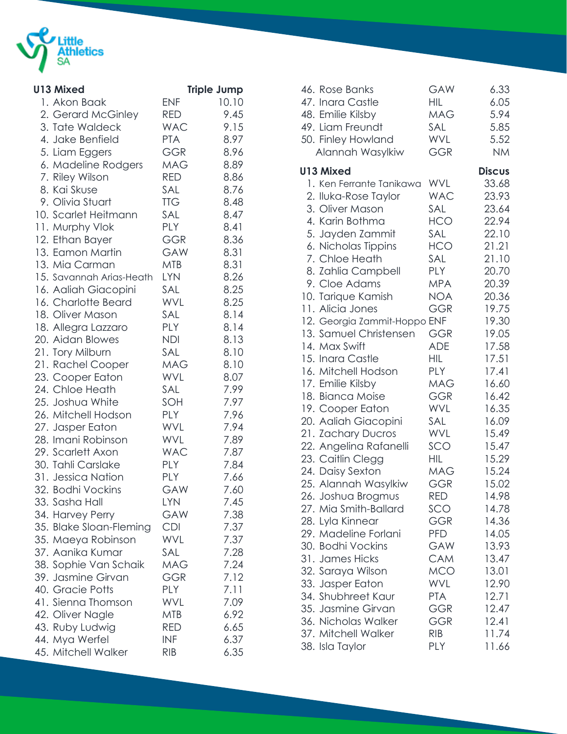## U13 Mixed — Triple Jump

| | | | |
|---|---|---|---|
| 1. | Akon Baak | ENF | 10.10 |
| 2. | Gerard McGinley | RED | 9.45 |
| 3. | Tate Waldeck | WAC | 9.15 |
| 4. | Jake Benfield | PTA | 8.97 |
| 5. | Liam Eggers | GGR | 8.96 |
| 6. | Madeline Rodgers | MAG | 8.89 |
| 7. | Riley Wilson | RED | 8.86 |
| 8. | Kai Skuse | SAL | 8.76 |
| 9. | Olivia Stuart | TTG | 8.48 |
| 10. | Scarlet Heitmann | SAL | 8.47 |
| 11. | Murphy Vlok | PLY | 8.41 |
| 12. | Ethan Bayer | GGR | 8.36 |
| 13. | Eamon Martin | GAW | 8.31 |
| 13. | Mia Carman | MTB | 8.31 |
| 15. | Savannah Arias-Heath | LYN | 8.26 |
| 16. | Aaliah Giacopini | SAL | 8.25 |
| 16. | Charlotte Beard | WVL | 8.25 |
| 18. | Oliver Mason | SAL | 8.14 |
| 18. | Allegra Lazzaro | PLY | 8.14 |
| 20. | Aidan Blowes | NDI | 8.13 |
| 21. | Tory Milburn | SAL | 8.10 |
| 21. | Rachel Cooper | MAG | 8.10 |
| 23. | Cooper Eaton | WVL | 8.07 |
| 24. | Chloe Heath | SAL | 7.99 |
| 25. | Joshua White | SOH | 7.97 |
| 26. | Mitchell Hodson | PLY | 7.96 |
| 27. | Jasper Eaton | WVL | 7.94 |
| 28. | Imani Robinson | WVL | 7.89 |
| 29. | Scarlett Axon | WAC | 7.87 |
| 30. | Tahli Carslake | PLY | 7.84 |
| 31. | Jessica Nation | PLY | 7.66 |
| 32. | Bodhi Vockins | GAW | 7.60 |
| 33. | Sasha Hall | LYN | 7.45 |
| 34. | Harvey Perry | GAW | 7.38 |
| 35. | Blake Sloan-Fleming | CDI | 7.37 |
| 35. | Maeya Robinson | WVL | 7.37 |
| 37. | Aanika Kumar | SAL | 7.28 |
| 38. | Sophie Van Schaik | MAG | 7.24 |
| 39. | Jasmine Girvan | GGR | 7.12 |
| 40. | Gracie Potts | PLY | 7.11 |
| 41. | Sienna Thomson | WVL | 7.09 |
| 42. | Oliver Nagle | MTB | 6.92 |
| 43. | Ruby Ludwig | RED | 6.65 |
| 44. | Mya Werfel | INF | 6.37 |
| 45. | Mitchell Walker | RIB | 6.35 |
| 46. | Rose Banks | GAW | 6.33 |
| 47. | Inara Castle | HIL | 6.05 |
| 48. | Emilie Kilsby | MAG | 5.94 |
| 49. | Liam Freundt | SAL | 5.85 |
| 50. | Finley Howland | WVL | 5.52 |
| | Alannah Wasylkiw | GGR | NM |

## U13 Mixed — Discus

| | | | |
|---|---|---|---|
| 1. | Ken Ferrante Tanikawa | WVL | 33.68 |
| 2. | Iluka-Rose Taylor | WAC | 23.93 |
| 3. | Oliver Mason | SAL | 23.64 |
| 4. | Karin Bothma | HCO | 22.94 |
| 5. | Jayden Zammit | SAL | 22.10 |
| 6. | Nicholas Tippins | HCO | 21.21 |
| 7. | Chloe Heath | SAL | 21.10 |
| 8. | Zahlia Campbell | PLY | 20.70 |
| 9. | Cloe Adams | MPA | 20.39 |
| 10. | Tarique Kamish | NOA | 20.36 |
| 11. | Alicia Jones | GGR | 19.75 |
| 12. | Georgia Zammit-Hoppo | ENF | 19.30 |
| 13. | Samuel Christensen | GGR | 19.05 |
| 14. | Max Swift | ADE | 17.58 |
| 15. | Inara Castle | HIL | 17.51 |
| 16. | Mitchell Hodson | PLY | 17.41 |
| 17. | Emilie Kilsby | MAG | 16.60 |
| 18. | Bianca Moise | GGR | 16.42 |
| 19. | Cooper Eaton | WVL | 16.35 |
| 20. | Aaliah Giacopini | SAL | 16.09 |
| 21. | Zachary Ducros | WVL | 15.49 |
| 22. | Angelina Rafanelli | SCO | 15.47 |
| 23. | Caitlin Clegg | HIL | 15.29 |
| 24. | Daisy Sexton | MAG | 15.24 |
| 25. | Alannah Wasylkiw | GGR | 15.02 |
| 26. | Joshua Brogmus | RED | 14.98 |
| 27. | Mia Smith-Ballard | SCO | 14.78 |
| 28. | Lyla Kinnear | GGR | 14.36 |
| 29. | Madeline Forlani | PFD | 14.05 |
| 30. | Bodhi Vockins | GAW | 13.93 |
| 31. | James Hicks | CAM | 13.47 |
| 32. | Saraya Wilson | MCO | 13.01 |
| 33. | Jasper Eaton | WVL | 12.90 |
| 34. | Shubhreet Kaur | PTA | 12.71 |
| 35. | Jasmine Girvan | GGR | 12.47 |
| 36. | Nicholas Walker | GGR | 12.41 |
| 37. | Mitchell Walker | RIB | 11.74 |
| 38. | Isla Taylor | PLY | 11.66 |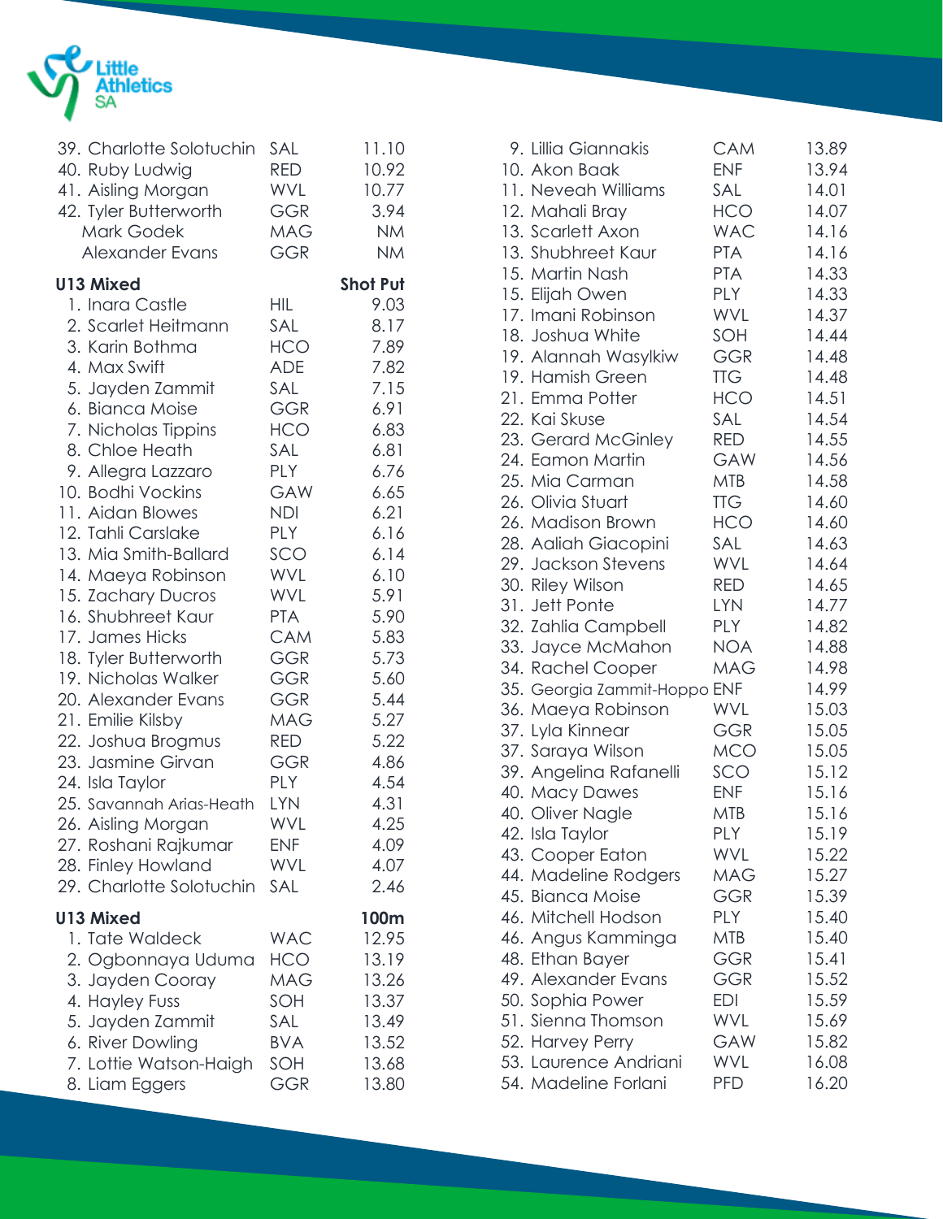| | | |
|---|---|---|
| 39. Charlotte Solotuchin | SAL | 11.10 |
| 40. Ruby Ludwig | RED | 10.92 |
| 41. Aisling Morgan | WVL | 10.77 |
| 42. Tyler Butterworth | GGR | 3.94 |
| Mark Godek | MAG | NM |
| Alexander Evans | GGR | NM |

**U13 Mixed** — **Shot Put**

| | | |
|---|---|---|
| 1. Inara Castle | HIL | 9.03 |
| 2. Scarlet Heitmann | SAL | 8.17 |
| 3. Karin Bothma | HCO | 7.89 |
| 4. Max Swift | ADE | 7.82 |
| 5. Jayden Zammit | SAL | 7.15 |
| 6. Bianca Moise | GGR | 6.91 |
| 7. Nicholas Tippins | HCO | 6.83 |
| 8. Chloe Heath | SAL | 6.81 |
| 9. Allegra Lazzaro | PLY | 6.76 |
| 10. Bodhi Vockins | GAW | 6.65 |
| 11. Aidan Blowes | NDI | 6.21 |
| 12. Tahli Carslake | PLY | 6.16 |
| 13. Mia Smith-Ballard | SCO | 6.14 |
| 14. Maeya Robinson | WVL | 6.10 |
| 15. Zachary Ducros | WVL | 5.91 |
| 16. Shubhreet Kaur | PTA | 5.90 |
| 17. James Hicks | CAM | 5.83 |
| 18. Tyler Butterworth | GGR | 5.73 |
| 19. Nicholas Walker | GGR | 5.60 |
| 20. Alexander Evans | GGR | 5.44 |
| 21. Emilie Kilsby | MAG | 5.27 |
| 22. Joshua Brogmus | RED | 5.22 |
| 23. Jasmine Girvan | GGR | 4.86 |
| 24. Isla Taylor | PLY | 4.54 |
| 25. Savannah Arias-Heath | LYN | 4.31 |
| 26. Aisling Morgan | WVL | 4.25 |
| 27. Roshani Rajkumar | ENF | 4.09 |
| 28. Finley Howland | WVL | 4.07 |
| 29. Charlotte Solotuchin | SAL | 2.46 |

**U13 Mixed** — **100m**

| | | |
|---|---|---|
| 1. Tate Waldeck | WAC | 12.95 |
| 2. Ogbonnaya Uduma | HCO | 13.19 |
| 3. Jayden Cooray | MAG | 13.26 |
| 4. Hayley Fuss | SOH | 13.37 |
| 5. Jayden Zammit | SAL | 13.49 |
| 6. River Dowling | BVA | 13.52 |
| 7. Lottie Watson-Haigh | SOH | 13.68 |
| 8. Liam Eggers | GGR | 13.80 |
| 9. Lillia Giannakis | CAM | 13.89 |
| 10. Akon Baak | ENF | 13.94 |
| 11. Neveah Williams | SAL | 14.01 |
| 12. Mahali Bray | HCO | 14.07 |
| 13. Scarlett Axon | WAC | 14.16 |
| 13. Shubhreet Kaur | PTA | 14.16 |
| 15. Martin Nash | PTA | 14.33 |
| 15. Elijah Owen | PLY | 14.33 |
| 17. Imani Robinson | WVL | 14.37 |
| 18. Joshua White | SOH | 14.44 |
| 19. Alannah Wasylkiw | GGR | 14.48 |
| 19. Hamish Green | TTG | 14.48 |
| 21. Emma Potter | HCO | 14.51 |
| 22. Kai Skuse | SAL | 14.54 |
| 23. Gerard McGinley | RED | 14.55 |
| 24. Eamon Martin | GAW | 14.56 |
| 25. Mia Carman | MTB | 14.58 |
| 26. Olivia Stuart | TTG | 14.60 |
| 26. Madison Brown | HCO | 14.60 |
| 28. Aaliah Giacopini | SAL | 14.63 |
| 29. Jackson Stevens | WVL | 14.64 |
| 30. Riley Wilson | RED | 14.65 |
| 31. Jett Ponte | LYN | 14.77 |
| 32. Zahlia Campbell | PLY | 14.82 |
| 33. Jayce McMahon | NOA | 14.88 |
| 34. Rachel Cooper | MAG | 14.98 |
| 35. Georgia Zammit-Hoppo | ENF | 14.99 |
| 36. Maeya Robinson | WVL | 15.03 |
| 37. Lyla Kinnear | GGR | 15.05 |
| 37. Saraya Wilson | MCO | 15.05 |
| 39. Angelina Rafanelli | SCO | 15.12 |
| 40. Macy Dawes | ENF | 15.16 |
| 40. Oliver Nagle | MTB | 15.16 |
| 42. Isla Taylor | PLY | 15.19 |
| 43. Cooper Eaton | WVL | 15.22 |
| 44. Madeline Rodgers | MAG | 15.27 |
| 45. Bianca Moise | GGR | 15.39 |
| 46. Mitchell Hodson | PLY | 15.40 |
| 46. Angus Kamminga | MTB | 15.40 |
| 48. Ethan Bayer | GGR | 15.41 |
| 49. Alexander Evans | GGR | 15.52 |
| 50. Sophia Power | EDI | 15.59 |
| 51. Sienna Thomson | WVL | 15.69 |
| 52. Harvey Perry | GAW | 15.82 |
| 53. Laurence Andriani | WVL | 16.08 |
| 54. Madeline Forlani | PFD | 16.20 |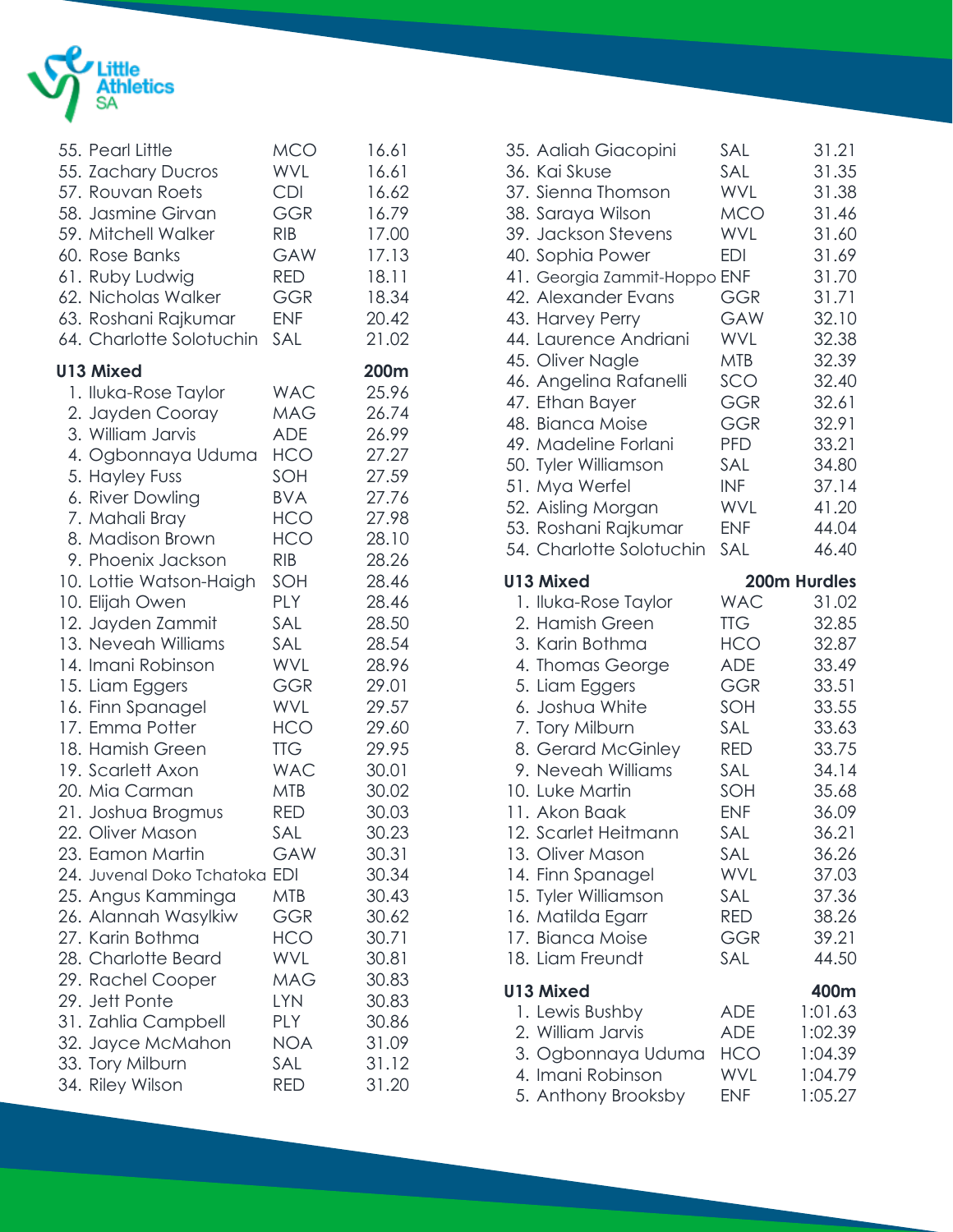| | | |
|---|---|---|
| 55. Pearl Little | MCO | 16.61 |
| 55. Zachary Ducros | WVL | 16.61 |
| 57. Rouvan Roets | CDI | 16.62 |
| 58. Jasmine Girvan | GGR | 16.79 |
| 59. Mitchell Walker | RIB | 17.00 |
| 60. Rose Banks | GAW | 17.13 |
| 61. Ruby Ludwig | RED | 18.11 |
| 62. Nicholas Walker | GGR | 18.34 |
| 63. Roshani Rajkumar | ENF | 20.42 |
| 64. Charlotte Solotuchin | SAL | 21.02 |

**U13 Mixed** **200m**

| | | |
|---|---|---|
| 1. Iluka-Rose Taylor | WAC | 25.96 |
| 2. Jayden Cooray | MAG | 26.74 |
| 3. William Jarvis | ADE | 26.99 |
| 4. Ogbonnaya Uduma | HCO | 27.27 |
| 5. Hayley Fuss | SOH | 27.59 |
| 6. River Dowling | BVA | 27.76 |
| 7. Mahali Bray | HCO | 27.98 |
| 8. Madison Brown | HCO | 28.10 |
| 9. Phoenix Jackson | RIB | 28.26 |
| 10. Lottie Watson-Haigh | SOH | 28.46 |
| 10. Elijah Owen | PLY | 28.46 |
| 12. Jayden Zammit | SAL | 28.50 |
| 13. Neveah Williams | SAL | 28.54 |
| 14. Imani Robinson | WVL | 28.96 |
| 15. Liam Eggers | GGR | 29.01 |
| 16. Finn Spanagel | WVL | 29.57 |
| 17. Emma Potter | HCO | 29.60 |
| 18. Hamish Green | TTG | 29.95 |
| 19. Scarlett Axon | WAC | 30.01 |
| 20. Mia Carman | MTB | 30.02 |
| 21. Joshua Brogmus | RED | 30.03 |
| 22. Oliver Mason | SAL | 30.23 |
| 23. Eamon Martin | GAW | 30.31 |
| 24. Juvenal Doko Tchatoka | EDI | 30.34 |
| 25. Angus Kamminga | MTB | 30.43 |
| 26. Alannah Wasylkiw | GGR | 30.62 |
| 27. Karin Bothma | HCO | 30.71 |
| 28. Charlotte Beard | WVL | 30.81 |
| 29. Rachel Cooper | MAG | 30.83 |
| 29. Jett Ponte | LYN | 30.83 |
| 31. Zahlia Campbell | PLY | 30.86 |
| 32. Jayce McMahon | NOA | 31.09 |
| 33. Tory Milburn | SAL | 31.12 |
| 34. Riley Wilson | RED | 31.20 |
| 35. Aaliah Giacopini | SAL | 31.21 |
| 36. Kai Skuse | SAL | 31.35 |
| 37. Sienna Thomson | WVL | 31.38 |
| 38. Saraya Wilson | MCO | 31.46 |
| 39. Jackson Stevens | WVL | 31.60 |
| 40. Sophia Power | EDI | 31.69 |
| 41. Georgia Zammit-Hoppo | ENF | 31.70 |
| 42. Alexander Evans | GGR | 31.71 |
| 43. Harvey Perry | GAW | 32.10 |
| 44. Laurence Andriani | WVL | 32.38 |
| 45. Oliver Nagle | MTB | 32.39 |
| 46. Angelina Rafanelli | SCO | 32.40 |
| 47. Ethan Bayer | GGR | 32.61 |
| 48. Bianca Moise | GGR | 32.91 |
| 49. Madeline Forlani | PFD | 33.21 |
| 50. Tyler Williamson | SAL | 34.80 |
| 51. Mya Werfel | INF | 37.14 |
| 52. Aisling Morgan | WVL | 41.20 |
| 53. Roshani Rajkumar | ENF | 44.04 |
| 54. Charlotte Solotuchin | SAL | 46.40 |

**U13 Mixed** **200m Hurdles**

| | | |
|---|---|---|
| 1. Iluka-Rose Taylor | WAC | 31.02 |
| 2. Hamish Green | TTG | 32.85 |
| 3. Karin Bothma | HCO | 32.87 |
| 4. Thomas George | ADE | 33.49 |
| 5. Liam Eggers | GGR | 33.51 |
| 6. Joshua White | SOH | 33.55 |
| 7. Tory Milburn | SAL | 33.63 |
| 8. Gerard McGinley | RED | 33.75 |
| 9. Neveah Williams | SAL | 34.14 |
| 10. Luke Martin | SOH | 35.68 |
| 11. Akon Baak | ENF | 36.09 |
| 12. Scarlet Heitmann | SAL | 36.21 |
| 13. Oliver Mason | SAL | 36.26 |
| 14. Finn Spanagel | WVL | 37.03 |
| 15. Tyler Williamson | SAL | 37.36 |
| 16. Matilda Egarr | RED | 38.26 |
| 17. Bianca Moise | GGR | 39.21 |
| 18. Liam Freundt | SAL | 44.50 |

**U13 Mixed** **400m**

| | | |
|---|---|---|
| 1. Lewis Bushby | ADE | 1:01.63 |
| 2. William Jarvis | ADE | 1:02.39 |
| 3. Ogbonnaya Uduma | HCO | 1:04.39 |
| 4. Imani Robinson | WVL | 1:04.79 |
| 5. Anthony Brooksby | ENF | 1:05.27 |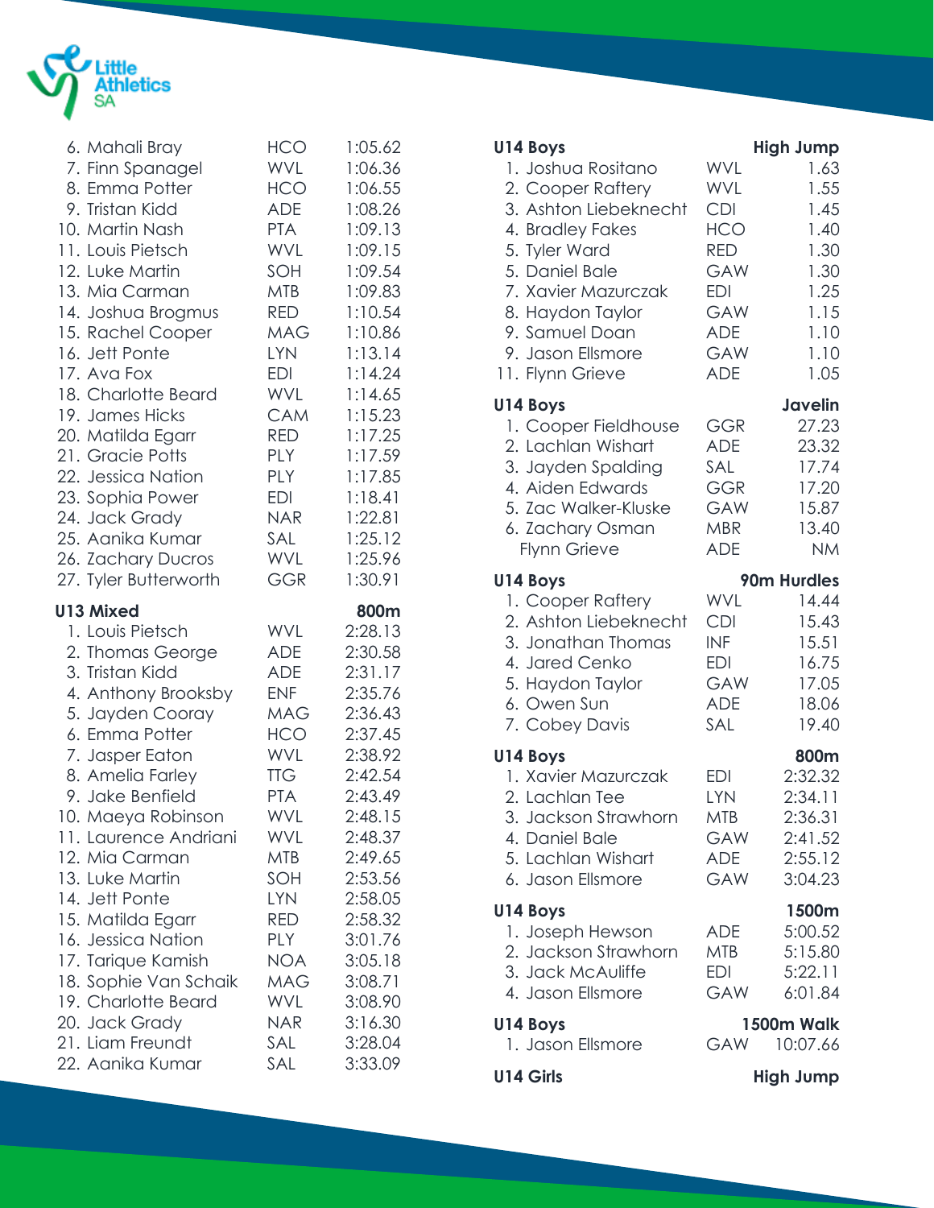| | | |
|---|---|---|
| 6. Mahali Bray | HCO | 1:05.62 |
| 7. Finn Spanagel | WVL | 1:06.36 |
| 8. Emma Potter | HCO | 1:06.55 |
| 9. Tristan Kidd | ADE | 1:08.26 |
| 10. Martin Nash | PTA | 1:09.13 |
| 11. Louis Pietsch | WVL | 1:09.15 |
| 12. Luke Martin | SOH | 1:09.54 |
| 13. Mia Carman | MTB | 1:09.83 |
| 14. Joshua Brogmus | RED | 1:10.54 |
| 15. Rachel Cooper | MAG | 1:10.86 |
| 16. Jett Ponte | LYN | 1:13.14 |
| 17. Ava Fox | EDI | 1:14.24 |
| 18. Charlotte Beard | WVL | 1:14.65 |
| 19. James Hicks | CAM | 1:15.23 |
| 20. Matilda Egarr | RED | 1:17.25 |
| 21. Gracie Potts | PLY | 1:17.59 |
| 22. Jessica Nation | PLY | 1:17.85 |
| 23. Sophia Power | EDI | 1:18.41 |
| 24. Jack Grady | NAR | 1:22.81 |
| 25. Aanika Kumar | SAL | 1:25.12 |
| 26. Zachary Ducros | WVL | 1:25.96 |
| 27. Tyler Butterworth | GGR | 1:30.91 |

**U13 Mixed** — **800m**

| | | |
|---|---|---|
| 1. Louis Pietsch | WVL | 2:28.13 |
| 2. Thomas George | ADE | 2:30.58 |
| 3. Tristan Kidd | ADE | 2:31.17 |
| 4. Anthony Brooksby | ENF | 2:35.76 |
| 5. Jayden Cooray | MAG | 2:36.43 |
| 6. Emma Potter | HCO | 2:37.45 |
| 7. Jasper Eaton | WVL | 2:38.92 |
| 8. Amelia Farley | TTG | 2:42.54 |
| 9. Jake Benfield | PTA | 2:43.49 |
| 10. Maeya Robinson | WVL | 2:48.15 |
| 11. Laurence Andriani | WVL | 2:48.37 |
| 12. Mia Carman | MTB | 2:49.65 |
| 13. Luke Martin | SOH | 2:53.56 |
| 14. Jett Ponte | LYN | 2:58.05 |
| 15. Matilda Egarr | RED | 2:58.32 |
| 16. Jessica Nation | PLY | 3:01.76 |
| 17. Tarique Kamish | NOA | 3:05.18 |
| 18. Sophie Van Schaik | MAG | 3:08.71 |
| 19. Charlotte Beard | WVL | 3:08.90 |
| 20. Jack Grady | NAR | 3:16.30 |
| 21. Liam Freundt | SAL | 3:28.04 |
| 22. Aanika Kumar | SAL | 3:33.09 |

**U14 Boys** — **High Jump**

| | | |
|---|---|---|
| 1. Joshua Rositano | WVL | 1.63 |
| 2. Cooper Raftery | WVL | 1.55 |
| 3. Ashton Liebeknecht | CDI | 1.45 |
| 4. Bradley Fakes | HCO | 1.40 |
| 5. Tyler Ward | RED | 1.30 |
| 5. Daniel Bale | GAW | 1.30 |
| 7. Xavier Mazurczak | EDI | 1.25 |
| 8. Haydon Taylor | GAW | 1.15 |
| 9. Samuel Doan | ADE | 1.10 |
| 9. Jason Ellsmore | GAW | 1.10 |
| 11. Flynn Grieve | ADE | 1.05 |

**U14 Boys** — **Javelin**

| | | |
|---|---|---|
| 1. Cooper Fieldhouse | GGR | 27.23 |
| 2. Lachlan Wishart | ADE | 23.32 |
| 3. Jayden Spalding | SAL | 17.74 |
| 4. Aiden Edwards | GGR | 17.20 |
| 5. Zac Walker-Kluske | GAW | 15.87 |
| 6. Zachary Osman | MBR | 13.40 |
| Flynn Grieve | ADE | NM |

**U14 Boys** — **90m Hurdles**

| | | |
|---|---|---|
| 1. Cooper Raftery | WVL | 14.44 |
| 2. Ashton Liebeknecht | CDI | 15.43 |
| 3. Jonathan Thomas | INF | 15.51 |
| 4. Jared Cenko | EDI | 16.75 |
| 5. Haydon Taylor | GAW | 17.05 |
| 6. Owen Sun | ADE | 18.06 |
| 7. Cobey Davis | SAL | 19.40 |

**U14 Boys** — **800m**

| | | |
|---|---|---|
| 1. Xavier Mazurczak | EDI | 2:32.32 |
| 2. Lachlan Tee | LYN | 2:34.11 |
| 3. Jackson Strawhorn | MTB | 2:36.31 |
| 4. Daniel Bale | GAW | 2:41.52 |
| 5. Lachlan Wishart | ADE | 2:55.12 |
| 6. Jason Ellsmore | GAW | 3:04.23 |

**U14 Boys** — **1500m**

| | | |
|---|---|---|
| 1. Joseph Hewson | ADE | 5:00.52 |
| 2. Jackson Strawhorn | MTB | 5:15.80 |
| 3. Jack McAuliffe | EDI | 5:22.11 |
| 4. Jason Ellsmore | GAW | 6:01.84 |

**U14 Boys** — **1500m Walk**

| | | |
|---|---|---|
| 1. Jason Ellsmore | GAW | 10:07.66 |

**U14 Girls** — **High Jump**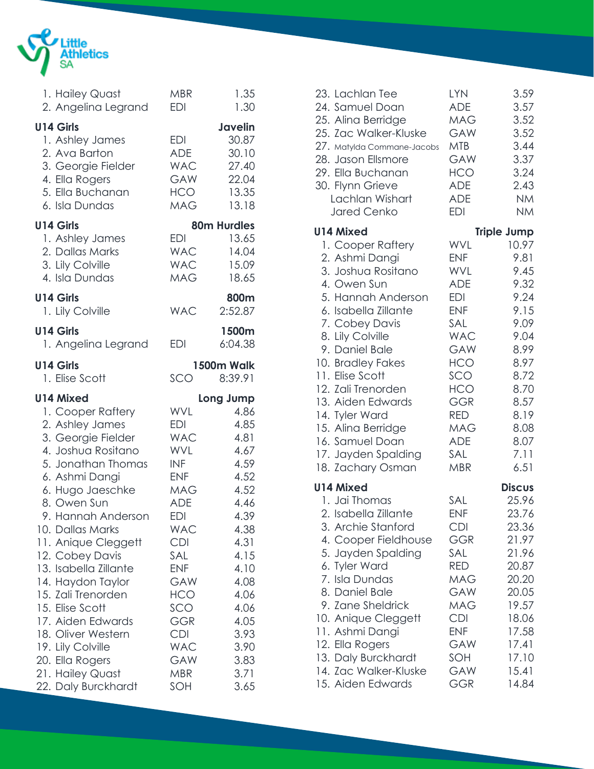| | | |
|---|---|---|
| 1. Hailey Quast | MBR | 1.35 |
| 2. Angelina Legrand | EDI | 1.30 |

**U14 Girls — Javelin**

| | | |
|---|---|---|
| 1. Ashley James | EDI | 30.87 |
| 2. Ava Barton | ADE | 30.10 |
| 3. Georgie Fielder | WAC | 27.40 |
| 4. Ella Rogers | GAW | 22.04 |
| 5. Ella Buchanan | HCO | 13.35 |
| 6. Isla Dundas | MAG | 13.18 |

**U14 Girls — 80m Hurdles**

| | | |
|---|---|---|
| 1. Ashley James | EDI | 13.65 |
| 2. Dallas Marks | WAC | 14.04 |
| 3. Lily Colville | WAC | 15.09 |
| 4. Isla Dundas | MAG | 18.65 |

**U14 Girls — 800m**

| | | |
|---|---|---|
| 1. Lily Colville | WAC | 2:52.87 |

**U14 Girls — 1500m**

| | | |
|---|---|---|
| 1. Angelina Legrand | EDI | 6:04.38 |

**U14 Girls — 1500m Walk**

| | | |
|---|---|---|
| 1. Elise Scott | SCO | 8:39.91 |

**U14 Mixed — Long Jump**

| | | |
|---|---|---|
| 1. Cooper Raftery | WVL | 4.86 |
| 2. Ashley James | EDI | 4.85 |
| 3. Georgie Fielder | WAC | 4.81 |
| 4. Joshua Rositano | WVL | 4.67 |
| 5. Jonathan Thomas | INF | 4.59 |
| 6. Ashmi Dangi | ENF | 4.52 |
| 6. Hugo Jaeschke | MAG | 4.52 |
| 8. Owen Sun | ADE | 4.46 |
| 9. Hannah Anderson | EDI | 4.39 |
| 10. Dallas Marks | WAC | 4.38 |
| 11. Anique Cleggett | CDI | 4.31 |
| 12. Cobey Davis | SAL | 4.15 |
| 13. Isabella Zillante | ENF | 4.10 |
| 14. Haydon Taylor | GAW | 4.08 |
| 15. Zali Trenorden | HCO | 4.06 |
| 15. Elise Scott | SCO | 4.06 |
| 17. Aiden Edwards | GGR | 4.05 |
| 18. Oliver Western | CDI | 3.93 |
| 19. Lily Colville | WAC | 3.90 |
| 20. Ella Rogers | GAW | 3.83 |
| 21. Hailey Quast | MBR | 3.71 |
| 22. Daly Burckhardt | SOH | 3.65 |
| 23. Lachlan Tee | LYN | 3.59 |
| 24. Samuel Doan | ADE | 3.57 |
| 25. Alina Berridge | MAG | 3.52 |
| 25. Zac Walker-Kluske | GAW | 3.52 |
| 27. Matylda Commane-Jacobs | MTB | 3.44 |
| 28. Jason Ellsmore | GAW | 3.37 |
| 29. Ella Buchanan | HCO | 3.24 |
| 30. Flynn Grieve | ADE | 2.43 |
| Lachlan Wishart | ADE | NM |
| Jared Cenko | EDI | NM |

**U14 Mixed — Triple Jump**

| | | |
|---|---|---|
| 1. Cooper Raftery | WVL | 10.97 |
| 2. Ashmi Dangi | ENF | 9.81 |
| 3. Joshua Rositano | WVL | 9.45 |
| 4. Owen Sun | ADE | 9.32 |
| 5. Hannah Anderson | EDI | 9.24 |
| 6. Isabella Zillante | ENF | 9.15 |
| 7. Cobey Davis | SAL | 9.09 |
| 8. Lily Colville | WAC | 9.04 |
| 9. Daniel Bale | GAW | 8.99 |
| 10. Bradley Fakes | HCO | 8.97 |
| 11. Elise Scott | SCO | 8.72 |
| 12. Zali Trenorden | HCO | 8.70 |
| 13. Aiden Edwards | GGR | 8.57 |
| 14. Tyler Ward | RED | 8.19 |
| 15. Alina Berridge | MAG | 8.08 |
| 16. Samuel Doan | ADE | 8.07 |
| 17. Jayden Spalding | SAL | 7.11 |
| 18. Zachary Osman | MBR | 6.51 |

**U14 Mixed — Discus**

| | | |
|---|---|---|
| 1. Jai Thomas | SAL | 25.96 |
| 2. Isabella Zillante | ENF | 23.76 |
| 3. Archie Stanford | CDI | 23.36 |
| 4. Cooper Fieldhouse | GGR | 21.97 |
| 5. Jayden Spalding | SAL | 21.96 |
| 6. Tyler Ward | RED | 20.87 |
| 7. Isla Dundas | MAG | 20.20 |
| 8. Daniel Bale | GAW | 20.05 |
| 9. Zane Sheldrick | MAG | 19.57 |
| 10. Anique Cleggett | CDI | 18.06 |
| 11. Ashmi Dangi | ENF | 17.58 |
| 12. Ella Rogers | GAW | 17.41 |
| 13. Daly Burckhardt | SOH | 17.10 |
| 14. Zac Walker-Kluske | GAW | 15.41 |
| 15. Aiden Edwards | GGR | 14.84 |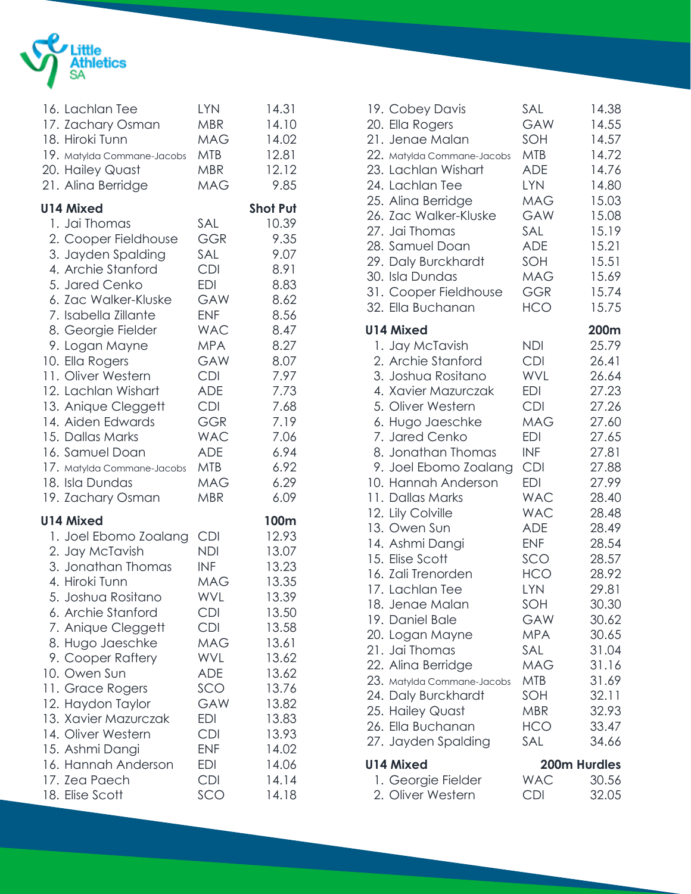| | | |
|---|---|---|
| 16. Lachlan Tee | LYN | 14.31 |
| 17. Zachary Osman | MBR | 14.10 |
| 18. Hiroki Tunn | MAG | 14.02 |
| 19. Matylda Commane-Jacobs | MTB | 12.81 |
| 20. Hailey Quast | MBR | 12.12 |
| 21. Alina Berridge | MAG | 9.85 |

**U14 Mixed** — **Shot Put**

| | | |
|---|---|---|
| 1. Jai Thomas | SAL | 10.39 |
| 2. Cooper Fieldhouse | GGR | 9.35 |
| 3. Jayden Spalding | SAL | 9.07 |
| 4. Archie Stanford | CDI | 8.91 |
| 5. Jared Cenko | EDI | 8.83 |
| 6. Zac Walker-Kluske | GAW | 8.62 |
| 7. Isabella Zillante | ENF | 8.56 |
| 8. Georgie Fielder | WAC | 8.47 |
| 9. Logan Mayne | MPA | 8.27 |
| 10. Ella Rogers | GAW | 8.07 |
| 11. Oliver Western | CDI | 7.97 |
| 12. Lachlan Wishart | ADE | 7.73 |
| 13. Anique Cleggett | CDI | 7.68 |
| 14. Aiden Edwards | GGR | 7.19 |
| 15. Dallas Marks | WAC | 7.06 |
| 16. Samuel Doan | ADE | 6.94 |
| 17. Matylda Commane-Jacobs | MTB | 6.92 |
| 18. Isla Dundas | MAG | 6.29 |
| 19. Zachary Osman | MBR | 6.09 |

**U14 Mixed** — **100m**

| | | |
|---|---|---|
| 1. Joel Ebomo Zoalang | CDI | 12.93 |
| 2. Jay McTavish | NDI | 13.07 |
| 3. Jonathan Thomas | INF | 13.23 |
| 4. Hiroki Tunn | MAG | 13.35 |
| 5. Joshua Rositano | WVL | 13.39 |
| 6. Archie Stanford | CDI | 13.50 |
| 7. Anique Cleggett | CDI | 13.58 |
| 8. Hugo Jaeschke | MAG | 13.61 |
| 9. Cooper Raftery | WVL | 13.62 |
| 10. Owen Sun | ADE | 13.62 |
| 11. Grace Rogers | SCO | 13.76 |
| 12. Haydon Taylor | GAW | 13.82 |
| 13. Xavier Mazurczak | EDI | 13.83 |
| 14. Oliver Western | CDI | 13.93 |
| 15. Ashmi Dangi | ENF | 14.02 |
| 16. Hannah Anderson | EDI | 14.06 |
| 17. Zea Paech | CDI | 14.14 |
| 18. Elise Scott | SCO | 14.18 |
| 19. Cobey Davis | SAL | 14.38 |
| 20. Ella Rogers | GAW | 14.55 |
| 21. Jenae Malan | SOH | 14.57 |
| 22. Matylda Commane-Jacobs | MTB | 14.72 |
| 23. Lachlan Wishart | ADE | 14.76 |
| 24. Lachlan Tee | LYN | 14.80 |
| 25. Alina Berridge | MAG | 15.03 |
| 26. Zac Walker-Kluske | GAW | 15.08 |
| 27. Jai Thomas | SAL | 15.19 |
| 28. Samuel Doan | ADE | 15.21 |
| 29. Daly Burckhardt | SOH | 15.51 |
| 30. Isla Dundas | MAG | 15.69 |
| 31. Cooper Fieldhouse | GGR | 15.74 |
| 32. Ella Buchanan | HCO | 15.75 |

**U14 Mixed** — **200m**

| | | |
|---|---|---|
| 1. Jay McTavish | NDI | 25.79 |
| 2. Archie Stanford | CDI | 26.41 |
| 3. Joshua Rositano | WVL | 26.64 |
| 4. Xavier Mazurczak | EDI | 27.23 |
| 5. Oliver Western | CDI | 27.26 |
| 6. Hugo Jaeschke | MAG | 27.60 |
| 7. Jared Cenko | EDI | 27.65 |
| 8. Jonathan Thomas | INF | 27.81 |
| 9. Joel Ebomo Zoalang | CDI | 27.88 |
| 10. Hannah Anderson | EDI | 27.99 |
| 11. Dallas Marks | WAC | 28.40 |
| 12. Lily Colville | WAC | 28.48 |
| 13. Owen Sun | ADE | 28.49 |
| 14. Ashmi Dangi | ENF | 28.54 |
| 15. Elise Scott | SCO | 28.57 |
| 16. Zali Trenorden | HCO | 28.92 |
| 17. Lachlan Tee | LYN | 29.81 |
| 18. Jenae Malan | SOH | 30.30 |
| 19. Daniel Bale | GAW | 30.62 |
| 20. Logan Mayne | MPA | 30.65 |
| 21. Jai Thomas | SAL | 31.04 |
| 22. Alina Berridge | MAG | 31.16 |
| 23. Matylda Commane-Jacobs | MTB | 31.69 |
| 24. Daly Burckhardt | SOH | 32.11 |
| 25. Hailey Quast | MBR | 32.93 |
| 26. Ella Buchanan | HCO | 33.47 |
| 27. Jayden Spalding | SAL | 34.66 |

**U14 Mixed** — **200m Hurdles**

| | | |
|---|---|---|
| 1. Georgie Fielder | WAC | 30.56 |
| 2. Oliver Western | CDI | 32.05 |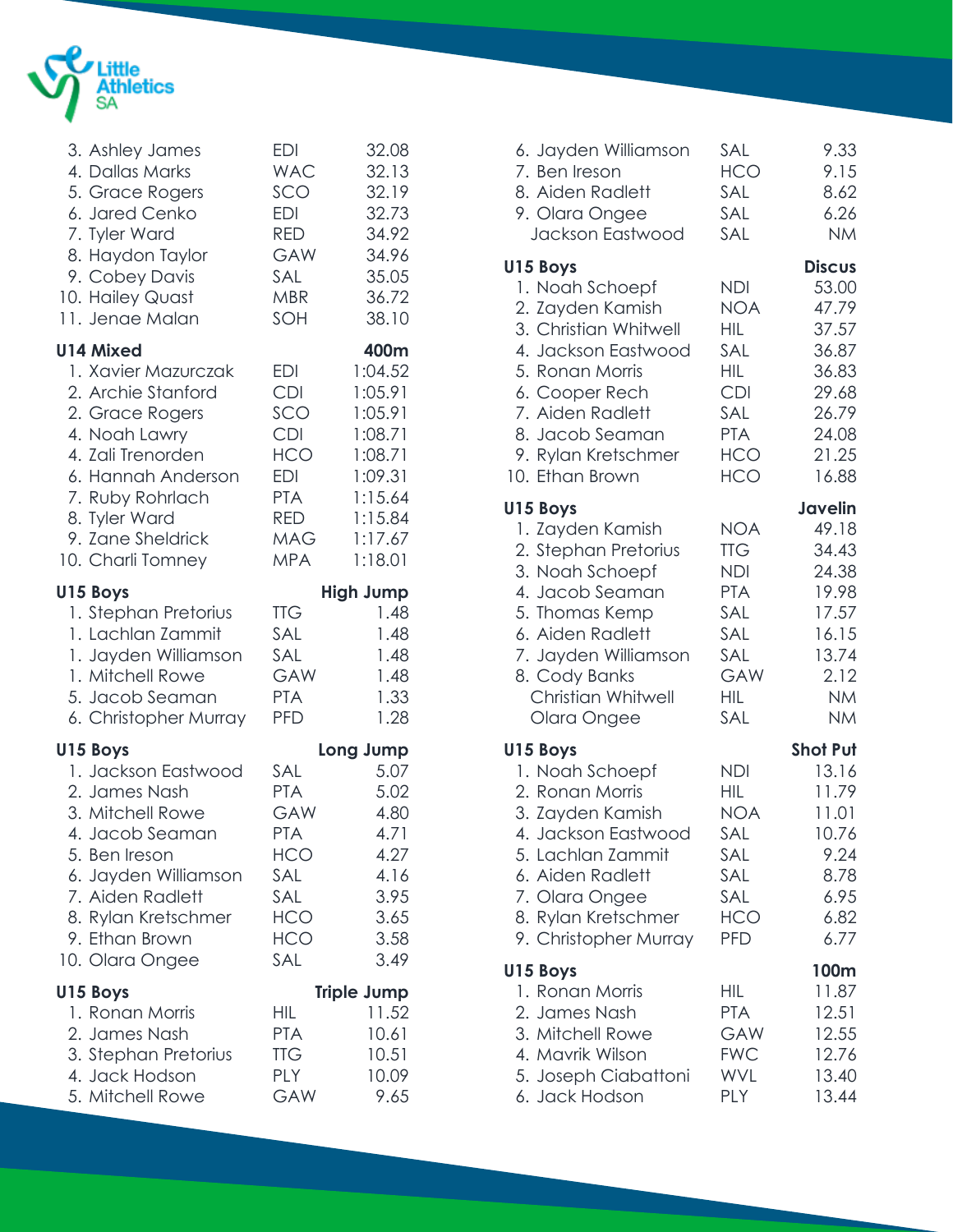| | | |
|---|---|---|
| 3. Ashley James | EDI | 32.08 |
| 4. Dallas Marks | WAC | 32.13 |
| 5. Grace Rogers | SCO | 32.19 |
| 6. Jared Cenko | EDI | 32.73 |
| 7. Tyler Ward | RED | 34.92 |
| 8. Haydon Taylor | GAW | 34.96 |
| 9. Cobey Davis | SAL | 35.05 |
| 10. Hailey Quast | MBR | 36.72 |
| 11. Jenae Malan | SOH | 38.10 |

**U14 Mixed** — **400m**

| | | |
|---|---|---|
| 1. Xavier Mazurczak | EDI | 1:04.52 |
| 2. Archie Stanford | CDI | 1:05.91 |
| 2. Grace Rogers | SCO | 1:05.91 |
| 4. Noah Lawry | CDI | 1:08.71 |
| 4. Zali Trenorden | HCO | 1:08.71 |
| 6. Hannah Anderson | EDI | 1:09.31 |
| 7. Ruby Rohrlach | PTA | 1:15.64 |
| 8. Tyler Ward | RED | 1:15.84 |
| 9. Zane Sheldrick | MAG | 1:17.67 |
| 10. Charli Tomney | MPA | 1:18.01 |

**U15 Boys** — **High Jump**

| | | |
|---|---|---|
| 1. Stephan Pretorius | TTG | 1.48 |
| 1. Lachlan Zammit | SAL | 1.48 |
| 1. Jayden Williamson | SAL | 1.48 |
| 1. Mitchell Rowe | GAW | 1.48 |
| 5. Jacob Seaman | PTA | 1.33 |
| 6. Christopher Murray | PFD | 1.28 |

**U15 Boys** — **Long Jump**

| | | |
|---|---|---|
| 1. Jackson Eastwood | SAL | 5.07 |
| 2. James Nash | PTA | 5.02 |
| 3. Mitchell Rowe | GAW | 4.80 |
| 4. Jacob Seaman | PTA | 4.71 |
| 5. Ben Ireson | HCO | 4.27 |
| 6. Jayden Williamson | SAL | 4.16 |
| 7. Aiden Radlett | SAL | 3.95 |
| 8. Rylan Kretschmer | HCO | 3.65 |
| 9. Ethan Brown | HCO | 3.58 |
| 10. Olara Ongee | SAL | 3.49 |

**U15 Boys** — **Triple Jump**

| | | |
|---|---|---|
| 1. Ronan Morris | HIL | 11.52 |
| 2. James Nash | PTA | 10.61 |
| 3. Stephan Pretorius | TTG | 10.51 |
| 4. Jack Hodson | PLY | 10.09 |
| 5. Mitchell Rowe | GAW | 9.65 |
| 6. Jayden Williamson | SAL | 9.33 |
| 7. Ben Ireson | HCO | 9.15 |
| 8. Aiden Radlett | SAL | 8.62 |
| 9. Olara Ongee | SAL | 6.26 |
| Jackson Eastwood | SAL | NM |

**U15 Boys** — **Discus**

| | | |
|---|---|---|
| 1. Noah Schoepf | NDI | 53.00 |
| 2. Zayden Kamish | NOA | 47.79 |
| 3. Christian Whitwell | HIL | 37.57 |
| 4. Jackson Eastwood | SAL | 36.87 |
| 5. Ronan Morris | HIL | 36.83 |
| 6. Cooper Rech | CDI | 29.68 |
| 7. Aiden Radlett | SAL | 26.79 |
| 8. Jacob Seaman | PTA | 24.08 |
| 9. Rylan Kretschmer | HCO | 21.25 |
| 10. Ethan Brown | HCO | 16.88 |

**U15 Boys** — **Javelin**

| | | |
|---|---|---|
| 1. Zayden Kamish | NOA | 49.18 |
| 2. Stephan Pretorius | TTG | 34.43 |
| 3. Noah Schoepf | NDI | 24.38 |
| 4. Jacob Seaman | PTA | 19.98 |
| 5. Thomas Kemp | SAL | 17.57 |
| 6. Aiden Radlett | SAL | 16.15 |
| 7. Jayden Williamson | SAL | 13.74 |
| 8. Cody Banks | GAW | 2.12 |
| Christian Whitwell | HIL | NM |
| Olara Ongee | SAL | NM |

**U15 Boys** — **Shot Put**

| | | |
|---|---|---|
| 1. Noah Schoepf | NDI | 13.16 |
| 2. Ronan Morris | HIL | 11.79 |
| 3. Zayden Kamish | NOA | 11.01 |
| 4. Jackson Eastwood | SAL | 10.76 |
| 5. Lachlan Zammit | SAL | 9.24 |
| 6. Aiden Radlett | SAL | 8.78 |
| 7. Olara Ongee | SAL | 6.95 |
| 8. Rylan Kretschmer | HCO | 6.82 |
| 9. Christopher Murray | PFD | 6.77 |

**U15 Boys** — **100m**

| | | |
|---|---|---|
| 1. Ronan Morris | HIL | 11.87 |
| 2. James Nash | PTA | 12.51 |
| 3. Mitchell Rowe | GAW | 12.55 |
| 4. Mavrik Wilson | FWC | 12.76 |
| 5. Joseph Ciabattoni | WVL | 13.40 |
| 6. Jack Hodson | PLY | 13.44 |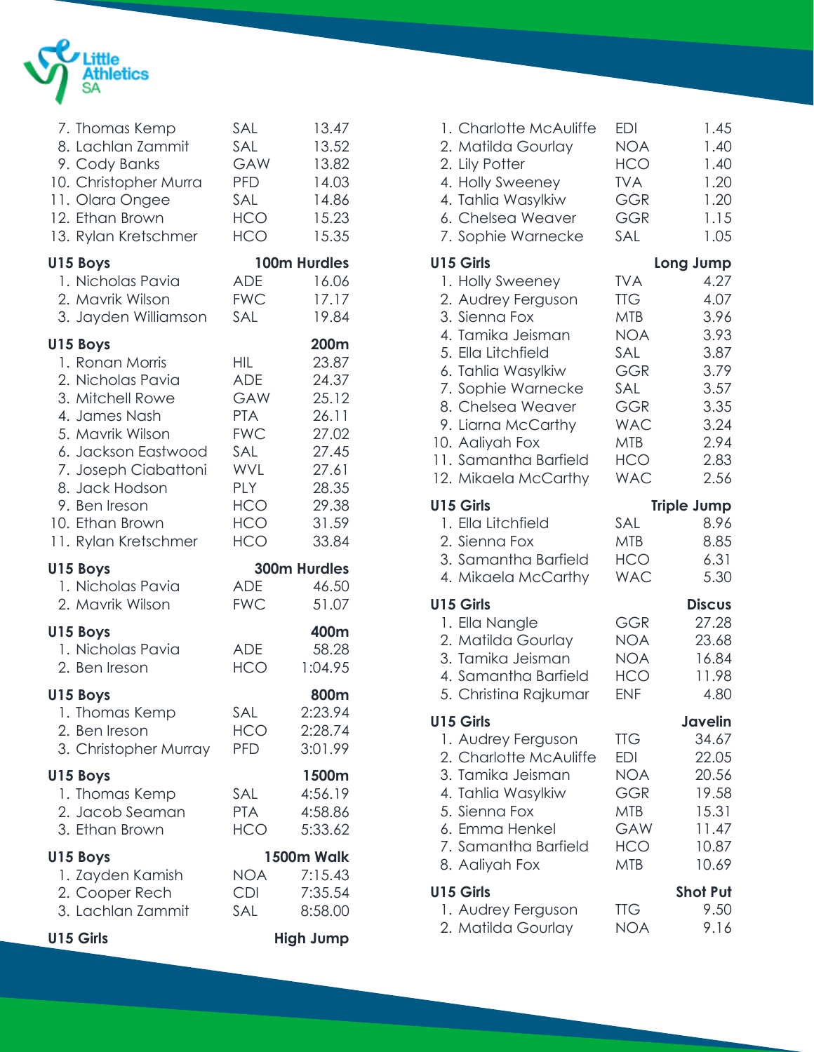| | | |
|---|---|---|
| 7. Thomas Kemp | SAL | 13.47 |
| 8. Lachlan Zammit | SAL | 13.52 |
| 9. Cody Banks | GAW | 13.82 |
| 10. Christopher Murra | PFD | 14.03 |
| 11. Olara Ongee | SAL | 14.86 |
| 12. Ethan Brown | HCO | 15.23 |
| 13. Rylan Kretschmer | HCO | 15.35 |

**U15 Boys** — **100m Hurdles**

| | | |
|---|---|---|
| 1. Nicholas Pavia | ADE | 16.06 |
| 2. Mavrik Wilson | FWC | 17.17 |
| 3. Jayden Williamson | SAL | 19.84 |

**U15 Boys** — **200m**

| | | |
|---|---|---|
| 1. Ronan Morris | HIL | 23.87 |
| 2. Nicholas Pavia | ADE | 24.37 |
| 3. Mitchell Rowe | GAW | 25.12 |
| 4. James Nash | PTA | 26.11 |
| 5. Mavrik Wilson | FWC | 27.02 |
| 6. Jackson Eastwood | SAL | 27.45 |
| 7. Joseph Ciabattoni | WVL | 27.61 |
| 8. Jack Hodson | PLY | 28.35 |
| 9. Ben Ireson | HCO | 29.38 |
| 10. Ethan Brown | HCO | 31.59 |
| 11. Rylan Kretschmer | HCO | 33.84 |

**U15 Boys** — **300m Hurdles**

| | | |
|---|---|---|
| 1. Nicholas Pavia | ADE | 46.50 |
| 2. Mavrik Wilson | FWC | 51.07 |

**U15 Boys** — **400m**

| | | |
|---|---|---|
| 1. Nicholas Pavia | ADE | 58.28 |
| 2. Ben Ireson | HCO | 1:04.95 |

**U15 Boys** — **800m**

| | | |
|---|---|---|
| 1. Thomas Kemp | SAL | 2:23.94 |
| 2. Ben Ireson | HCO | 2:28.74 |
| 3. Christopher Murray | PFD | 3:01.99 |

**U15 Boys** — **1500m**

| | | |
|---|---|---|
| 1. Thomas Kemp | SAL | 4:56.19 |
| 2. Jacob Seaman | PTA | 4:58.86 |
| 3. Ethan Brown | HCO | 5:33.62 |

**U15 Boys** — **1500m Walk**

| | | |
|---|---|---|
| 1. Zayden Kamish | NOA | 7:15.43 |
| 2. Cooper Rech | CDI | 7:35.54 |
| 3. Lachlan Zammit | SAL | 8:58.00 |

**U15 Girls** — **High Jump**

| | | |
|---|---|---|
| 1. Charlotte McAuliffe | EDI | 1.45 |
| 2. Matilda Gourlay | NOA | 1.40 |
| 2. Lily Potter | HCO | 1.40 |
| 4. Holly Sweeney | TVA | 1.20 |
| 4. Tahlia Wasylkiw | GGR | 1.20 |
| 6. Chelsea Weaver | GGR | 1.15 |
| 7. Sophie Warnecke | SAL | 1.05 |

**U15 Girls** — **Long Jump**

| | | |
|---|---|---|
| 1. Holly Sweeney | TVA | 4.27 |
| 2. Audrey Ferguson | TTG | 4.07 |
| 3. Sienna Fox | MTB | 3.96 |
| 4. Tamika Jeisman | NOA | 3.93 |
| 5. Ella Litchfield | SAL | 3.87 |
| 6. Tahlia Wasylkiw | GGR | 3.79 |
| 7. Sophie Warnecke | SAL | 3.57 |
| 8. Chelsea Weaver | GGR | 3.35 |
| 9. Liarna McCarthy | WAC | 3.24 |
| 10. Aaliyah Fox | MTB | 2.94 |
| 11. Samantha Barfield | HCO | 2.83 |
| 12. Mikaela McCarthy | WAC | 2.56 |

**U15 Girls** — **Triple Jump**

| | | |
|---|---|---|
| 1. Ella Litchfield | SAL | 8.96 |
| 2. Sienna Fox | MTB | 8.85 |
| 3. Samantha Barfield | HCO | 6.31 |
| 4. Mikaela McCarthy | WAC | 5.30 |

**U15 Girls** — **Discus**

| | | |
|---|---|---|
| 1. Ella Nangle | GGR | 27.28 |
| 2. Matilda Gourlay | NOA | 23.68 |
| 3. Tamika Jeisman | NOA | 16.84 |
| 4. Samantha Barfield | HCO | 11.98 |
| 5. Christina Rajkumar | ENF | 4.80 |

**U15 Girls** — **Javelin**

| | | |
|---|---|---|
| 1. Audrey Ferguson | TTG | 34.67 |
| 2. Charlotte McAuliffe | EDI | 22.05 |
| 3. Tamika Jeisman | NOA | 20.56 |
| 4. Tahlia Wasylkiw | GGR | 19.58 |
| 5. Sienna Fox | MTB | 15.31 |
| 6. Emma Henkel | GAW | 11.47 |
| 7. Samantha Barfield | HCO | 10.87 |
| 8. Aaliyah Fox | MTB | 10.69 |

**U15 Girls** — **Shot Put**

| | | |
|---|---|---|
| 1. Audrey Ferguson | TTG | 9.50 |
| 2. Matilda Gourlay | NOA | 9.16 |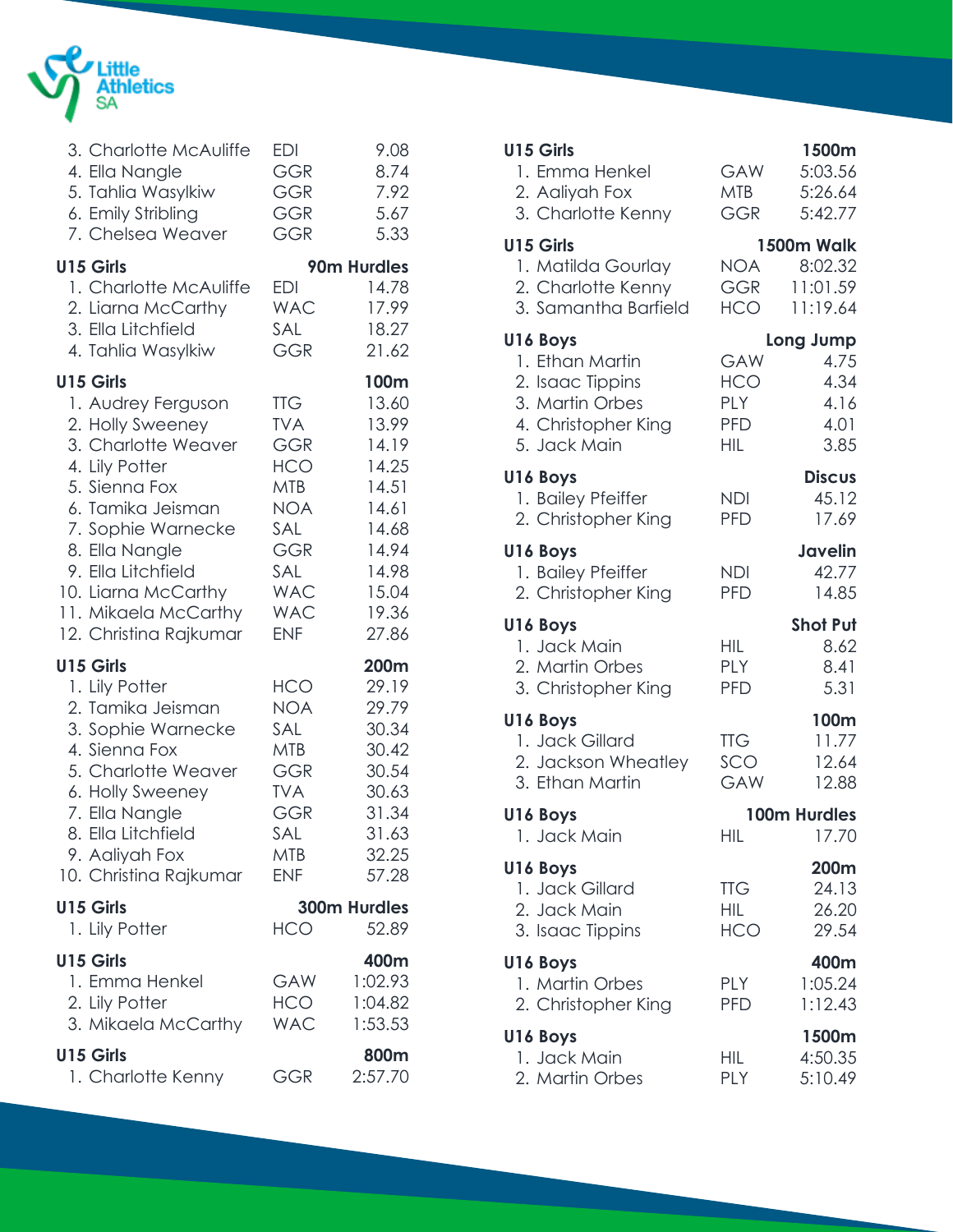| | | |
|---|---|---|
| 3. Charlotte McAuliffe | EDI | 9.08 |
| 4. Ella Nangle | GGR | 8.74 |
| 5. Tahlia Wasylkiw | GGR | 7.92 |
| 6. Emily Stribling | GGR | 5.67 |
| 7. Chelsea Weaver | GGR | 5.33 |

**U15 Girls** — **90m Hurdles**

| | | |
|---|---|---|
| 1. Charlotte McAuliffe | EDI | 14.78 |
| 2. Liarna McCarthy | WAC | 17.99 |
| 3. Ella Litchfield | SAL | 18.27 |
| 4. Tahlia Wasylkiw | GGR | 21.62 |

**U15 Girls** — **100m**

| | | |
|---|---|---|
| 1. Audrey Ferguson | TTG | 13.60 |
| 2. Holly Sweeney | TVA | 13.99 |
| 3. Charlotte Weaver | GGR | 14.19 |
| 4. Lily Potter | HCO | 14.25 |
| 5. Sienna Fox | MTB | 14.51 |
| 6. Tamika Jeisman | NOA | 14.61 |
| 7. Sophie Warnecke | SAL | 14.68 |
| 8. Ella Nangle | GGR | 14.94 |
| 9. Ella Litchfield | SAL | 14.98 |
| 10. Liarna McCarthy | WAC | 15.04 |
| 11. Mikaela McCarthy | WAC | 19.36 |
| 12. Christina Rajkumar | ENF | 27.86 |

**U15 Girls** — **200m**

| | | |
|---|---|---|
| 1. Lily Potter | HCO | 29.19 |
| 2. Tamika Jeisman | NOA | 29.79 |
| 3. Sophie Warnecke | SAL | 30.34 |
| 4. Sienna Fox | MTB | 30.42 |
| 5. Charlotte Weaver | GGR | 30.54 |
| 6. Holly Sweeney | TVA | 30.63 |
| 7. Ella Nangle | GGR | 31.34 |
| 8. Ella Litchfield | SAL | 31.63 |
| 9. Aaliyah Fox | MTB | 32.25 |
| 10. Christina Rajkumar | ENF | 57.28 |

**U15 Girls** — **300m Hurdles**

| | | |
|---|---|---|
| 1. Lily Potter | HCO | 52.89 |

**U15 Girls** — **400m**

| | | |
|---|---|---|
| 1. Emma Henkel | GAW | 1:02.93 |
| 2. Lily Potter | HCO | 1:04.82 |
| 3. Mikaela McCarthy | WAC | 1:53.53 |

**U15 Girls** — **800m**

| | | |
|---|---|---|
| 1. Charlotte Kenny | GGR | 2:57.70 |

**U15 Girls** — **1500m**

| | | |
|---|---|---|
| 1. Emma Henkel | GAW | 5:03.56 |
| 2. Aaliyah Fox | MTB | 5:26.64 |
| 3. Charlotte Kenny | GGR | 5:42.77 |

**U15 Girls** — **1500m Walk**

| | | |
|---|---|---|
| 1. Matilda Gourlay | NOA | 8:02.32 |
| 2. Charlotte Kenny | GGR | 11:01.59 |
| 3. Samantha Barfield | HCO | 11:19.64 |

**U16 Boys** — **Long Jump**

| | | |
|---|---|---|
| 1. Ethan Martin | GAW | 4.75 |
| 2. Isaac Tippins | HCO | 4.34 |
| 3. Martin Orbes | PLY | 4.16 |
| 4. Christopher King | PFD | 4.01 |
| 5. Jack Main | HIL | 3.85 |

**U16 Boys** — **Discus**

| | | |
|---|---|---|
| 1. Bailey Pfeiffer | NDI | 45.12 |
| 2. Christopher King | PFD | 17.69 |

**U16 Boys** — **Javelin**

| | | |
|---|---|---|
| 1. Bailey Pfeiffer | NDI | 42.77 |
| 2. Christopher King | PFD | 14.85 |

**U16 Boys** — **Shot Put**

| | | |
|---|---|---|
| 1. Jack Main | HIL | 8.62 |
| 2. Martin Orbes | PLY | 8.41 |
| 3. Christopher King | PFD | 5.31 |

**U16 Boys** — **100m**

| | | |
|---|---|---|
| 1. Jack Gillard | TTG | 11.77 |
| 2. Jackson Wheatley | SCO | 12.64 |
| 3. Ethan Martin | GAW | 12.88 |

**U16 Boys** — **100m Hurdles**

| | | |
|---|---|---|
| 1. Jack Main | HIL | 17.70 |

**U16 Boys** — **200m**

| | | |
|---|---|---|
| 1. Jack Gillard | TTG | 24.13 |
| 2. Jack Main | HIL | 26.20 |
| 3. Isaac Tippins | HCO | 29.54 |

**U16 Boys** — **400m**

| | | |
|---|---|---|
| 1. Martin Orbes | PLY | 1:05.24 |
| 2. Christopher King | PFD | 1:12.43 |

**U16 Boys** — **1500m**

| | | |
|---|---|---|
| 1. Jack Main | HIL | 4:50.35 |
| 2. Martin Orbes | PLY | 5:10.49 |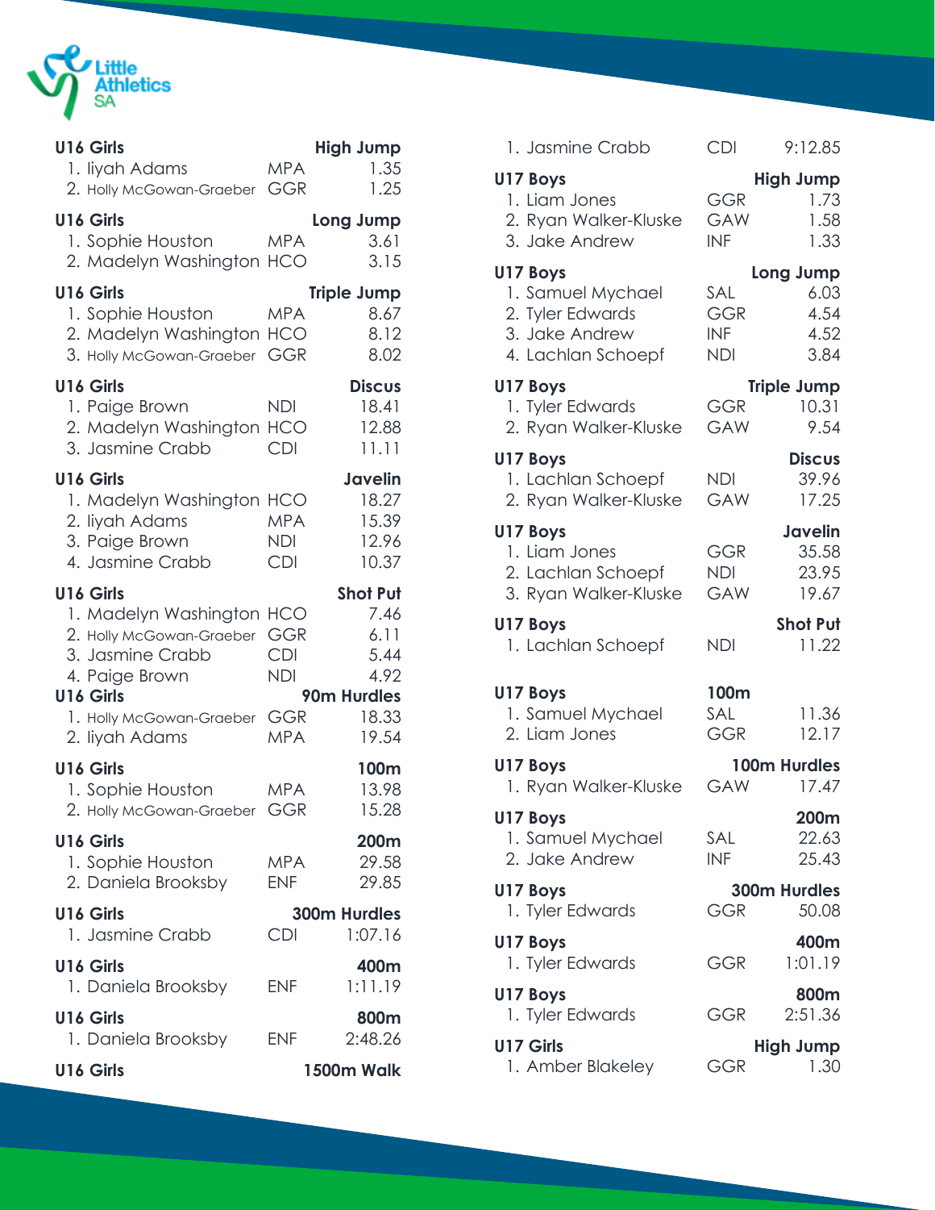**U16 Girls** **High Jump**
1. Iiyah Adams MPA 1.35
2. Holly McGowan-Graeber GGR 1.25

**U16 Girls** **Long Jump**
1. Sophie Houston MPA 3.61
2. Madelyn Washington HCO 3.15

**U16 Girls** **Triple Jump**
1. Sophie Houston MPA 8.67
2. Madelyn Washington HCO 8.12
3. Holly McGowan-Graeber GGR 8.02

**U16 Girls** **Discus**
1. Paige Brown NDI 18.41
2. Madelyn Washington HCO 12.88
3. Jasmine Crabb CDI 11.11

**U16 Girls** **Javelin**
1. Madelyn Washington HCO 18.27
2. Iiyah Adams MPA 15.39
3. Paige Brown NDI 12.96
4. Jasmine Crabb CDI 10.37

**U16 Girls** **Shot Put**
1. Madelyn Washington HCO 7.46
2. Holly McGowan-Graeber GGR 6.11
3. Jasmine Crabb CDI 5.44
4. Paige Brown NDI 4.92

**U16 Girls** **90m Hurdles**
1. Holly McGowan-Graeber GGR 18.33
2. Iiyah Adams MPA 19.54

**U16 Girls** **100m**
1. Sophie Houston MPA 13.98
2. Holly McGowan-Graeber GGR 15.28

**U16 Girls** **200m**
1. Sophie Houston MPA 29.58
2. Daniela Brooksby ENF 29.85

**U16 Girls** **300m Hurdles**
1. Jasmine Crabb CDI 1:07.16

**U16 Girls** **400m**
1. Daniela Brooksby ENF 1:11.19

**U16 Girls** **800m**
1. Daniela Brooksby ENF 2:48.26

**U16 Girls** **1500m Walk**
1. Jasmine Crabb CDI 9:12.85

**U17 Boys** **High Jump**
1. Liam Jones GGR 1.73
2. Ryan Walker-Kluske GAW 1.58
3. Jake Andrew INF 1.33

**U17 Boys** **Long Jump**
1. Samuel Mychael SAL 6.03
2. Tyler Edwards GGR 4.54
3. Jake Andrew INF 4.52
4. Lachlan Schoepf NDI 3.84

**U17 Boys** **Triple Jump**
1. Tyler Edwards GGR 10.31
2. Ryan Walker-Kluske GAW 9.54

**U17 Boys** **Discus**
1. Lachlan Schoepf NDI 39.96
2. Ryan Walker-Kluske GAW 17.25

**U17 Boys** **Javelin**
1. Liam Jones GGR 35.58
2. Lachlan Schoepf NDI 23.95
3. Ryan Walker-Kluske GAW 19.67

**U17 Boys** **Shot Put**
1. Lachlan Schoepf NDI 11.22

**U17 Boys** **100m**
1. Samuel Mychael SAL 11.36
2. Liam Jones GGR 12.17

**U17 Boys** **100m Hurdles**
1. Ryan Walker-Kluske GAW 17.47

**U17 Boys** **200m**
1. Samuel Mychael SAL 22.63
2. Jake Andrew INF 25.43

**U17 Boys** **300m Hurdles**
1. Tyler Edwards GGR 50.08

**U17 Boys** **400m**
1. Tyler Edwards GGR 1:01.19

**U17 Boys** **800m**
1. Tyler Edwards GGR 2:51.36

**U17 Girls** **High Jump**
1. Amber Blakeley GGR 1.30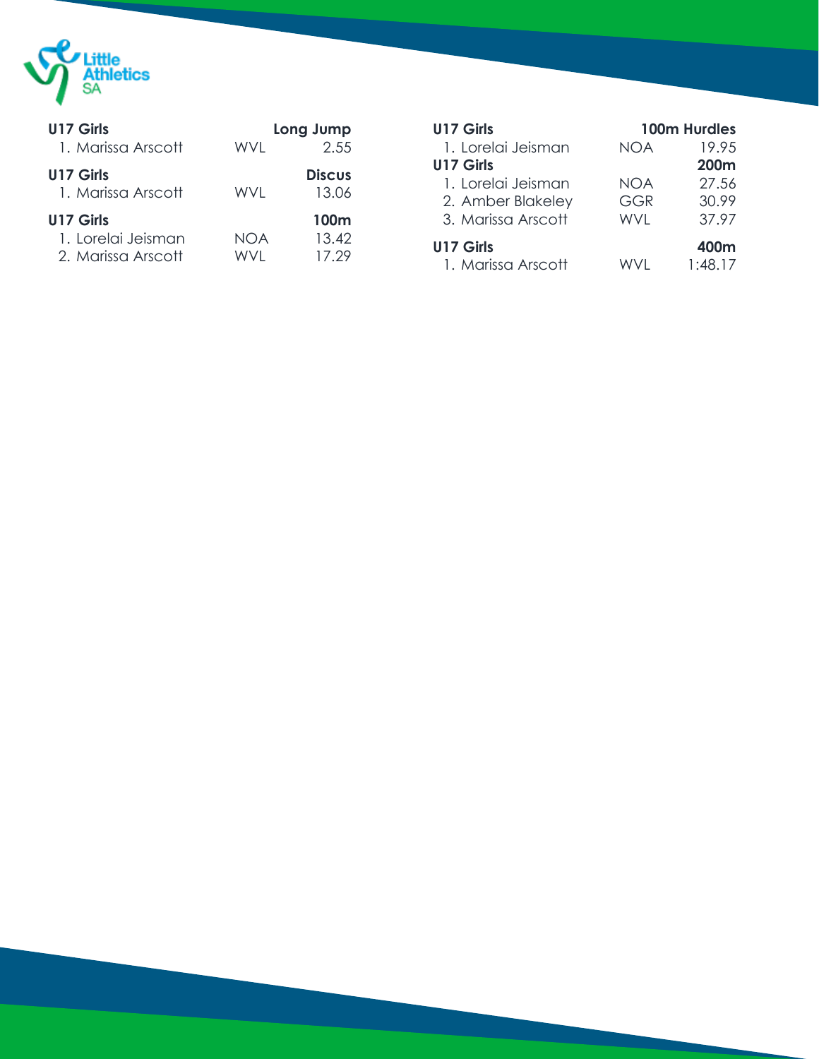| U17 Girls | | Long Jump |
|---|---|---|
| 1. Marissa Arscott | WVL | 2.55 |

| U17 Girls | | Discus |
|---|---|---|
| 1. Marissa Arscott | WVL | 13.06 |

| U17 Girls | | 100m |
|---|---|---|
| 1. Lorelai Jeisman | NOA | 13.42 |
| 2. Marissa Arscott | WVL | 17.29 |

| U17 Girls | | 100m Hurdles |
|---|---|---|
| 1. Lorelai Jeisman | NOA | 19.95 |

| U17 Girls | | 200m |
|---|---|---|
| 1. Lorelai Jeisman | NOA | 27.56 |
| 2. Amber Blakeley | GGR | 30.99 |
| 3. Marissa Arscott | WVL | 37.97 |

| U17 Girls | | 400m |
|---|---|---|
| 1. Marissa Arscott | WVL | 1:48.17 |